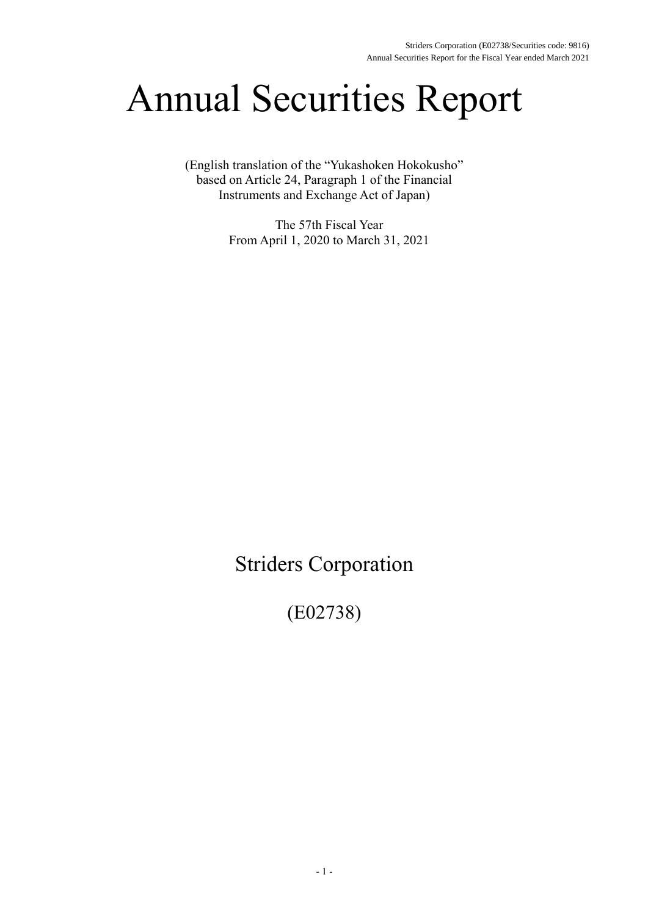# Annual Securities Report

(English translation of the "Yukashoken Hokokusho" based on Article 24, Paragraph 1 of the Financial Instruments and Exchange Act of Japan)

The 57th Fiscal Year
From April 1, 2020 to March 31, 2021

## Striders Corporation

(E02738)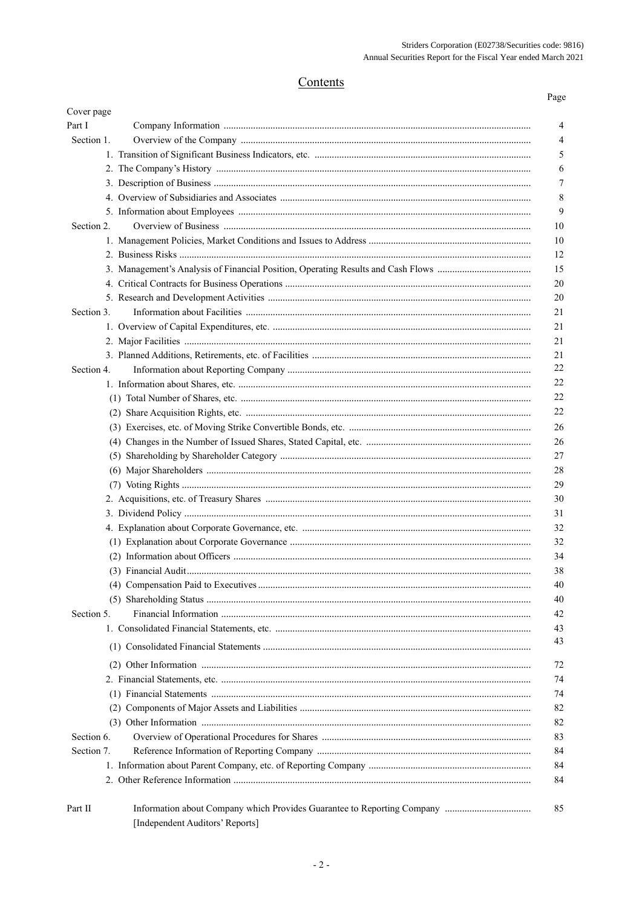# Contents

| | | Page |
|---|---|---|
| Cover page | | |
| Part I | Company Information | 4 |
| Section 1. | Overview of the Company | 4 |
| | 1. Transition of Significant Business Indicators, etc. | 5 |
| | 2. The Company's History | 6 |
| | 3. Description of Business | 7 |
| | 4. Overview of Subsidiaries and Associates | 8 |
| | 5. Information about Employees | 9 |
| Section 2. | Overview of Business | 10 |
| | 1. Management Policies, Market Conditions and Issues to Address | 10 |
| | 2. Business Risks | 12 |
| | 3. Management's Analysis of Financial Position, Operating Results and Cash Flows | 15 |
| | 4. Critical Contracts for Business Operations | 20 |
| | 5. Research and Development Activities | 20 |
| Section 3. | Information about Facilities | 21 |
| | 1. Overview of Capital Expenditures, etc. | 21 |
| | 2. Major Facilities | 21 |
| | 3. Planned Additions, Retirements, etc. of Facilities | 21 |
| Section 4. | Information about Reporting Company | 22 |
| | 1. Information about Shares, etc. | 22 |
| | (1) Total Number of Shares, etc. | 22 |
| | (2) Share Acquisition Rights, etc. | 22 |
| | (3) Exercises, etc. of Moving Strike Convertible Bonds, etc. | 26 |
| | (4) Changes in the Number of Issued Shares, Stated Capital, etc. | 26 |
| | (5) Shareholding by Shareholder Category | 27 |
| | (6) Major Shareholders | 28 |
| | (7) Voting Rights | 29 |
| | 2. Acquisitions, etc. of Treasury Shares | 30 |
| | 3. Dividend Policy | 31 |
| | 4. Explanation about Corporate Governance, etc. | 32 |
| | (1) Explanation about Corporate Governance | 32 |
| | (2) Information about Officers | 34 |
| | (3) Financial Audit | 38 |
| | (4) Compensation Paid to Executives | 40 |
| | (5) Shareholding Status | 40 |
| Section 5. | Financial Information | 42 |
| | 1. Consolidated Financial Statements, etc. | 43 |
| | (1) Consolidated Financial Statements | 43 |
| | (2) Other Information | 72 |
| | 2. Financial Statements, etc. | 74 |
| | (1) Financial Statements | 74 |
| | (2) Components of Major Assets and Liabilities | 82 |
| | (3) Other Information | 82 |
| Section 6. | Overview of Operational Procedures for Shares | 83 |
| Section 7. | Reference Information of Reporting Company | 84 |
| | 1. Information about Parent Company, etc. of Reporting Company | 84 |
| | 2. Other Reference Information | 84 |
| Part II | Information about Company which Provides Guarantee to Reporting Company | 85 |
| | [Independent Auditors' Reports] | |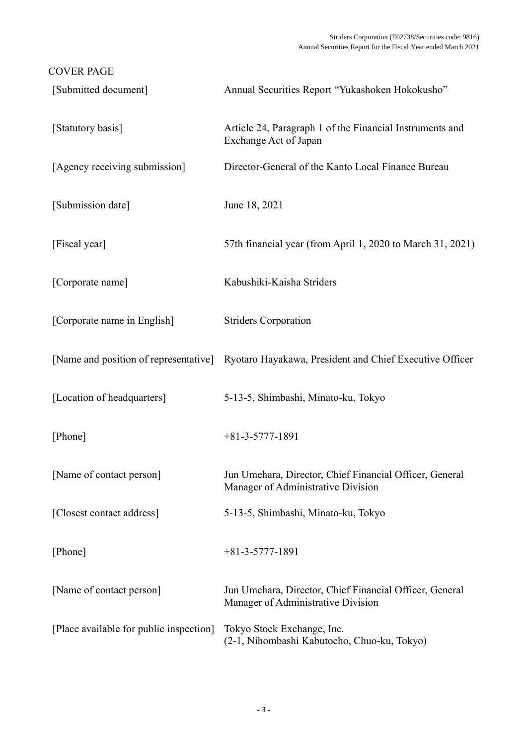COVER PAGE

| | |
|---|---|
| [Submitted document] | Annual Securities Report "Yukashoken Hokokusho" |
| [Statutory basis] | Article 24, Paragraph 1 of the Financial Instruments and Exchange Act of Japan |
| [Agency receiving submission] | Director-General of the Kanto Local Finance Bureau |
| [Submission date] | June 18, 2021 |
| [Fiscal year] | 57th financial year (from April 1, 2020 to March 31, 2021) |
| [Corporate name] | Kabushiki-Kaisha Striders |
| [Corporate name in English] | Striders Corporation |
| [Name and position of representative] | Ryotaro Hayakawa, President and Chief Executive Officer |
| [Location of headquarters] | 5-13-5, Shimbashi, Minato-ku, Tokyo |
| [Phone] | +81-3-5777-1891 |
| [Name of contact person] | Jun Umehara, Director, Chief Financial Officer, General Manager of Administrative Division |
| [Closest contact address] | 5-13-5, Shimbashi, Minato-ku, Tokyo |
| [Phone] | +81-3-5777-1891 |
| [Name of contact person] | Jun Umehara, Director, Chief Financial Officer, General Manager of Administrative Division |
| [Place available for public inspection] | Tokyo Stock Exchange, Inc. (2-1, Nihombashi Kabutocho, Chuo-ku, Tokyo) |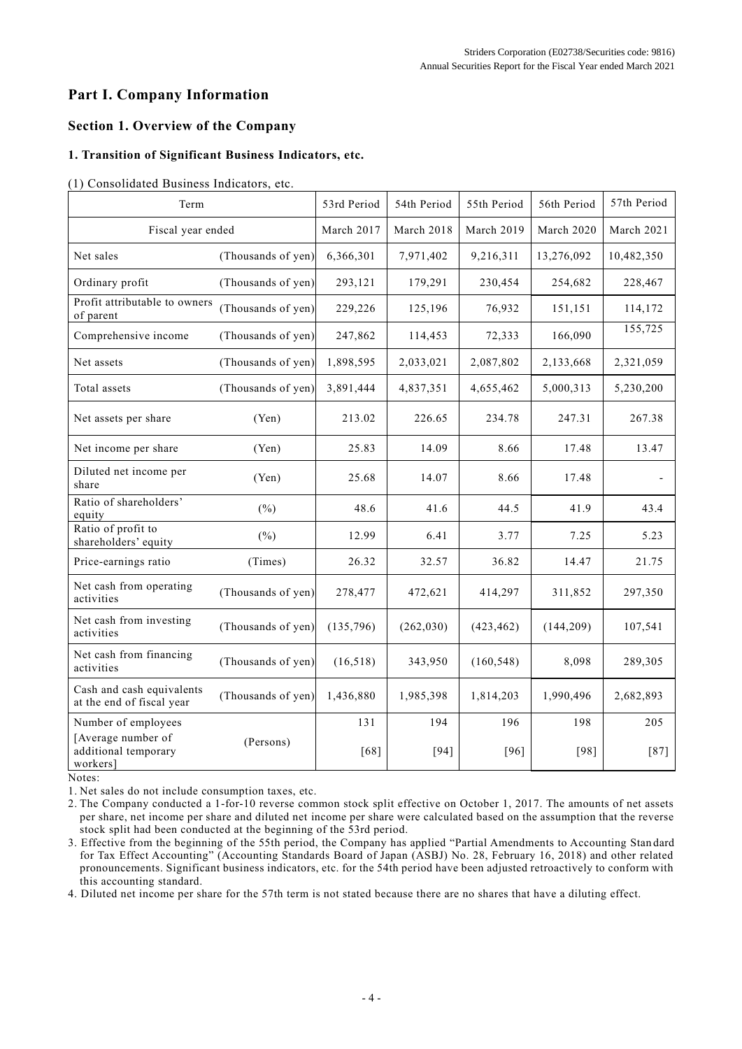# Part I. Company Information

## Section 1. Overview of the Company

### 1. Transition of Significant Business Indicators, etc.

(1) Consolidated Business Indicators, etc.

| Term | | 53rd Period | 54th Period | 55th Period | 56th Period | 57th Period |
|---|---|---|---|---|---|---|
| Fiscal year ended | | March 2017 | March 2018 | March 2019 | March 2020 | March 2021 |
| Net sales | (Thousands of yen) | 6,366,301 | 7,971,402 | 9,216,311 | 13,276,092 | 10,482,350 |
| Ordinary profit | (Thousands of yen) | 293,121 | 179,291 | 230,454 | 254,682 | 228,467 |
| Profit attributable to owners of parent | (Thousands of yen) | 229,226 | 125,196 | 76,932 | 151,151 | 114,172 |
| Comprehensive income | (Thousands of yen) | 247,862 | 114,453 | 72,333 | 166,090 | 155,725 |
| Net assets | (Thousands of yen) | 1,898,595 | 2,033,021 | 2,087,802 | 2,133,668 | 2,321,059 |
| Total assets | (Thousands of yen) | 3,891,444 | 4,837,351 | 4,655,462 | 5,000,313 | 5,230,200 |
| Net assets per share | (Yen) | 213.02 | 226.65 | 234.78 | 247.31 | 267.38 |
| Net income per share | (Yen) | 25.83 | 14.09 | 8.66 | 17.48 | 13.47 |
| Diluted net income per share | (Yen) | 25.68 | 14.07 | 8.66 | 17.48 | - |
| Ratio of shareholders' equity | (%) | 48.6 | 41.6 | 44.5 | 41.9 | 43.4 |
| Ratio of profit to shareholders' equity | (%) | 12.99 | 6.41 | 3.77 | 7.25 | 5.23 |
| Price-earnings ratio | (Times) | 26.32 | 32.57 | 36.82 | 14.47 | 21.75 |
| Net cash from operating activities | (Thousands of yen) | 278,477 | 472,621 | 414,297 | 311,852 | 297,350 |
| Net cash from investing activities | (Thousands of yen) | (135,796) | (262,030) | (423,462) | (144,209) | 107,541 |
| Net cash from financing activities | (Thousands of yen) | (16,518) | 343,950 | (160,548) | 8,098 | 289,305 |
| Cash and cash equivalents at the end of fiscal year | (Thousands of yen) | 1,436,880 | 1,985,398 | 1,814,203 | 1,990,496 | 2,682,893 |
| Number of employees [Average number of additional temporary workers] | (Persons) | 131 [68] | 194 [94] | 196 [96] | 198 [98] | 205 [87] |

Notes:

1. Net sales do not include consumption taxes, etc.
2. The Company conducted a 1-for-10 reverse common stock split effective on October 1, 2017. The amounts of net assets per share, net income per share and diluted net income per share were calculated based on the assumption that the reverse stock split had been conducted at the beginning of the 53rd period.
3. Effective from the beginning of the 55th period, the Company has applied "Partial Amendments to Accounting Standard for Tax Effect Accounting" (Accounting Standards Board of Japan (ASBJ) No. 28, February 16, 2018) and other related pronouncements. Significant business indicators, etc. for the 54th period have been adjusted retroactively to conform with this accounting standard.
4. Diluted net income per share for the 57th term is not stated because there are no shares that have a diluting effect.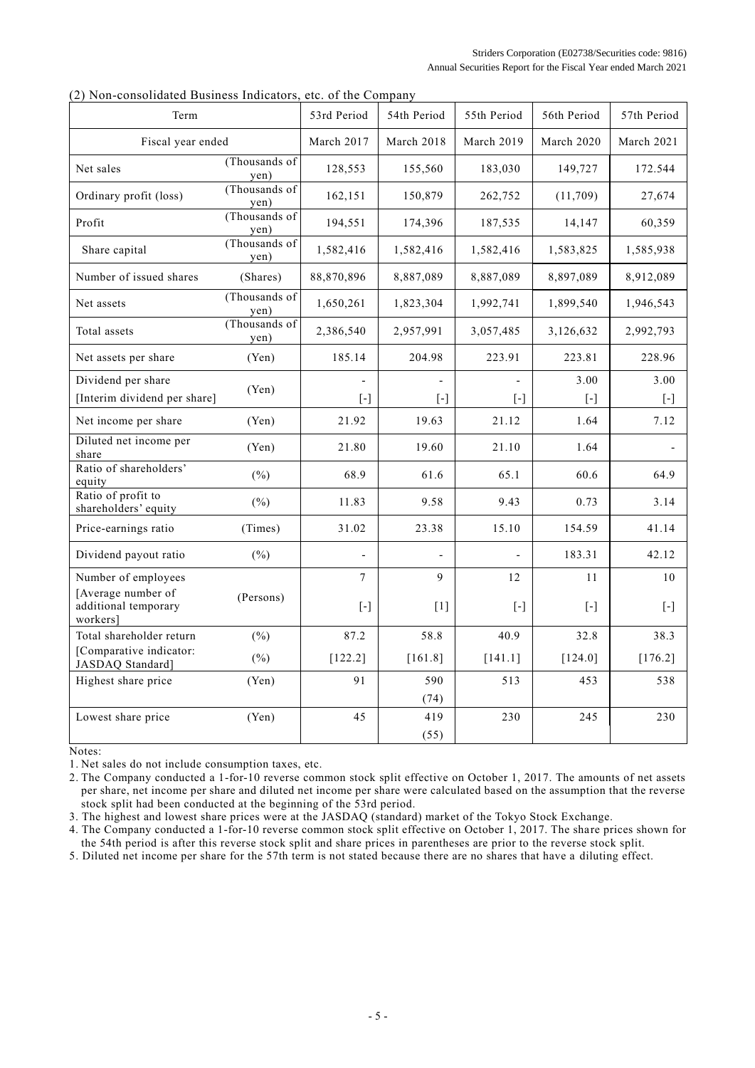(2) Non-consolidated Business Indicators, etc. of the Company

| Term | | 53rd Period | 54th Period | 55th Period | 56th Period | 57th Period |
|---|---|---|---|---|---|---|
| Fiscal year ended | | March 2017 | March 2018 | March 2019 | March 2020 | March 2021 |
| Net sales | (Thousands of yen) | 128,553 | 155,560 | 183,030 | 149,727 | 172.544 |
| Ordinary profit (loss) | (Thousands of yen) | 162,151 | 150,879 | 262,752 | (11,709) | 27,674 |
| Profit | (Thousands of yen) | 194,551 | 174,396 | 187,535 | 14,147 | 60,359 |
| Share capital | (Thousands of yen) | 1,582,416 | 1,582,416 | 1,582,416 | 1,583,825 | 1,585,938 |
| Number of issued shares | (Shares) | 88,870,896 | 8,887,089 | 8,887,089 | 8,897,089 | 8,912,089 |
| Net assets | (Thousands of yen) | 1,650,261 | 1,823,304 | 1,992,741 | 1,899,540 | 1,946,543 |
| Total assets | (Thousands of yen) | 2,386,540 | 2,957,991 | 3,057,485 | 3,126,632 | 2,992,793 |
| Net assets per share | (Yen) | 185.14 | 204.98 | 223.91 | 223.81 | 228.96 |
| Dividend per share<br>[Interim dividend per share] | (Yen) | -<br>[-] | -<br>[-] | -<br>[-] | 3.00<br>[-] | 3.00<br>[-] |
| Net income per share | (Yen) | 21.92 | 19.63 | 21.12 | 1.64 | 7.12 |
| Diluted net income per share | (Yen) | 21.80 | 19.60 | 21.10 | 1.64 | - |
| Ratio of shareholders' equity | (%) | 68.9 | 61.6 | 65.1 | 60.6 | 64.9 |
| Ratio of profit to shareholders' equity | (%) | 11.83 | 9.58 | 9.43 | 0.73 | 3.14 |
| Price-earnings ratio | (Times) | 31.02 | 23.38 | 15.10 | 154.59 | 41.14 |
| Dividend payout ratio | (%) | - | - | - | 183.31 | 42.12 |
| Number of employees<br>[Average number of additional temporary workers] | (Persons) | 7<br>[-] | 9<br>[1] | 12<br>[-] | 11<br>[-] | 10<br>[-] |
| Total shareholder return<br>[Comparative indicator: JASDAQ Standard] | (%)<br>(%) | 87.2<br>[122.2] | 58.8<br>[161.8] | 40.9<br>[141.1] | 32.8<br>[124.0] | 38.3<br>[176.2] |
| Highest share price | (Yen) | 91 | 590<br>(74) | 513 | 453 | 538 |
| Lowest share price | (Yen) | 45 | 419<br>(55) | 230 | 245 | 230 |

Notes:

1. Net sales do not include consumption taxes, etc.
2. The Company conducted a 1-for-10 reverse common stock split effective on October 1, 2017. The amounts of net assets per share, net income per share and diluted net income per share were calculated based on the assumption that the reverse stock split had been conducted at the beginning of the 53rd period.
3. The highest and lowest share prices were at the JASDAQ (standard) market of the Tokyo Stock Exchange.
4. The Company conducted a 1-for-10 reverse common stock split effective on October 1, 2017. The share prices shown for the 54th period is after this reverse stock split and share prices in parentheses are prior to the reverse stock split.
5. Diluted net income per share for the 57th term is not stated because there are no shares that have a diluting effect.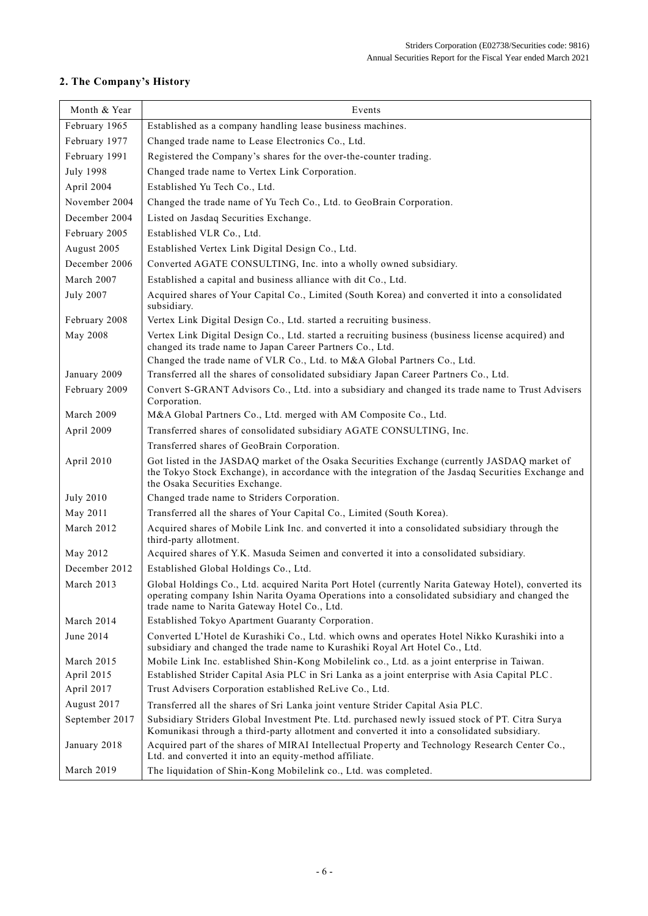## 2. The Company's History

| Month & Year | Events |
|---|---|
| February 1965 | Established as a company handling lease business machines. |
| February 1977 | Changed trade name to Lease Electronics Co., Ltd. |
| February 1991 | Registered the Company's shares for the over-the-counter trading. |
| July 1998 | Changed trade name to Vertex Link Corporation. |
| April 2004 | Established Yu Tech Co., Ltd. |
| November 2004 | Changed the trade name of Yu Tech Co., Ltd. to GeoBrain Corporation. |
| December 2004 | Listed on Jasdaq Securities Exchange. |
| February 2005 | Established VLR Co., Ltd. |
| August 2005 | Established Vertex Link Digital Design Co., Ltd. |
| December 2006 | Converted AGATE CONSULTING, Inc. into a wholly owned subsidiary. |
| March 2007 | Established a capital and business alliance with dit Co., Ltd. |
| July 2007 | Acquired shares of Your Capital Co., Limited (South Korea) and converted it into a consolidated subsidiary. |
| February 2008 | Vertex Link Digital Design Co., Ltd. started a recruiting business. |
| May 2008 | Vertex Link Digital Design Co., Ltd. started a recruiting business (business license acquired) and changed its trade name to Japan Career Partners Co., Ltd.<br>Changed the trade name of VLR Co., Ltd. to M&A Global Partners Co., Ltd. |
| January 2009 | Transferred all the shares of consolidated subsidiary Japan Career Partners Co., Ltd. |
| February 2009 | Convert S-GRANT Advisors Co., Ltd. into a subsidiary and changed its trade name to Trust Advisers Corporation. |
| March 2009 | M&A Global Partners Co., Ltd. merged with AM Composite Co., Ltd. |
| April 2009 | Transferred shares of consolidated subsidiary AGATE CONSULTING, Inc.<br>Transferred shares of GeoBrain Corporation. |
| April 2010 | Got listed in the JASDAQ market of the Osaka Securities Exchange (currently JASDAQ market of the Tokyo Stock Exchange), in accordance with the integration of the Jasdaq Securities Exchange and the Osaka Securities Exchange. |
| July 2010 | Changed trade name to Striders Corporation. |
| May 2011 | Transferred all the shares of Your Capital Co., Limited (South Korea). |
| March 2012 | Acquired shares of Mobile Link Inc. and converted it into a consolidated subsidiary through the third-party allotment. |
| May 2012 | Acquired shares of Y.K. Masuda Seimen and converted it into a consolidated subsidiary. |
| December 2012 | Established Global Holdings Co., Ltd. |
| March 2013 | Global Holdings Co., Ltd. acquired Narita Port Hotel (currently Narita Gateway Hotel), converted its operating company Ishin Narita Oyama Operations into a consolidated subsidiary and changed the trade name to Narita Gateway Hotel Co., Ltd. |
| March 2014 | Established Tokyo Apartment Guaranty Corporation. |
| June 2014 | Converted L'Hotel de Kurashiki Co., Ltd. which owns and operates Hotel Nikko Kurashiki into a subsidiary and changed the trade name to Kurashiki Royal Art Hotel Co., Ltd. |
| March 2015 | Mobile Link Inc. established Shin-Kong Mobilelink co., Ltd. as a joint enterprise in Taiwan. |
| April 2015 | Established Strider Capital Asia PLC in Sri Lanka as a joint enterprise with Asia Capital PLC. |
| April 2017 | Trust Advisers Corporation established ReLive Co., Ltd. |
| August 2017 | Transferred all the shares of Sri Lanka joint venture Strider Capital Asia PLC. |
| September 2017 | Subsidiary Striders Global Investment Pte. Ltd. purchased newly issued stock of PT. Citra Surya Komunikasi through a third-party allotment and converted it into a consolidated subsidiary. |
| January 2018 | Acquired part of the shares of MIRAI Intellectual Property and Technology Research Center Co., Ltd. and converted it into an equity-method affiliate. |
| March 2019 | The liquidation of Shin-Kong Mobilelink co., Ltd. was completed. |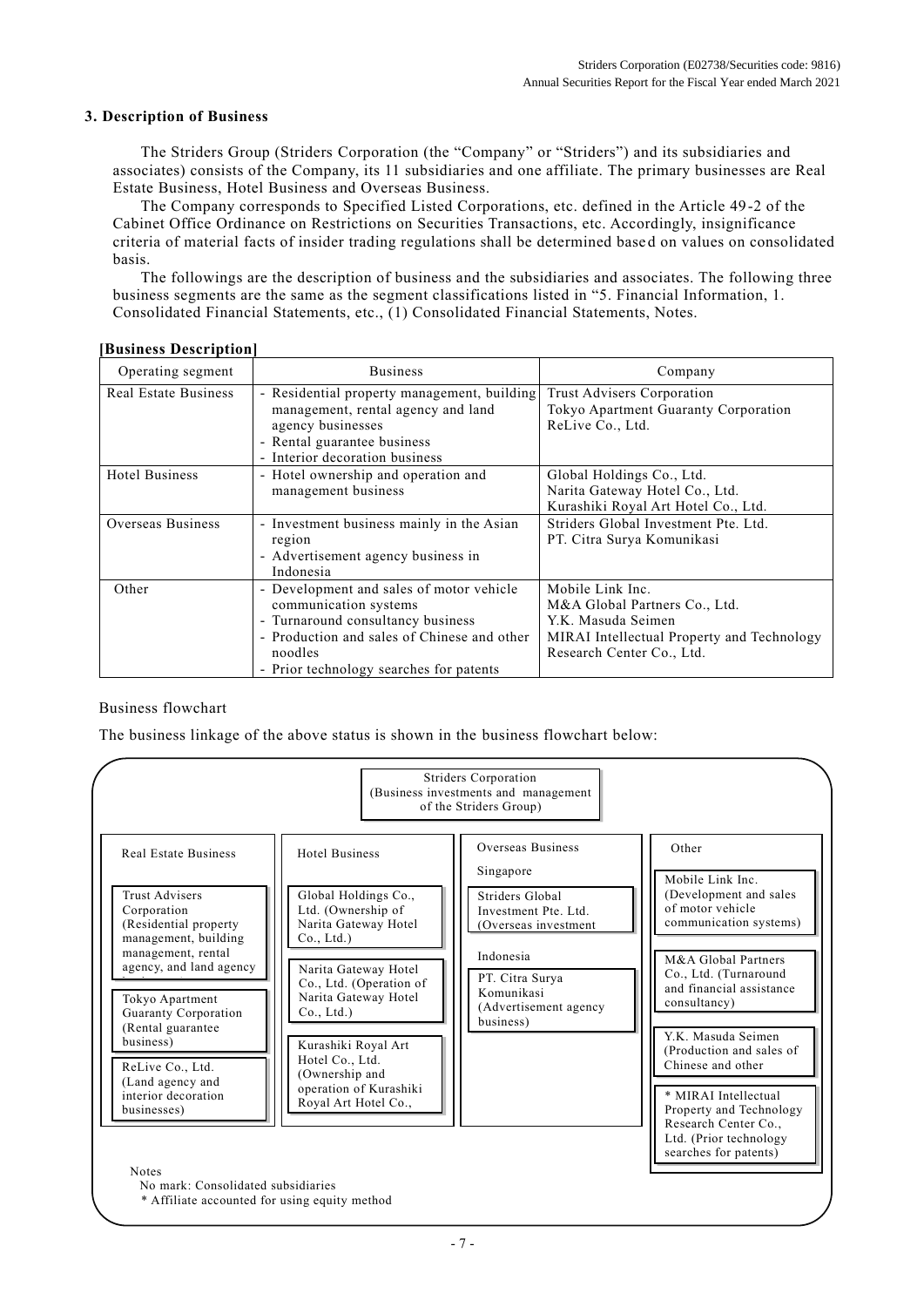## 3. Description of Business

The Striders Group (Striders Corporation (the "Company" or "Striders") and its subsidiaries and associates) consists of the Company, its 11 subsidiaries and one affiliate. The primary businesses are Real Estate Business, Hotel Business and Overseas Business.

The Company corresponds to Specified Listed Corporations, etc. defined in the Article 49-2 of the Cabinet Office Ordinance on Restrictions on Securities Transactions, etc. Accordingly, insignificance criteria of material facts of insider trading regulations shall be determined based on values on consolidated basis.

The followings are the description of business and the subsidiaries and associates. The following three business segments are the same as the segment classifications listed in "5. Financial Information, 1. Consolidated Financial Statements, etc., (1) Consolidated Financial Statements, Notes.

**[Business Description]**

| Operating segment | Business | Company |
|---|---|---|
| Real Estate Business | - Residential property management, building management, rental agency and land agency businesses<br>- Rental guarantee business<br>- Interior decoration business | Trust Advisers Corporation<br>Tokyo Apartment Guaranty Corporation<br>ReLive Co., Ltd. |
| Hotel Business | - Hotel ownership and operation and management business | Global Holdings Co., Ltd.<br>Narita Gateway Hotel Co., Ltd.<br>Kurashiki Royal Art Hotel Co., Ltd. |
| Overseas Business | - Investment business mainly in the Asian region<br>- Advertisement agency business in Indonesia | Striders Global Investment Pte. Ltd.<br>PT. Citra Surya Komunikasi |
| Other | - Development and sales of motor vehicle communication systems<br>- Turnaround consultancy business<br>- Production and sales of Chinese and other noodles<br>- Prior technology searches for patents | Mobile Link Inc.<br>M&A Global Partners Co., Ltd.<br>Y.K. Masuda Seimen<br>MIRAI Intellectual Property and Technology Research Center Co., Ltd. |

Business flowchart

The business linkage of the above status is shown in the business flowchart below:

Striders Corporation
(Business investments and management of the Striders Group)

**Real Estate Business**
- Trust Advisers Corporation (Residential property management, building management, rental agency, and land agency business)
- Tokyo Apartment Guaranty Corporation (Rental guarantee business)
- ReLive Co., Ltd. (Land agency and interior decoration businesses)

**Hotel Business**
- Global Holdings Co., Ltd. (Ownership of Narita Gateway Hotel Co., Ltd.)
- Narita Gateway Hotel Co., Ltd. (Operation of Narita Gateway Hotel Co., Ltd.)
- Kurashiki Royal Art Hotel Co., Ltd. (Ownership and operation of Kurashiki Royal Art Hotel Co.,

**Overseas Business**

Singapore
- Striders Global Investment Pte. Ltd. (Overseas investment

Indonesia
- PT. Citra Surya Komunikasi (Advertisement agency business)

**Other**
- Mobile Link Inc. (Development and sales of motor vehicle communication systems)
- M&A Global Partners Co., Ltd. (Turnaround and financial assistance consultancy)
- Y.K. Masuda Seimen (Production and sales of Chinese and other
- * MIRAI Intellectual Property and Technology Research Center Co., Ltd. (Prior technology searches for patents)

Notes
No mark: Consolidated subsidiaries
\* Affiliate accounted for using equity method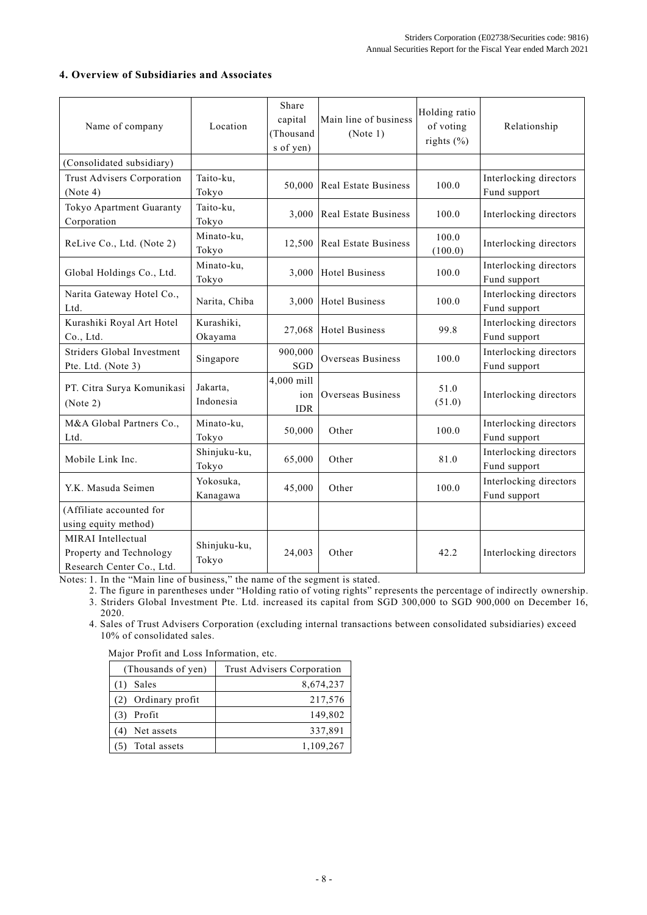## 4. Overview of Subsidiaries and Associates

| Name of company | Location | Share capital (Thousands of yen) | Main line of business (Note 1) | Holding ratio of voting rights (%) | Relationship |
|---|---|---|---|---|---|
| (Consolidated subsidiary) | | | | | |
| Trust Advisers Corporation (Note 4) | Taito-ku, Tokyo | 50,000 | Real Estate Business | 100.0 | Interlocking directors Fund support |
| Tokyo Apartment Guaranty Corporation | Taito-ku, Tokyo | 3,000 | Real Estate Business | 100.0 | Interlocking directors |
| ReLive Co., Ltd. (Note 2) | Minato-ku, Tokyo | 12,500 | Real Estate Business | 100.0 (100.0) | Interlocking directors |
| Global Holdings Co., Ltd. | Minato-ku, Tokyo | 3,000 | Hotel Business | 100.0 | Interlocking directors Fund support |
| Narita Gateway Hotel Co., Ltd. | Narita, Chiba | 3,000 | Hotel Business | 100.0 | Interlocking directors Fund support |
| Kurashiki Royal Art Hotel Co., Ltd. | Kurashiki, Okayama | 27,068 | Hotel Business | 99.8 | Interlocking directors Fund support |
| Striders Global Investment Pte. Ltd. (Note 3) | Singapore | 900,000 SGD | Overseas Business | 100.0 | Interlocking directors Fund support |
| PT. Citra Surya Komunikasi (Note 2) | Jakarta, Indonesia | 4,000 million IDR | Overseas Business | 51.0 (51.0) | Interlocking directors |
| M&A Global Partners Co., Ltd. | Minato-ku, Tokyo | 50,000 | Other | 100.0 | Interlocking directors Fund support |
| Mobile Link Inc. | Shinjuku-ku, Tokyo | 65,000 | Other | 81.0 | Interlocking directors Fund support |
| Y.K. Masuda Seimen | Yokosuka, Kanagawa | 45,000 | Other | 100.0 | Interlocking directors Fund support |
| (Affiliate accounted for using equity method) | | | | | |
| MIRAI Intellectual Property and Technology Research Center Co., Ltd. | Shinjuku-ku, Tokyo | 24,003 | Other | 42.2 | Interlocking directors |

Notes: 1. In the "Main line of business," the name of the segment is stated.
2. The figure in parentheses under "Holding ratio of voting rights" represents the percentage of indirectly ownership.
3. Striders Global Investment Pte. Ltd. increased its capital from SGD 300,000 to SGD 900,000 on December 16, 2020.
4. Sales of Trust Advisers Corporation (excluding internal transactions between consolidated subsidiaries) exceed 10% of consolidated sales.

Major Profit and Loss Information, etc.

| (Thousands of yen) | Trust Advisers Corporation |
|---|---|
| (1) Sales | 8,674,237 |
| (2) Ordinary profit | 217,576 |
| (3) Profit | 149,802 |
| (4) Net assets | 337,891 |
| (5) Total assets | 1,109,267 |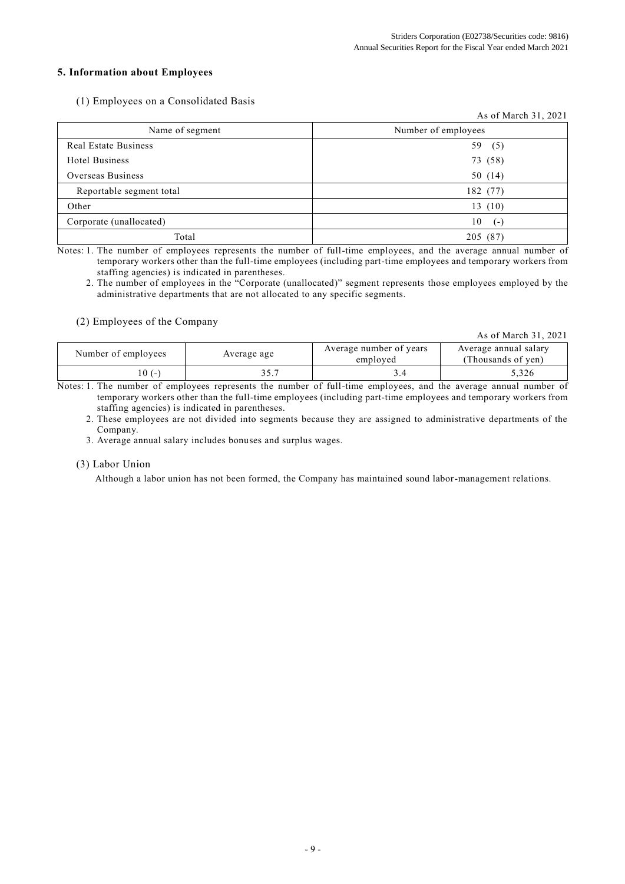## 5. Information about Employees

### (1) Employees on a Consolidated Basis

As of March 31, 2021

| Name of segment | Number of employees |
|---|---|
| Real Estate Business | 59 (5) |
| Hotel Business | 73 (58) |
| Overseas Business | 50 (14) |
| Reportable segment total | 182 (77) |
| Other | 13 (10) |
| Corporate (unallocated) | 10 (-) |
| Total | 205 (87) |

Notes: 1. The number of employees represents the number of full-time employees, and the average annual number of temporary workers other than the full-time employees (including part-time employees and temporary workers from staffing agencies) is indicated in parentheses.

2. The number of employees in the "Corporate (unallocated)" segment represents those employees employed by the administrative departments that are not allocated to any specific segments.

### (2) Employees of the Company

As of March 31, 2021

| Number of employees | Average age | Average number of years employed | Average annual salary (Thousands of yen) |
|---|---|---|---|
| 10 (-) | 35.7 | 3.4 | 5,326 |

Notes: 1. The number of employees represents the number of full-time employees, and the average annual number of temporary workers other than the full-time employees (including part-time employees and temporary workers from staffing agencies) is indicated in parentheses.

2. These employees are not divided into segments because they are assigned to administrative departments of the Company.

3. Average annual salary includes bonuses and surplus wages.

### (3) Labor Union

Although a labor union has not been formed, the Company has maintained sound labor-management relations.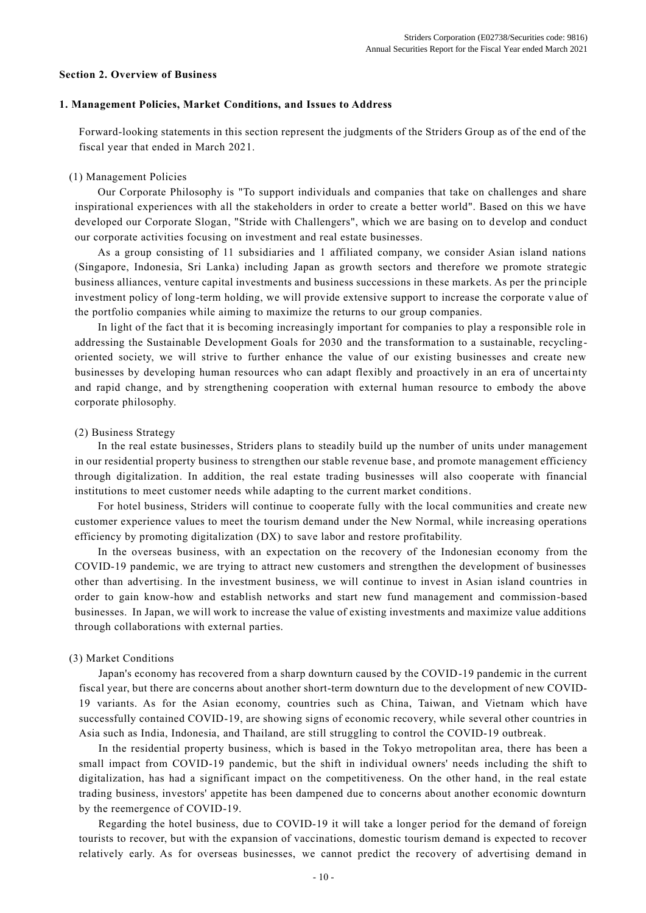## Section 2. Overview of Business

### 1. Management Policies, Market Conditions, and Issues to Address

Forward-looking statements in this section represent the judgments of the Striders Group as of the end of the fiscal year that ended in March 2021.

(1) Management Policies

Our Corporate Philosophy is "To support individuals and companies that take on challenges and share inspirational experiences with all the stakeholders in order to create a better world". Based on this we have developed our Corporate Slogan, "Stride with Challengers", which we are basing on to develop and conduct our corporate activities focusing on investment and real estate businesses.

As a group consisting of 11 subsidiaries and 1 affiliated company, we consider Asian island nations (Singapore, Indonesia, Sri Lanka) including Japan as growth sectors and therefore we promote strategic business alliances, venture capital investments and business successions in these markets. As per the principle investment policy of long-term holding, we will provide extensive support to increase the corporate value of the portfolio companies while aiming to maximize the returns to our group companies.

In light of the fact that it is becoming increasingly important for companies to play a responsible role in addressing the Sustainable Development Goals for 2030 and the transformation to a sustainable, recycling-oriented society, we will strive to further enhance the value of our existing businesses and create new businesses by developing human resources who can adapt flexibly and proactively in an era of uncertainty and rapid change, and by strengthening cooperation with external human resource to embody the above corporate philosophy.

(2) Business Strategy

In the real estate businesses, Striders plans to steadily build up the number of units under management in our residential property business to strengthen our stable revenue base, and promote management efficiency through digitalization. In addition, the real estate trading businesses will also cooperate with financial institutions to meet customer needs while adapting to the current market conditions.

For hotel business, Striders will continue to cooperate fully with the local communities and create new customer experience values to meet the tourism demand under the New Normal, while increasing operations efficiency by promoting digitalization (DX) to save labor and restore profitability.

In the overseas business, with an expectation on the recovery of the Indonesian economy from the COVID-19 pandemic, we are trying to attract new customers and strengthen the development of businesses other than advertising. In the investment business, we will continue to invest in Asian island countries in order to gain know-how and establish networks and start new fund management and commission-based businesses. In Japan, we will work to increase the value of existing investments and maximize value additions through collaborations with external parties.

(3) Market Conditions

Japan's economy has recovered from a sharp downturn caused by the COVID-19 pandemic in the current fiscal year, but there are concerns about another short-term downturn due to the development of new COVID-19 variants. As for the Asian economy, countries such as China, Taiwan, and Vietnam which have successfully contained COVID-19, are showing signs of economic recovery, while several other countries in Asia such as India, Indonesia, and Thailand, are still struggling to control the COVID-19 outbreak.

In the residential property business, which is based in the Tokyo metropolitan area, there has been a small impact from COVID-19 pandemic, but the shift in individual owners' needs including the shift to digitalization, has had a significant impact on the competitiveness. On the other hand, in the real estate trading business, investors' appetite has been dampened due to concerns about another economic downturn by the reemergence of COVID-19.

Regarding the hotel business, due to COVID-19 it will take a longer period for the demand of foreign tourists to recover, but with the expansion of vaccinations, domestic tourism demand is expected to recover relatively early. As for overseas businesses, we cannot predict the recovery of advertising demand in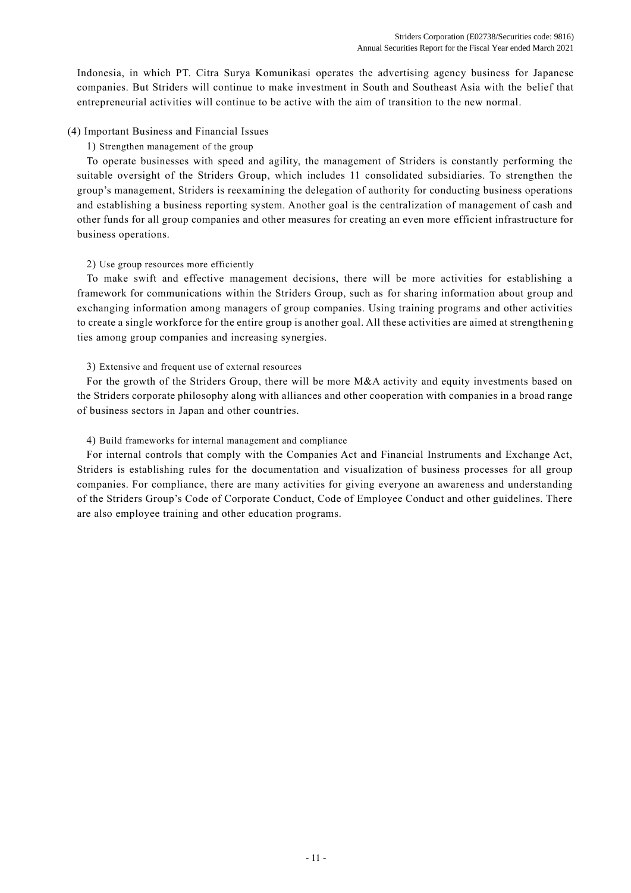Indonesia, in which PT. Citra Surya Komunikasi operates the advertising agency business for Japanese companies. But Striders will continue to make investment in South and Southeast Asia with the belief that entrepreneurial activities will continue to be active with the aim of transition to the new normal.

## (4) Important Business and Financial Issues

### 1) Strengthen management of the group

To operate businesses with speed and agility, the management of Striders is constantly performing the suitable oversight of the Striders Group, which includes 11 consolidated subsidiaries. To strengthen the group's management, Striders is reexamining the delegation of authority for conducting business operations and establishing a business reporting system. Another goal is the centralization of management of cash and other funds for all group companies and other measures for creating an even more efficient infrastructure for business operations.

### 2) Use group resources more efficiently

To make swift and effective management decisions, there will be more activities for establishing a framework for communications within the Striders Group, such as for sharing information about group and exchanging information among managers of group companies. Using training programs and other activities to create a single workforce for the entire group is another goal. All these activities are aimed at strengthening ties among group companies and increasing synergies.

### 3) Extensive and frequent use of external resources

For the growth of the Striders Group, there will be more M&A activity and equity investments based on the Striders corporate philosophy along with alliances and other cooperation with companies in a broad range of business sectors in Japan and other countries.

### 4) Build frameworks for internal management and compliance

For internal controls that comply with the Companies Act and Financial Instruments and Exchange Act, Striders is establishing rules for the documentation and visualization of business processes for all group companies. For compliance, there are many activities for giving everyone an awareness and understanding of the Striders Group's Code of Corporate Conduct, Code of Employee Conduct and other guidelines. There are also employee training and other education programs.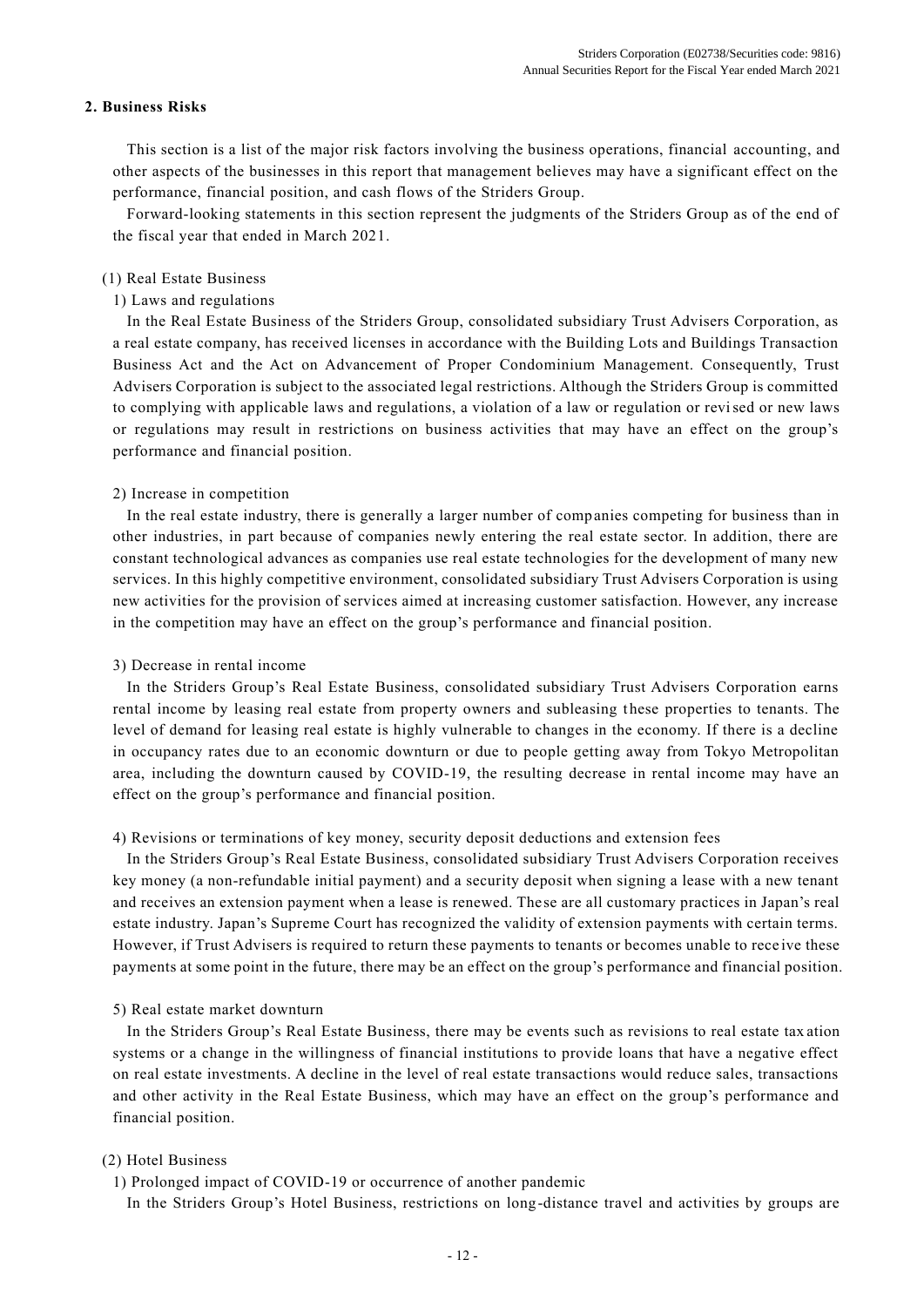## 2. Business Risks

This section is a list of the major risk factors involving the business operations, financial accounting, and other aspects of the businesses in this report that management believes may have a significant effect on the performance, financial position, and cash flows of the Striders Group.

Forward-looking statements in this section represent the judgments of the Striders Group as of the end of the fiscal year that ended in March 2021.

### (1) Real Estate Business

#### 1) Laws and regulations

In the Real Estate Business of the Striders Group, consolidated subsidiary Trust Advisers Corporation, as a real estate company, has received licenses in accordance with the Building Lots and Buildings Transaction Business Act and the Act on Advancement of Proper Condominium Management. Consequently, Trust Advisers Corporation is subject to the associated legal restrictions. Although the Striders Group is committed to complying with applicable laws and regulations, a violation of a law or regulation or revised or new laws or regulations may result in restrictions on business activities that may have an effect on the group's performance and financial position.

#### 2) Increase in competition

In the real estate industry, there is generally a larger number of companies competing for business than in other industries, in part because of companies newly entering the real estate sector. In addition, there are constant technological advances as companies use real estate technologies for the development of many new services. In this highly competitive environment, consolidated subsidiary Trust Advisers Corporation is using new activities for the provision of services aimed at increasing customer satisfaction. However, any increase in the competition may have an effect on the group's performance and financial position.

#### 3) Decrease in rental income

In the Striders Group's Real Estate Business, consolidated subsidiary Trust Advisers Corporation earns rental income by leasing real estate from property owners and subleasing these properties to tenants. The level of demand for leasing real estate is highly vulnerable to changes in the economy. If there is a decline in occupancy rates due to an economic downturn or due to people getting away from Tokyo Metropolitan area, including the downturn caused by COVID-19, the resulting decrease in rental income may have an effect on the group's performance and financial position.

#### 4) Revisions or terminations of key money, security deposit deductions and extension fees

In the Striders Group's Real Estate Business, consolidated subsidiary Trust Advisers Corporation receives key money (a non-refundable initial payment) and a security deposit when signing a lease with a new tenant and receives an extension payment when a lease is renewed. These are all customary practices in Japan's real estate industry. Japan's Supreme Court has recognized the validity of extension payments with certain terms. However, if Trust Advisers is required to return these payments to tenants or becomes unable to receive these payments at some point in the future, there may be an effect on the group's performance and financial position.

#### 5) Real estate market downturn

In the Striders Group's Real Estate Business, there may be events such as revisions to real estate taxation systems or a change in the willingness of financial institutions to provide loans that have a negative effect on real estate investments. A decline in the level of real estate transactions would reduce sales, transactions and other activity in the Real Estate Business, which may have an effect on the group's performance and financial position.

### (2) Hotel Business

#### 1) Prolonged impact of COVID-19 or occurrence of another pandemic

In the Striders Group's Hotel Business, restrictions on long-distance travel and activities by groups are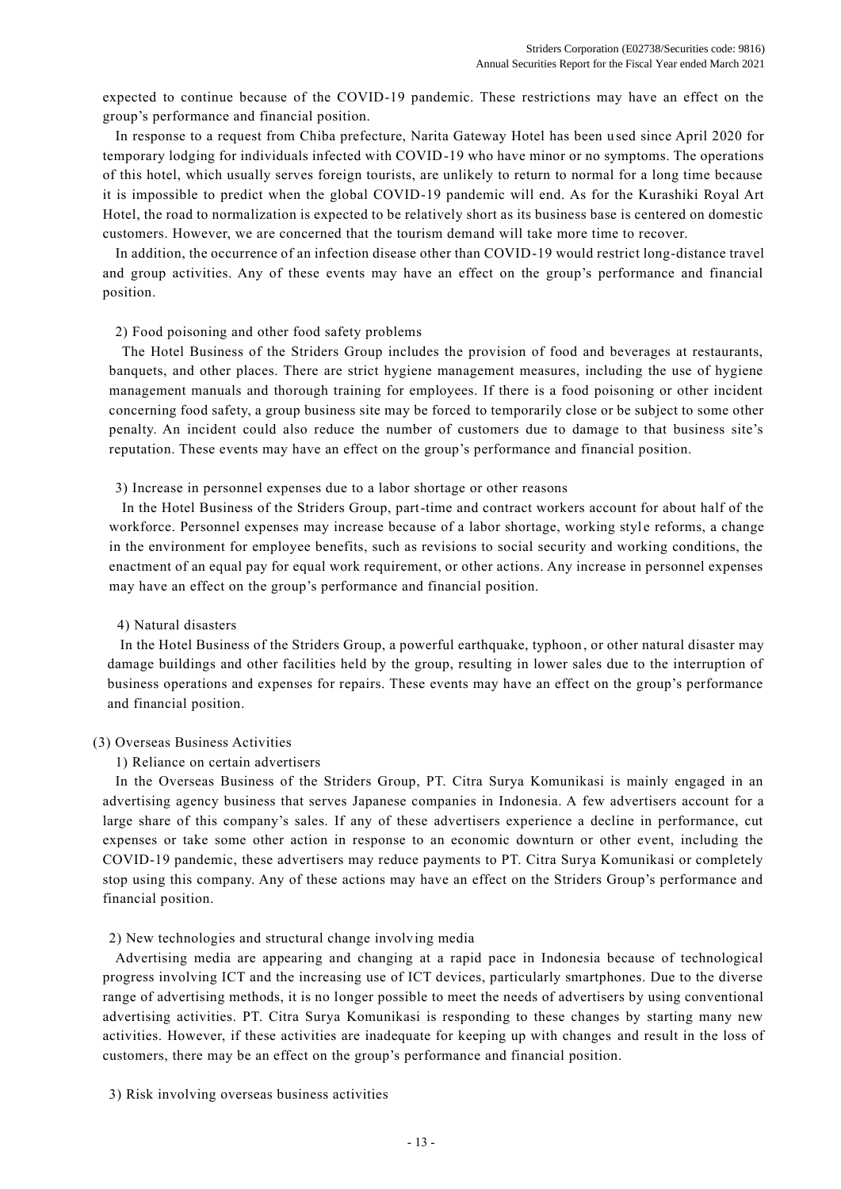expected to continue because of the COVID-19 pandemic. These restrictions may have an effect on the group's performance and financial position.

In response to a request from Chiba prefecture, Narita Gateway Hotel has been used since April 2020 for temporary lodging for individuals infected with COVID-19 who have minor or no symptoms. The operations of this hotel, which usually serves foreign tourists, are unlikely to return to normal for a long time because it is impossible to predict when the global COVID-19 pandemic will end. As for the Kurashiki Royal Art Hotel, the road to normalization is expected to be relatively short as its business base is centered on domestic customers. However, we are concerned that the tourism demand will take more time to recover.

In addition, the occurrence of an infection disease other than COVID-19 would restrict long-distance travel and group activities. Any of these events may have an effect on the group's performance and financial position.

2) Food poisoning and other food safety problems

The Hotel Business of the Striders Group includes the provision of food and beverages at restaurants, banquets, and other places. There are strict hygiene management measures, including the use of hygiene management manuals and thorough training for employees. If there is a food poisoning or other incident concerning food safety, a group business site may be forced to temporarily close or be subject to some other penalty. An incident could also reduce the number of customers due to damage to that business site's reputation. These events may have an effect on the group's performance and financial position.

3) Increase in personnel expenses due to a labor shortage or other reasons

In the Hotel Business of the Striders Group, part-time and contract workers account for about half of the workforce. Personnel expenses may increase because of a labor shortage, working style reforms, a change in the environment for employee benefits, such as revisions to social security and working conditions, the enactment of an equal pay for equal work requirement, or other actions. Any increase in personnel expenses may have an effect on the group's performance and financial position.

4) Natural disasters

In the Hotel Business of the Striders Group, a powerful earthquake, typhoon, or other natural disaster may damage buildings and other facilities held by the group, resulting in lower sales due to the interruption of business operations and expenses for repairs. These events may have an effect on the group's performance and financial position.

(3) Overseas Business Activities

1) Reliance on certain advertisers

In the Overseas Business of the Striders Group, PT. Citra Surya Komunikasi is mainly engaged in an advertising agency business that serves Japanese companies in Indonesia. A few advertisers account for a large share of this company's sales. If any of these advertisers experience a decline in performance, cut expenses or take some other action in response to an economic downturn or other event, including the COVID-19 pandemic, these advertisers may reduce payments to PT. Citra Surya Komunikasi or completely stop using this company. Any of these actions may have an effect on the Striders Group's performance and financial position.

2) New technologies and structural change involving media

Advertising media are appearing and changing at a rapid pace in Indonesia because of technological progress involving ICT and the increasing use of ICT devices, particularly smartphones. Due to the diverse range of advertising methods, it is no longer possible to meet the needs of advertisers by using conventional advertising activities. PT. Citra Surya Komunikasi is responding to these changes by starting many new activities. However, if these activities are inadequate for keeping up with changes and result in the loss of customers, there may be an effect on the group's performance and financial position.

3) Risk involving overseas business activities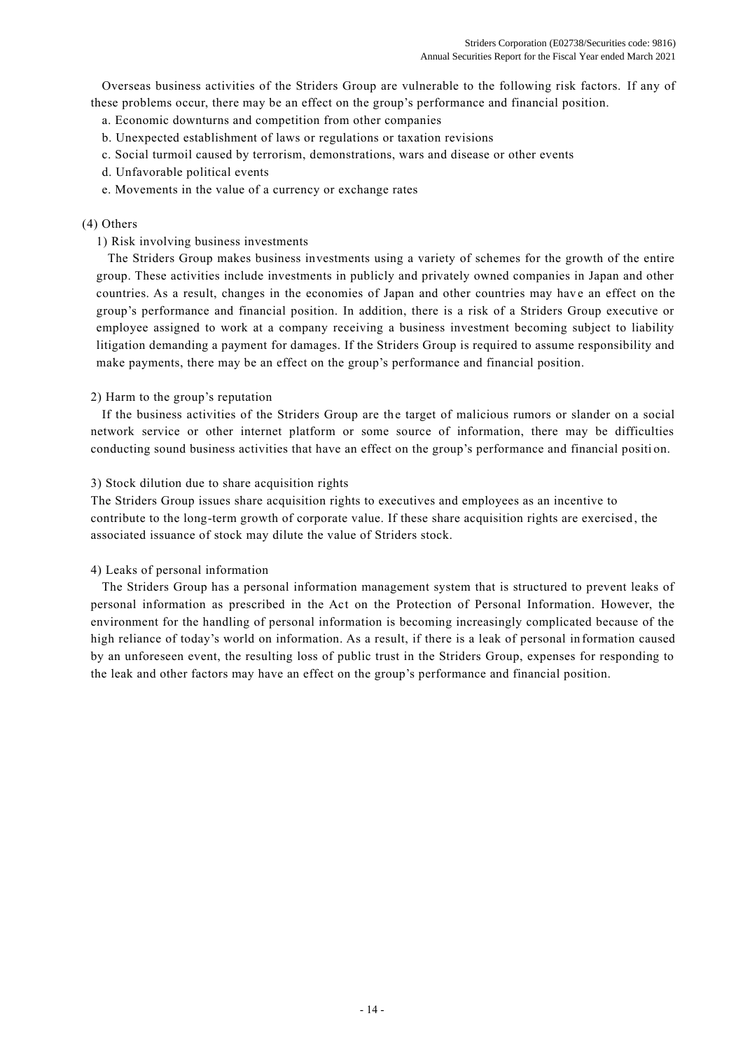Overseas business activities of the Striders Group are vulnerable to the following risk factors. If any of these problems occur, there may be an effect on the group's performance and financial position.

a. Economic downturns and competition from other companies
b. Unexpected establishment of laws or regulations or taxation revisions
c. Social turmoil caused by terrorism, demonstrations, wars and disease or other events
d. Unfavorable political events
e. Movements in the value of a currency or exchange rates

(4) Others

1) Risk involving business investments

The Striders Group makes business investments using a variety of schemes for the growth of the entire group. These activities include investments in publicly and privately owned companies in Japan and other countries. As a result, changes in the economies of Japan and other countries may have an effect on the group's performance and financial position. In addition, there is a risk of a Striders Group executive or employee assigned to work at a company receiving a business investment becoming subject to liability litigation demanding a payment for damages. If the Striders Group is required to assume responsibility and make payments, there may be an effect on the group's performance and financial position.

2) Harm to the group's reputation

If the business activities of the Striders Group are the target of malicious rumors or slander on a social network service or other internet platform or some source of information, there may be difficulties conducting sound business activities that have an effect on the group's performance and financial position.

3) Stock dilution due to share acquisition rights

The Striders Group issues share acquisition rights to executives and employees as an incentive to contribute to the long-term growth of corporate value. If these share acquisition rights are exercised, the associated issuance of stock may dilute the value of Striders stock.

4) Leaks of personal information

The Striders Group has a personal information management system that is structured to prevent leaks of personal information as prescribed in the Act on the Protection of Personal Information. However, the environment for the handling of personal information is becoming increasingly complicated because of the high reliance of today's world on information. As a result, if there is a leak of personal information caused by an unforeseen event, the resulting loss of public trust in the Striders Group, expenses for responding to the leak and other factors may have an effect on the group's performance and financial position.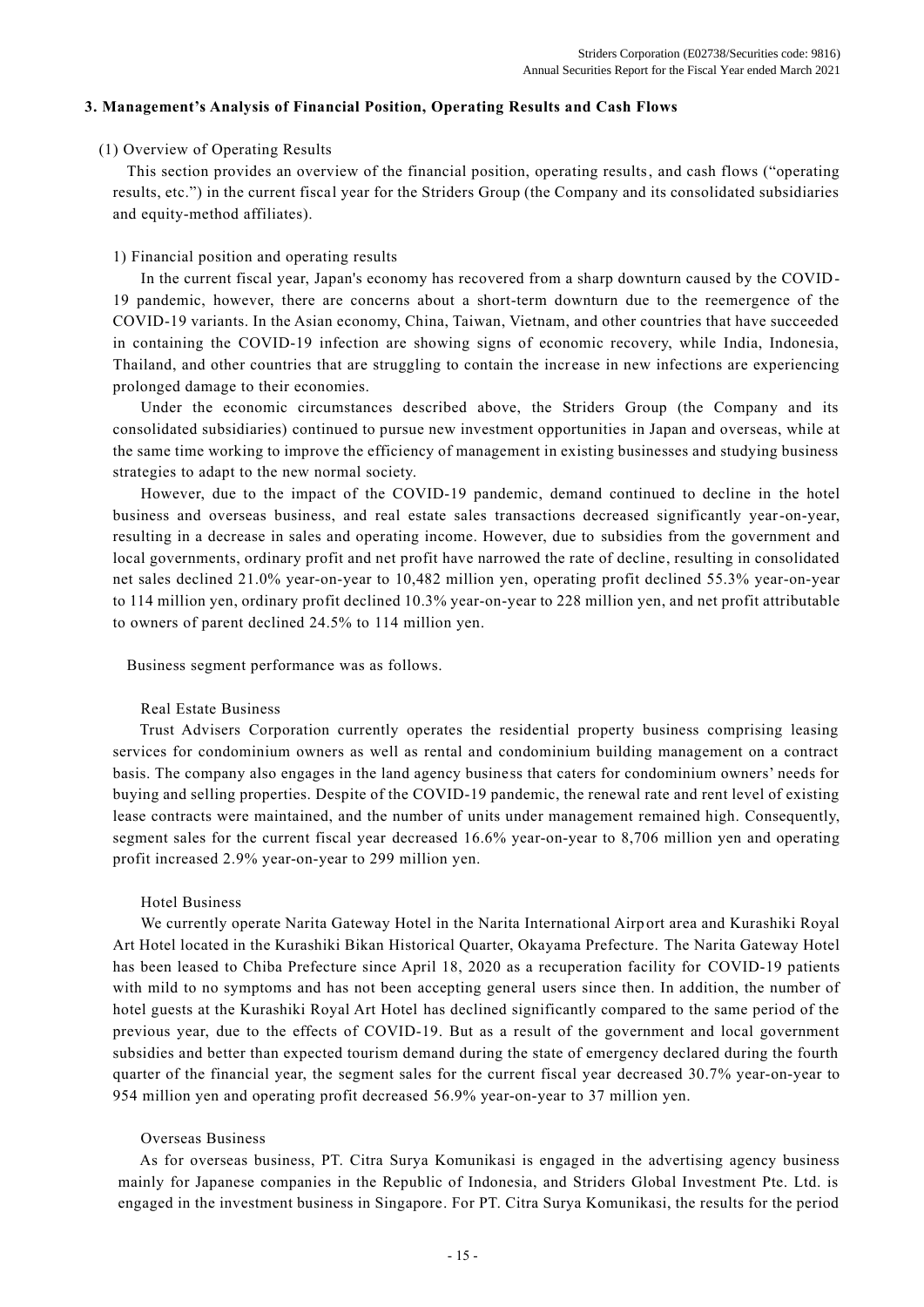## 3. Management's Analysis of Financial Position, Operating Results and Cash Flows

### (1) Overview of Operating Results

This section provides an overview of the financial position, operating results, and cash flows ("operating results, etc.") in the current fiscal year for the Striders Group (the Company and its consolidated subsidiaries and equity-method affiliates).

#### 1) Financial position and operating results

In the current fiscal year, Japan's economy has recovered from a sharp downturn caused by the COVID-19 pandemic, however, there are concerns about a short-term downturn due to the reemergence of the COVID-19 variants. In the Asian economy, China, Taiwan, Vietnam, and other countries that have succeeded in containing the COVID-19 infection are showing signs of economic recovery, while India, Indonesia, Thailand, and other countries that are struggling to contain the increase in new infections are experiencing prolonged damage to their economies.

Under the economic circumstances described above, the Striders Group (the Company and its consolidated subsidiaries) continued to pursue new investment opportunities in Japan and overseas, while at the same time working to improve the efficiency of management in existing businesses and studying business strategies to adapt to the new normal society.

However, due to the impact of the COVID-19 pandemic, demand continued to decline in the hotel business and overseas business, and real estate sales transactions decreased significantly year-on-year, resulting in a decrease in sales and operating income. However, due to subsidies from the government and local governments, ordinary profit and net profit have narrowed the rate of decline, resulting in consolidated net sales declined 21.0% year-on-year to 10,482 million yen, operating profit declined 55.3% year-on-year to 114 million yen, ordinary profit declined 10.3% year-on-year to 228 million yen, and net profit attributable to owners of parent declined 24.5% to 114 million yen.

Business segment performance was as follows.

Real Estate Business

Trust Advisers Corporation currently operates the residential property business comprising leasing services for condominium owners as well as rental and condominium building management on a contract basis. The company also engages in the land agency business that caters for condominium owners' needs for buying and selling properties. Despite of the COVID-19 pandemic, the renewal rate and rent level of existing lease contracts were maintained, and the number of units under management remained high. Consequently, segment sales for the current fiscal year decreased 16.6% year-on-year to 8,706 million yen and operating profit increased 2.9% year-on-year to 299 million yen.

Hotel Business

We currently operate Narita Gateway Hotel in the Narita International Airport area and Kurashiki Royal Art Hotel located in the Kurashiki Bikan Historical Quarter, Okayama Prefecture. The Narita Gateway Hotel has been leased to Chiba Prefecture since April 18, 2020 as a recuperation facility for COVID-19 patients with mild to no symptoms and has not been accepting general users since then. In addition, the number of hotel guests at the Kurashiki Royal Art Hotel has declined significantly compared to the same period of the previous year, due to the effects of COVID-19. But as a result of the government and local government subsidies and better than expected tourism demand during the state of emergency declared during the fourth quarter of the financial year, the segment sales for the current fiscal year decreased 30.7% year-on-year to 954 million yen and operating profit decreased 56.9% year-on-year to 37 million yen.

Overseas Business

As for overseas business, PT. Citra Surya Komunikasi is engaged in the advertising agency business mainly for Japanese companies in the Republic of Indonesia, and Striders Global Investment Pte. Ltd. is engaged in the investment business in Singapore. For PT. Citra Surya Komunikasi, the results for the period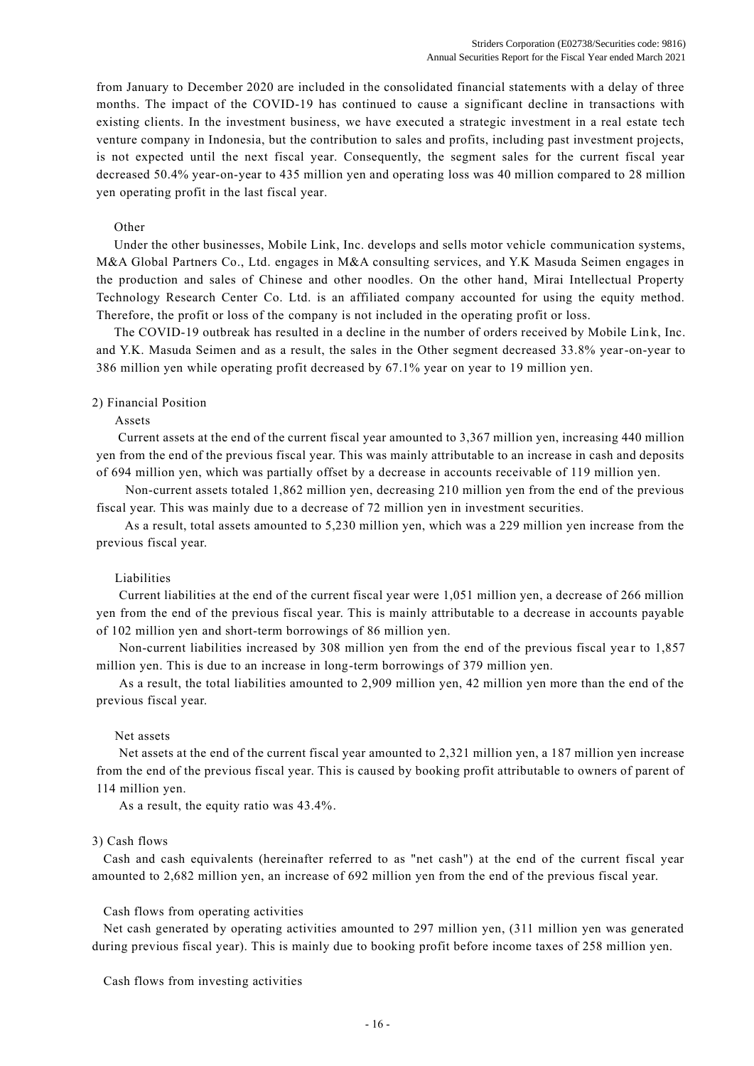from January to December 2020 are included in the consolidated financial statements with a delay of three months. The impact of the COVID-19 has continued to cause a significant decline in transactions with existing clients. In the investment business, we have executed a strategic investment in a real estate tech venture company in Indonesia, but the contribution to sales and profits, including past investment projects, is not expected until the next fiscal year. Consequently, the segment sales for the current fiscal year decreased 50.4% year-on-year to 435 million yen and operating loss was 40 million compared to 28 million yen operating profit in the last fiscal year.

Other

Under the other businesses, Mobile Link, Inc. develops and sells motor vehicle communication systems, M&A Global Partners Co., Ltd. engages in M&A consulting services, and Y.K Masuda Seimen engages in the production and sales of Chinese and other noodles. On the other hand, Mirai Intellectual Property Technology Research Center Co. Ltd. is an affiliated company accounted for using the equity method. Therefore, the profit or loss of the company is not included in the operating profit or loss.

The COVID-19 outbreak has resulted in a decline in the number of orders received by Mobile Link, Inc. and Y.K. Masuda Seimen and as a result, the sales in the Other segment decreased 33.8% year-on-year to 386 million yen while operating profit decreased by 67.1% year on year to 19 million yen.

2) Financial Position

Assets

Current assets at the end of the current fiscal year amounted to 3,367 million yen, increasing 440 million yen from the end of the previous fiscal year. This was mainly attributable to an increase in cash and deposits of 694 million yen, which was partially offset by a decrease in accounts receivable of 119 million yen.

Non-current assets totaled 1,862 million yen, decreasing 210 million yen from the end of the previous fiscal year. This was mainly due to a decrease of 72 million yen in investment securities.

As a result, total assets amounted to 5,230 million yen, which was a 229 million yen increase from the previous fiscal year.

Liabilities

Current liabilities at the end of the current fiscal year were 1,051 million yen, a decrease of 266 million yen from the end of the previous fiscal year. This is mainly attributable to a decrease in accounts payable of 102 million yen and short-term borrowings of 86 million yen.

Non-current liabilities increased by 308 million yen from the end of the previous fiscal year to 1,857 million yen. This is due to an increase in long-term borrowings of 379 million yen.

As a result, the total liabilities amounted to 2,909 million yen, 42 million yen more than the end of the previous fiscal year.

Net assets

Net assets at the end of the current fiscal year amounted to 2,321 million yen, a 187 million yen increase from the end of the previous fiscal year. This is caused by booking profit attributable to owners of parent of 114 million yen.

As a result, the equity ratio was 43.4%.

3) Cash flows

Cash and cash equivalents (hereinafter referred to as "net cash") at the end of the current fiscal year amounted to 2,682 million yen, an increase of 692 million yen from the end of the previous fiscal year.

Cash flows from operating activities

Net cash generated by operating activities amounted to 297 million yen, (311 million yen was generated during previous fiscal year). This is mainly due to booking profit before income taxes of 258 million yen.

Cash flows from investing activities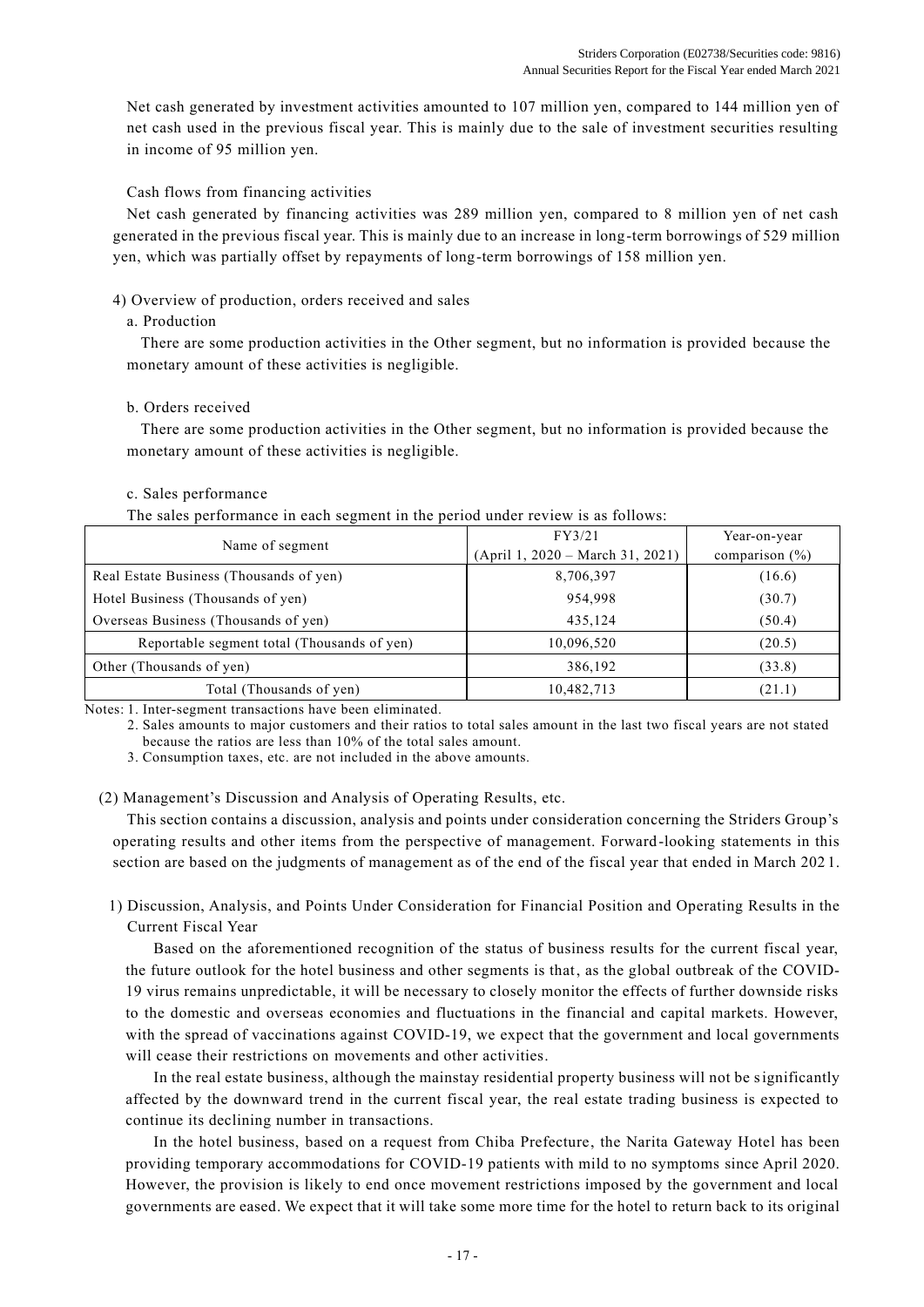Net cash generated by investment activities amounted to 107 million yen, compared to 144 million yen of net cash used in the previous fiscal year. This is mainly due to the sale of investment securities resulting in income of 95 million yen.

Cash flows from financing activities

Net cash generated by financing activities was 289 million yen, compared to 8 million yen of net cash generated in the previous fiscal year. This is mainly due to an increase in long-term borrowings of 529 million yen, which was partially offset by repayments of long-term borrowings of 158 million yen.

4) Overview of production, orders received and sales

a. Production

There are some production activities in the Other segment, but no information is provided because the monetary amount of these activities is negligible.

b. Orders received

There are some production activities in the Other segment, but no information is provided because the monetary amount of these activities is negligible.

c. Sales performance

The sales performance in each segment in the period under review is as follows:

| Name of segment | FY3/21 (April 1, 2020 – March 31, 2021) | Year-on-year comparison (%) |
|---|---|---|
| Real Estate Business (Thousands of yen) | 8,706,397 | (16.6) |
| Hotel Business (Thousands of yen) | 954,998 | (30.7) |
| Overseas Business (Thousands of yen) | 435,124 | (50.4) |
| Reportable segment total (Thousands of yen) | 10,096,520 | (20.5) |
| Other (Thousands of yen) | 386,192 | (33.8) |
| Total (Thousands of yen) | 10,482,713 | (21.1) |

Notes: 1. Inter-segment transactions have been eliminated.

2. Sales amounts to major customers and their ratios to total sales amount in the last two fiscal years are not stated because the ratios are less than 10% of the total sales amount.

3. Consumption taxes, etc. are not included in the above amounts.

(2) Management's Discussion and Analysis of Operating Results, etc.

This section contains a discussion, analysis and points under consideration concerning the Striders Group's operating results and other items from the perspective of management. Forward-looking statements in this section are based on the judgments of management as of the end of the fiscal year that ended in March 2021.

1) Discussion, Analysis, and Points Under Consideration for Financial Position and Operating Results in the Current Fiscal Year

Based on the aforementioned recognition of the status of business results for the current fiscal year, the future outlook for the hotel business and other segments is that, as the global outbreak of the COVID-19 virus remains unpredictable, it will be necessary to closely monitor the effects of further downside risks to the domestic and overseas economies and fluctuations in the financial and capital markets. However, with the spread of vaccinations against COVID-19, we expect that the government and local governments will cease their restrictions on movements and other activities.

In the real estate business, although the mainstay residential property business will not be significantly affected by the downward trend in the current fiscal year, the real estate trading business is expected to continue its declining number in transactions.

In the hotel business, based on a request from Chiba Prefecture, the Narita Gateway Hotel has been providing temporary accommodations for COVID-19 patients with mild to no symptoms since April 2020. However, the provision is likely to end once movement restrictions imposed by the government and local governments are eased. We expect that it will take some more time for the hotel to return back to its original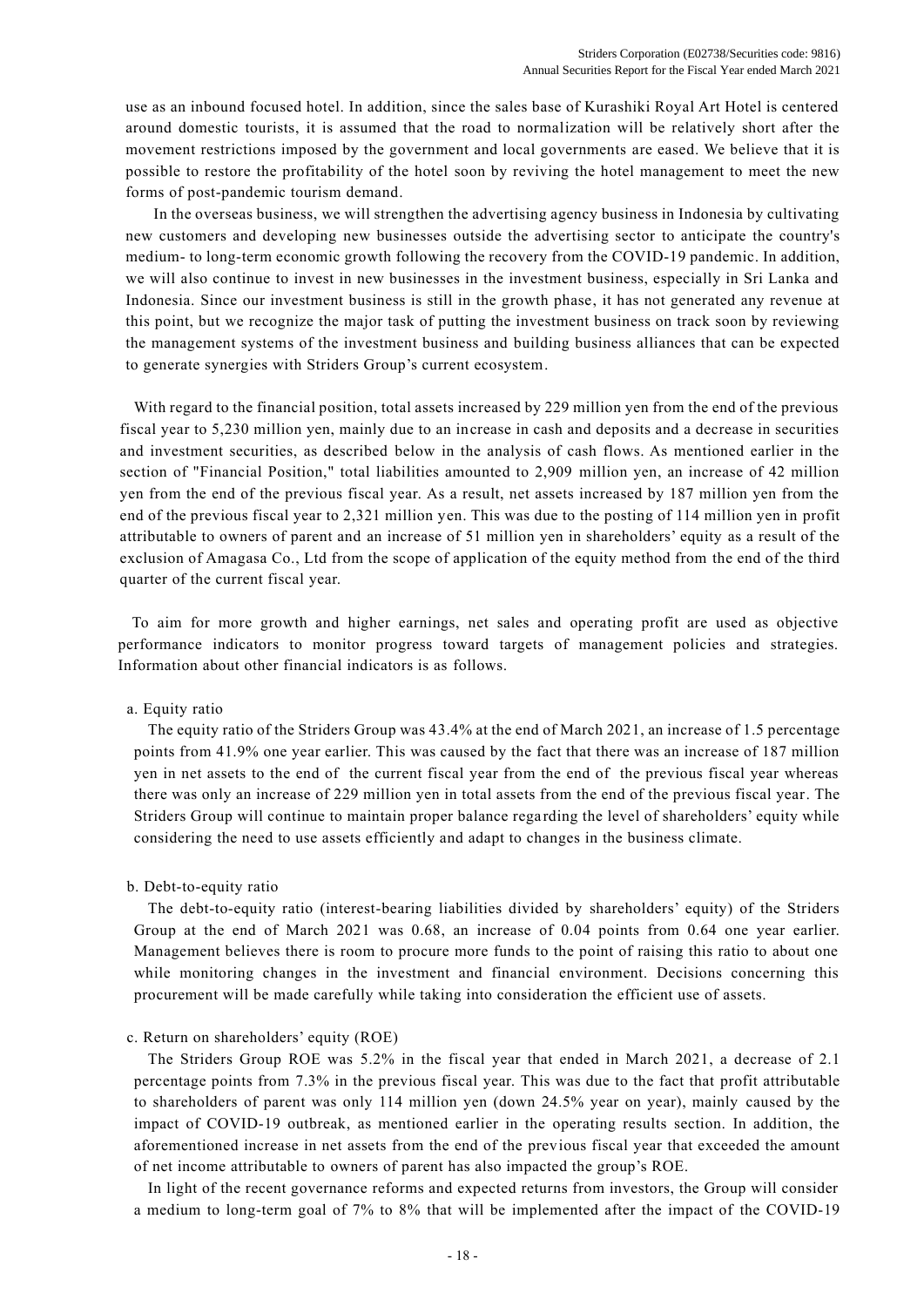use as an inbound focused hotel. In addition, since the sales base of Kurashiki Royal Art Hotel is centered around domestic tourists, it is assumed that the road to normalization will be relatively short after the movement restrictions imposed by the government and local governments are eased. We believe that it is possible to restore the profitability of the hotel soon by reviving the hotel management to meet the new forms of post-pandemic tourism demand.

In the overseas business, we will strengthen the advertising agency business in Indonesia by cultivating new customers and developing new businesses outside the advertising sector to anticipate the country's medium- to long-term economic growth following the recovery from the COVID-19 pandemic. In addition, we will also continue to invest in new businesses in the investment business, especially in Sri Lanka and Indonesia. Since our investment business is still in the growth phase, it has not generated any revenue at this point, but we recognize the major task of putting the investment business on track soon by reviewing the management systems of the investment business and building business alliances that can be expected to generate synergies with Striders Group's current ecosystem.

With regard to the financial position, total assets increased by 229 million yen from the end of the previous fiscal year to 5,230 million yen, mainly due to an increase in cash and deposits and a decrease in securities and investment securities, as described below in the analysis of cash flows. As mentioned earlier in the section of "Financial Position," total liabilities amounted to 2,909 million yen, an increase of 42 million yen from the end of the previous fiscal year. As a result, net assets increased by 187 million yen from the end of the previous fiscal year to 2,321 million yen. This was due to the posting of 114 million yen in profit attributable to owners of parent and an increase of 51 million yen in shareholders' equity as a result of the exclusion of Amagasa Co., Ltd from the scope of application of the equity method from the end of the third quarter of the current fiscal year.

To aim for more growth and higher earnings, net sales and operating profit are used as objective performance indicators to monitor progress toward targets of management policies and strategies. Information about other financial indicators is as follows.

a. Equity ratio

The equity ratio of the Striders Group was 43.4% at the end of March 2021, an increase of 1.5 percentage points from 41.9% one year earlier. This was caused by the fact that there was an increase of 187 million yen in net assets to the end of the current fiscal year from the end of the previous fiscal year whereas there was only an increase of 229 million yen in total assets from the end of the previous fiscal year. The Striders Group will continue to maintain proper balance regarding the level of shareholders' equity while considering the need to use assets efficiently and adapt to changes in the business climate.

b. Debt-to-equity ratio

The debt-to-equity ratio (interest-bearing liabilities divided by shareholders' equity) of the Striders Group at the end of March 2021 was 0.68, an increase of 0.04 points from 0.64 one year earlier. Management believes there is room to procure more funds to the point of raising this ratio to about one while monitoring changes in the investment and financial environment. Decisions concerning this procurement will be made carefully while taking into consideration the efficient use of assets.

c. Return on shareholders' equity (ROE)

The Striders Group ROE was 5.2% in the fiscal year that ended in March 2021, a decrease of 2.1 percentage points from 7.3% in the previous fiscal year. This was due to the fact that profit attributable to shareholders of parent was only 114 million yen (down 24.5% year on year), mainly caused by the impact of COVID-19 outbreak, as mentioned earlier in the operating results section. In addition, the aforementioned increase in net assets from the end of the previous fiscal year that exceeded the amount of net income attributable to owners of parent has also impacted the group's ROE.

In light of the recent governance reforms and expected returns from investors, the Group will consider a medium to long-term goal of 7% to 8% that will be implemented after the impact of the COVID-19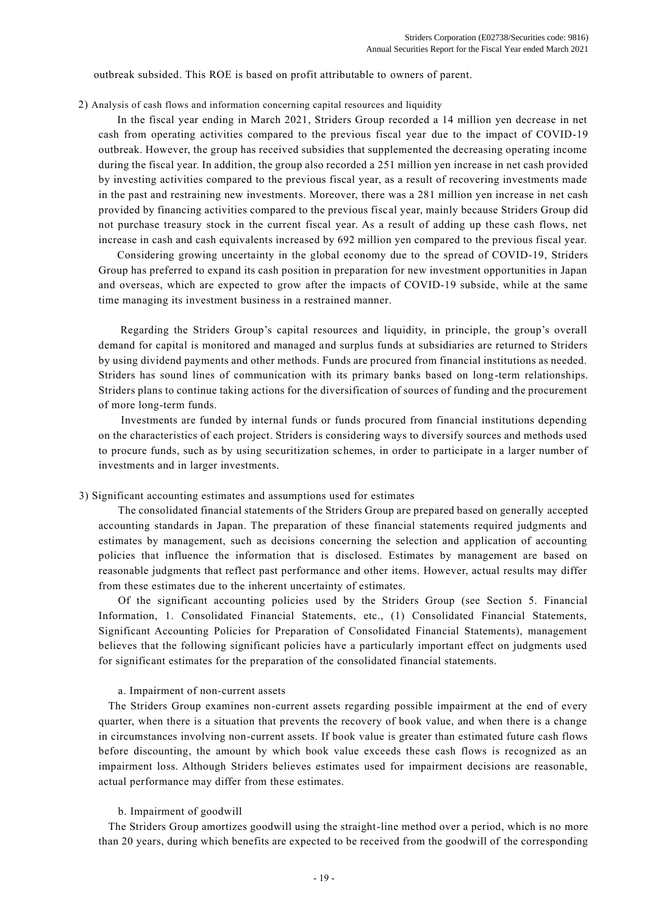outbreak subsided. This ROE is based on profit attributable to owners of parent.

2) Analysis of cash flows and information concerning capital resources and liquidity

In the fiscal year ending in March 2021, Striders Group recorded a 14 million yen decrease in net cash from operating activities compared to the previous fiscal year due to the impact of COVID-19 outbreak. However, the group has received subsidies that supplemented the decreasing operating income during the fiscal year. In addition, the group also recorded a 251 million yen increase in net cash provided by investing activities compared to the previous fiscal year, as a result of recovering investments made in the past and restraining new investments. Moreover, there was a 281 million yen increase in net cash provided by financing activities compared to the previous fiscal year, mainly because Striders Group did not purchase treasury stock in the current fiscal year. As a result of adding up these cash flows, net increase in cash and cash equivalents increased by 692 million yen compared to the previous fiscal year.

Considering growing uncertainty in the global economy due to the spread of COVID-19, Striders Group has preferred to expand its cash position in preparation for new investment opportunities in Japan and overseas, which are expected to grow after the impacts of COVID-19 subside, while at the same time managing its investment business in a restrained manner.

Regarding the Striders Group's capital resources and liquidity, in principle, the group's overall demand for capital is monitored and managed and surplus funds at subsidiaries are returned to Striders by using dividend payments and other methods. Funds are procured from financial institutions as needed. Striders has sound lines of communication with its primary banks based on long-term relationships. Striders plans to continue taking actions for the diversification of sources of funding and the procurement of more long-term funds.

Investments are funded by internal funds or funds procured from financial institutions depending on the characteristics of each project. Striders is considering ways to diversify sources and methods used to procure funds, such as by using securitization schemes, in order to participate in a larger number of investments and in larger investments.

3) Significant accounting estimates and assumptions used for estimates

The consolidated financial statements of the Striders Group are prepared based on generally accepted accounting standards in Japan. The preparation of these financial statements required judgments and estimates by management, such as decisions concerning the selection and application of accounting policies that influence the information that is disclosed. Estimates by management are based on reasonable judgments that reflect past performance and other items. However, actual results may differ from these estimates due to the inherent uncertainty of estimates.

Of the significant accounting policies used by the Striders Group (see Section 5. Financial Information, 1. Consolidated Financial Statements, etc., (1) Consolidated Financial Statements, Significant Accounting Policies for Preparation of Consolidated Financial Statements), management believes that the following significant policies have a particularly important effect on judgments used for significant estimates for the preparation of the consolidated financial statements.

a. Impairment of non-current assets

The Striders Group examines non-current assets regarding possible impairment at the end of every quarter, when there is a situation that prevents the recovery of book value, and when there is a change in circumstances involving non-current assets. If book value is greater than estimated future cash flows before discounting, the amount by which book value exceeds these cash flows is recognized as an impairment loss. Although Striders believes estimates used for impairment decisions are reasonable, actual performance may differ from these estimates.

b. Impairment of goodwill

The Striders Group amortizes goodwill using the straight-line method over a period, which is no more than 20 years, during which benefits are expected to be received from the goodwill of the corresponding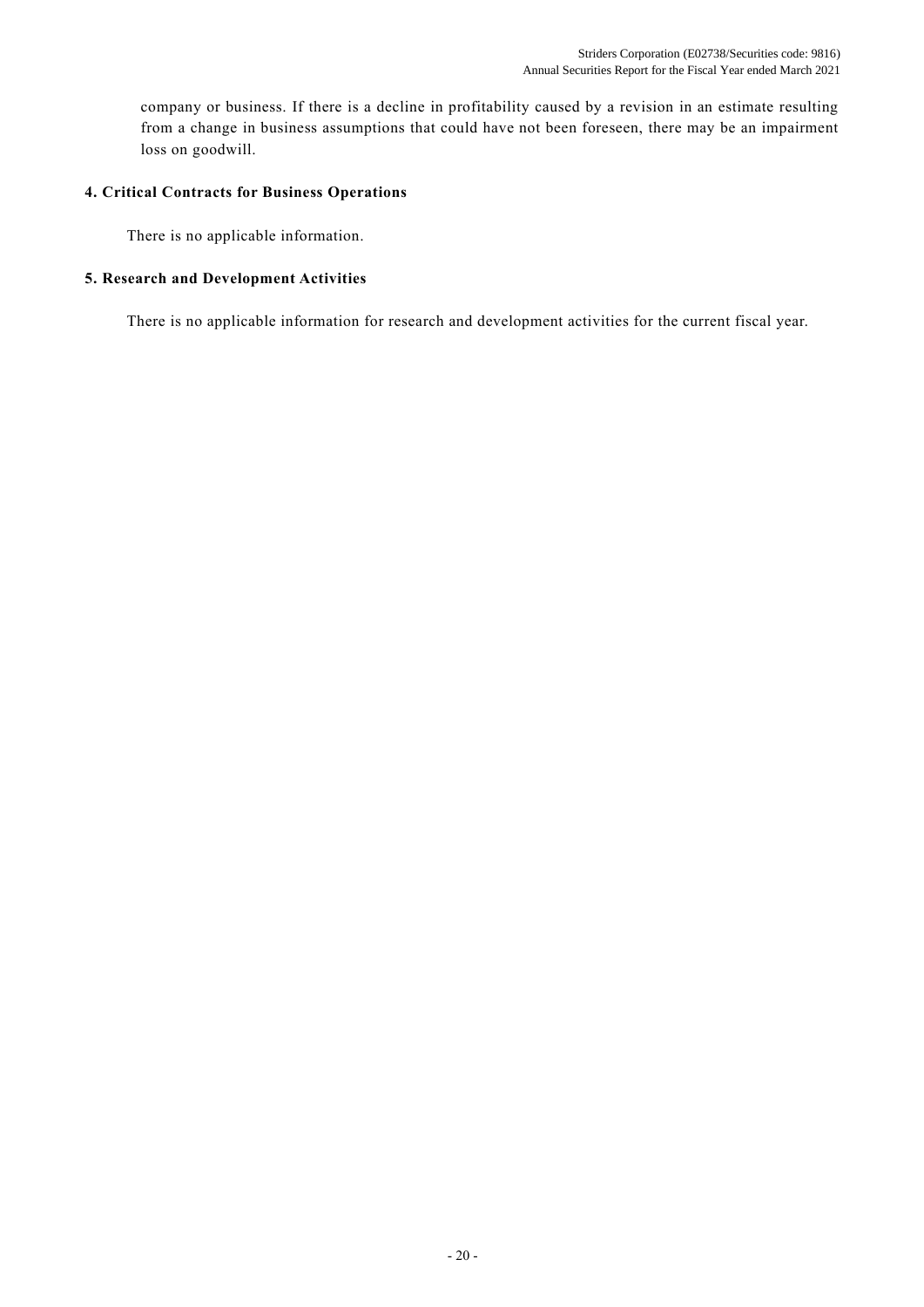company or business. If there is a decline in profitability caused by a revision in an estimate resulting from a change in business assumptions that could have not been foreseen, there may be an impairment loss on goodwill.

## 4. Critical Contracts for Business Operations

There is no applicable information.

## 5. Research and Development Activities

There is no applicable information for research and development activities for the current fiscal year.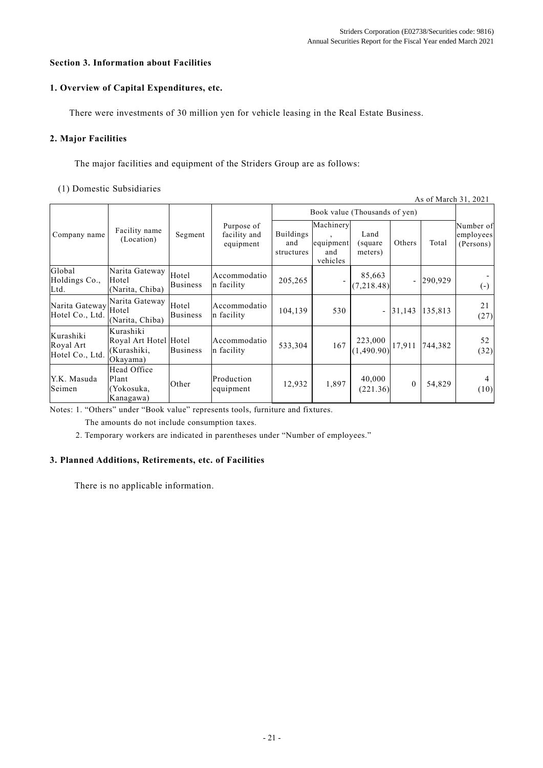## Section 3. Information about Facilities

### 1. Overview of Capital Expenditures, etc.

There were investments of 30 million yen for vehicle leasing in the Real Estate Business.

### 2. Major Facilities

The major facilities and equipment of the Striders Group are as follows:

(1) Domestic Subsidiaries

As of March 31, 2021

| Company name | Facility name (Location) | Segment | Purpose of facility and equipment | Book value (Thousands of yen) | | | | | Number of employees (Persons) |
|---|---|---|---|---|---|---|---|---|---|
| | | | | Buildings and structures | Machinery, equipment and vehicles | Land (square meters) | Others | Total | |
| Global Holdings Co., Ltd. | Narita Gateway Hotel (Narita, Chiba) | Hotel Business | Accommodation facility | 205,265 | - | 85,663 (7,218.48) | - | 290,929 | - (-) |
| Narita Gateway Hotel Co., Ltd. | Narita Gateway Hotel (Narita, Chiba) | Hotel Business | Accommodation facility | 104,139 | 530 | - | 31,143 | 135,813 | 21 (27) |
| Kurashiki Royal Art Hotel Co., Ltd. | Kurashiki Royal Art Hotel (Kurashiki, Okayama) | Hotel Business | Accommodation facility | 533,304 | 167 | 223,000 (1,490.90) | 17,911 | 744,382 | 52 (32) |
| Y.K. Masuda Seimen | Head Office Plant (Yokosuka, Kanagawa) | Other | Production equipment | 12,932 | 1,897 | 40,000 (221.36) | 0 | 54,829 | 4 (10) |

Notes: 1. “Others” under “Book value” represents tools, furniture and fixtures.
The amounts do not include consumption taxes.
2. Temporary workers are indicated in parentheses under “Number of employees.”

### 3. Planned Additions, Retirements, etc. of Facilities

There is no applicable information.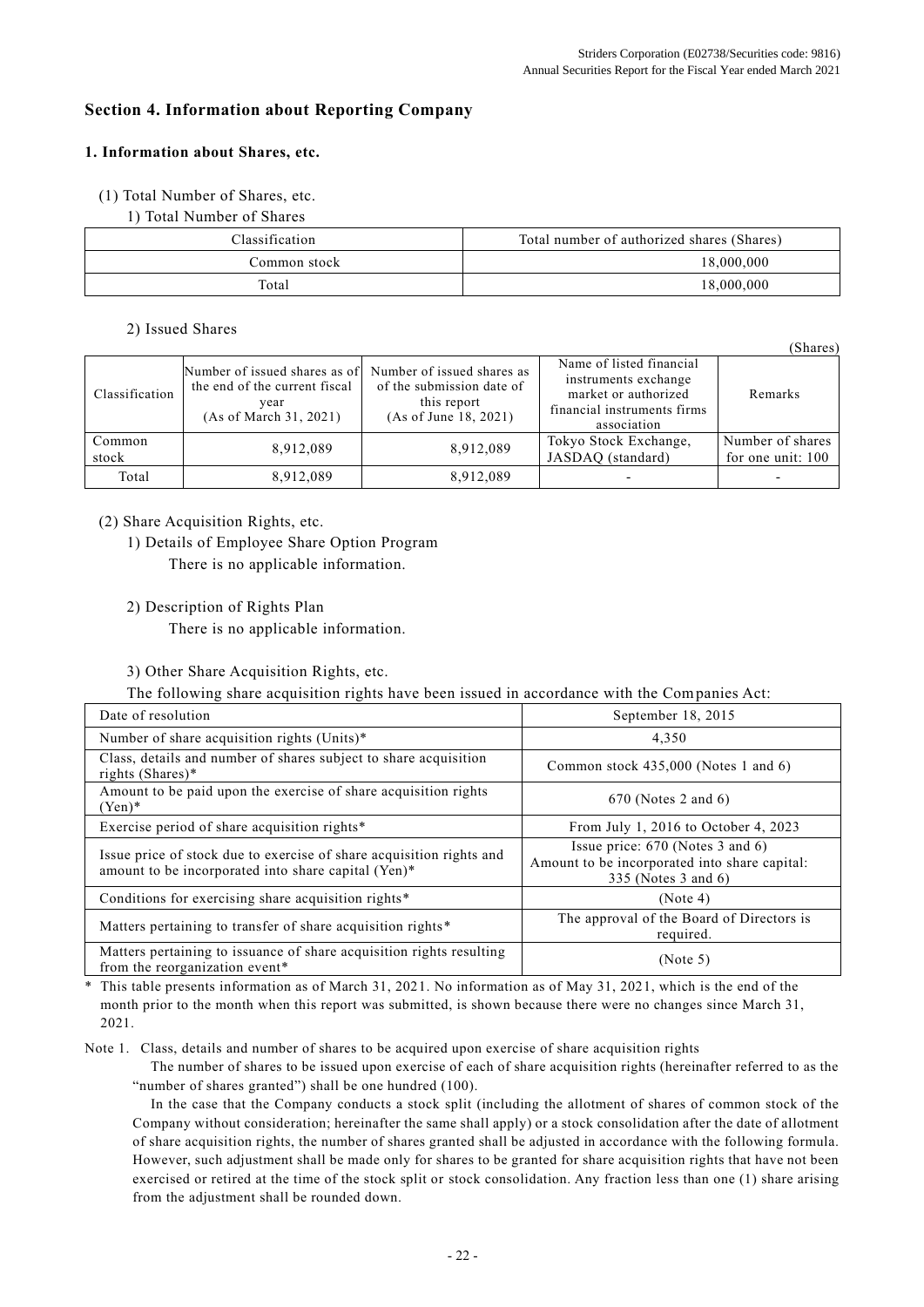## Section 4. Information about Reporting Company

### 1. Information about Shares, etc.

(1) Total Number of Shares, etc.

1) Total Number of Shares

| Classification | Total number of authorized shares (Shares) |
|---|---|
| Common stock | 18,000,000 |
| Total | 18,000,000 |

2) Issued Shares

(Shares)

| Classification | Number of issued shares as of the end of the current fiscal year (As of March 31, 2021) | Number of issued shares as of the submission date of this report (As of June 18, 2021) | Name of listed financial instruments exchange market or authorized financial instruments firms association | Remarks |
|---|---|---|---|---|
| Common stock | 8,912,089 | 8,912,089 | Tokyo Stock Exchange, JASDAQ (standard) | Number of shares for one unit: 100 |
| Total | 8,912,089 | 8,912,089 | - | - |

(2) Share Acquisition Rights, etc.

1) Details of Employee Share Option Program

There is no applicable information.

2) Description of Rights Plan

There is no applicable information.

3) Other Share Acquisition Rights, etc.

The following share acquisition rights have been issued in accordance with the Companies Act:

| Date of resolution | September 18, 2015 |
|---|---|
| Number of share acquisition rights (Units)* | 4,350 |
| Class, details and number of shares subject to share acquisition rights (Shares)* | Common stock 435,000 (Notes 1 and 6) |
| Amount to be paid upon the exercise of share acquisition rights (Yen)* | 670 (Notes 2 and 6) |
| Exercise period of share acquisition rights* | From July 1, 2016 to October 4, 2023 |
| Issue price of stock due to exercise of share acquisition rights and amount to be incorporated into share capital (Yen)* | Issue price: 670 (Notes 3 and 6)<br>Amount to be incorporated into share capital: 335 (Notes 3 and 6) |
| Conditions for exercising share acquisition rights* | (Note 4) |
| Matters pertaining to transfer of share acquisition rights* | The approval of the Board of Directors is required. |
| Matters pertaining to issuance of share acquisition rights resulting from the reorganization event* | (Note 5) |

\* This table presents information as of March 31, 2021. No information as of May 31, 2021, which is the end of the month prior to the month when this report was submitted, is shown because there were no changes since March 31, 2021.

Note 1. Class, details and number of shares to be acquired upon exercise of share acquisition rights

The number of shares to be issued upon exercise of each of share acquisition rights (hereinafter referred to as the "number of shares granted") shall be one hundred (100).

In the case that the Company conducts a stock split (including the allotment of shares of common stock of the Company without consideration; hereinafter the same shall apply) or a stock consolidation after the date of allotment of share acquisition rights, the number of shares granted shall be adjusted in accordance with the following formula. However, such adjustment shall be made only for shares to be granted for share acquisition rights that have not been exercised or retired at the time of the stock split or stock consolidation. Any fraction less than one (1) share arising from the adjustment shall be rounded down.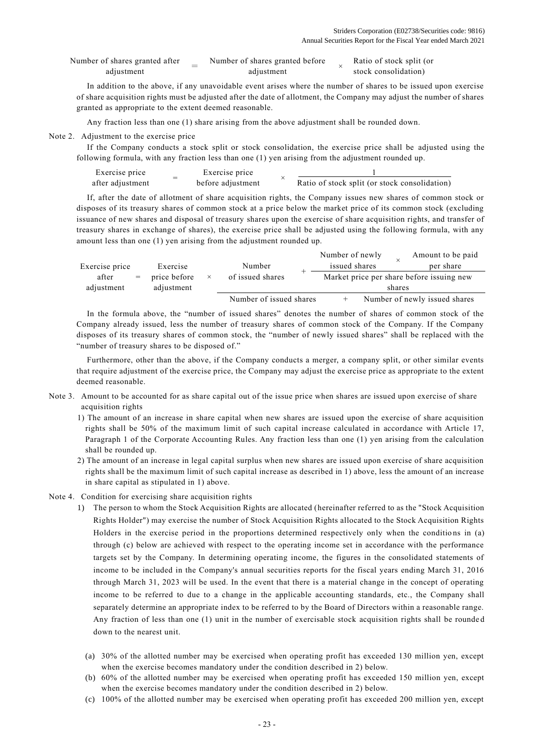$$\text{Number of shares granted after adjustment} = \text{Number of shares granted before adjustment} \times \text{Ratio of stock split (or stock consolidation)}$$

In addition to the above, if any unavoidable event arises where the number of shares to be issued upon exercise of share acquisition rights must be adjusted after the date of allotment, the Company may adjust the number of shares granted as appropriate to the extent deemed reasonable.

Any fraction less than one (1) share arising from the above adjustment shall be rounded down.

Note 2. Adjustment to the exercise price

If the Company conducts a stock split or stock consolidation, the exercise price shall be adjusted using the following formula, with any fraction less than one (1) yen arising from the adjustment rounded up.

$$\text{Exercise price after adjustment} = \text{Exercise price before adjustment} \times \frac{1}{\text{Ratio of stock split (or stock consolidation)}}$$

If, after the date of allotment of share acquisition rights, the Company issues new shares of common stock or disposes of its treasury shares of common stock at a price below the market price of its common stock (excluding issuance of new shares and disposal of treasury shares upon the exercise of share acquisition rights, and transfer of treasury shares in exchange of shares), the exercise price shall be adjusted using the following formula, with any amount less than one (1) yen arising from the adjustment rounded up.

$$\text{Exercise price after adjustment} = \text{Exercise price before adjustment} \times \frac{\text{Number of issued shares} + \dfrac{\text{Number of newly issued shares} \times \text{Amount to be paid per share}}{\text{Market price per share before issuing new shares}}}{\text{Number of issued shares} + \text{Number of newly issued shares}}$$

In the formula above, the "number of issued shares" denotes the number of shares of common stock of the Company already issued, less the number of treasury shares of common stock of the Company. If the Company disposes of its treasury shares of common stock, the "number of newly issued shares" shall be replaced with the "number of treasury shares to be disposed of."

Furthermore, other than the above, if the Company conducts a merger, a company split, or other similar events that require adjustment of the exercise price, the Company may adjust the exercise price as appropriate to the extent deemed reasonable.

Note 3. Amount to be accounted for as share capital out of the issue price when shares are issued upon exercise of share acquisition rights

1) The amount of an increase in share capital when new shares are issued upon the exercise of share acquisition rights shall be 50% of the maximum limit of such capital increase calculated in accordance with Article 17, Paragraph 1 of the Corporate Accounting Rules. Any fraction less than one (1) yen arising from the calculation shall be rounded up.

2) The amount of an increase in legal capital surplus when new shares are issued upon exercise of share acquisition rights shall be the maximum limit of such capital increase as described in 1) above, less the amount of an increase in share capital as stipulated in 1) above.

Note 4. Condition for exercising share acquisition rights

1) The person to whom the Stock Acquisition Rights are allocated (hereinafter referred to as the "Stock Acquisition Rights Holder") may exercise the number of Stock Acquisition Rights allocated to the Stock Acquisition Rights Holders in the exercise period in the proportions determined respectively only when the conditions in (a) through (c) below are achieved with respect to the operating income set in accordance with the performance targets set by the Company. In determining operating income, the figures in the consolidated statements of income to be included in the Company's annual securities reports for the fiscal years ending March 31, 2016 through March 31, 2023 will be used. In the event that there is a material change in the concept of operating income to be referred to due to a change in the applicable accounting standards, etc., the Company shall separately determine an appropriate index to be referred to by the Board of Directors within a reasonable range. Any fraction of less than one (1) unit in the number of exercisable stock acquisition rights shall be rounded down to the nearest unit.

(a) 30% of the allotted number may be exercised when operating profit has exceeded 130 million yen, except when the exercise becomes mandatory under the condition described in 2) below.

(b) 60% of the allotted number may be exercised when operating profit has exceeded 150 million yen, except when the exercise becomes mandatory under the condition described in 2) below.

(c) 100% of the allotted number may be exercised when operating profit has exceeded 200 million yen, except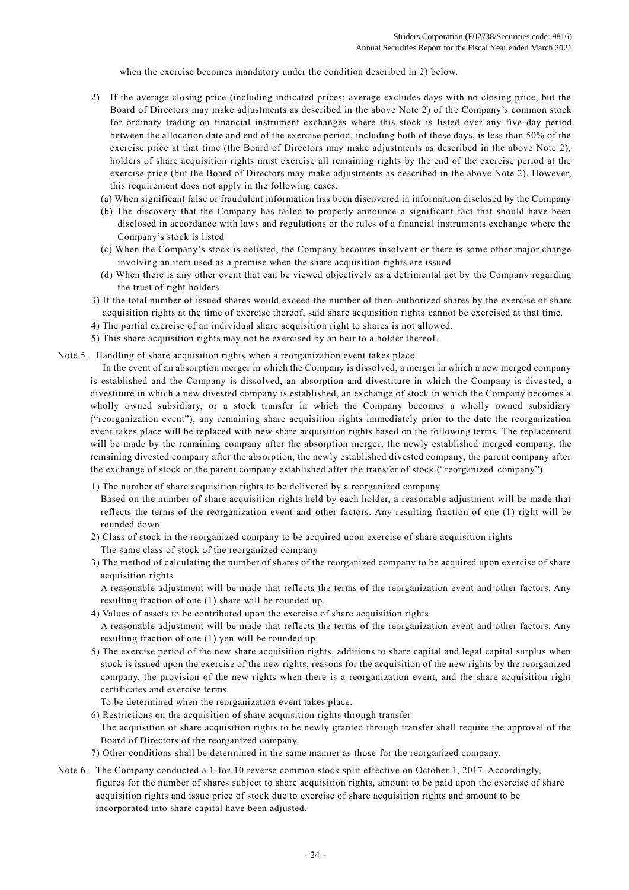when the exercise becomes mandatory under the condition described in 2) below.

2) If the average closing price (including indicated prices; average excludes days with no closing price, but the Board of Directors may make adjustments as described in the above Note 2) of the Company's common stock for ordinary trading on financial instrument exchanges where this stock is listed over any five-day period between the allocation date and end of the exercise period, including both of these days, is less than 50% of the exercise price at that time (the Board of Directors may make adjustments as described in the above Note 2), holders of share acquisition rights must exercise all remaining rights by the end of the exercise period at the exercise price (but the Board of Directors may make adjustments as described in the above Note 2). However, this requirement does not apply in the following cases.
   (a) When significant false or fraudulent information has been discovered in information disclosed by the Company
   (b) The discovery that the Company has failed to properly announce a significant fact that should have been disclosed in accordance with laws and regulations or the rules of a financial instruments exchange where the Company's stock is listed
   (c) When the Company's stock is delisted, the Company becomes insolvent or there is some other major change involving an item used as a premise when the share acquisition rights are issued
   (d) When there is any other event that can be viewed objectively as a detrimental act by the Company regarding the trust of right holders
3) If the total number of issued shares would exceed the number of then-authorized shares by the exercise of share acquisition rights at the time of exercise thereof, said share acquisition rights cannot be exercised at that time.
4) The partial exercise of an individual share acquisition right to shares is not allowed.
5) This share acquisition rights may not be exercised by an heir to a holder thereof.

Note 5. Handling of share acquisition rights when a reorganization event takes place

In the event of an absorption merger in which the Company is dissolved, a merger in which a new merged company is established and the Company is dissolved, an absorption and divestiture in which the Company is divested, a divestiture in which a new divested company is established, an exchange of stock in which the Company becomes a wholly owned subsidiary, or a stock transfer in which the Company becomes a wholly owned subsidiary ("reorganization event"), any remaining share acquisition rights immediately prior to the date the reorganization event takes place will be replaced with new share acquisition rights based on the following terms. The replacement will be made by the remaining company after the absorption merger, the newly established merged company, the remaining divested company after the absorption, the newly established divested company, the parent company after the exchange of stock or the parent company established after the transfer of stock ("reorganized company").

1) The number of share acquisition rights to be delivered by a reorganized company
   Based on the number of share acquisition rights held by each holder, a reasonable adjustment will be made that reflects the terms of the reorganization event and other factors. Any resulting fraction of one (1) right will be rounded down.
2) Class of stock in the reorganized company to be acquired upon exercise of share acquisition rights
   The same class of stock of the reorganized company
3) The method of calculating the number of shares of the reorganized company to be acquired upon exercise of share acquisition rights
   A reasonable adjustment will be made that reflects the terms of the reorganization event and other factors. Any resulting fraction of one (1) share will be rounded up.
4) Values of assets to be contributed upon the exercise of share acquisition rights
   A reasonable adjustment will be made that reflects the terms of the reorganization event and other factors. Any resulting fraction of one (1) yen will be rounded up.
5) The exercise period of the new share acquisition rights, additions to share capital and legal capital surplus when stock is issued upon the exercise of the new rights, reasons for the acquisition of the new rights by the reorganized company, the provision of the new rights when there is a reorganization event, and the share acquisition right certificates and exercise terms
   To be determined when the reorganization event takes place.
6) Restrictions on the acquisition of share acquisition rights through transfer
   The acquisition of share acquisition rights to be newly granted through transfer shall require the approval of the Board of Directors of the reorganized company.
7) Other conditions shall be determined in the same manner as those for the reorganized company.

Note 6. The Company conducted a 1-for-10 reverse common stock split effective on October 1, 2017. Accordingly, figures for the number of shares subject to share acquisition rights, amount to be paid upon the exercise of share acquisition rights and issue price of stock due to exercise of share acquisition rights and amount to be incorporated into share capital have been adjusted.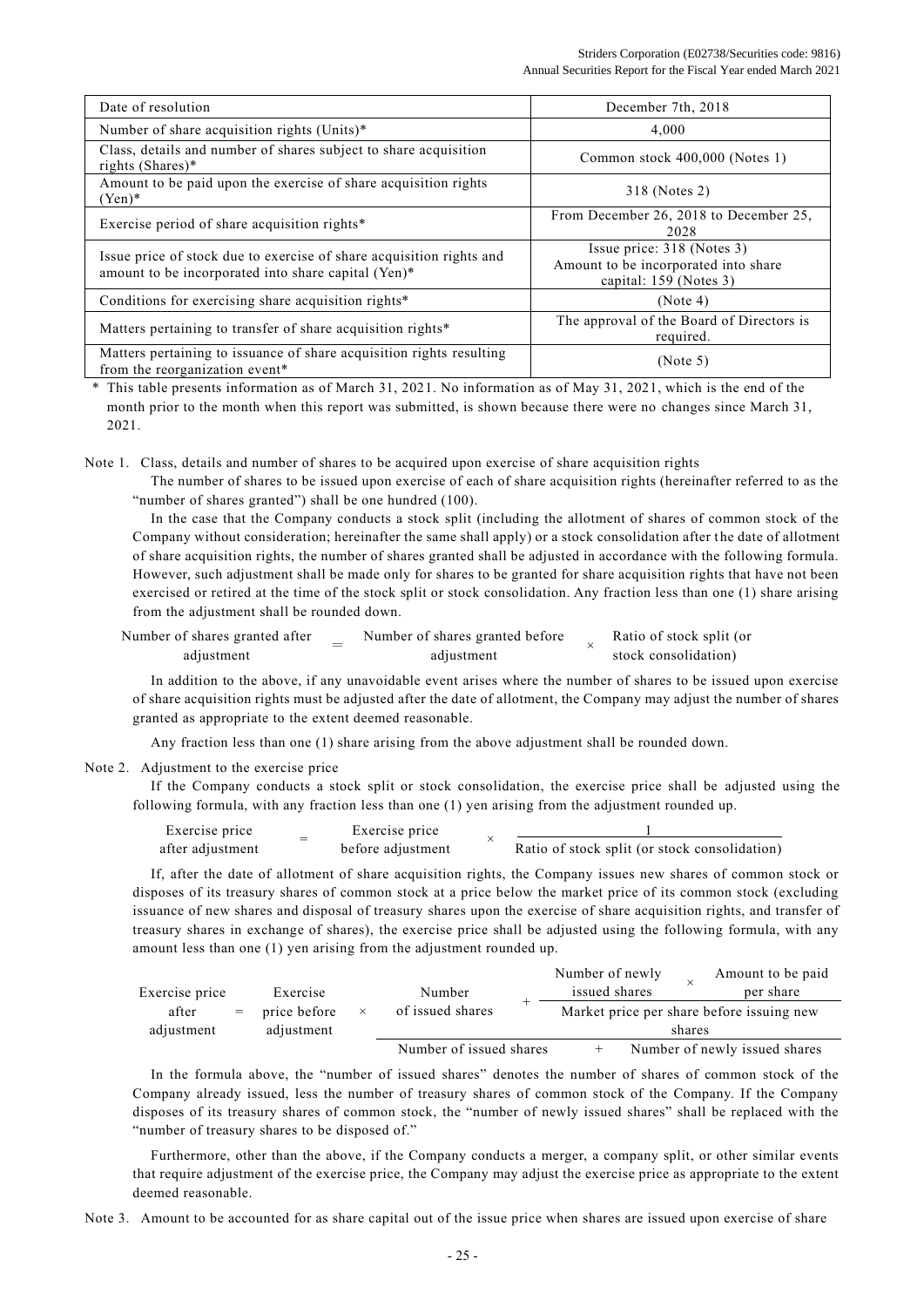| Date of resolution | December 7th, 2018 |
|---|---|
| Number of share acquisition rights (Units)* | 4,000 |
| Class, details and number of shares subject to share acquisition rights (Shares)* | Common stock 400,000 (Notes 1) |
| Amount to be paid upon the exercise of share acquisition rights (Yen)* | 318 (Notes 2) |
| Exercise period of share acquisition rights* | From December 26, 2018 to December 25, 2028 |
| Issue price of stock due to exercise of share acquisition rights and amount to be incorporated into share capital (Yen)* | Issue price: 318 (Notes 3)<br>Amount to be incorporated into share capital: 159 (Notes 3) |
| Conditions for exercising share acquisition rights* | (Note 4) |
| Matters pertaining to transfer of share acquisition rights* | The approval of the Board of Directors is required. |
| Matters pertaining to issuance of share acquisition rights resulting from the reorganization event* | (Note 5) |

\* This table presents information as of March 31, 2021. No information as of May 31, 2021, which is the end of the month prior to the month when this report was submitted, is shown because there were no changes since March 31, 2021.

Note 1. Class, details and number of shares to be acquired upon exercise of share acquisition rights

The number of shares to be issued upon exercise of each of share acquisition rights (hereinafter referred to as the "number of shares granted") shall be one hundred (100).

In the case that the Company conducts a stock split (including the allotment of shares of common stock of the Company without consideration; hereinafter the same shall apply) or a stock consolidation after the date of allotment of share acquisition rights, the number of shares granted shall be adjusted in accordance with the following formula. However, such adjustment shall be made only for shares to be granted for share acquisition rights that have not been exercised or retired at the time of the stock split or stock consolidation. Any fraction less than one (1) share arising from the adjustment shall be rounded down.

$$\text{Number of shares granted after adjustment} = \text{Number of shares granted before adjustment} \times \text{Ratio of stock split (or stock consolidation)}$$

In addition to the above, if any unavoidable event arises where the number of shares to be issued upon exercise of share acquisition rights must be adjusted after the date of allotment, the Company may adjust the number of shares granted as appropriate to the extent deemed reasonable.

Any fraction less than one (1) share arising from the above adjustment shall be rounded down.

Note 2. Adjustment to the exercise price

If the Company conducts a stock split or stock consolidation, the exercise price shall be adjusted using the following formula, with any fraction less than one (1) yen arising from the adjustment rounded up.

$$\text{Exercise price after adjustment} = \text{Exercise price before adjustment} \times \frac{1}{\text{Ratio of stock split (or stock consolidation)}}$$

If, after the date of allotment of share acquisition rights, the Company issues new shares of common stock or disposes of its treasury shares of common stock at a price below the market price of its common stock (excluding issuance of new shares and disposal of treasury shares upon the exercise of share acquisition rights, and transfer of treasury shares in exchange of shares), the exercise price shall be adjusted using the following formula, with any amount less than one (1) yen arising from the adjustment rounded up.

$$\text{Exercise price after adjustment} = \text{Exercise price before adjustment} \times \frac{\text{Number of issued shares} + \dfrac{\text{Number of newly issued shares} \times \text{Amount to be paid per share}}{\text{Market price per share before issuing new shares}}}{\text{Number of issued shares} + \text{Number of newly issued shares}}$$

In the formula above, the "number of issued shares" denotes the number of shares of common stock of the Company already issued, less the number of treasury shares of common stock of the Company. If the Company disposes of its treasury shares of common stock, the "number of newly issued shares" shall be replaced with the "number of treasury shares to be disposed of."

Furthermore, other than the above, if the Company conducts a merger, a company split, or other similar events that require adjustment of the exercise price, the Company may adjust the exercise price as appropriate to the extent deemed reasonable.

Note 3. Amount to be accounted for as share capital out of the issue price when shares are issued upon exercise of share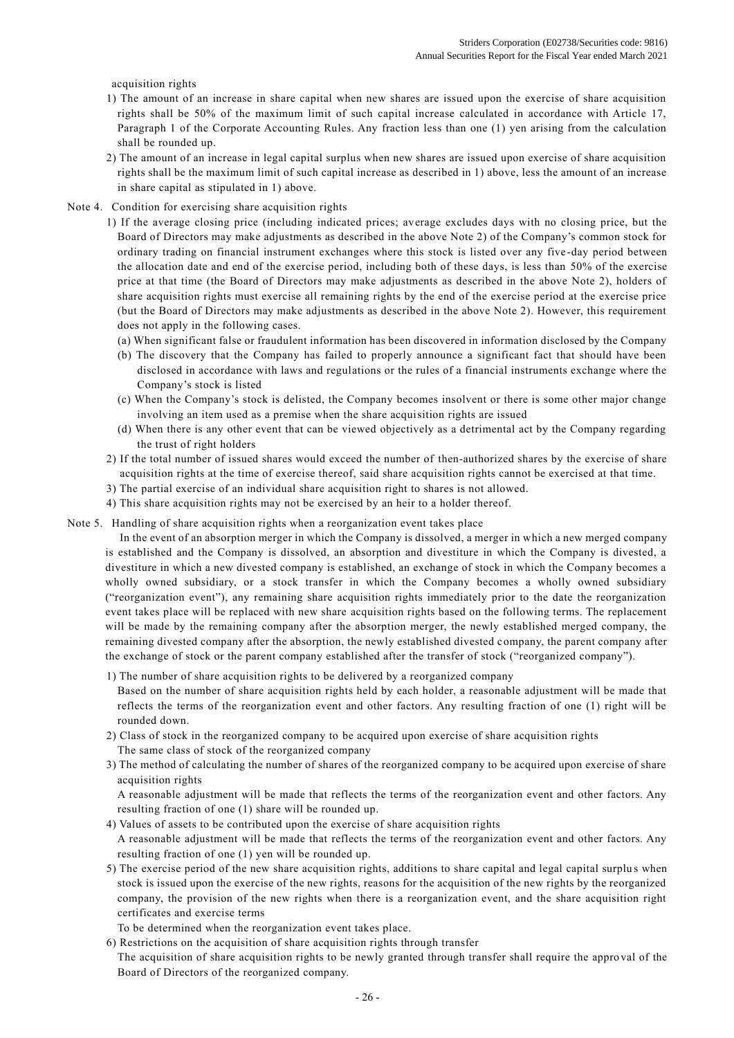acquisition rights

1) The amount of an increase in share capital when new shares are issued upon the exercise of share acquisition rights shall be 50% of the maximum limit of such capital increase calculated in accordance with Article 17, Paragraph 1 of the Corporate Accounting Rules. Any fraction less than one (1) yen arising from the calculation shall be rounded up.
2) The amount of an increase in legal capital surplus when new shares are issued upon exercise of share acquisition rights shall be the maximum limit of such capital increase as described in 1) above, less the amount of an increase in share capital as stipulated in 1) above.

Note 4. Condition for exercising share acquisition rights

1) If the average closing price (including indicated prices; average excludes days with no closing price, but the Board of Directors may make adjustments as described in the above Note 2) of the Company's common stock for ordinary trading on financial instrument exchanges where this stock is listed over any five-day period between the allocation date and end of the exercise period, including both of these days, is less than 50% of the exercise price at that time (the Board of Directors may make adjustments as described in the above Note 2), holders of share acquisition rights must exercise all remaining rights by the end of the exercise period at the exercise price (but the Board of Directors may make adjustments as described in the above Note 2). However, this requirement does not apply in the following cases.
   (a) When significant false or fraudulent information has been discovered in information disclosed by the Company
   (b) The discovery that the Company has failed to properly announce a significant fact that should have been disclosed in accordance with laws and regulations or the rules of a financial instruments exchange where the Company's stock is listed
   (c) When the Company's stock is delisted, the Company becomes insolvent or there is some other major change involving an item used as a premise when the share acquisition rights are issued
   (d) When there is any other event that can be viewed objectively as a detrimental act by the Company regarding the trust of right holders
2) If the total number of issued shares would exceed the number of then-authorized shares by the exercise of share acquisition rights at the time of exercise thereof, said share acquisition rights cannot be exercised at that time.
3) The partial exercise of an individual share acquisition right to shares is not allowed.
4) This share acquisition rights may not be exercised by an heir to a holder thereof.

Note 5. Handling of share acquisition rights when a reorganization event takes place

In the event of an absorption merger in which the Company is dissolved, a merger in which a new merged company is established and the Company is dissolved, an absorption and divestiture in which the Company is divested, a divestiture in which a new divested company is established, an exchange of stock in which the Company becomes a wholly owned subsidiary, or a stock transfer in which the Company becomes a wholly owned subsidiary ("reorganization event"), any remaining share acquisition rights immediately prior to the date the reorganization event takes place will be replaced with new share acquisition rights based on the following terms. The replacement will be made by the remaining company after the absorption merger, the newly established merged company, the remaining divested company after the absorption, the newly established divested company, the parent company after the exchange of stock or the parent company established after the transfer of stock ("reorganized company").

1) The number of share acquisition rights to be delivered by a reorganized company
   Based on the number of share acquisition rights held by each holder, a reasonable adjustment will be made that reflects the terms of the reorganization event and other factors. Any resulting fraction of one (1) right will be rounded down.
2) Class of stock in the reorganized company to be acquired upon exercise of share acquisition rights
   The same class of stock of the reorganized company
3) The method of calculating the number of shares of the reorganized company to be acquired upon exercise of share acquisition rights
   A reasonable adjustment will be made that reflects the terms of the reorganization event and other factors. Any resulting fraction of one (1) share will be rounded up.
4) Values of assets to be contributed upon the exercise of share acquisition rights
   A reasonable adjustment will be made that reflects the terms of the reorganization event and other factors. Any resulting fraction of one (1) yen will be rounded up.
5) The exercise period of the new share acquisition rights, additions to share capital and legal capital surplus when stock is issued upon the exercise of the new rights, reasons for the acquisition of the new rights by the reorganized company, the provision of the new rights when there is a reorganization event, and the share acquisition right certificates and exercise terms
   To be determined when the reorganization event takes place.
6) Restrictions on the acquisition of share acquisition rights through transfer
   The acquisition of share acquisition rights to be newly granted through transfer shall require the approval of the Board of Directors of the reorganized company.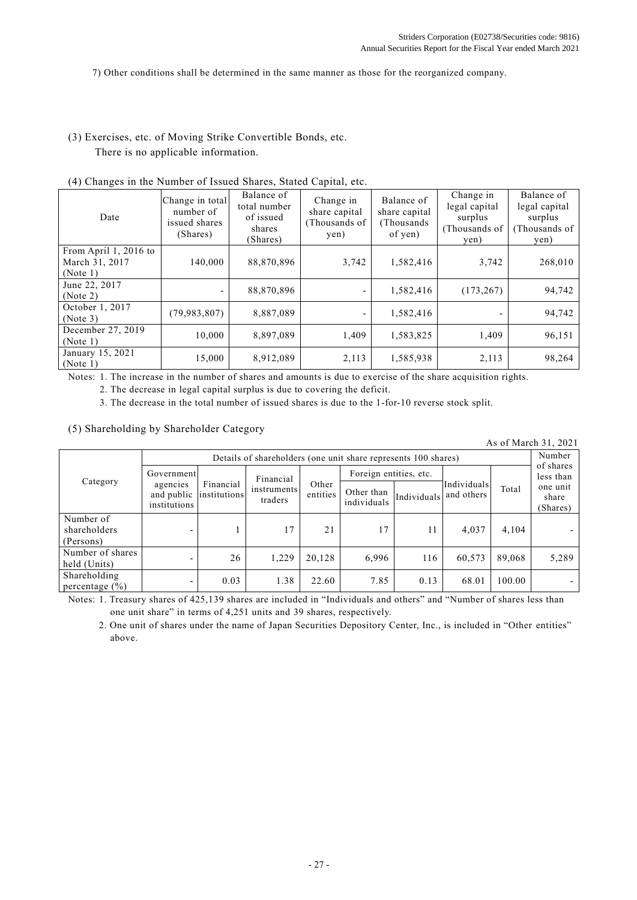7) Other conditions shall be determined in the same manner as those for the reorganized company.

### (3) Exercises, etc. of Moving Strike Convertible Bonds, etc.

There is no applicable information.

### (4) Changes in the Number of Issued Shares, Stated Capital, etc.

| Date | Change in total number of issued shares (Shares) | Balance of total number of issued shares (Shares) | Change in share capital (Thousands of yen) | Balance of share capital (Thousands of yen) | Change in legal capital surplus (Thousands of yen) | Balance of legal capital surplus (Thousands of yen) |
|---|---|---|---|---|---|---|
| From April 1, 2016 to March 31, 2017 (Note 1) | 140,000 | 88,870,896 | 3,742 | 1,582,416 | 3,742 | 268,010 |
| June 22, 2017 (Note 2) | - | 88,870,896 | - | 1,582,416 | (173,267) | 94,742 |
| October 1, 2017 (Note 3) | (79,983,807) | 8,887,089 | - | 1,582,416 | - | 94,742 |
| December 27, 2019 (Note 1) | 10,000 | 8,897,089 | 1,409 | 1,583,825 | 1,409 | 96,151 |
| January 15, 2021 (Note 1) | 15,000 | 8,912,089 | 2,113 | 1,585,938 | 2,113 | 98,264 |

Notes: 1. The increase in the number of shares and amounts is due to exercise of the share acquisition rights.

2. The decrease in legal capital surplus is due to covering the deficit.

3. The decrease in the total number of issued shares is due to the 1-for-10 reverse stock split.

### (5) Shareholding by Shareholder Category

As of March 31, 2021

| Category | Details of shareholders (one unit share represents 100 shares) | | | | | | | | Number of shares less than one unit share (Shares) |
|---|---|---|---|---|---|---|---|---|---|
| | Government agencies and public institutions | Financial institutions | Financial instruments traders | Other entities | Foreign entities, etc. | | Individuals and others | Total | |
| | | | | | Other than individuals | Individuals | | | |
| Number of shareholders (Persons) | - | 1 | 17 | 21 | 17 | 11 | 4,037 | 4,104 | - |
| Number of shares held (Units) | - | 26 | 1,229 | 20,128 | 6,996 | 116 | 60,573 | 89,068 | 5,289 |
| Shareholding percentage (%) | - | 0.03 | 1.38 | 22.60 | 7.85 | 0.13 | 68.01 | 100.00 | - |

Notes: 1. Treasury shares of 425,139 shares are included in "Individuals and others" and "Number of shares less than one unit share" in terms of 4,251 units and 39 shares, respectively.

2. One unit of shares under the name of Japan Securities Depository Center, Inc., is included in "Other entities" above.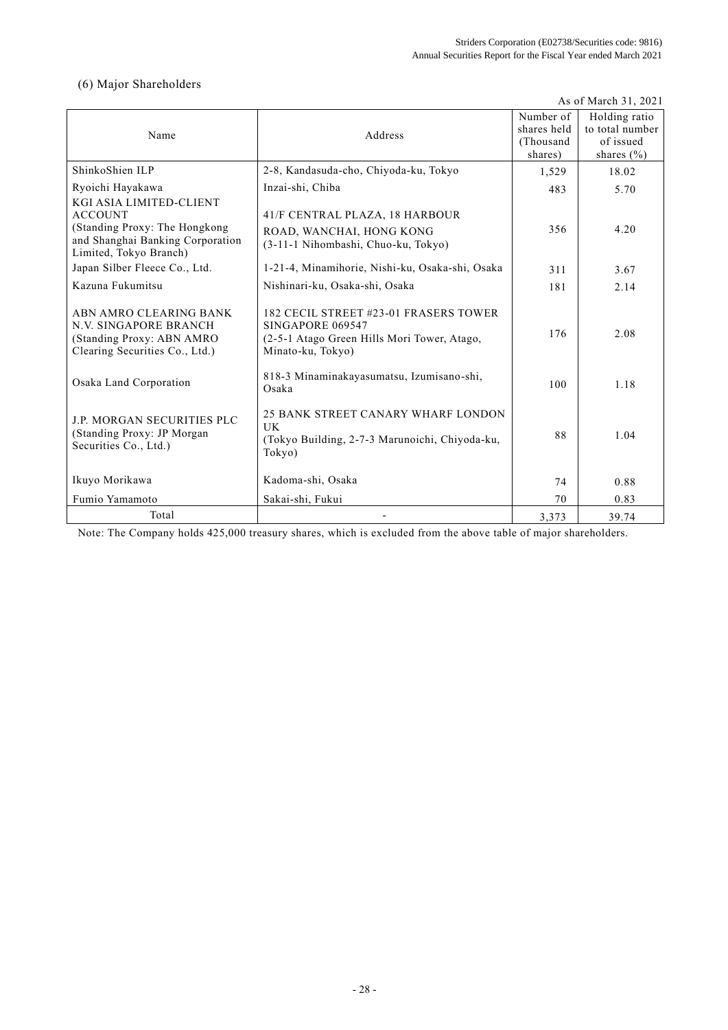## (6) Major Shareholders

As of March 31, 2021

| Name | Address | Number of shares held (Thousand shares) | Holding ratio to total number of issued shares (%) |
|---|---|---|---|
| ShinkoShien ILP | 2-8, Kandasuda-cho, Chiyoda-ku, Tokyo | 1,529 | 18.02 |
| Ryoichi Hayakawa | Inzai-shi, Chiba | 483 | 5.70 |
| KGI ASIA LIMITED-CLIENT ACCOUNT (Standing Proxy: The Hongkong and Shanghai Banking Corporation Limited, Tokyo Branch) | 41/F CENTRAL PLAZA, 18 HARBOUR ROAD, WANCHAI, HONG KONG (3-11-1 Nihombashi, Chuo-ku, Tokyo) | 356 | 4.20 |
| Japan Silber Fleece Co., Ltd. | 1-21-4, Minamihorie, Nishi-ku, Osaka-shi, Osaka | 311 | 3.67 |
| Kazuna Fukumitsu | Nishinari-ku, Osaka-shi, Osaka | 181 | 2.14 |
| ABN AMRO CLEARING BANK N.V. SINGAPORE BRANCH (Standing Proxy: ABN AMRO Clearing Securities Co., Ltd.) | 182 CECIL STREET #23-01 FRASERS TOWER SINGAPORE 069547 (2-5-1 Atago Green Hills Mori Tower, Atago, Minato-ku, Tokyo) | 176 | 2.08 |
| Osaka Land Corporation | 818-3 Minaminakayasumatsu, Izumisano-shi, Osaka | 100 | 1.18 |
| J.P. MORGAN SECURITIES PLC (Standing Proxy: JP Morgan Securities Co., Ltd.) | 25 BANK STREET CANARY WHARF LONDON UK (Tokyo Building, 2-7-3 Marunoichi, Chiyoda-ku, Tokyo) | 88 | 1.04 |
| Ikuyo Morikawa | Kadoma-shi, Osaka | 74 | 0.88 |
| Fumio Yamamoto | Sakai-shi, Fukui | 70 | 0.83 |
| Total | - | 3,373 | 39.74 |

Note: The Company holds 425,000 treasury shares, which is excluded from the above table of major shareholders.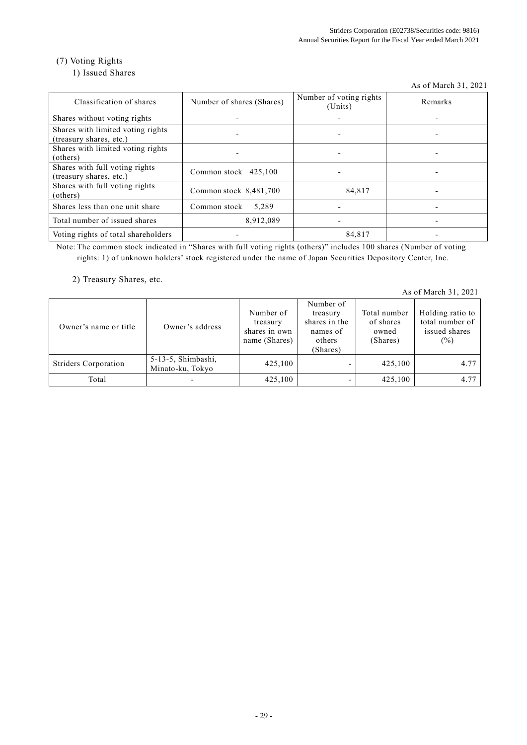### (7) Voting Rights

#### 1) Issued Shares

As of March 31, 2021

| Classification of shares | Number of shares (Shares) | Number of voting rights (Units) | Remarks |
|---|---|---|---|
| Shares without voting rights | - | - | - |
| Shares with limited voting rights (treasury shares, etc.) | - | - | - |
| Shares with limited voting rights (others) | - | - | - |
| Shares with full voting rights (treasury shares, etc.) | Common stock 425,100 | - | - |
| Shares with full voting rights (others) | Common stock 8,481,700 | 84,817 | - |
| Shares less than one unit share | Common stock 5,289 | - | - |
| Total number of issued shares | 8,912,089 | - | - |
| Voting rights of total shareholders | - | 84,817 | - |

Note: The common stock indicated in "Shares with full voting rights (others)" includes 100 shares (Number of voting rights: 1) of unknown holders' stock registered under the name of Japan Securities Depository Center, Inc.

#### 2) Treasury Shares, etc.

As of March 31, 2021

| Owner's name or title | Owner's address | Number of treasury shares in own name (Shares) | Number of treasury shares in the names of others (Shares) | Total number of shares owned (Shares) | Holding ratio to total number of issued shares (%) |
|---|---|---|---|---|---|
| Striders Corporation | 5-13-5, Shimbashi, Minato-ku, Tokyo | 425,100 | - | 425,100 | 4.77 |
| Total | - | 425,100 | - | 425,100 | 4.77 |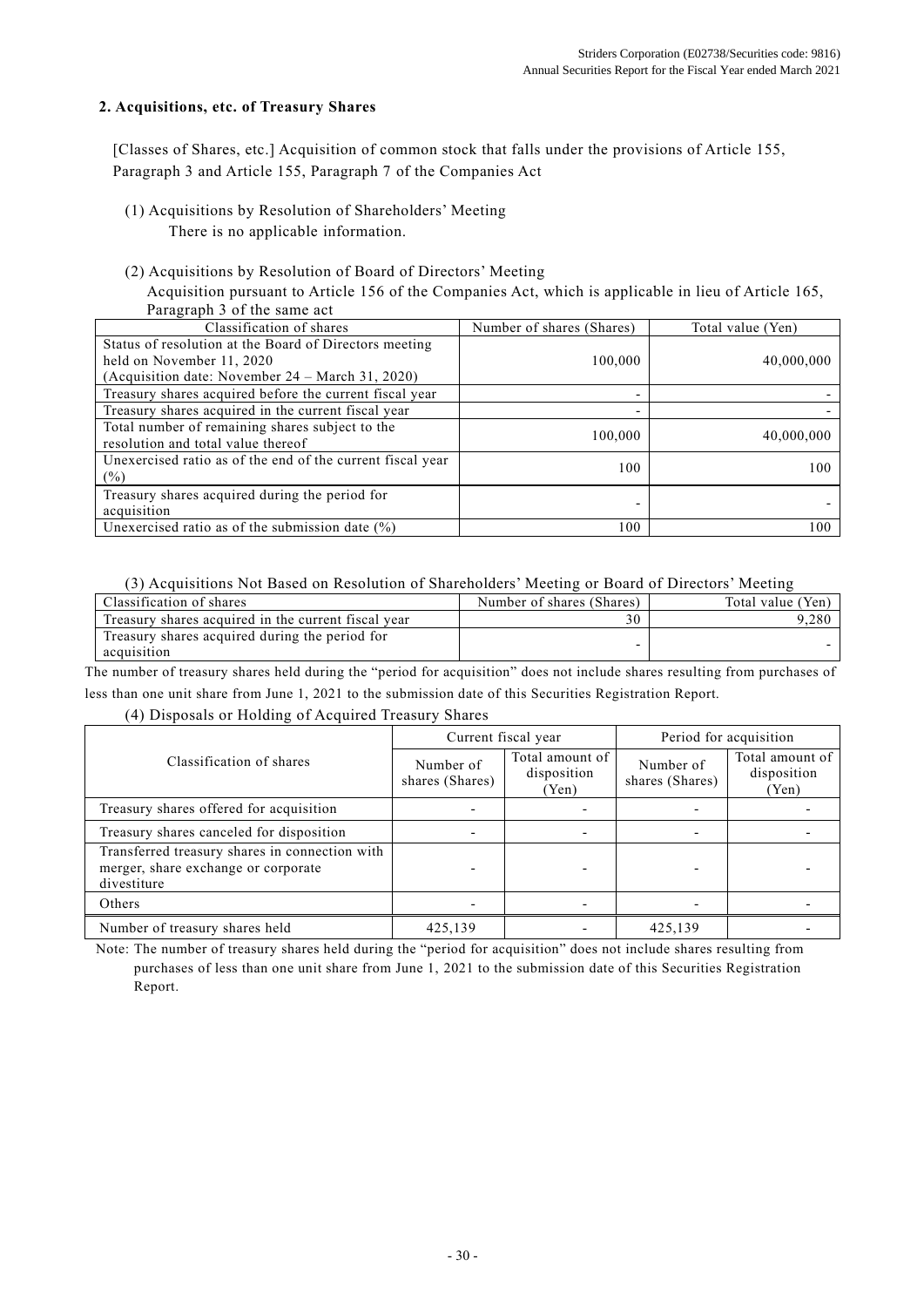## 2. Acquisitions, etc. of Treasury Shares

[Classes of Shares, etc.] Acquisition of common stock that falls under the provisions of Article 155, Paragraph 3 and Article 155, Paragraph 7 of the Companies Act

(1) Acquisitions by Resolution of Shareholders' Meeting

There is no applicable information.

(2) Acquisitions by Resolution of Board of Directors' Meeting

Acquisition pursuant to Article 156 of the Companies Act, which is applicable in lieu of Article 165, Paragraph 3 of the same act

| Classification of shares | Number of shares (Shares) | Total value (Yen) |
|---|---|---|
| Status of resolution at the Board of Directors meeting held on November 11, 2020 (Acquisition date: November 24 – March 31, 2020) | 100,000 | 40,000,000 |
| Treasury shares acquired before the current fiscal year | - | - |
| Treasury shares acquired in the current fiscal year | - | - |
| Total number of remaining shares subject to the resolution and total value thereof | 100,000 | 40,000,000 |
| Unexercised ratio as of the end of the current fiscal year (%) | 100 | 100 |
| Treasury shares acquired during the period for acquisition | - | - |
| Unexercised ratio as of the submission date (%) | 100 | 100 |

(3) Acquisitions Not Based on Resolution of Shareholders' Meeting or Board of Directors' Meeting

| Classification of shares | Number of shares (Shares) | Total value (Yen) |
|---|---|---|
| Treasury shares acquired in the current fiscal year | 30 | 9,280 |
| Treasury shares acquired during the period for acquisition | - | - |

The number of treasury shares held during the "period for acquisition" does not include shares resulting from purchases of less than one unit share from June 1, 2021 to the submission date of this Securities Registration Report.

(4) Disposals or Holding of Acquired Treasury Shares

| Classification of shares | Current fiscal year | | Period for acquisition | |
|---|---|---|---|---|
| | Number of shares (Shares) | Total amount of disposition (Yen) | Number of shares (Shares) | Total amount of disposition (Yen) |
| Treasury shares offered for acquisition | - | - | - | - |
| Treasury shares canceled for disposition | - | - | - | - |
| Transferred treasury shares in connection with merger, share exchange or corporate divestiture | - | - | - | - |
| Others | - | - | - | - |
| Number of treasury shares held | 425,139 | - | 425,139 | - |

Note: The number of treasury shares held during the "period for acquisition" does not include shares resulting from purchases of less than one unit share from June 1, 2021 to the submission date of this Securities Registration Report.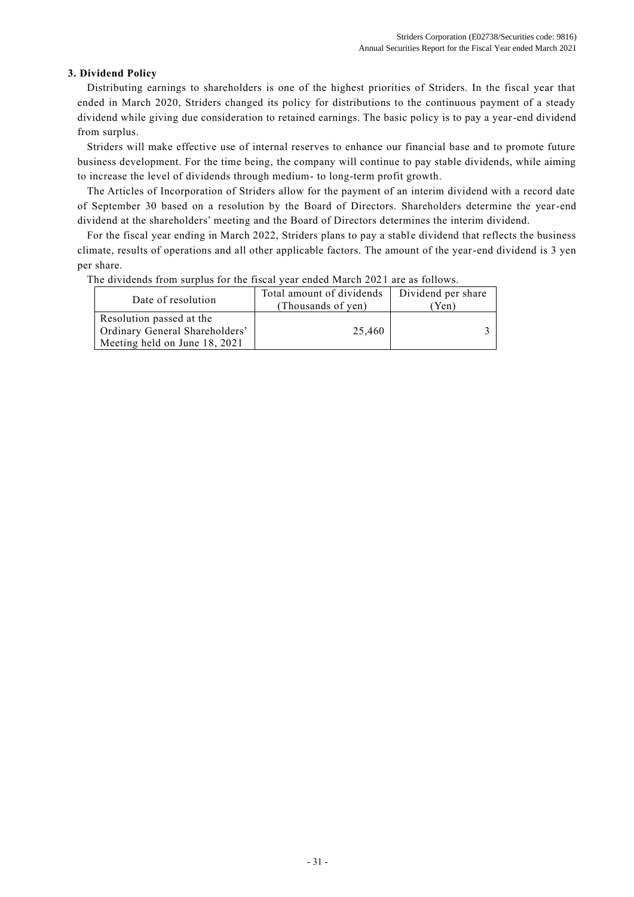### 3. Dividend Policy

Distributing earnings to shareholders is one of the highest priorities of Striders. In the fiscal year that ended in March 2020, Striders changed its policy for distributions to the continuous payment of a steady dividend while giving due consideration to retained earnings. The basic policy is to pay a year-end dividend from surplus.

Striders will make effective use of internal reserves to enhance our financial base and to promote future business development. For the time being, the company will continue to pay stable dividends, while aiming to increase the level of dividends through medium- to long-term profit growth.

The Articles of Incorporation of Striders allow for the payment of an interim dividend with a record date of September 30 based on a resolution by the Board of Directors. Shareholders determine the year-end dividend at the shareholders' meeting and the Board of Directors determines the interim dividend.

For the fiscal year ending in March 2022, Striders plans to pay a stable dividend that reflects the business climate, results of operations and all other applicable factors. The amount of the year-end dividend is 3 yen per share.

The dividends from surplus for the fiscal year ended March 2021 are as follows.

| Date of resolution | Total amount of dividends (Thousands of yen) | Dividend per share (Yen) |
|---|---|---|
| Resolution passed at the Ordinary General Shareholders' Meeting held on June 18, 2021 | 25,460 | 3 |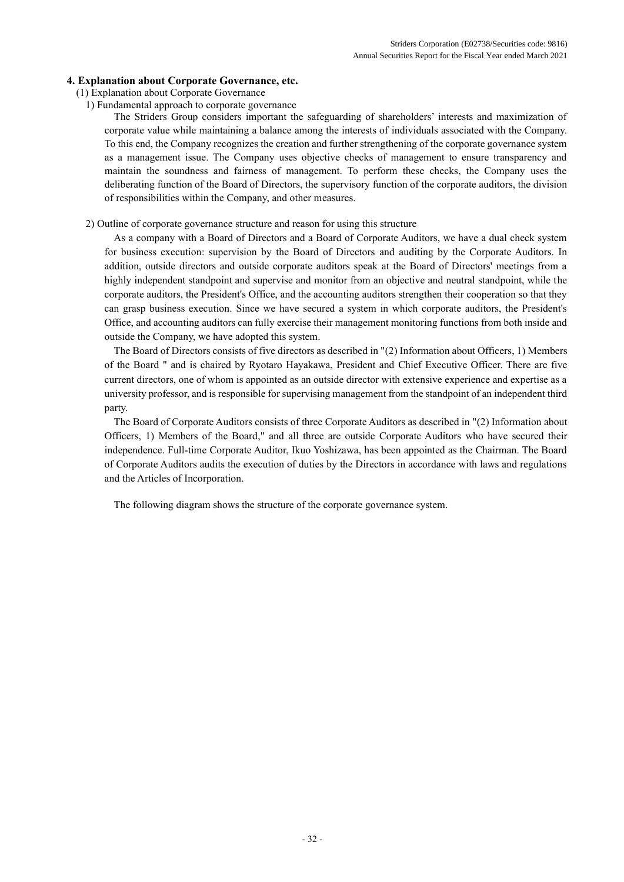## 4. Explanation about Corporate Governance, etc.

(1) Explanation about Corporate Governance

1) Fundamental approach to corporate governance

The Striders Group considers important the safeguarding of shareholders’ interests and maximization of corporate value while maintaining a balance among the interests of individuals associated with the Company. To this end, the Company recognizes the creation and further strengthening of the corporate governance system as a management issue. The Company uses objective checks of management to ensure transparency and maintain the soundness and fairness of management. To perform these checks, the Company uses the deliberating function of the Board of Directors, the supervisory function of the corporate auditors, the division of responsibilities within the Company, and other measures.

2) Outline of corporate governance structure and reason for using this structure

As a company with a Board of Directors and a Board of Corporate Auditors, we have a dual check system for business execution: supervision by the Board of Directors and auditing by the Corporate Auditors. In addition, outside directors and outside corporate auditors speak at the Board of Directors' meetings from a highly independent standpoint and supervise and monitor from an objective and neutral standpoint, while the corporate auditors, the President's Office, and the accounting auditors strengthen their cooperation so that they can grasp business execution. Since we have secured a system in which corporate auditors, the President's Office, and accounting auditors can fully exercise their management monitoring functions from both inside and outside the Company, we have adopted this system.

The Board of Directors consists of five directors as described in "(2) Information about Officers, 1) Members of the Board " and is chaired by Ryotaro Hayakawa, President and Chief Executive Officer. There are five current directors, one of whom is appointed as an outside director with extensive experience and expertise as a university professor, and is responsible for supervising management from the standpoint of an independent third party.

The Board of Corporate Auditors consists of three Corporate Auditors as described in "(2) Information about Officers, 1) Members of the Board," and all three are outside Corporate Auditors who have secured their independence. Full-time Corporate Auditor, Ikuo Yoshizawa, has been appointed as the Chairman. The Board of Corporate Auditors audits the execution of duties by the Directors in accordance with laws and regulations and the Articles of Incorporation.

The following diagram shows the structure of the corporate governance system.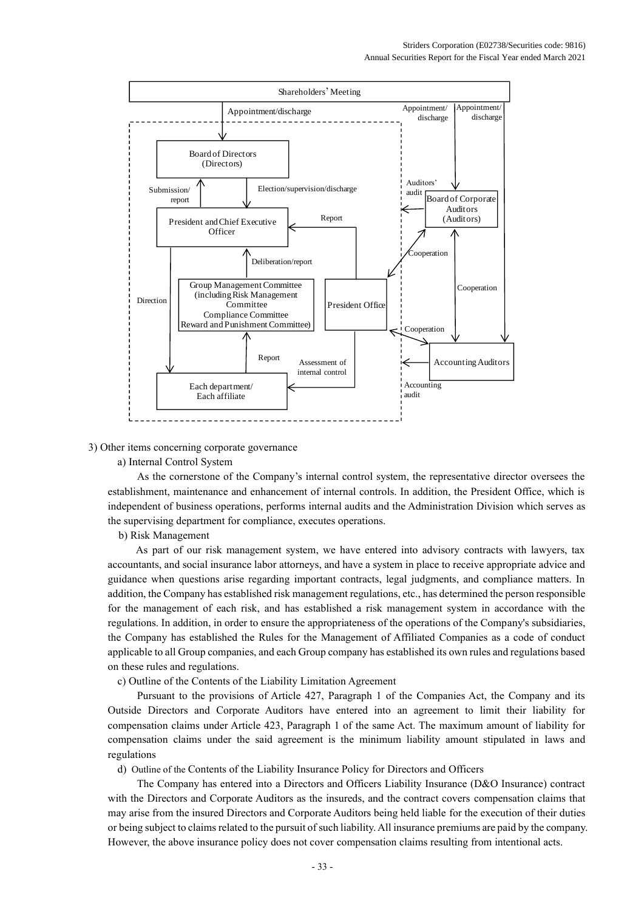Shareholders' Meeting

Appointment/discharge

Appointment/discharge

Appointment/discharge

Board of Directors (Directors)

Submission/report

Election/supervision/discharge

Auditors' audit

Board of Corporate Auditors (Auditors)

President and Chief Executive Officer

Report

Deliberation/report

Cooperation

Group Management Committee (including Risk Management Committee Compliance Committee Reward and Punishment Committee)

Direction

President Office

Cooperation

Cooperation

Report

Assessment of internal control

Accounting Auditors

Each department/ Each affiliate

Accounting audit

3) Other items concerning corporate governance

a) Internal Control System

As the cornerstone of the Company's internal control system, the representative director oversees the establishment, maintenance and enhancement of internal controls. In addition, the President Office, which is independent of business operations, performs internal audits and the Administration Division which serves as the supervising department for compliance, executes operations.

b) Risk Management

As part of our risk management system, we have entered into advisory contracts with lawyers, tax accountants, and social insurance labor attorneys, and have a system in place to receive appropriate advice and guidance when questions arise regarding important contracts, legal judgments, and compliance matters. In addition, the Company has established risk management regulations, etc., has determined the person responsible for the management of each risk, and has established a risk management system in accordance with the regulations. In addition, in order to ensure the appropriateness of the operations of the Company's subsidiaries, the Company has established the Rules for the Management of Affiliated Companies as a code of conduct applicable to all Group companies, and each Group company has established its own rules and regulations based on these rules and regulations.

c) Outline of the Contents of the Liability Limitation Agreement

Pursuant to the provisions of Article 427, Paragraph 1 of the Companies Act, the Company and its Outside Directors and Corporate Auditors have entered into an agreement to limit their liability for compensation claims under Article 423, Paragraph 1 of the same Act. The maximum amount of liability for compensation claims under the said agreement is the minimum liability amount stipulated in laws and regulations

d) Outline of the Contents of the Liability Insurance Policy for Directors and Officers

The Company has entered into a Directors and Officers Liability Insurance (D&O Insurance) contract with the Directors and Corporate Auditors as the insureds, and the contract covers compensation claims that may arise from the insured Directors and Corporate Auditors being held liable for the execution of their duties or being subject to claims related to the pursuit of such liability. All insurance premiums are paid by the company. However, the above insurance policy does not cover compensation claims resulting from intentional acts.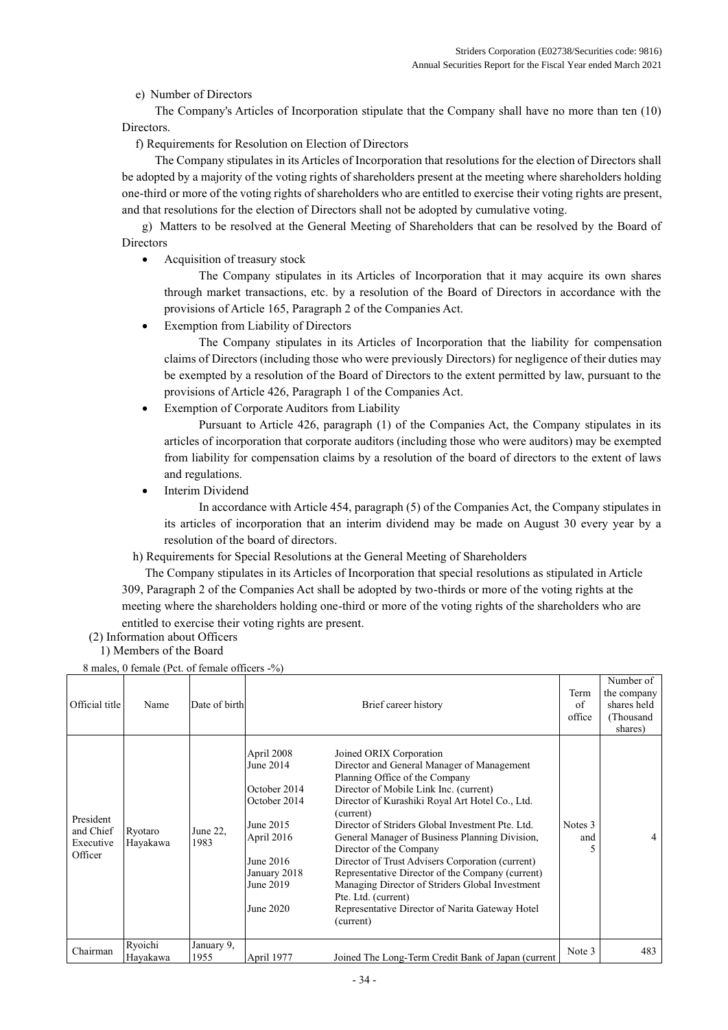e) Number of Directors

The Company's Articles of Incorporation stipulate that the Company shall have no more than ten (10) Directors.

f) Requirements for Resolution on Election of Directors

The Company stipulates in its Articles of Incorporation that resolutions for the election of Directors shall be adopted by a majority of the voting rights of shareholders present at the meeting where shareholders holding one-third or more of the voting rights of shareholders who are entitled to exercise their voting rights are present, and that resolutions for the election of Directors shall not be adopted by cumulative voting.

g) Matters to be resolved at the General Meeting of Shareholders that can be resolved by the Board of Directors

- Acquisition of treasury stock

  The Company stipulates in its Articles of Incorporation that it may acquire its own shares through market transactions, etc. by a resolution of the Board of Directors in accordance with the provisions of Article 165, Paragraph 2 of the Companies Act.

- Exemption from Liability of Directors

  The Company stipulates in its Articles of Incorporation that the liability for compensation claims of Directors (including those who were previously Directors) for negligence of their duties may be exempted by a resolution of the Board of Directors to the extent permitted by law, pursuant to the provisions of Article 426, Paragraph 1 of the Companies Act.

- Exemption of Corporate Auditors from Liability

  Pursuant to Article 426, paragraph (1) of the Companies Act, the Company stipulates in its articles of incorporation that corporate auditors (including those who were auditors) may be exempted from liability for compensation claims by a resolution of the board of directors to the extent of laws and regulations.

- Interim Dividend

  In accordance with Article 454, paragraph (5) of the Companies Act, the Company stipulates in its articles of incorporation that an interim dividend may be made on August 30 every year by a resolution of the board of directors.

h) Requirements for Special Resolutions at the General Meeting of Shareholders

The Company stipulates in its Articles of Incorporation that special resolutions as stipulated in Article 309, Paragraph 2 of the Companies Act shall be adopted by two-thirds or more of the voting rights at the meeting where the shareholders holding one-third or more of the voting rights of the shareholders who are entitled to exercise their voting rights are present.

(2) Information about Officers

1) Members of the Board

8 males, 0 female (Pct. of female officers -%)

| Official title | Name | Date of birth | Brief career history | | Term of office | Number of the company shares held (Thousand shares) |
|---|---|---|---|---|---|---|
| President and Chief Executive Officer | Ryotaro Hayakawa | June 22, 1983 | April 2008<br>June 2014<br><br>October 2014<br>October 2014<br><br>June 2015<br>April 2016<br><br>June 2016<br>January 2018<br>June 2019<br><br>June 2020 | Joined ORIX Corporation<br>Director and General Manager of Management Planning Office of the Company<br>Director of Mobile Link Inc. (current)<br>Director of Kurashiki Royal Art Hotel Co., Ltd. (current)<br>Director of Striders Global Investment Pte. Ltd.<br>General Manager of Business Planning Division, Director of the Company<br>Director of Trust Advisers Corporation (current)<br>Representative Director of the Company (current)<br>Managing Director of Striders Global Investment Pte. Ltd. (current)<br>Representative Director of Narita Gateway Hotel (current) | Notes 3 and 5 | 4 |
| Chairman | Ryoichi Hayakawa | January 9, 1955 | April 1977 | Joined The Long-Term Credit Bank of Japan (current | Note 3 | 483 |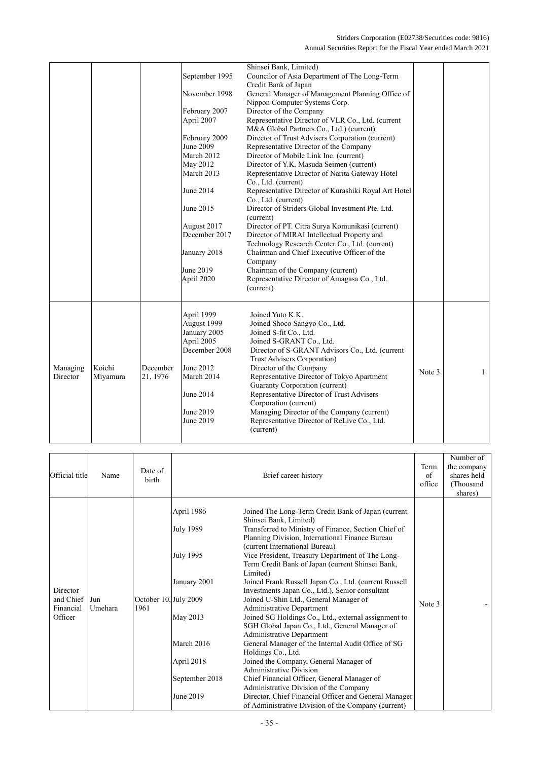| Official title | Name | Date of birth | Brief career history | | Term of office | Number of the company shares held (Thousand shares) |
|---|---|---|---|---|---|---|
| | | | | Shinsei Bank, Limited) | | |
| | | | September 1995 | Councilor of Asia Department of The Long-Term Credit Bank of Japan | | |
| | | | November 1998 | General Manager of Management Planning Office of Nippon Computer Systems Corp. | | |
| | | | February 2007 | Director of the Company | | |
| | | | April 2007 | Representative Director of VLR Co., Ltd. (current M&A Global Partners Co., Ltd.) (current) | | |
| | | | February 2009 | Director of Trust Advisers Corporation (current) | | |
| | | | June 2009 | Representative Director of the Company | | |
| | | | March 2012 | Director of Mobile Link Inc. (current) | | |
| | | | May 2012 | Director of Y.K. Masuda Seimen (current) | | |
| | | | March 2013 | Representative Director of Narita Gateway Hotel Co., Ltd. (current) | | |
| | | | June 2014 | Representative Director of Kurashiki Royal Art Hotel Co., Ltd. (current) | | |
| | | | June 2015 | Director of Striders Global Investment Pte. Ltd. (current) | | |
| | | | August 2017 | Director of PT. Citra Surya Komunikasi (current) | | |
| | | | December 2017 | Director of MIRAI Intellectual Property and Technology Research Center Co., Ltd. (current) | | |
| | | | January 2018 | Chairman and Chief Executive Officer of the Company | | |
| | | | June 2019 | Chairman of the Company (current) | | |
| | | | April 2020 | Representative Director of Amagasa Co., Ltd. (current) | | |
| Managing Director | Koichi Miyamura | December 21, 1976 | April 1999 | Joined Yuto K.K. | Note 3 | 1 |
| | | | August 1999 | Joined Shoco Sangyo Co., Ltd. | | |
| | | | January 2005 | Joined S-fit Co., Ltd. | | |
| | | | April 2005 | Joined S-GRANT Co., Ltd. | | |
| | | | December 2008 | Director of S-GRANT Advisors Co., Ltd. (current Trust Advisers Corporation) | | |
| | | | June 2012 | Director of the Company | | |
| | | | March 2014 | Representative Director of Tokyo Apartment Guaranty Corporation (current) | | |
| | | | June 2014 | Representative Director of Trust Advisers Corporation (current) | | |
| | | | June 2019 | Managing Director of the Company (current) | | |
| | | | June 2019 | Representative Director of ReLive Co., Ltd. (current) | | |
| Director and Chief Financial Officer | Jun Umehara | October 10, 1961 | April 1986 | Joined The Long-Term Credit Bank of Japan (current Shinsei Bank, Limited) | Note 3 | - |
| | | | July 1989 | Transferred to Ministry of Finance, Section Chief of Planning Division, International Finance Bureau (current International Bureau) | | |
| | | | July 1995 | Vice President, Treasury Department of The Long-Term Credit Bank of Japan (current Shinsei Bank, Limited) | | |
| | | | January 2001 | Joined Frank Russell Japan Co., Ltd. (current Russell Investments Japan Co., Ltd.), Senior consultant | | |
| | | | July 2009 | Joined U-Shin Ltd., General Manager of Administrative Department | | |
| | | | May 2013 | Joined SG Holdings Co., Ltd., external assignment to SGH Global Japan Co., Ltd., General Manager of Administrative Department | | |
| | | | March 2016 | General Manager of the Internal Audit Office of SG Holdings Co., Ltd. | | |
| | | | April 2018 | Joined the Company, General Manager of Administrative Division | | |
| | | | September 2018 | Chief Financial Officer, General Manager of Administrative Division of the Company | | |
| | | | June 2019 | Director, Chief Financial Officer and General Manager of Administrative Division of the Company (current) | | |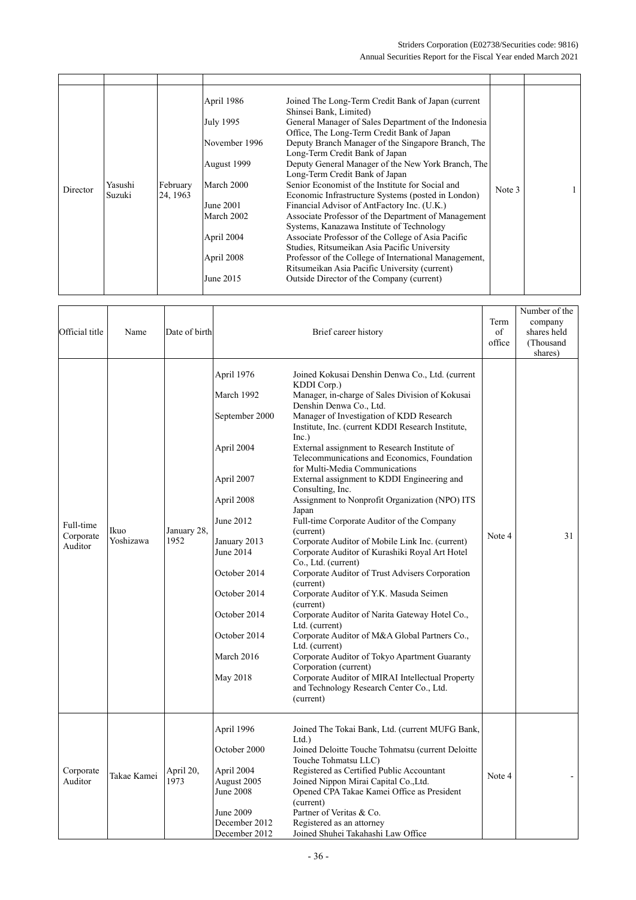| | | | | | |
|---|---|---|---|---|---|
| Director | Yasushi Suzuki | February 24, 1963 | April 1986: Joined The Long-Term Credit Bank of Japan (current Shinsei Bank, Limited)<br>July 1995: General Manager of Sales Department of the Indonesia Office, The Long-Term Credit Bank of Japan<br>November 1996: Deputy Branch Manager of the Singapore Branch, The Long-Term Credit Bank of Japan<br>August 1999: Deputy General Manager of the New York Branch, The Long-Term Credit Bank of Japan<br>March 2000: Senior Economist of the Institute for Social and Economic Infrastructure Systems (posted in London)<br>June 2001: Financial Advisor of AntFactory Inc. (U.K.)<br>March 2002: Associate Professor of the Department of Management Systems, Kanazawa Institute of Technology<br>April 2004: Associate Professor of the College of Asia Pacific Studies, Ritsumeikan Asia Pacific University<br>April 2008: Professor of the College of International Management, Ritsumeikan Asia Pacific University (current)<br>June 2015: Outside Director of the Company (current) | Note 3 | 1 |

| Official title | Name | Date of birth | Brief career history | Term of office | Number of the company shares held (Thousand shares) |
|---|---|---|---|---|---|
| Full-time Corporate Auditor | Ikuo Yoshizawa | January 28, 1952 | April 1976: Joined Kokusai Denshin Denwa Co., Ltd. (current KDDI Corp.)<br>March 1992: Manager, in-charge of Sales Division of Kokusai Denshin Denwa Co., Ltd.<br>September 2000: Manager of Investigation of KDD Research Institute, Inc. (current KDDI Research Institute, Inc.)<br>April 2004: External assignment to Research Institute of Telecommunications and Economics, Foundation for Multi-Media Communications<br>April 2007: External assignment to KDDI Engineering and Consulting, Inc.<br>April 2008: Assignment to Nonprofit Organization (NPO) ITS Japan<br>June 2012: Full-time Corporate Auditor of the Company (current)<br>January 2013: Corporate Auditor of Mobile Link Inc. (current)<br>June 2014: Corporate Auditor of Kurashiki Royal Art Hotel Co., Ltd. (current)<br>October 2014: Corporate Auditor of Trust Advisers Corporation (current)<br>October 2014: Corporate Auditor of Y.K. Masuda Seimen (current)<br>October 2014: Corporate Auditor of Narita Gateway Hotel Co., Ltd. (current)<br>October 2014: Corporate Auditor of M&A Global Partners Co., Ltd. (current)<br>March 2016: Corporate Auditor of Tokyo Apartment Guaranty Corporation (current)<br>May 2018: Corporate Auditor of MIRAI Intellectual Property and Technology Research Center Co., Ltd. (current) | Note 4 | 31 |
| Corporate Auditor | Takae Kamei | April 20, 1973 | April 1996: Joined The Tokai Bank, Ltd. (current MUFG Bank, Ltd.)<br>October 2000: Joined Deloitte Touche Tohmatsu (current Deloitte Touche Tohmatsu LLC)<br>April 2004: Registered as Certified Public Accountant<br>August 2005: Joined Nippon Mirai Capital Co.,Ltd.<br>June 2008: Opened CPA Takae Kamei Office as President (current)<br>June 2009: Partner of Veritas & Co.<br>December 2012: Registered as an attorney<br>December 2012: Joined Shuhei Takahashi Law Office | Note 4 | - |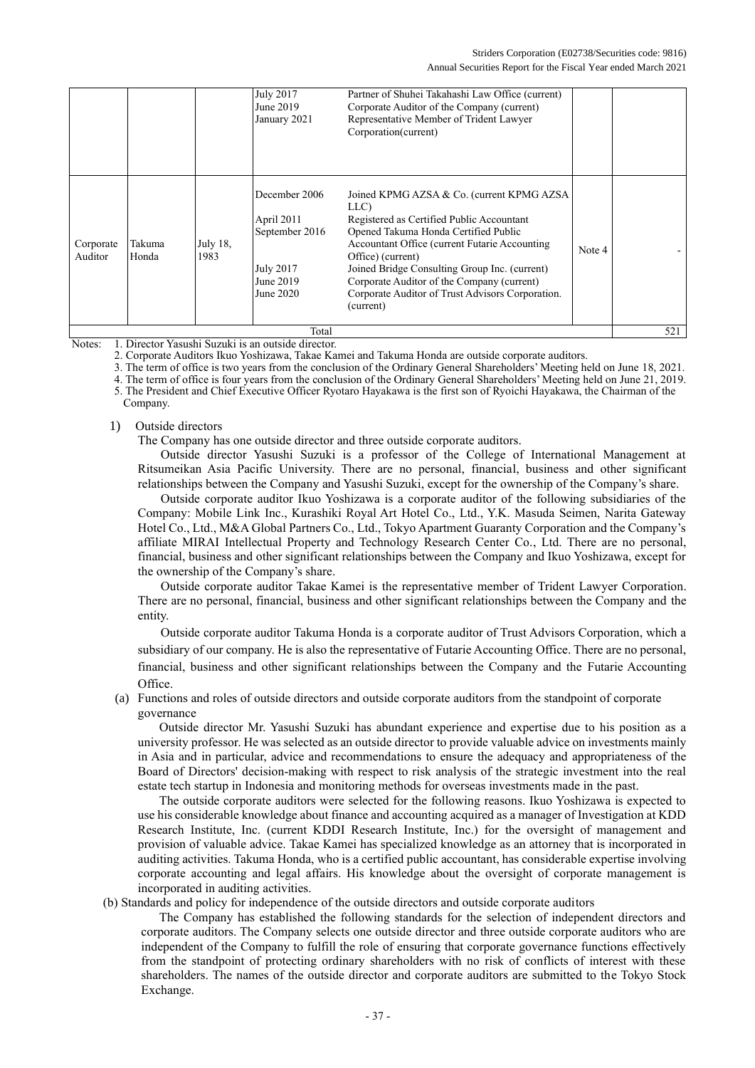| | | | | | | |
|---|---|---|---|---|---|---|
| | | | July 2017<br>June 2019<br>January 2021 | Partner of Shuhei Takahashi Law Office (current)<br>Corporate Auditor of the Company (current)<br>Representative Member of Trident Lawyer Corporation(current) | | |
| Corporate Auditor | Takuma Honda | July 18, 1983 | December 2006<br><br>April 2011<br>September 2016<br><br><br>July 2017<br>June 2019<br>June 2020 | Joined KPMG AZSA & Co. (current KPMG AZSA LLC)<br>Registered as Certified Public Accountant<br>Opened Takuma Honda Certified Public Accountant Office (current Futarie Accounting Office) (current)<br>Joined Bridge Consulting Group Inc. (current)<br>Corporate Auditor of the Company (current)<br>Corporate Auditor of Trust Advisors Corporation. (current) | Note 4 | - |
| Total | | | | | | 521 |

Notes: 1. Director Yasushi Suzuki is an outside director.
2. Corporate Auditors Ikuo Yoshizawa, Takae Kamei and Takuma Honda are outside corporate auditors.
3. The term of office is two years from the conclusion of the Ordinary General Shareholders' Meeting held on June 18, 2021.
4. The term of office is four years from the conclusion of the Ordinary General Shareholders' Meeting held on June 21, 2019.
5. The President and Chief Executive Officer Ryotaro Hayakawa is the first son of Ryoichi Hayakawa, the Chairman of the Company.

1) Outside directors

The Company has one outside director and three outside corporate auditors.

Outside director Yasushi Suzuki is a professor of the College of International Management at Ritsumeikan Asia Pacific University. There are no personal, financial, business and other significant relationships between the Company and Yasushi Suzuki, except for the ownership of the Company's share.

Outside corporate auditor Ikuo Yoshizawa is a corporate auditor of the following subsidiaries of the Company: Mobile Link Inc., Kurashiki Royal Art Hotel Co., Ltd., Y.K. Masuda Seimen, Narita Gateway Hotel Co., Ltd., M&A Global Partners Co., Ltd., Tokyo Apartment Guaranty Corporation and the Company's affiliate MIRAI Intellectual Property and Technology Research Center Co., Ltd. There are no personal, financial, business and other significant relationships between the Company and Ikuo Yoshizawa, except for the ownership of the Company's share.

Outside corporate auditor Takae Kamei is the representative member of Trident Lawyer Corporation. There are no personal, financial, business and other significant relationships between the Company and the entity.

Outside corporate auditor Takuma Honda is a corporate auditor of Trust Advisors Corporation, which a subsidiary of our company. He is also the representative of Futarie Accounting Office. There are no personal, financial, business and other significant relationships between the Company and the Futarie Accounting Office.

(a) Functions and roles of outside directors and outside corporate auditors from the standpoint of corporate governance

Outside director Mr. Yasushi Suzuki has abundant experience and expertise due to his position as a university professor. He was selected as an outside director to provide valuable advice on investments mainly in Asia and in particular, advice and recommendations to ensure the adequacy and appropriateness of the Board of Directors' decision-making with respect to risk analysis of the strategic investment into the real estate tech startup in Indonesia and monitoring methods for overseas investments made in the past.

The outside corporate auditors were selected for the following reasons. Ikuo Yoshizawa is expected to use his considerable knowledge about finance and accounting acquired as a manager of Investigation at KDD Research Institute, Inc. (current KDDI Research Institute, Inc.) for the oversight of management and provision of valuable advice. Takae Kamei has specialized knowledge as an attorney that is incorporated in auditing activities. Takuma Honda, who is a certified public accountant, has considerable expertise involving corporate accounting and legal affairs. His knowledge about the oversight of corporate management is incorporated in auditing activities.

(b) Standards and policy for independence of the outside directors and outside corporate auditors

The Company has established the following standards for the selection of independent directors and corporate auditors. The Company selects one outside director and three outside corporate auditors who are independent of the Company to fulfill the role of ensuring that corporate governance functions effectively from the standpoint of protecting ordinary shareholders with no risk of conflicts of interest with these shareholders. The names of the outside director and corporate auditors are submitted to the Tokyo Stock Exchange.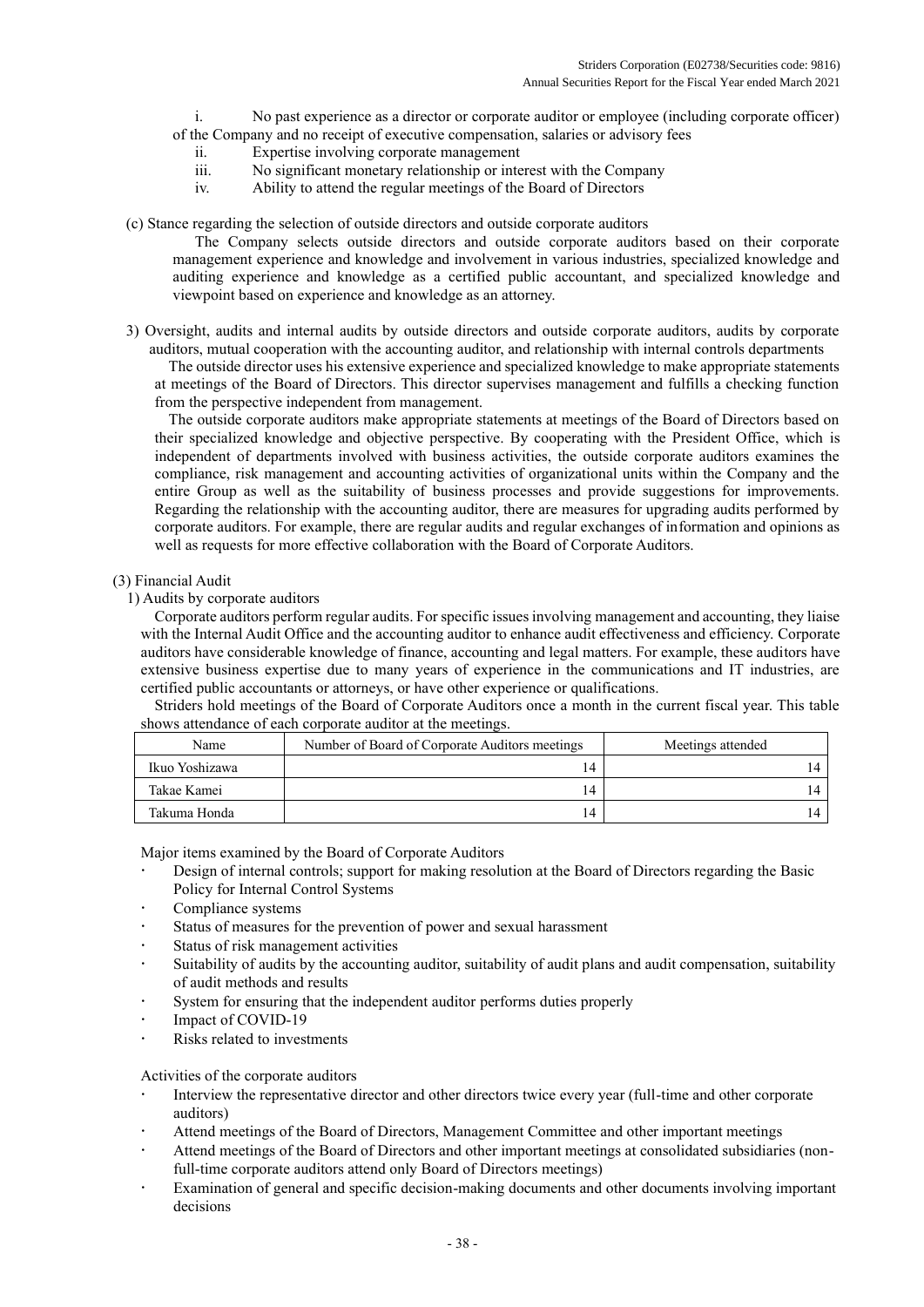i. No past experience as a director or corporate auditor or employee (including corporate officer) of the Company and no receipt of executive compensation, salaries or advisory fees

ii. Expertise involving corporate management

iii. No significant monetary relationship or interest with the Company

iv. Ability to attend the regular meetings of the Board of Directors

(c) Stance regarding the selection of outside directors and outside corporate auditors

The Company selects outside directors and outside corporate auditors based on their corporate management experience and knowledge and involvement in various industries, specialized knowledge and auditing experience and knowledge as a certified public accountant, and specialized knowledge and viewpoint based on experience and knowledge as an attorney.

3) Oversight, audits and internal audits by outside directors and outside corporate auditors, audits by corporate auditors, mutual cooperation with the accounting auditor, and relationship with internal controls departments

The outside director uses his extensive experience and specialized knowledge to make appropriate statements at meetings of the Board of Directors. This director supervises management and fulfills a checking function from the perspective independent from management.

The outside corporate auditors make appropriate statements at meetings of the Board of Directors based on their specialized knowledge and objective perspective. By cooperating with the President Office, which is independent of departments involved with business activities, the outside corporate auditors examines the compliance, risk management and accounting activities of organizational units within the Company and the entire Group as well as the suitability of business processes and provide suggestions for improvements. Regarding the relationship with the accounting auditor, there are measures for upgrading audits performed by corporate auditors. For example, there are regular audits and regular exchanges of information and opinions as well as requests for more effective collaboration with the Board of Corporate Auditors.

(3) Financial Audit

1) Audits by corporate auditors

Corporate auditors perform regular audits. For specific issues involving management and accounting, they liaise with the Internal Audit Office and the accounting auditor to enhance audit effectiveness and efficiency. Corporate auditors have considerable knowledge of finance, accounting and legal matters. For example, these auditors have extensive business expertise due to many years of experience in the communications and IT industries, are certified public accountants or attorneys, or have other experience or qualifications.

Striders hold meetings of the Board of Corporate Auditors once a month in the current fiscal year. This table shows attendance of each corporate auditor at the meetings.

| Name | Number of Board of Corporate Auditors meetings | Meetings attended |
|---|---|---|
| Ikuo Yoshizawa | 14 | 14 |
| Takae Kamei | 14 | 14 |
| Takuma Honda | 14 | 14 |

Major items examined by the Board of Corporate Auditors

- Design of internal controls; support for making resolution at the Board of Directors regarding the Basic Policy for Internal Control Systems
- Compliance systems
- Status of measures for the prevention of power and sexual harassment
- Status of risk management activities
- Suitability of audits by the accounting auditor, suitability of audit plans and audit compensation, suitability of audit methods and results
- System for ensuring that the independent auditor performs duties properly
- Impact of COVID-19
- Risks related to investments

Activities of the corporate auditors

- Interview the representative director and other directors twice every year (full-time and other corporate auditors)
- Attend meetings of the Board of Directors, Management Committee and other important meetings
- Attend meetings of the Board of Directors and other important meetings at consolidated subsidiaries (non-full-time corporate auditors attend only Board of Directors meetings)
- Examination of general and specific decision-making documents and other documents involving important decisions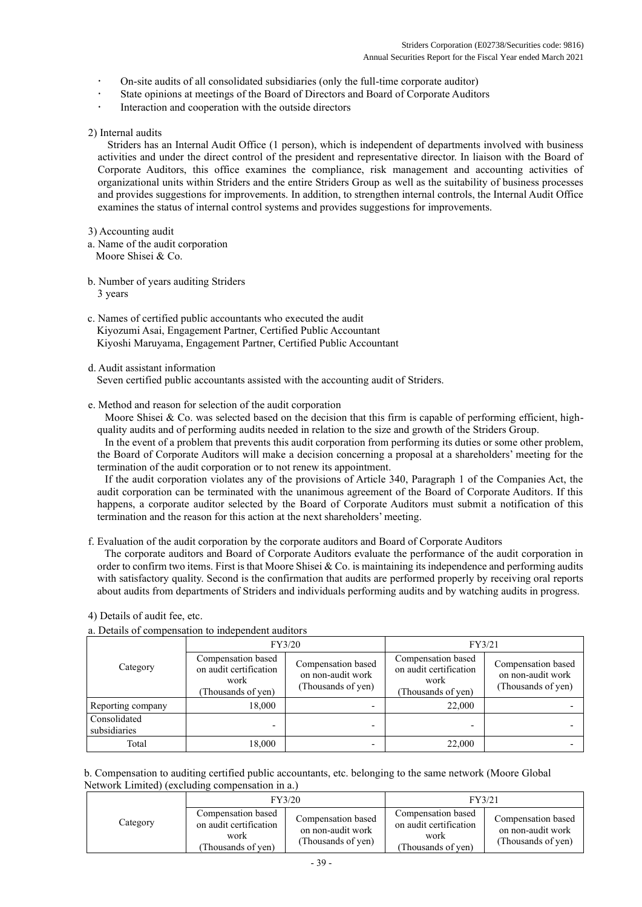- On-site audits of all consolidated subsidiaries (only the full-time corporate auditor)
- State opinions at meetings of the Board of Directors and Board of Corporate Auditors
- Interaction and cooperation with the outside directors

2) Internal audits

Striders has an Internal Audit Office (1 person), which is independent of departments involved with business activities and under the direct control of the president and representative director. In liaison with the Board of Corporate Auditors, this office examines the compliance, risk management and accounting activities of organizational units within Striders and the entire Striders Group as well as the suitability of business processes and provides suggestions for improvements. In addition, to strengthen internal controls, the Internal Audit Office examines the status of internal control systems and provides suggestions for improvements.

3) Accounting audit

a. Name of the audit corporation
Moore Shisei & Co.

b. Number of years auditing Striders
3 years

c. Names of certified public accountants who executed the audit
Kiyozumi Asai, Engagement Partner, Certified Public Accountant
Kiyoshi Maruyama, Engagement Partner, Certified Public Accountant

d. Audit assistant information
Seven certified public accountants assisted with the accounting audit of Striders.

e. Method and reason for selection of the audit corporation

Moore Shisei & Co. was selected based on the decision that this firm is capable of performing efficient, high-quality audits and of performing audits needed in relation to the size and growth of the Striders Group.

In the event of a problem that prevents this audit corporation from performing its duties or some other problem, the Board of Corporate Auditors will make a decision concerning a proposal at a shareholders' meeting for the termination of the audit corporation or to not renew its appointment.

If the audit corporation violates any of the provisions of Article 340, Paragraph 1 of the Companies Act, the audit corporation can be terminated with the unanimous agreement of the Board of Corporate Auditors. If this happens, a corporate auditor selected by the Board of Corporate Auditors must submit a notification of this termination and the reason for this action at the next shareholders' meeting.

f. Evaluation of the audit corporation by the corporate auditors and Board of Corporate Auditors

The corporate auditors and Board of Corporate Auditors evaluate the performance of the audit corporation in order to confirm two items. First is that Moore Shisei & Co. is maintaining its independence and performing audits with satisfactory quality. Second is the confirmation that audits are performed properly by receiving oral reports about audits from departments of Striders and individuals performing audits and by watching audits in progress.

4) Details of audit fee, etc.

a. Details of compensation to independent auditors

| Category | FY3/20 | | FY3/21 | |
|---|---|---|---|---|
| | Compensation based on audit certification work (Thousands of yen) | Compensation based on non-audit work (Thousands of yen) | Compensation based on audit certification work (Thousands of yen) | Compensation based on non-audit work (Thousands of yen) |
| Reporting company | 18,000 | - | 22,000 | - |
| Consolidated subsidiaries | - | - | - | - |
| Total | 18,000 | - | 22,000 | - |

b. Compensation to auditing certified public accountants, etc. belonging to the same network (Moore Global Network Limited) (excluding compensation in a.)

| Category | FY3/20 | | FY3/21 | |
|---|---|---|---|---|
| | Compensation based on audit certification work (Thousands of yen) | Compensation based on non-audit work (Thousands of yen) | Compensation based on audit certification work (Thousands of yen) | Compensation based on non-audit work (Thousands of yen) |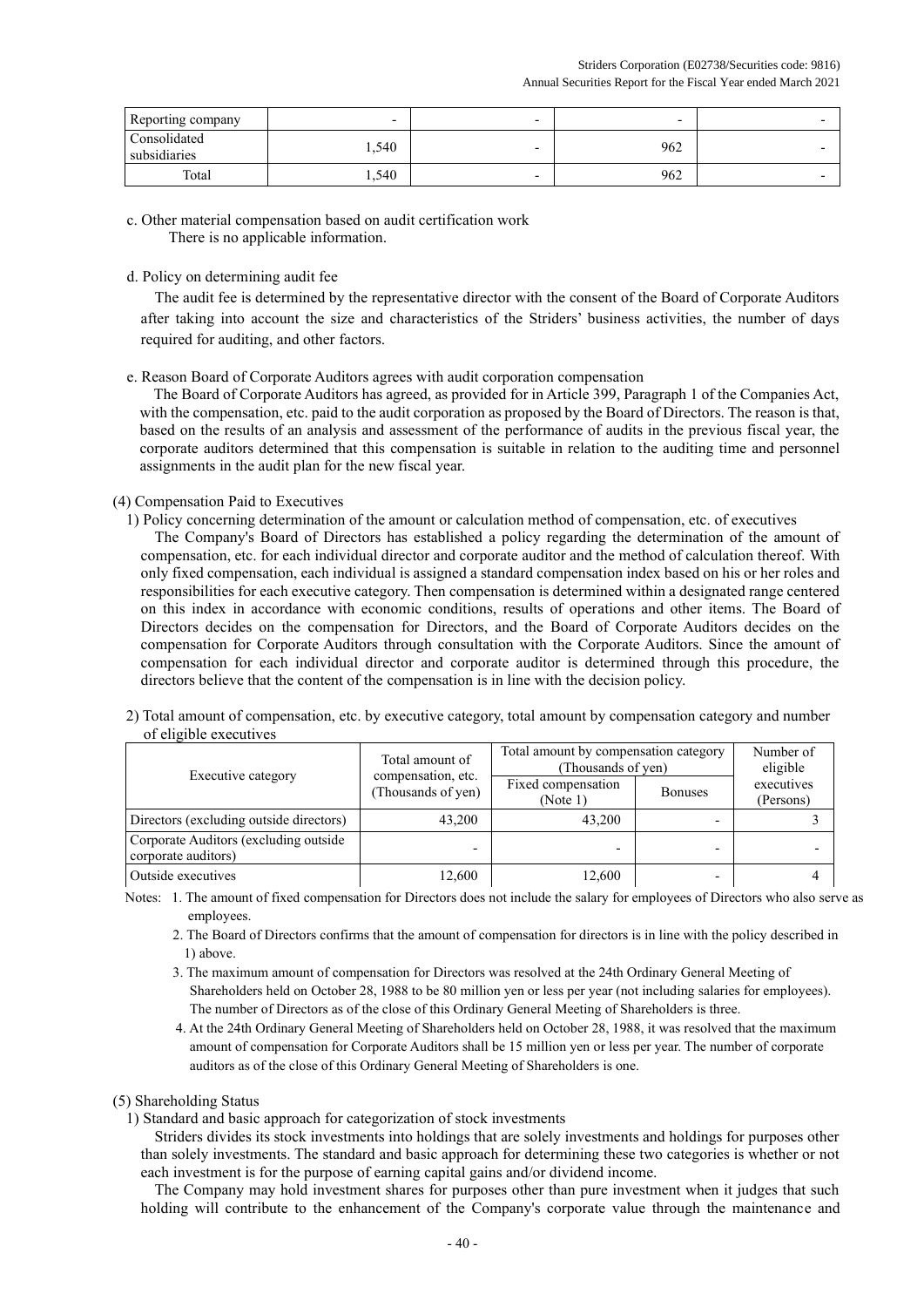| Reporting company | - | - | - | - |
|---|---|---|---|---|
| Consolidated subsidiaries | 1,540 | - | 962 | - |
| Total | 1,540 | - | 962 | - |

c. Other material compensation based on audit certification work

There is no applicable information.

d. Policy on determining audit fee

The audit fee is determined by the representative director with the consent of the Board of Corporate Auditors after taking into account the size and characteristics of the Striders' business activities, the number of days required for auditing, and other factors.

e. Reason Board of Corporate Auditors agrees with audit corporation compensation

The Board of Corporate Auditors has agreed, as provided for in Article 399, Paragraph 1 of the Companies Act, with the compensation, etc. paid to the audit corporation as proposed by the Board of Directors. The reason is that, based on the results of an analysis and assessment of the performance of audits in the previous fiscal year, the corporate auditors determined that this compensation is suitable in relation to the auditing time and personnel assignments in the audit plan for the new fiscal year.

(4) Compensation Paid to Executives

1) Policy concerning determination of the amount or calculation method of compensation, etc. of executives

The Company's Board of Directors has established a policy regarding the determination of the amount of compensation, etc. for each individual director and corporate auditor and the method of calculation thereof. With only fixed compensation, each individual is assigned a standard compensation index based on his or her roles and responsibilities for each executive category. Then compensation is determined within a designated range centered on this index in accordance with economic conditions, results of operations and other items. The Board of Directors decides on the compensation for Directors, and the Board of Corporate Auditors decides on the compensation for Corporate Auditors through consultation with the Corporate Auditors. Since the amount of compensation for each individual director and corporate auditor is determined through this procedure, the directors believe that the content of the compensation is in line with the decision policy.

2) Total amount of compensation, etc. by executive category, total amount by compensation category and number of eligible executives

| Executive category | Total amount of compensation, etc. (Thousands of yen) | Total amount by compensation category (Thousands of yen) | | Number of eligible executives (Persons) |
|---|---|---|---|---|
| | | Fixed compensation (Note 1) | Bonuses | |
| Directors (excluding outside directors) | 43,200 | 43,200 | - | 3 |
| Corporate Auditors (excluding outside corporate auditors) | - | - | - | - |
| Outside executives | 12,600 | 12,600 | - | 4 |

Notes: 1. The amount of fixed compensation for Directors does not include the salary for employees of Directors who also serve as employees.

2. The Board of Directors confirms that the amount of compensation for directors is in line with the policy described in 1) above.

3. The maximum amount of compensation for Directors was resolved at the 24th Ordinary General Meeting of Shareholders held on October 28, 1988 to be 80 million yen or less per year (not including salaries for employees). The number of Directors as of the close of this Ordinary General Meeting of Shareholders is three.

4. At the 24th Ordinary General Meeting of Shareholders held on October 28, 1988, it was resolved that the maximum amount of compensation for Corporate Auditors shall be 15 million yen or less per year. The number of corporate auditors as of the close of this Ordinary General Meeting of Shareholders is one.

(5) Shareholding Status

1) Standard and basic approach for categorization of stock investments

Striders divides its stock investments into holdings that are solely investments and holdings for purposes other than solely investments. The standard and basic approach for determining these two categories is whether or not each investment is for the purpose of earning capital gains and/or dividend income.

The Company may hold investment shares for purposes other than pure investment when it judges that such holding will contribute to the enhancement of the Company's corporate value through the maintenance and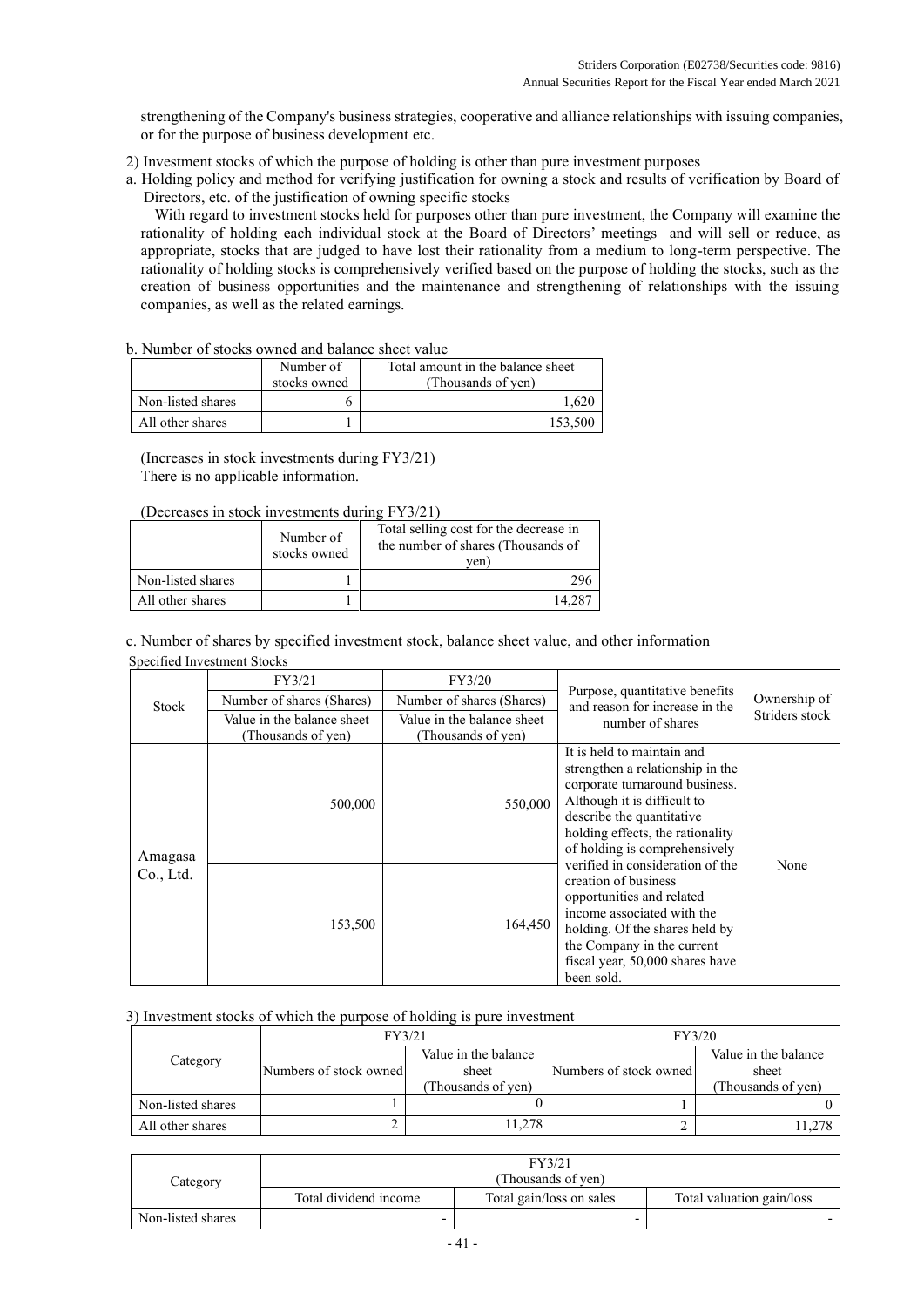strengthening of the Company's business strategies, cooperative and alliance relationships with issuing companies, or for the purpose of business development etc.

2) Investment stocks of which the purpose of holding is other than pure investment purposes

a. Holding policy and method for verifying justification for owning a stock and results of verification by Board of Directors, etc. of the justification of owning specific stocks

With regard to investment stocks held for purposes other than pure investment, the Company will examine the rationality of holding each individual stock at the Board of Directors' meetings and will sell or reduce, as appropriate, stocks that are judged to have lost their rationality from a medium to long-term perspective. The rationality of holding stocks is comprehensively verified based on the purpose of holding the stocks, such as the creation of business opportunities and the maintenance and strengthening of relationships with the issuing companies, as well as the related earnings.

b. Number of stocks owned and balance sheet value

| | Number of stocks owned | Total amount in the balance sheet (Thousands of yen) |
|---|---|---|
| Non-listed shares | 6 | 1,620 |
| All other shares | 1 | 153,500 |

(Increases in stock investments during FY3/21)
There is no applicable information.

(Decreases in stock investments during FY3/21)

| | Number of stocks owned | Total selling cost for the decrease in the number of shares (Thousands of yen) |
|---|---|---|
| Non-listed shares | 1 | 296 |
| All other shares | 1 | 14,287 |

c. Number of shares by specified investment stock, balance sheet value, and other information

Specified Investment Stocks

| Stock | FY3/21 | FY3/20 | Purpose, quantitative benefits and reason for increase in the number of shares | Ownership of Striders stock |
|---|---|---|---|---|
| | Number of shares (Shares) | Number of shares (Shares) | | |
| | Value in the balance sheet (Thousands of yen) | Value in the balance sheet (Thousands of yen) | | |
| Amagasa Co., Ltd. | 500,000 | 550,000 | It is held to maintain and strengthen a relationship in the corporate turnaround business. Although it is difficult to describe the quantitative holding effects, the rationality of holding is comprehensively verified in consideration of the creation of business opportunities and related income associated with the holding. Of the shares held by the Company in the current fiscal year, 50,000 shares have been sold. | None |
| | 153,500 | 164,450 | | |

3) Investment stocks of which the purpose of holding is pure investment

| Category | FY3/21 | | FY3/20 | |
|---|---|---|---|---|
| | Numbers of stock owned | Value in the balance sheet (Thousands of yen) | Numbers of stock owned | Value in the balance sheet (Thousands of yen) |
| Non-listed shares | 1 | 0 | 1 | 0 |
| All other shares | 2 | 11,278 | 2 | 11,278 |

| Category | FY3/21 (Thousands of yen) | | |
|---|---|---|---|
| | Total dividend income | Total gain/loss on sales | Total valuation gain/loss |
| Non-listed shares | - | - | - |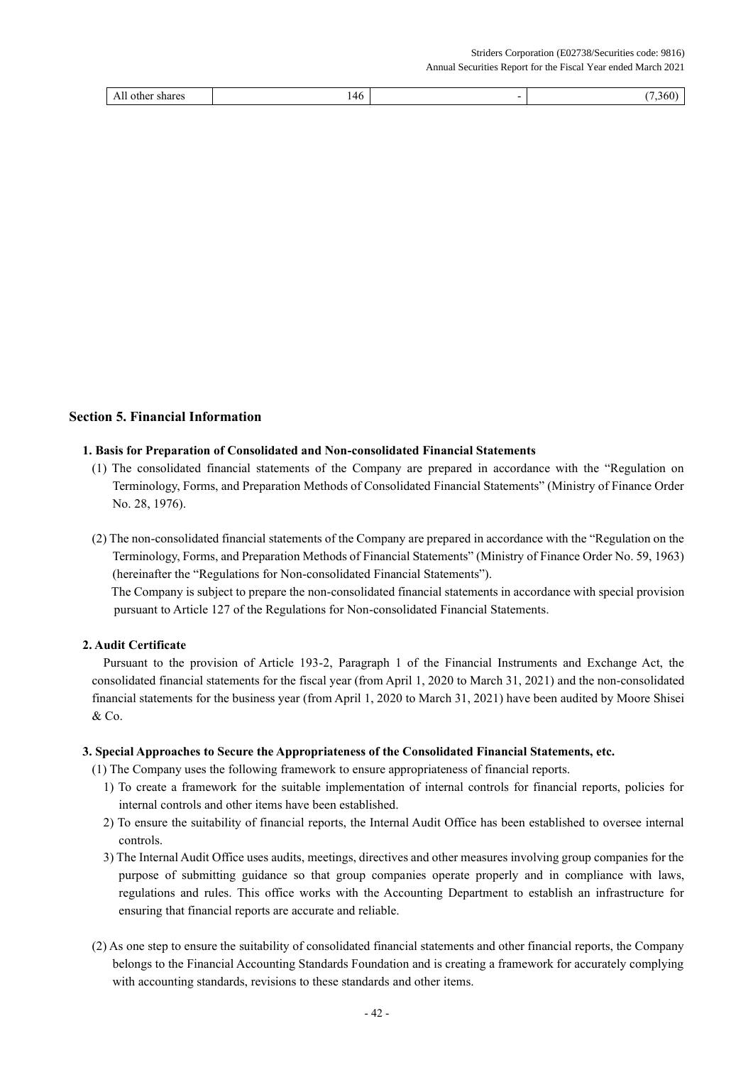| All other shares | 146 | - | (7,360) |
|---|---|---|---|

## Section 5. Financial Information

### 1. Basis for Preparation of Consolidated and Non-consolidated Financial Statements

(1) The consolidated financial statements of the Company are prepared in accordance with the "Regulation on Terminology, Forms, and Preparation Methods of Consolidated Financial Statements" (Ministry of Finance Order No. 28, 1976).

(2) The non-consolidated financial statements of the Company are prepared in accordance with the "Regulation on the Terminology, Forms, and Preparation Methods of Financial Statements" (Ministry of Finance Order No. 59, 1963) (hereinafter the "Regulations for Non-consolidated Financial Statements").

The Company is subject to prepare the non-consolidated financial statements in accordance with special provision pursuant to Article 127 of the Regulations for Non-consolidated Financial Statements.

### 2. Audit Certificate

Pursuant to the provision of Article 193-2, Paragraph 1 of the Financial Instruments and Exchange Act, the consolidated financial statements for the fiscal year (from April 1, 2020 to March 31, 2021) and the non-consolidated financial statements for the business year (from April 1, 2020 to March 31, 2021) have been audited by Moore Shisei & Co.

### 3. Special Approaches to Secure the Appropriateness of the Consolidated Financial Statements, etc.

(1) The Company uses the following framework to ensure appropriateness of financial reports.

1) To create a framework for the suitable implementation of internal controls for financial reports, policies for internal controls and other items have been established.

2) To ensure the suitability of financial reports, the Internal Audit Office has been established to oversee internal controls.

3) The Internal Audit Office uses audits, meetings, directives and other measures involving group companies for the purpose of submitting guidance so that group companies operate properly and in compliance with laws, regulations and rules. This office works with the Accounting Department to establish an infrastructure for ensuring that financial reports are accurate and reliable.

(2) As one step to ensure the suitability of consolidated financial statements and other financial reports, the Company belongs to the Financial Accounting Standards Foundation and is creating a framework for accurately complying with accounting standards, revisions to these standards and other items.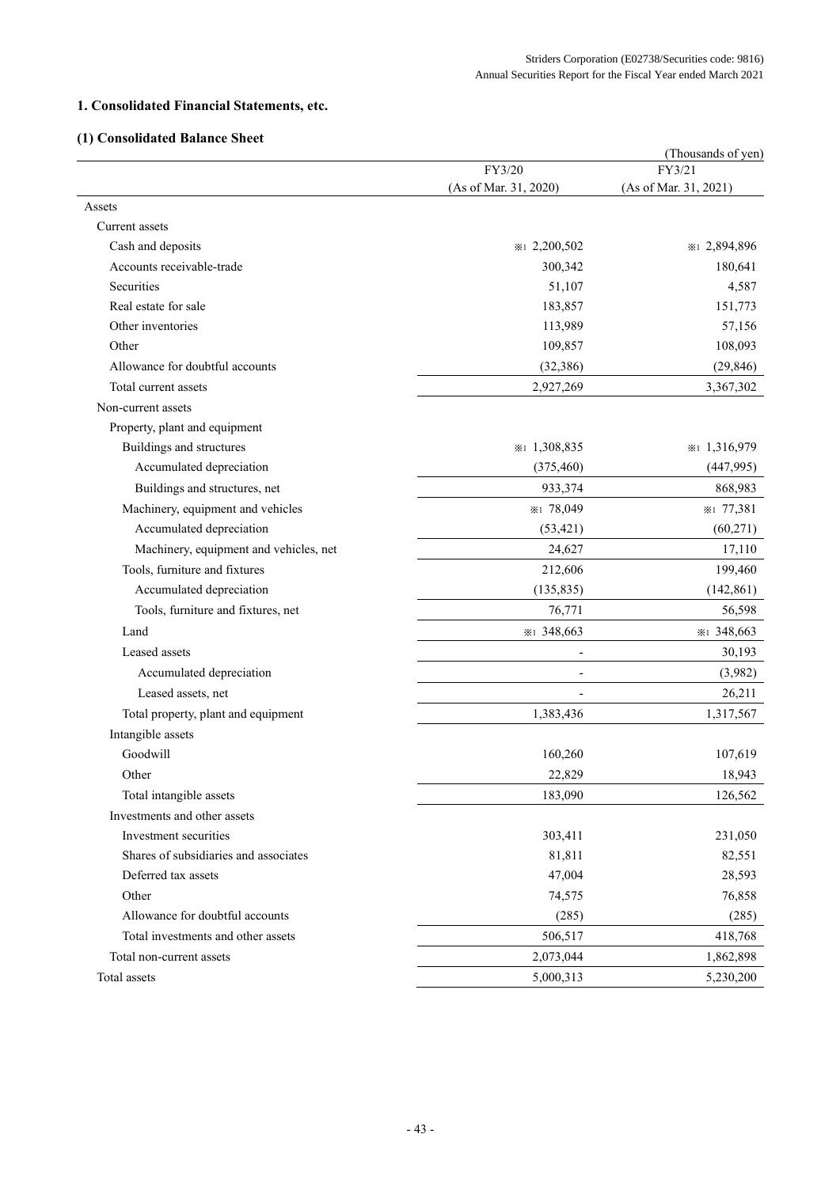## 1. Consolidated Financial Statements, etc.

### (1) Consolidated Balance Sheet

(Thousands of yen)

| | FY3/20 (As of Mar. 31, 2020) | FY3/21 (As of Mar. 31, 2021) |
|---|---|---|
| Assets | | |
| Current assets | | |
| Cash and deposits | ※1 2,200,502 | ※1 2,894,896 |
| Accounts receivable-trade | 300,342 | 180,641 |
| Securities | 51,107 | 4,587 |
| Real estate for sale | 183,857 | 151,773 |
| Other inventories | 113,989 | 57,156 |
| Other | 109,857 | 108,093 |
| Allowance for doubtful accounts | (32,386) | (29,846) |
| Total current assets | 2,927,269 | 3,367,302 |
| Non-current assets | | |
| Property, plant and equipment | | |
| Buildings and structures | ※1 1,308,835 | ※1 1,316,979 |
| Accumulated depreciation | (375,460) | (447,995) |
| Buildings and structures, net | 933,374 | 868,983 |
| Machinery, equipment and vehicles | ※1 78,049 | ※1 77,381 |
| Accumulated depreciation | (53,421) | (60,271) |
| Machinery, equipment and vehicles, net | 24,627 | 17,110 |
| Tools, furniture and fixtures | 212,606 | 199,460 |
| Accumulated depreciation | (135,835) | (142,861) |
| Tools, furniture and fixtures, net | 76,771 | 56,598 |
| Land | ※1 348,663 | ※1 348,663 |
| Leased assets | - | 30,193 |
| Accumulated depreciation | - | (3,982) |
| Leased assets, net | - | 26,211 |
| Total property, plant and equipment | 1,383,436 | 1,317,567 |
| Intangible assets | | |
| Goodwill | 160,260 | 107,619 |
| Other | 22,829 | 18,943 |
| Total intangible assets | 183,090 | 126,562 |
| Investments and other assets | | |
| Investment securities | 303,411 | 231,050 |
| Shares of subsidiaries and associates | 81,811 | 82,551 |
| Deferred tax assets | 47,004 | 28,593 |
| Other | 74,575 | 76,858 |
| Allowance for doubtful accounts | (285) | (285) |
| Total investments and other assets | 506,517 | 418,768 |
| Total non-current assets | 2,073,044 | 1,862,898 |
| Total assets | 5,000,313 | 5,230,200 |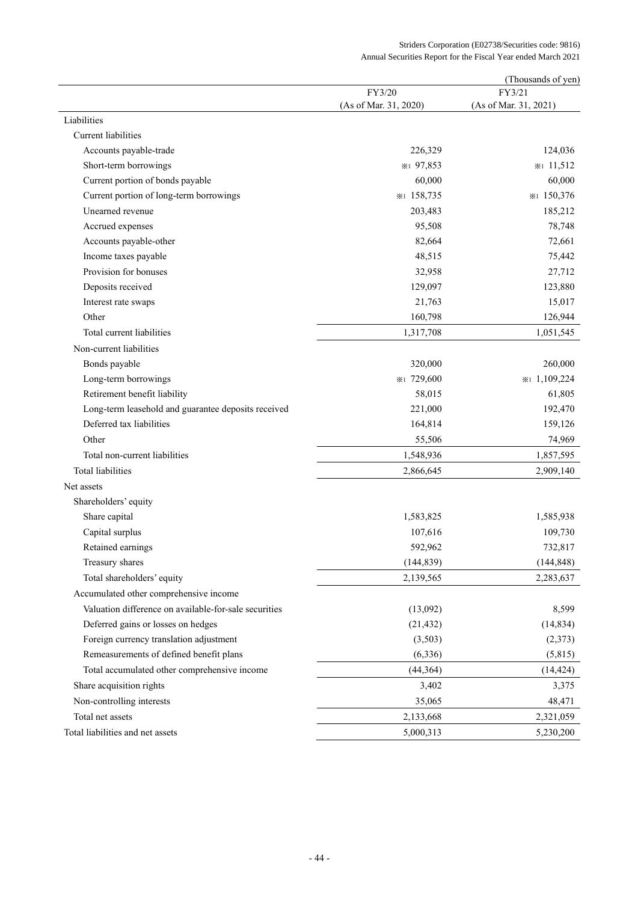(Thousands of yen)

| | FY3/20 (As of Mar. 31, 2020) | FY3/21 (As of Mar. 31, 2021) |
|---|---|---|
| Liabilities | | |
| Current liabilities | | |
| Accounts payable-trade | 226,329 | 124,036 |
| Short-term borrowings | ※1 97,853 | ※1 11,512 |
| Current portion of bonds payable | 60,000 | 60,000 |
| Current portion of long-term borrowings | ※1 158,735 | ※1 150,376 |
| Unearned revenue | 203,483 | 185,212 |
| Accrued expenses | 95,508 | 78,748 |
| Accounts payable-other | 82,664 | 72,661 |
| Income taxes payable | 48,515 | 75,442 |
| Provision for bonuses | 32,958 | 27,712 |
| Deposits received | 129,097 | 123,880 |
| Interest rate swaps | 21,763 | 15,017 |
| Other | 160,798 | 126,944 |
| Total current liabilities | 1,317,708 | 1,051,545 |
| Non-current liabilities | | |
| Bonds payable | 320,000 | 260,000 |
| Long-term borrowings | ※1 729,600 | ※1 1,109,224 |
| Retirement benefit liability | 58,015 | 61,805 |
| Long-term leasehold and guarantee deposits received | 221,000 | 192,470 |
| Deferred tax liabilities | 164,814 | 159,126 |
| Other | 55,506 | 74,969 |
| Total non-current liabilities | 1,548,936 | 1,857,595 |
| Total liabilities | 2,866,645 | 2,909,140 |
| Net assets | | |
| Shareholders' equity | | |
| Share capital | 1,583,825 | 1,585,938 |
| Capital surplus | 107,616 | 109,730 |
| Retained earnings | 592,962 | 732,817 |
| Treasury shares | (144,839) | (144,848) |
| Total shareholders' equity | 2,139,565 | 2,283,637 |
| Accumulated other comprehensive income | | |
| Valuation difference on available-for-sale securities | (13,092) | 8,599 |
| Deferred gains or losses on hedges | (21,432) | (14,834) |
| Foreign currency translation adjustment | (3,503) | (2,373) |
| Remeasurements of defined benefit plans | (6,336) | (5,815) |
| Total accumulated other comprehensive income | (44,364) | (14,424) |
| Share acquisition rights | 3,402 | 3,375 |
| Non-controlling interests | 35,065 | 48,471 |
| Total net assets | 2,133,668 | 2,321,059 |
| Total liabilities and net assets | 5,000,313 | 5,230,200 |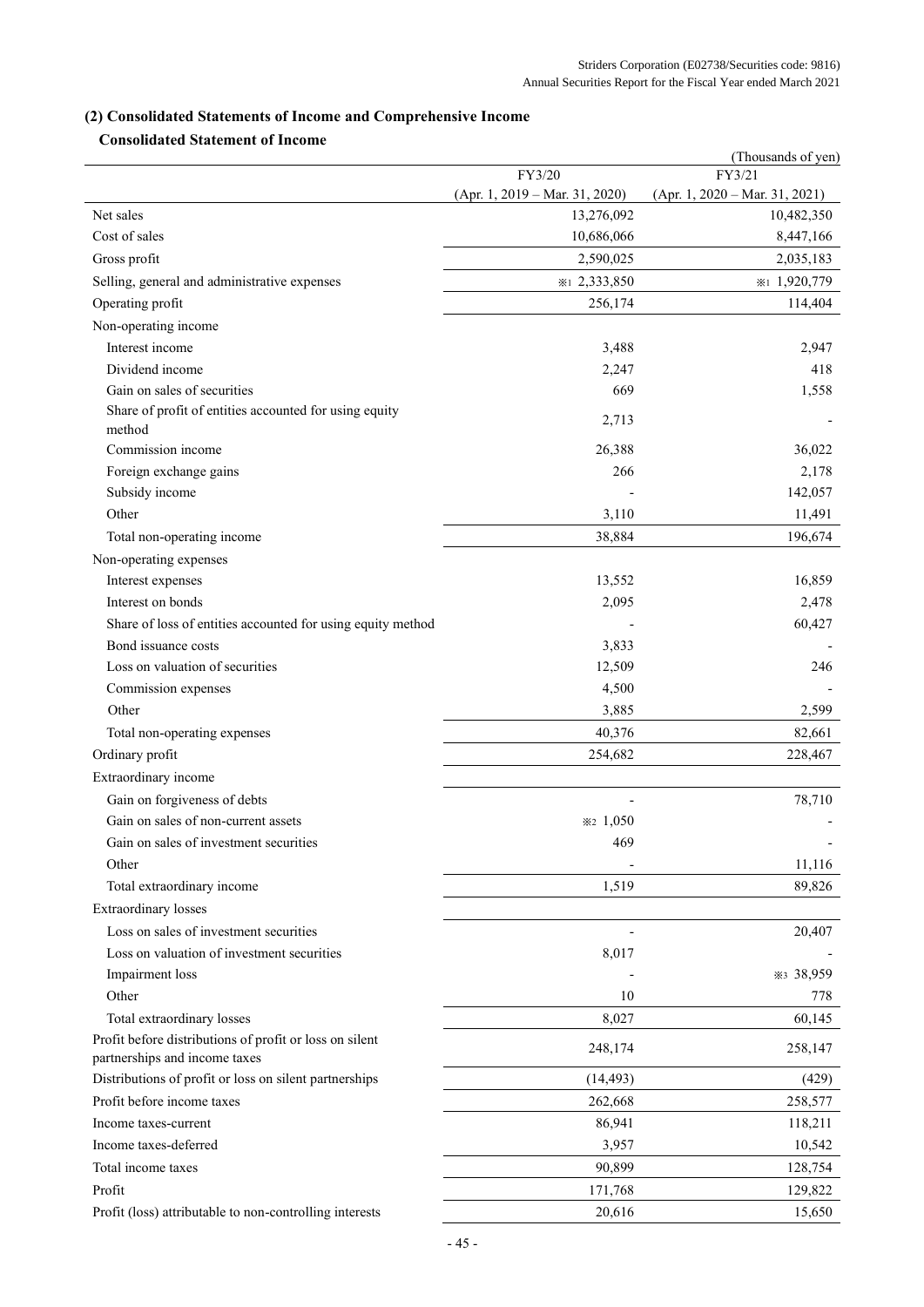## (2) Consolidated Statements of Income and Comprehensive Income

### Consolidated Statement of Income

(Thousands of yen)

| | FY3/20<br>(Apr. 1, 2019 – Mar. 31, 2020) | FY3/21<br>(Apr. 1, 2020 – Mar. 31, 2021) |
|---|---|---|
| Net sales | 13,276,092 | 10,482,350 |
| Cost of sales | 10,686,066 | 8,447,166 |
| Gross profit | 2,590,025 | 2,035,183 |
| Selling, general and administrative expenses | ※1 2,333,850 | ※1 1,920,779 |
| Operating profit | 256,174 | 114,404 |
| Non-operating income | | |
| Interest income | 3,488 | 2,947 |
| Dividend income | 2,247 | 418 |
| Gain on sales of securities | 669 | 1,558 |
| Share of profit of entities accounted for using equity method | 2,713 | - |
| Commission income | 26,388 | 36,022 |
| Foreign exchange gains | 266 | 2,178 |
| Subsidy income | - | 142,057 |
| Other | 3,110 | 11,491 |
| Total non-operating income | 38,884 | 196,674 |
| Non-operating expenses | | |
| Interest expenses | 13,552 | 16,859 |
| Interest on bonds | 2,095 | 2,478 |
| Share of loss of entities accounted for using equity method | - | 60,427 |
| Bond issuance costs | 3,833 | - |
| Loss on valuation of securities | 12,509 | 246 |
| Commission expenses | 4,500 | - |
| Other | 3,885 | 2,599 |
| Total non-operating expenses | 40,376 | 82,661 |
| Ordinary profit | 254,682 | 228,467 |
| Extraordinary income | | |
| Gain on forgiveness of debts | - | 78,710 |
| Gain on sales of non-current assets | ※2 1,050 | - |
| Gain on sales of investment securities | 469 | - |
| Other | - | 11,116 |
| Total extraordinary income | 1,519 | 89,826 |
| Extraordinary losses | | |
| Loss on sales of investment securities | - | 20,407 |
| Loss on valuation of investment securities | 8,017 | - |
| Impairment loss | - | ※3 38,959 |
| Other | 10 | 778 |
| Total extraordinary losses | 8,027 | 60,145 |
| Profit before distributions of profit or loss on silent partnerships and income taxes | 248,174 | 258,147 |
| Distributions of profit or loss on silent partnerships | (14,493) | (429) |
| Profit before income taxes | 262,668 | 258,577 |
| Income taxes-current | 86,941 | 118,211 |
| Income taxes-deferred | 3,957 | 10,542 |
| Total income taxes | 90,899 | 128,754 |
| Profit | 171,768 | 129,822 |
| Profit (loss) attributable to non-controlling interests | 20,616 | 15,650 |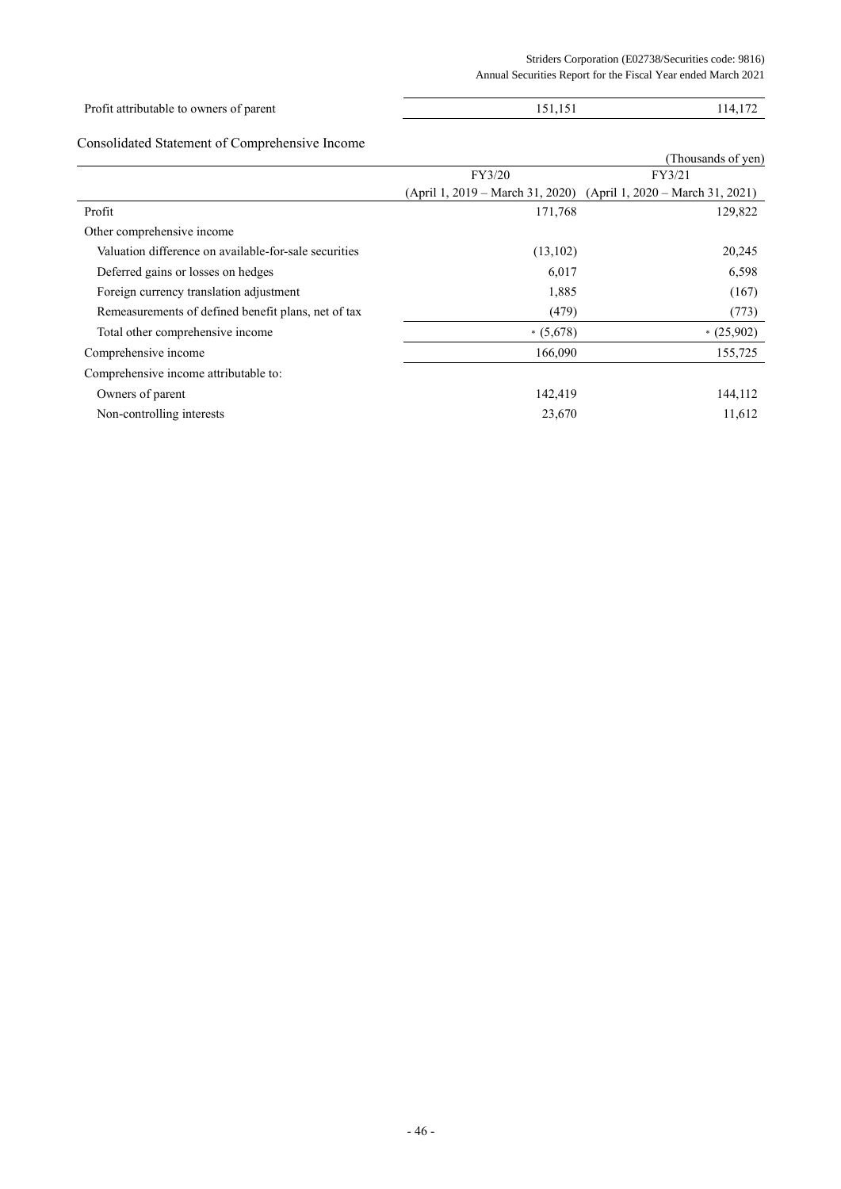| | | |
|---|---|---|
| Profit attributable to owners of parent | 151,151 | 114,172 |

Consolidated Statement of Comprehensive Income

(Thousands of yen)

| | FY3/20 (April 1, 2019 – March 31, 2020) | FY3/21 (April 1, 2020 – March 31, 2021) |
|---|---|---|
| Profit | 171,768 | 129,822 |
| Other comprehensive income | | |
| Valuation difference on available-for-sale securities | (13,102) | 20,245 |
| Deferred gains or losses on hedges | 6,017 | 6,598 |
| Foreign currency translation adjustment | 1,885 | (167) |
| Remeasurements of defined benefit plans, net of tax | (479) | (773) |
| Total other comprehensive income | * (5,678) | * (25,902) |
| Comprehensive income | 166,090 | 155,725 |
| Comprehensive income attributable to: | | |
| Owners of parent | 142,419 | 144,112 |
| Non-controlling interests | 23,670 | 11,612 |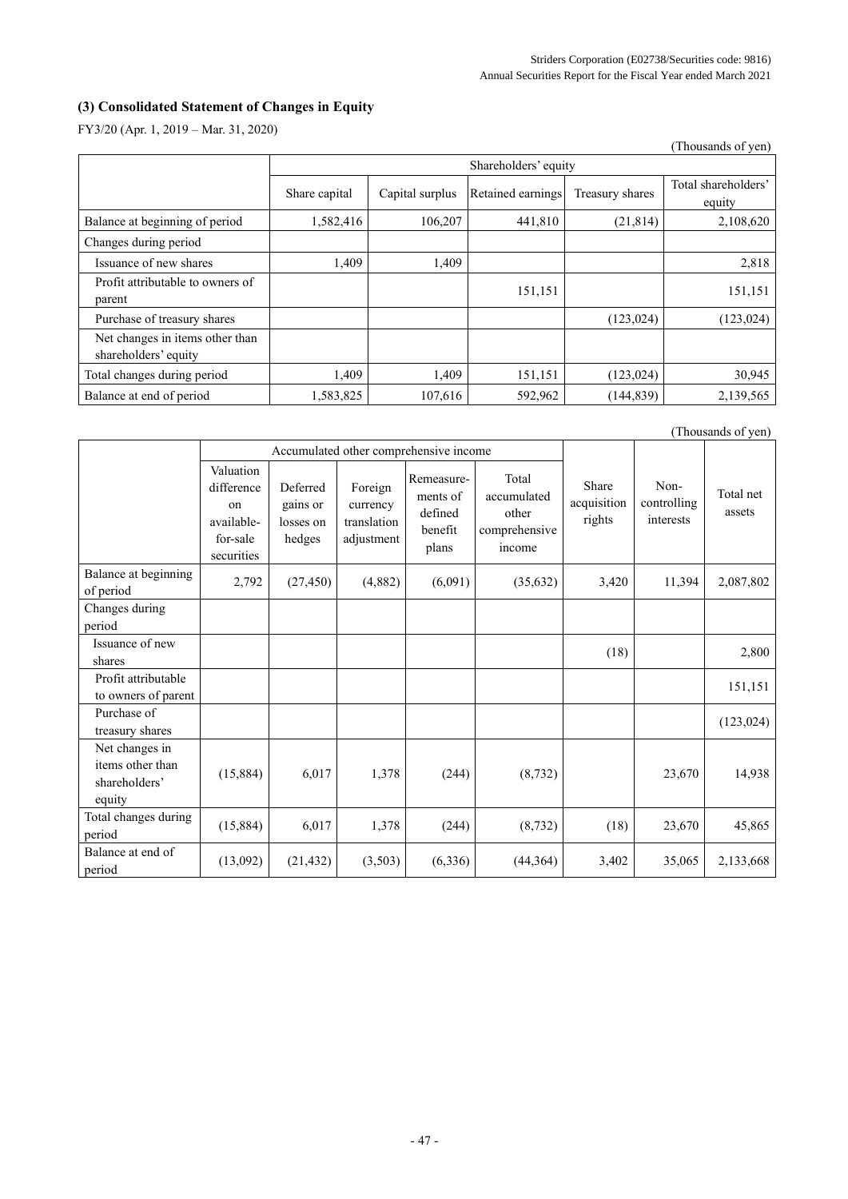## (3) Consolidated Statement of Changes in Equity

FY3/20 (Apr. 1, 2019 – Mar. 31, 2020)

(Thousands of yen)

| | Shareholders' equity | | | | |
|---|---|---|---|---|---|
| | Share capital | Capital surplus | Retained earnings | Treasury shares | Total shareholders' equity |
| Balance at beginning of period | 1,582,416 | 106,207 | 441,810 | (21,814) | 2,108,620 |
| Changes during period | | | | | |
| Issuance of new shares | 1,409 | 1,409 | | | 2,818 |
| Profit attributable to owners of parent | | | 151,151 | | 151,151 |
| Purchase of treasury shares | | | | (123,024) | (123,024) |
| Net changes in items other than shareholders' equity | | | | | |
| Total changes during period | 1,409 | 1,409 | 151,151 | (123,024) | 30,945 |
| Balance at end of period | 1,583,825 | 107,616 | 592,962 | (144,839) | 2,139,565 |

(Thousands of yen)

| | Accumulated other comprehensive income | | | | | Share acquisition rights | Non-controlling interests | Total net assets |
|---|---|---|---|---|---|---|---|---|
| | Valuation difference on available-for-sale securities | Deferred gains or losses on hedges | Foreign currency translation adjustment | Remeasurements of defined benefit plans | Total accumulated other comprehensive income | | | |
| Balance at beginning of period | 2,792 | (27,450) | (4,882) | (6,091) | (35,632) | 3,420 | 11,394 | 2,087,802 |
| Changes during period | | | | | | | | |
| Issuance of new shares | | | | | | (18) | | 2,800 |
| Profit attributable to owners of parent | | | | | | | | 151,151 |
| Purchase of treasury shares | | | | | | | | (123,024) |
| Net changes in items other than shareholders' equity | (15,884) | 6,017 | 1,378 | (244) | (8,732) | | 23,670 | 14,938 |
| Total changes during period | (15,884) | 6,017 | 1,378 | (244) | (8,732) | (18) | 23,670 | 45,865 |
| Balance at end of period | (13,092) | (21,432) | (3,503) | (6,336) | (44,364) | 3,402 | 35,065 | 2,133,668 |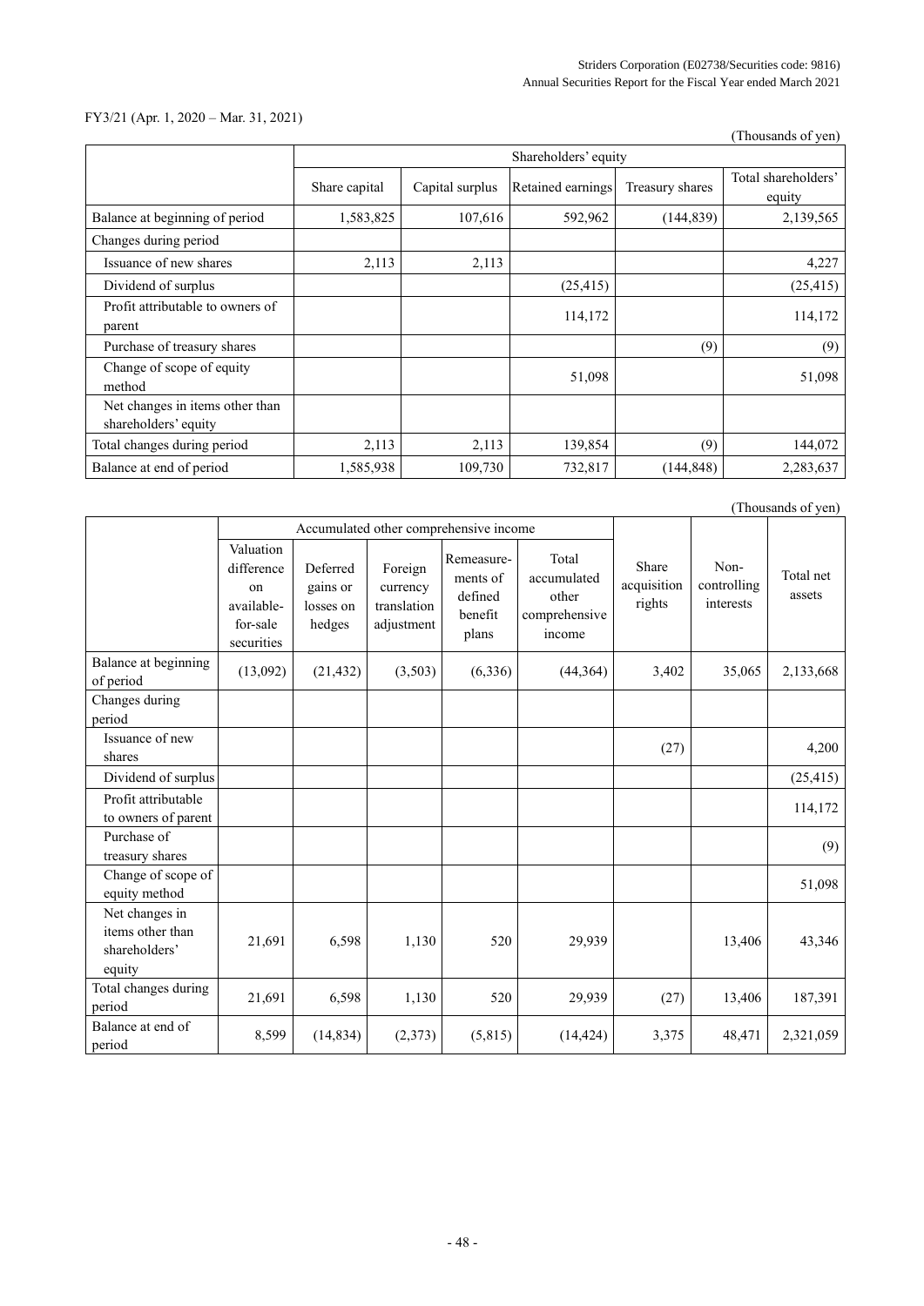FY3/21 (Apr. 1, 2020 – Mar. 31, 2021)

(Thousands of yen)

| | Shareholders' equity | | | | |
|---|---|---|---|---|---|
| | Share capital | Capital surplus | Retained earnings | Treasury shares | Total shareholders' equity |
| Balance at beginning of period | 1,583,825 | 107,616 | 592,962 | (144,839) | 2,139,565 |
| Changes during period | | | | | |
| Issuance of new shares | 2,113 | 2,113 | | | 4,227 |
| Dividend of surplus | | | (25,415) | | (25,415) |
| Profit attributable to owners of parent | | | 114,172 | | 114,172 |
| Purchase of treasury shares | | | | (9) | (9) |
| Change of scope of equity method | | | 51,098 | | 51,098 |
| Net changes in items other than shareholders' equity | | | | | |
| Total changes during period | 2,113 | 2,113 | 139,854 | (9) | 144,072 |
| Balance at end of period | 1,585,938 | 109,730 | 732,817 | (144,848) | 2,283,637 |

(Thousands of yen)

| | Accumulated other comprehensive income | | | | | Share acquisition rights | Non-controlling interests | Total net assets |
|---|---|---|---|---|---|---|---|---|
| | Valuation difference on available-for-sale securities | Deferred gains or losses on hedges | Foreign currency translation adjustment | Remeasurements of defined benefit plans | Total accumulated other comprehensive income | | | |
| Balance at beginning of period | (13,092) | (21,432) | (3,503) | (6,336) | (44,364) | 3,402 | 35,065 | 2,133,668 |
| Changes during period | | | | | | | | |
| Issuance of new shares | | | | | | (27) | | 4,200 |
| Dividend of surplus | | | | | | | | (25,415) |
| Profit attributable to owners of parent | | | | | | | | 114,172 |
| Purchase of treasury shares | | | | | | | | (9) |
| Change of scope of equity method | | | | | | | | 51,098 |
| Net changes in items other than shareholders' equity | 21,691 | 6,598 | 1,130 | 520 | 29,939 | | 13,406 | 43,346 |
| Total changes during period | 21,691 | 6,598 | 1,130 | 520 | 29,939 | (27) | 13,406 | 187,391 |
| Balance at end of period | 8,599 | (14,834) | (2,373) | (5,815) | (14,424) | 3,375 | 48,471 | 2,321,059 |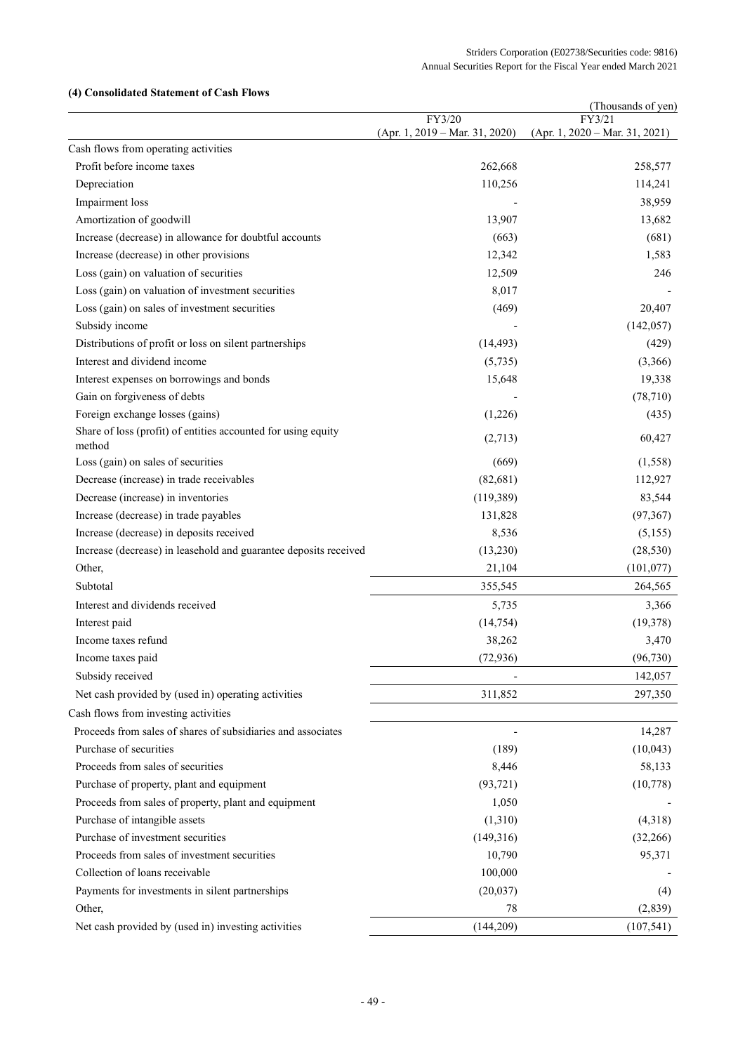### (4) Consolidated Statement of Cash Flows

(Thousands of yen)

| | FY3/20 (Apr. 1, 2019 – Mar. 31, 2020) | FY3/21 (Apr. 1, 2020 – Mar. 31, 2021) |
|---|---|---|
| Cash flows from operating activities | | |
| Profit before income taxes | 262,668 | 258,577 |
| Depreciation | 110,256 | 114,241 |
| Impairment loss | - | 38,959 |
| Amortization of goodwill | 13,907 | 13,682 |
| Increase (decrease) in allowance for doubtful accounts | (663) | (681) |
| Increase (decrease) in other provisions | 12,342 | 1,583 |
| Loss (gain) on valuation of securities | 12,509 | 246 |
| Loss (gain) on valuation of investment securities | 8,017 | - |
| Loss (gain) on sales of investment securities | (469) | 20,407 |
| Subsidy income | - | (142,057) |
| Distributions of profit or loss on silent partnerships | (14,493) | (429) |
| Interest and dividend income | (5,735) | (3,366) |
| Interest expenses on borrowings and bonds | 15,648 | 19,338 |
| Gain on forgiveness of debts | - | (78,710) |
| Foreign exchange losses (gains) | (1,226) | (435) |
| Share of loss (profit) of entities accounted for using equity method | (2,713) | 60,427 |
| Loss (gain) on sales of securities | (669) | (1,558) |
| Decrease (increase) in trade receivables | (82,681) | 112,927 |
| Decrease (increase) in inventories | (119,389) | 83,544 |
| Increase (decrease) in trade payables | 131,828 | (97,367) |
| Increase (decrease) in deposits received | 8,536 | (5,155) |
| Increase (decrease) in leasehold and guarantee deposits received | (13,230) | (28,530) |
| Other, | 21,104 | (101,077) |
| Subtotal | 355,545 | 264,565 |
| Interest and dividends received | 5,735 | 3,366 |
| Interest paid | (14,754) | (19,378) |
| Income taxes refund | 38,262 | 3,470 |
| Income taxes paid | (72,936) | (96,730) |
| Subsidy received | - | 142,057 |
| Net cash provided by (used in) operating activities | 311,852 | 297,350 |
| Cash flows from investing activities | | |
| Proceeds from sales of shares of subsidiaries and associates | - | 14,287 |
| Purchase of securities | (189) | (10,043) |
| Proceeds from sales of securities | 8,446 | 58,133 |
| Purchase of property, plant and equipment | (93,721) | (10,778) |
| Proceeds from sales of property, plant and equipment | 1,050 | - |
| Purchase of intangible assets | (1,310) | (4,318) |
| Purchase of investment securities | (149,316) | (32,266) |
| Proceeds from sales of investment securities | 10,790 | 95,371 |
| Collection of loans receivable | 100,000 | - |
| Payments for investments in silent partnerships | (20,037) | (4) |
| Other, | 78 | (2,839) |
| Net cash provided by (used in) investing activities | (144,209) | (107,541) |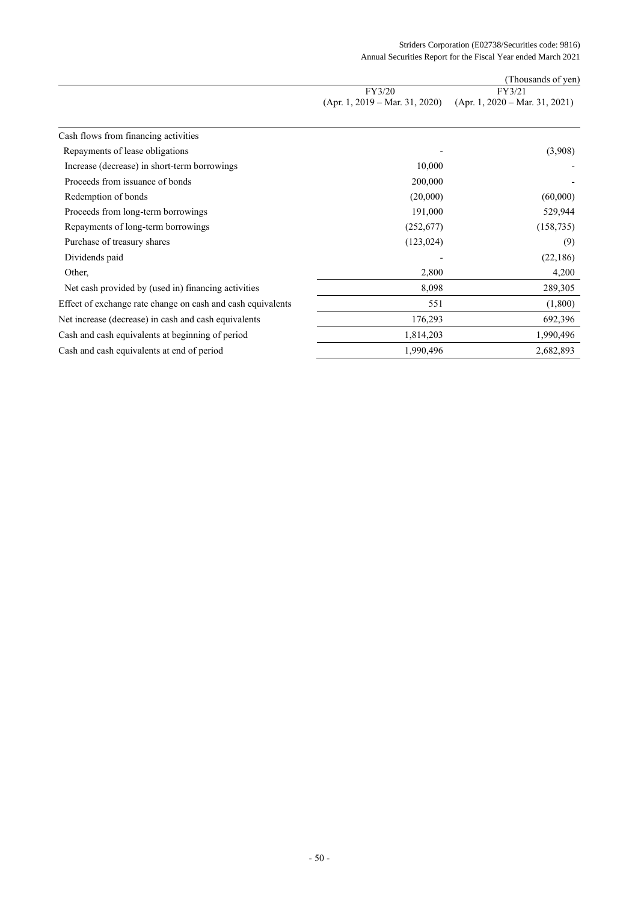(Thousands of yen)

| | FY3/20<br>(Apr. 1, 2019 – Mar. 31, 2020) | FY3/21<br>(Apr. 1, 2020 – Mar. 31, 2021) |
|---|---|---|
| Cash flows from financing activities | | |
| Repayments of lease obligations | - | (3,908) |
| Increase (decrease) in short-term borrowings | 10,000 | - |
| Proceeds from issuance of bonds | 200,000 | - |
| Redemption of bonds | (20,000) | (60,000) |
| Proceeds from long-term borrowings | 191,000 | 529,944 |
| Repayments of long-term borrowings | (252,677) | (158,735) |
| Purchase of treasury shares | (123,024) | (9) |
| Dividends paid | - | (22,186) |
| Other, | 2,800 | 4,200 |
| Net cash provided by (used in) financing activities | 8,098 | 289,305 |
| Effect of exchange rate change on cash and cash equivalents | 551 | (1,800) |
| Net increase (decrease) in cash and cash equivalents | 176,293 | 692,396 |
| Cash and cash equivalents at beginning of period | 1,814,203 | 1,990,496 |
| Cash and cash equivalents at end of period | 1,990,496 | 2,682,893 |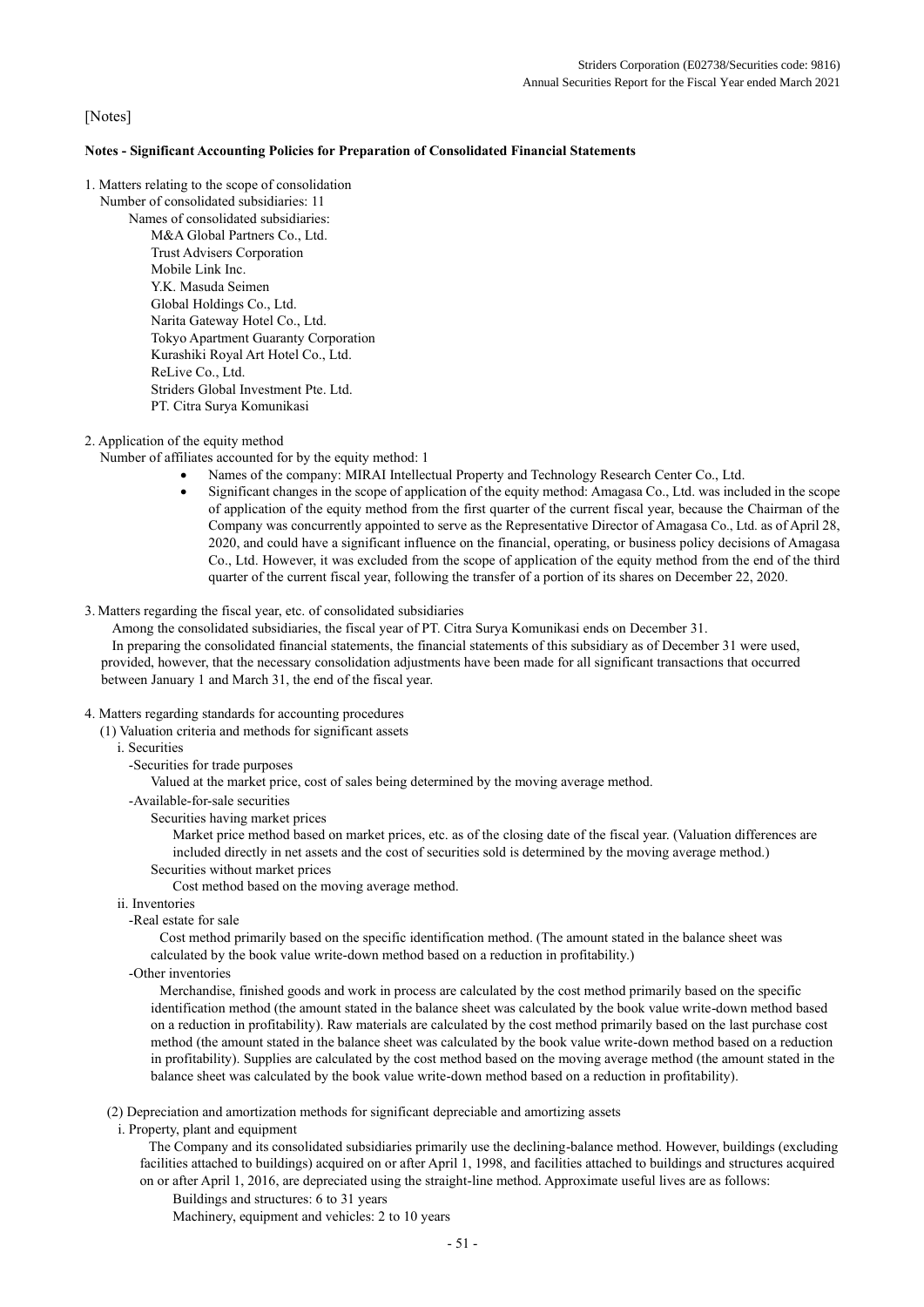[Notes]

**Notes - Significant Accounting Policies for Preparation of Consolidated Financial Statements**

1. Matters relating to the scope of consolidation

Number of consolidated subsidiaries: 11

Names of consolidated subsidiaries:

M&A Global Partners Co., Ltd.
Trust Advisers Corporation
Mobile Link Inc.
Y.K. Masuda Seimen
Global Holdings Co., Ltd.
Narita Gateway Hotel Co., Ltd.
Tokyo Apartment Guaranty Corporation
Kurashiki Royal Art Hotel Co., Ltd.
ReLive Co., Ltd.
Striders Global Investment Pte. Ltd.
PT. Citra Surya Komunikasi

2. Application of the equity method

Number of affiliates accounted for by the equity method: 1

- Names of the company: MIRAI Intellectual Property and Technology Research Center Co., Ltd.
- Significant changes in the scope of application of the equity method: Amagasa Co., Ltd. was included in the scope of application of the equity method from the first quarter of the current fiscal year, because the Chairman of the Company was concurrently appointed to serve as the Representative Director of Amagasa Co., Ltd. as of April 28, 2020, and could have a significant influence on the financial, operating, or business policy decisions of Amagasa Co., Ltd. However, it was excluded from the scope of application of the equity method from the end of the third quarter of the current fiscal year, following the transfer of a portion of its shares on December 22, 2020.

3. Matters regarding the fiscal year, etc. of consolidated subsidiaries

Among the consolidated subsidiaries, the fiscal year of PT. Citra Surya Komunikasi ends on December 31.

In preparing the consolidated financial statements, the financial statements of this subsidiary as of December 31 were used, provided, however, that the necessary consolidation adjustments have been made for all significant transactions that occurred between January 1 and March 31, the end of the fiscal year.

4. Matters regarding standards for accounting procedures

(1) Valuation criteria and methods for significant assets

i. Securities

-Securities for trade purposes

Valued at the market price, cost of sales being determined by the moving average method.

-Available-for-sale securities

Securities having market prices

Market price method based on market prices, etc. as of the closing date of the fiscal year. (Valuation differences are included directly in net assets and the cost of securities sold is determined by the moving average method.)

Securities without market prices

Cost method based on the moving average method.

ii. Inventories

-Real estate for sale

Cost method primarily based on the specific identification method. (The amount stated in the balance sheet was calculated by the book value write-down method based on a reduction in profitability.)

-Other inventories

Merchandise, finished goods and work in process are calculated by the cost method primarily based on the specific identification method (the amount stated in the balance sheet was calculated by the book value write-down method based on a reduction in profitability). Raw materials are calculated by the cost method primarily based on the last purchase cost method (the amount stated in the balance sheet was calculated by the book value write-down method based on a reduction in profitability). Supplies are calculated by the cost method based on the moving average method (the amount stated in the balance sheet was calculated by the book value write-down method based on a reduction in profitability).

(2) Depreciation and amortization methods for significant depreciable and amortizing assets

i. Property, plant and equipment

The Company and its consolidated subsidiaries primarily use the declining-balance method. However, buildings (excluding facilities attached to buildings) acquired on or after April 1, 1998, and facilities attached to buildings and structures acquired on or after April 1, 2016, are depreciated using the straight-line method. Approximate useful lives are as follows:

Buildings and structures: 6 to 31 years

Machinery, equipment and vehicles: 2 to 10 years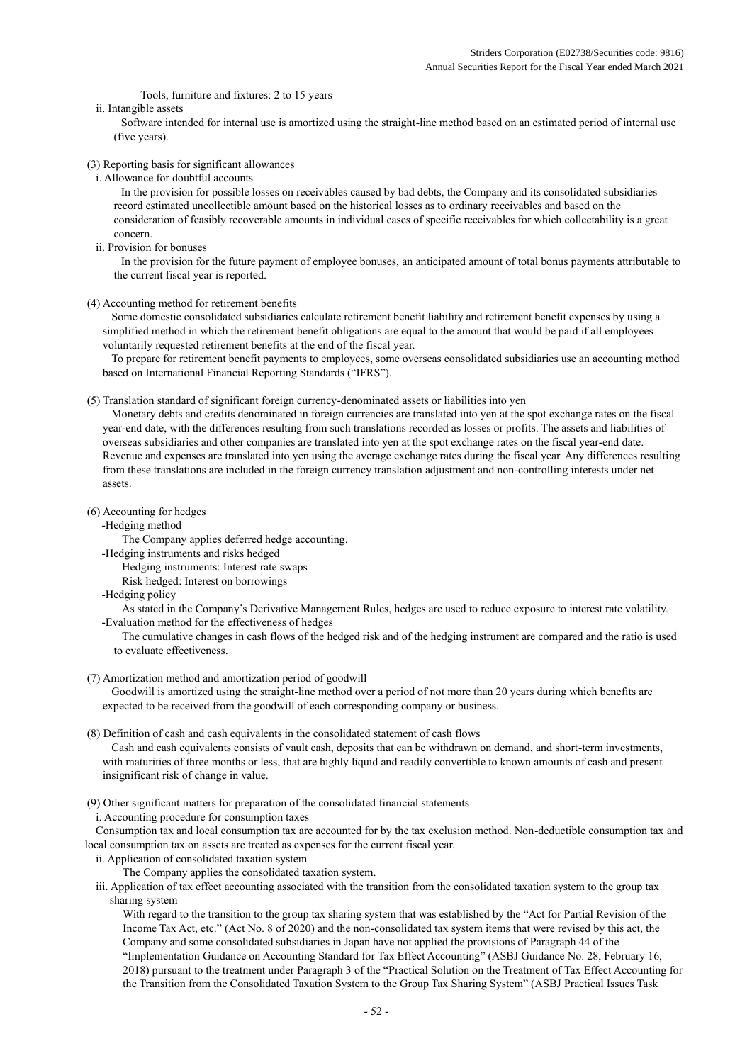Tools, furniture and fixtures: 2 to 15 years

ii. Intangible assets

Software intended for internal use is amortized using the straight-line method based on an estimated period of internal use (five years).

(3) Reporting basis for significant allowances

i. Allowance for doubtful accounts

In the provision for possible losses on receivables caused by bad debts, the Company and its consolidated subsidiaries record estimated uncollectible amount based on the historical losses as to ordinary receivables and based on the consideration of feasibly recoverable amounts in individual cases of specific receivables for which collectability is a great concern.

ii. Provision for bonuses

In the provision for the future payment of employee bonuses, an anticipated amount of total bonus payments attributable to the current fiscal year is reported.

(4) Accounting method for retirement benefits

Some domestic consolidated subsidiaries calculate retirement benefit liability and retirement benefit expenses by using a simplified method in which the retirement benefit obligations are equal to the amount that would be paid if all employees voluntarily requested retirement benefits at the end of the fiscal year.

To prepare for retirement benefit payments to employees, some overseas consolidated subsidiaries use an accounting method based on International Financial Reporting Standards ("IFRS").

(5) Translation standard of significant foreign currency-denominated assets or liabilities into yen

Monetary debts and credits denominated in foreign currencies are translated into yen at the spot exchange rates on the fiscal year-end date, with the differences resulting from such translations recorded as losses or profits. The assets and liabilities of overseas subsidiaries and other companies are translated into yen at the spot exchange rates on the fiscal year-end date. Revenue and expenses are translated into yen using the average exchange rates during the fiscal year. Any differences resulting from these translations are included in the foreign currency translation adjustment and non-controlling interests under net assets.

(6) Accounting for hedges

-Hedging method

The Company applies deferred hedge accounting.

-Hedging instruments and risks hedged

Hedging instruments: Interest rate swaps

Risk hedged: Interest on borrowings

-Hedging policy

As stated in the Company's Derivative Management Rules, hedges are used to reduce exposure to interest rate volatility.

-Evaluation method for the effectiveness of hedges

The cumulative changes in cash flows of the hedged risk and of the hedging instrument are compared and the ratio is used to evaluate effectiveness.

(7) Amortization method and amortization period of goodwill

Goodwill is amortized using the straight-line method over a period of not more than 20 years during which benefits are expected to be received from the goodwill of each corresponding company or business.

(8) Definition of cash and cash equivalents in the consolidated statement of cash flows

Cash and cash equivalents consists of vault cash, deposits that can be withdrawn on demand, and short-term investments, with maturities of three months or less, that are highly liquid and readily convertible to known amounts of cash and present insignificant risk of change in value.

(9) Other significant matters for preparation of the consolidated financial statements

i. Accounting procedure for consumption taxes

Consumption tax and local consumption tax are accounted for by the tax exclusion method. Non-deductible consumption tax and local consumption tax on assets are treated as expenses for the current fiscal year.

ii. Application of consolidated taxation system

The Company applies the consolidated taxation system.

iii. Application of tax effect accounting associated with the transition from the consolidated taxation system to the group tax sharing system

With regard to the transition to the group tax sharing system that was established by the "Act for Partial Revision of the Income Tax Act, etc." (Act No. 8 of 2020) and the non-consolidated tax system items that were revised by this act, the Company and some consolidated subsidiaries in Japan have not applied the provisions of Paragraph 44 of the "Implementation Guidance on Accounting Standard for Tax Effect Accounting" (ASBJ Guidance No. 28, February 16, 2018) pursuant to the treatment under Paragraph 3 of the "Practical Solution on the Treatment of Tax Effect Accounting for the Transition from the Consolidated Taxation System to the Group Tax Sharing System" (ASBJ Practical Issues Task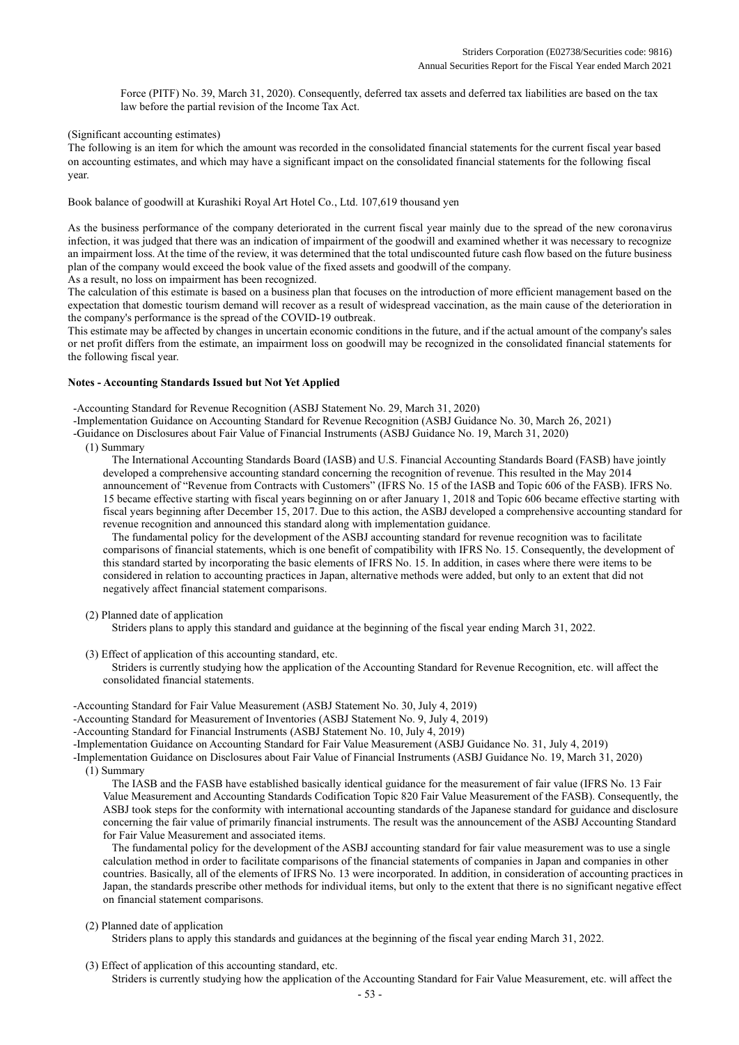Force (PITF) No. 39, March 31, 2020). Consequently, deferred tax assets and deferred tax liabilities are based on the tax law before the partial revision of the Income Tax Act.

(Significant accounting estimates)

The following is an item for which the amount was recorded in the consolidated financial statements for the current fiscal year based on accounting estimates, and which may have a significant impact on the consolidated financial statements for the following fiscal year.

Book balance of goodwill at Kurashiki Royal Art Hotel Co., Ltd. 107,619 thousand yen

As the business performance of the company deteriorated in the current fiscal year mainly due to the spread of the new coronavirus infection, it was judged that there was an indication of impairment of the goodwill and examined whether it was necessary to recognize an impairment loss. At the time of the review, it was determined that the total undiscounted future cash flow based on the future business plan of the company would exceed the book value of the fixed assets and goodwill of the company.

As a result, no loss on impairment has been recognized.

The calculation of this estimate is based on a business plan that focuses on the introduction of more efficient management based on the expectation that domestic tourism demand will recover as a result of widespread vaccination, as the main cause of the deterioration in the company's performance is the spread of the COVID-19 outbreak.

This estimate may be affected by changes in uncertain economic conditions in the future, and if the actual amount of the company's sales or net profit differs from the estimate, an impairment loss on goodwill may be recognized in the consolidated financial statements for the following fiscal year.

**Notes - Accounting Standards Issued but Not Yet Applied**

-Accounting Standard for Revenue Recognition (ASBJ Statement No. 29, March 31, 2020)
-Implementation Guidance on Accounting Standard for Revenue Recognition (ASBJ Guidance No. 30, March 26, 2021)
-Guidance on Disclosures about Fair Value of Financial Instruments (ASBJ Guidance No. 19, March 31, 2020)

(1) Summary

The International Accounting Standards Board (IASB) and U.S. Financial Accounting Standards Board (FASB) have jointly developed a comprehensive accounting standard concerning the recognition of revenue. This resulted in the May 2014 announcement of "Revenue from Contracts with Customers" (IFRS No. 15 of the IASB and Topic 606 of the FASB). IFRS No. 15 became effective starting with fiscal years beginning on or after January 1, 2018 and Topic 606 became effective starting with fiscal years beginning after December 15, 2017. Due to this action, the ASBJ developed a comprehensive accounting standard for revenue recognition and announced this standard along with implementation guidance.

The fundamental policy for the development of the ASBJ accounting standard for revenue recognition was to facilitate comparisons of financial statements, which is one benefit of compatibility with IFRS No. 15. Consequently, the development of this standard started by incorporating the basic elements of IFRS No. 15. In addition, in cases where there were items to be considered in relation to accounting practices in Japan, alternative methods were added, but only to an extent that did not negatively affect financial statement comparisons.

(2) Planned date of application

Striders plans to apply this standard and guidance at the beginning of the fiscal year ending March 31, 2022.

(3) Effect of application of this accounting standard, etc.

Striders is currently studying how the application of the Accounting Standard for Revenue Recognition, etc. will affect the consolidated financial statements.

-Accounting Standard for Fair Value Measurement (ASBJ Statement No. 30, July 4, 2019)
-Accounting Standard for Measurement of Inventories (ASBJ Statement No. 9, July 4, 2019)
-Accounting Standard for Financial Instruments (ASBJ Statement No. 10, July 4, 2019)
-Implementation Guidance on Accounting Standard for Fair Value Measurement (ASBJ Guidance No. 31, July 4, 2019)
-Implementation Guidance on Disclosures about Fair Value of Financial Instruments (ASBJ Guidance No. 19, March 31, 2020)

(1) Summary

The IASB and the FASB have established basically identical guidance for the measurement of fair value (IFRS No. 13 Fair Value Measurement and Accounting Standards Codification Topic 820 Fair Value Measurement of the FASB). Consequently, the ASBJ took steps for the conformity with international accounting standards of the Japanese standard for guidance and disclosure concerning the fair value of primarily financial instruments. The result was the announcement of the ASBJ Accounting Standard for Fair Value Measurement and associated items.

The fundamental policy for the development of the ASBJ accounting standard for fair value measurement was to use a single calculation method in order to facilitate comparisons of the financial statements of companies in Japan and companies in other countries. Basically, all of the elements of IFRS No. 13 were incorporated. In addition, in consideration of accounting practices in Japan, the standards prescribe other methods for individual items, but only to the extent that there is no significant negative effect on financial statement comparisons.

(2) Planned date of application

Striders plans to apply this standards and guidances at the beginning of the fiscal year ending March 31, 2022.

(3) Effect of application of this accounting standard, etc.

Striders is currently studying how the application of the Accounting Standard for Fair Value Measurement, etc. will affect the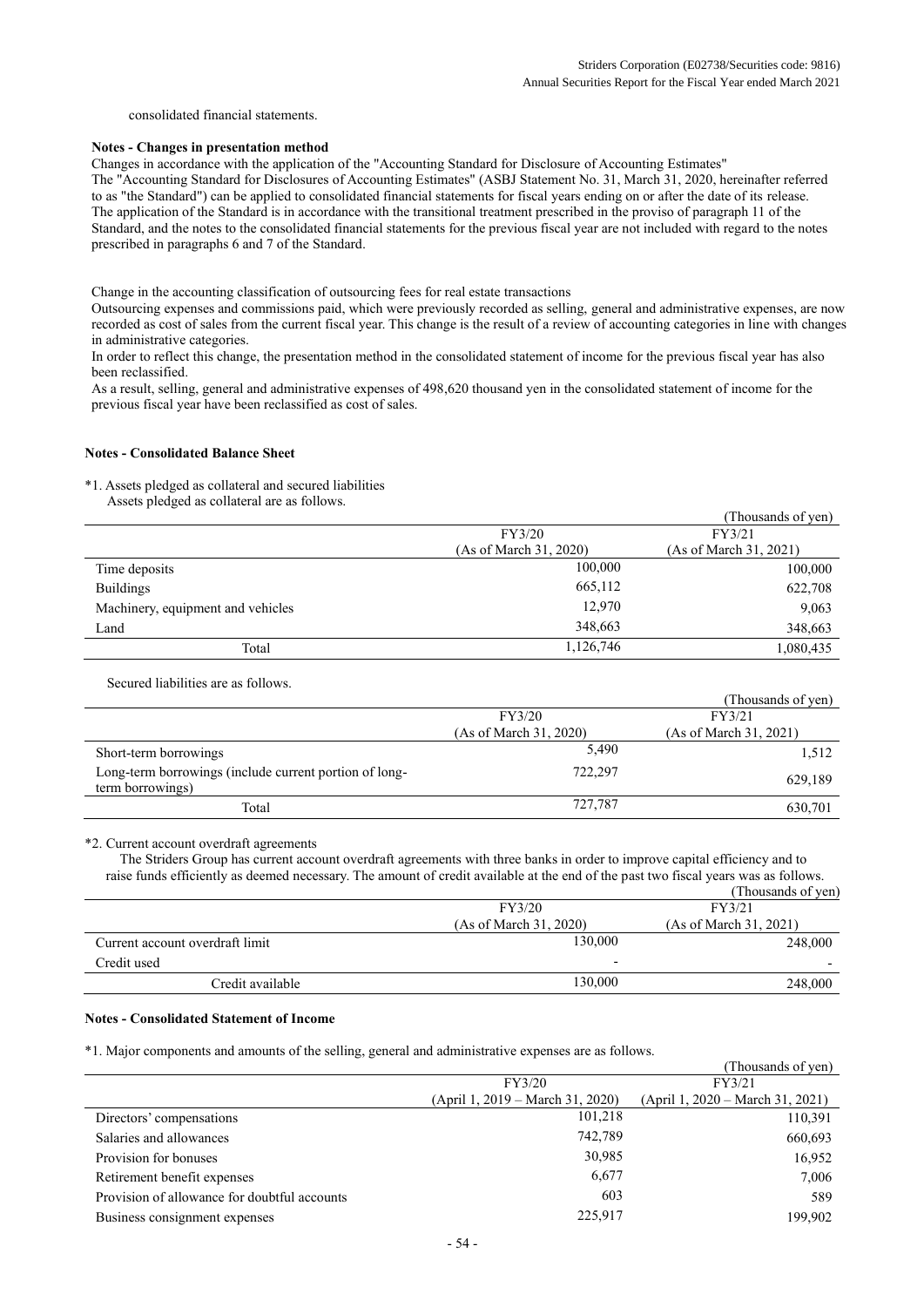consolidated financial statements.

**Notes - Changes in presentation method**

Changes in accordance with the application of the "Accounting Standard for Disclosure of Accounting Estimates"

The "Accounting Standard for Disclosures of Accounting Estimates" (ASBJ Statement No. 31, March 31, 2020, hereinafter referred to as "the Standard") can be applied to consolidated financial statements for fiscal years ending on or after the date of its release. The application of the Standard is in accordance with the transitional treatment prescribed in the proviso of paragraph 11 of the Standard, and the notes to the consolidated financial statements for the previous fiscal year are not included with regard to the notes prescribed in paragraphs 6 and 7 of the Standard.

Change in the accounting classification of outsourcing fees for real estate transactions

Outsourcing expenses and commissions paid, which were previously recorded as selling, general and administrative expenses, are now recorded as cost of sales from the current fiscal year. This change is the result of a review of accounting categories in line with changes in administrative categories.

In order to reflect this change, the presentation method in the consolidated statement of income for the previous fiscal year has also been reclassified.

As a result, selling, general and administrative expenses of 498,620 thousand yen in the consolidated statement of income for the previous fiscal year have been reclassified as cost of sales.

**Notes - Consolidated Balance Sheet**

*1. Assets pledged as collateral and secured liabilities

Assets pledged as collateral are as follows.

(Thousands of yen)

| | FY3/20 (As of March 31, 2020) | FY3/21 (As of March 31, 2021) |
|---|---|---|
| Time deposits | 100,000 | 100,000 |
| Buildings | 665,112 | 622,708 |
| Machinery, equipment and vehicles | 12,970 | 9,063 |
| Land | 348,663 | 348,663 |
| Total | 1,126,746 | 1,080,435 |

Secured liabilities are as follows.

(Thousands of yen)

| | FY3/20 (As of March 31, 2020) | FY3/21 (As of March 31, 2021) |
|---|---|---|
| Short-term borrowings | 5,490 | 1,512 |
| Long-term borrowings (include current portion of long-term borrowings) | 722,297 | 629,189 |
| Total | 727,787 | 630,701 |

*2. Current account overdraft agreements

The Striders Group has current account overdraft agreements with three banks in order to improve capital efficiency and to raise funds efficiently as deemed necessary. The amount of credit available at the end of the past two fiscal years was as follows.

(Thousands of yen)

| | FY3/20 (As of March 31, 2020) | FY3/21 (As of March 31, 2021) |
|---|---|---|
| Current account overdraft limit | 130,000 | 248,000 |
| Credit used | - | - |
| Credit available | 130,000 | 248,000 |

**Notes - Consolidated Statement of Income**

*1. Major components and amounts of the selling, general and administrative expenses are as follows.

(Thousands of yen)

| | FY3/20 (April 1, 2019 – March 31, 2020) | FY3/21 (April 1, 2020 – March 31, 2021) |
|---|---|---|
| Directors' compensations | 101,218 | 110,391 |
| Salaries and allowances | 742,789 | 660,693 |
| Provision for bonuses | 30,985 | 16,952 |
| Retirement benefit expenses | 6,677 | 7,006 |
| Provision of allowance for doubtful accounts | 603 | 589 |
| Business consignment expenses | 225,917 | 199,902 |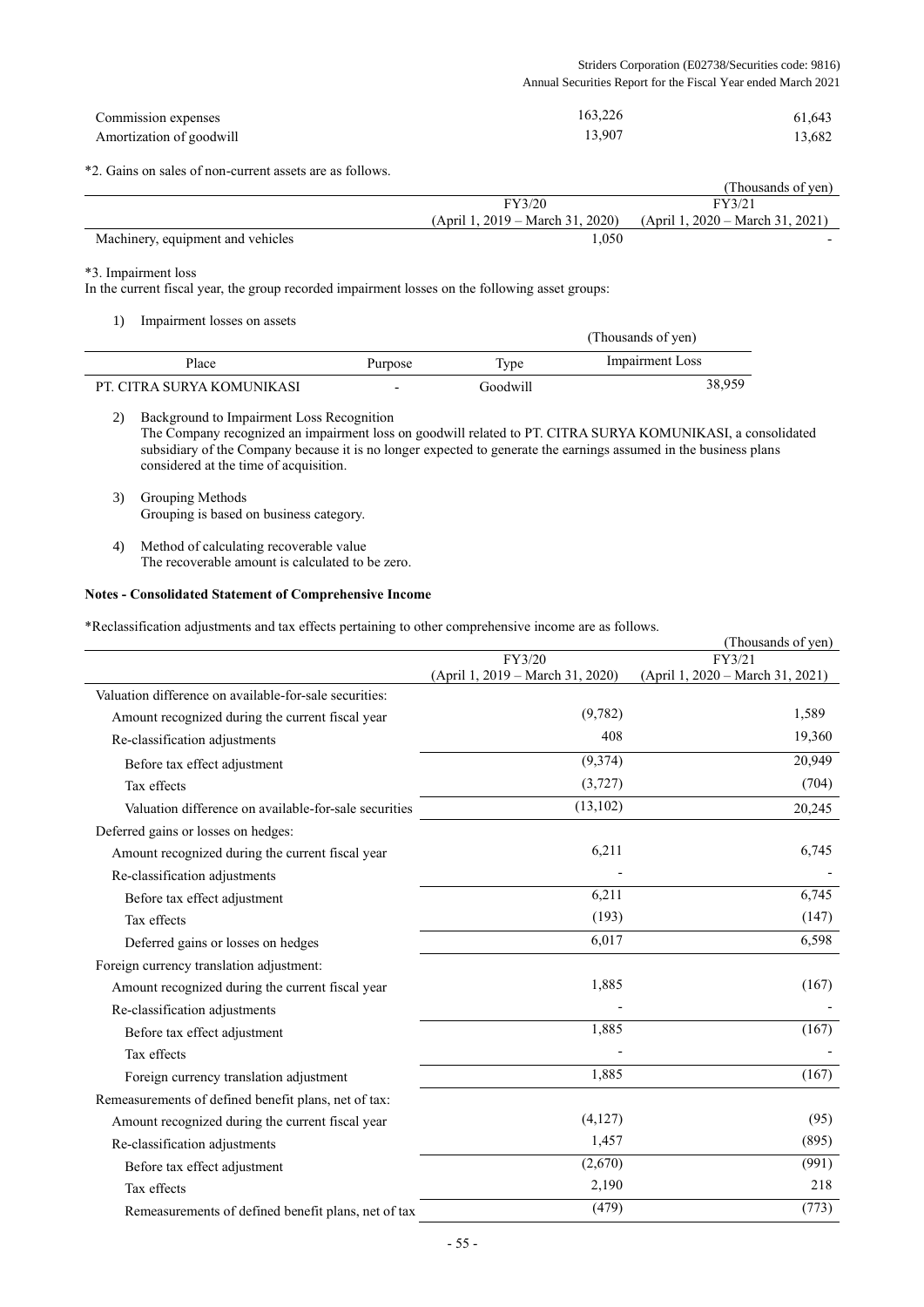| | | |
|---|---|---|
| Commission expenses | 163,226 | 61,643 |
| Amortization of goodwill | 13,907 | 13,682 |

*2. Gains on sales of non-current assets are as follows.

(Thousands of yen)

| | FY3/20 (April 1, 2019 – March 31, 2020) | FY3/21 (April 1, 2020 – March 31, 2021) |
|---|---|---|
| Machinery, equipment and vehicles | 1,050 | - |

*3. Impairment loss

In the current fiscal year, the group recorded impairment losses on the following asset groups:

1) Impairment losses on assets

(Thousands of yen)

| Place | Purpose | Type | Impairment Loss |
|---|---|---|---|
| PT. CITRA SURYA KOMUNIKASI | - | Goodwill | 38,959 |

2) Background to Impairment Loss Recognition
The Company recognized an impairment loss on goodwill related to PT. CITRA SURYA KOMUNIKASI, a consolidated subsidiary of the Company because it is no longer expected to generate the earnings assumed in the business plans considered at the time of acquisition.

3) Grouping Methods
Grouping is based on business category.

4) Method of calculating recoverable value
The recoverable amount is calculated to be zero.

**Notes - Consolidated Statement of Comprehensive Income**

*Reclassification adjustments and tax effects pertaining to other comprehensive income are as follows.

(Thousands of yen)

| | FY3/20 (April 1, 2019 – March 31, 2020) | FY3/21 (April 1, 2020 – March 31, 2021) |
|---|---|---|
| Valuation difference on available-for-sale securities: | | |
| Amount recognized during the current fiscal year | (9,782) | 1,589 |
| Re-classification adjustments | 408 | 19,360 |
| Before tax effect adjustment | (9,374) | 20,949 |
| Tax effects | (3,727) | (704) |
| Valuation difference on available-for-sale securities | (13,102) | 20,245 |
| Deferred gains or losses on hedges: | | |
| Amount recognized during the current fiscal year | 6,211 | 6,745 |
| Re-classification adjustments | - | - |
| Before tax effect adjustment | 6,211 | 6,745 |
| Tax effects | (193) | (147) |
| Deferred gains or losses on hedges | 6,017 | 6,598 |
| Foreign currency translation adjustment: | | |
| Amount recognized during the current fiscal year | 1,885 | (167) |
| Re-classification adjustments | - | - |
| Before tax effect adjustment | 1,885 | (167) |
| Tax effects | - | - |
| Foreign currency translation adjustment | 1,885 | (167) |
| Remeasurements of defined benefit plans, net of tax: | | |
| Amount recognized during the current fiscal year | (4,127) | (95) |
| Re-classification adjustments | 1,457 | (895) |
| Before tax effect adjustment | (2,670) | (991) |
| Tax effects | 2,190 | 218 |
| Remeasurements of defined benefit plans, net of tax | (479) | (773) |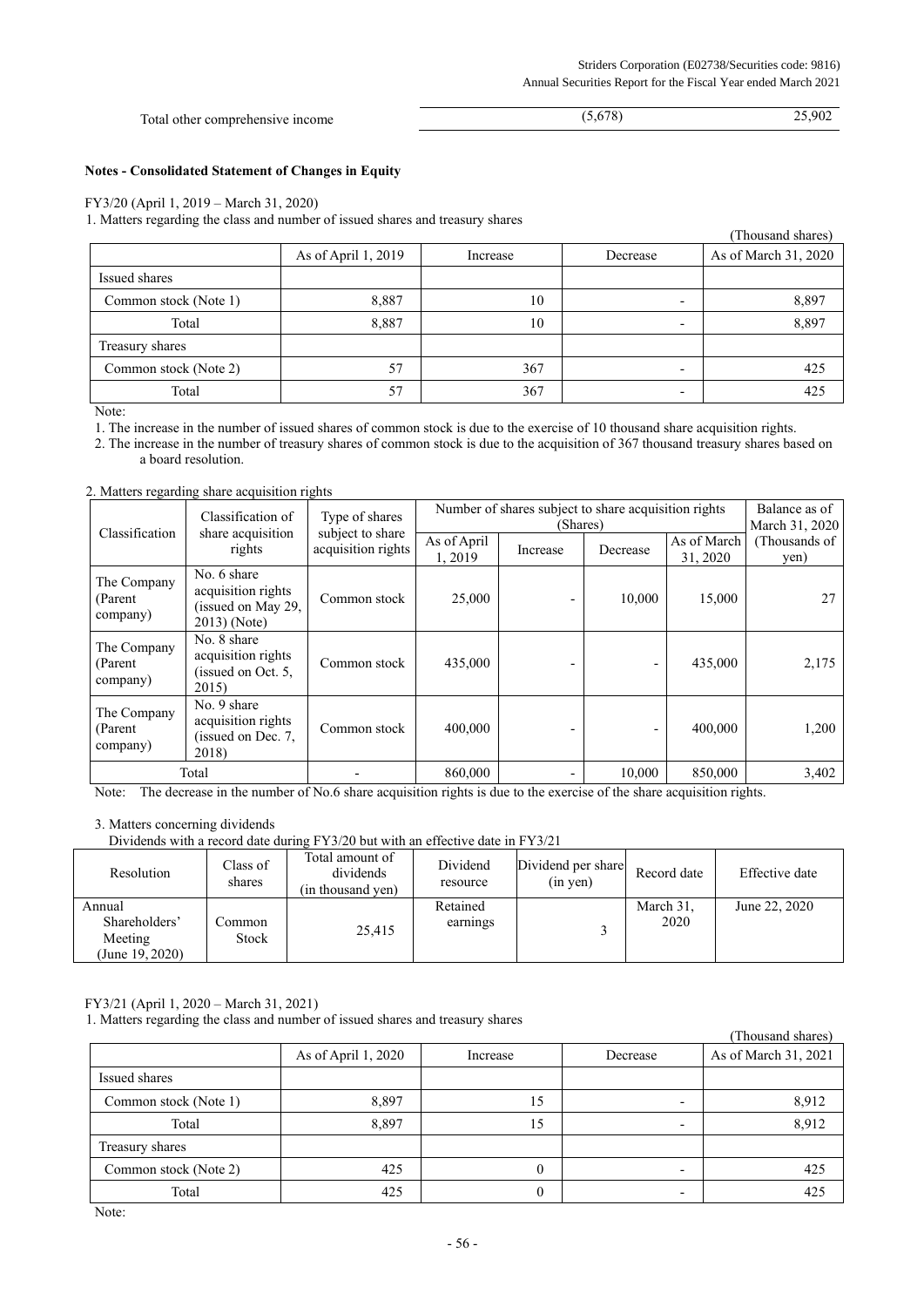| Total other comprehensive income | (5,678) | 25,902 |
|---|---|---|

**Notes - Consolidated Statement of Changes in Equity**

FY3/20 (April 1, 2019 – March 31, 2020)

1. Matters regarding the class and number of issued shares and treasury shares

(Thousand shares)

| | As of April 1, 2019 | Increase | Decrease | As of March 31, 2020 |
|---|---|---|---|---|
| Issued shares | | | | |
| Common stock (Note 1) | 8,887 | 10 | - | 8,897 |
| Total | 8,887 | 10 | - | 8,897 |
| Treasury shares | | | | |
| Common stock (Note 2) | 57 | 367 | - | 425 |
| Total | 57 | 367 | - | 425 |

Note:

1. The increase in the number of issued shares of common stock is due to the exercise of 10 thousand share acquisition rights.
2. The increase in the number of treasury shares of common stock is due to the acquisition of 367 thousand treasury shares based on a board resolution.

2. Matters regarding share acquisition rights

| Classification | Classification of share acquisition rights | Type of shares subject to share acquisition rights | Number of shares subject to share acquisition rights (Shares) | | | | Balance as of March 31, 2020 (Thousands of yen) |
|---|---|---|---|---|---|---|---|
| | | | As of April 1, 2019 | Increase | Decrease | As of March 31, 2020 | |
| The Company (Parent company) | No. 6 share acquisition rights (issued on May 29, 2013) (Note) | Common stock | 25,000 | - | 10,000 | 15,000 | 27 |
| The Company (Parent company) | No. 8 share acquisition rights (issued on Oct. 5, 2015) | Common stock | 435,000 | - | - | 435,000 | 2,175 |
| The Company (Parent company) | No. 9 share acquisition rights (issued on Dec. 7, 2018) | Common stock | 400,000 | - | - | 400,000 | 1,200 |
| Total | | - | 860,000 | - | 10,000 | 850,000 | 3,402 |

Note: The decrease in the number of No.6 share acquisition rights is due to the exercise of the share acquisition rights.

3. Matters concerning dividends

Dividends with a record date during FY3/20 but with an effective date in FY3/21

| Resolution | Class of shares | Total amount of dividends (in thousand yen) | Dividend resource | Dividend per share (in yen) | Record date | Effective date |
|---|---|---|---|---|---|---|
| Annual Shareholders' Meeting (June 19, 2020) | Common Stock | 25,415 | Retained earnings | 3 | March 31, 2020 | June 22, 2020 |

FY3/21 (April 1, 2020 – March 31, 2021)

1. Matters regarding the class and number of issued shares and treasury shares

(Thousand shares)

| | As of April 1, 2020 | Increase | Decrease | As of March 31, 2021 |
|---|---|---|---|---|
| Issued shares | | | | |
| Common stock (Note 1) | 8,897 | 15 | - | 8,912 |
| Total | 8,897 | 15 | - | 8,912 |
| Treasury shares | | | | |
| Common stock (Note 2) | 425 | 0 | - | 425 |
| Total | 425 | 0 | - | 425 |

Note: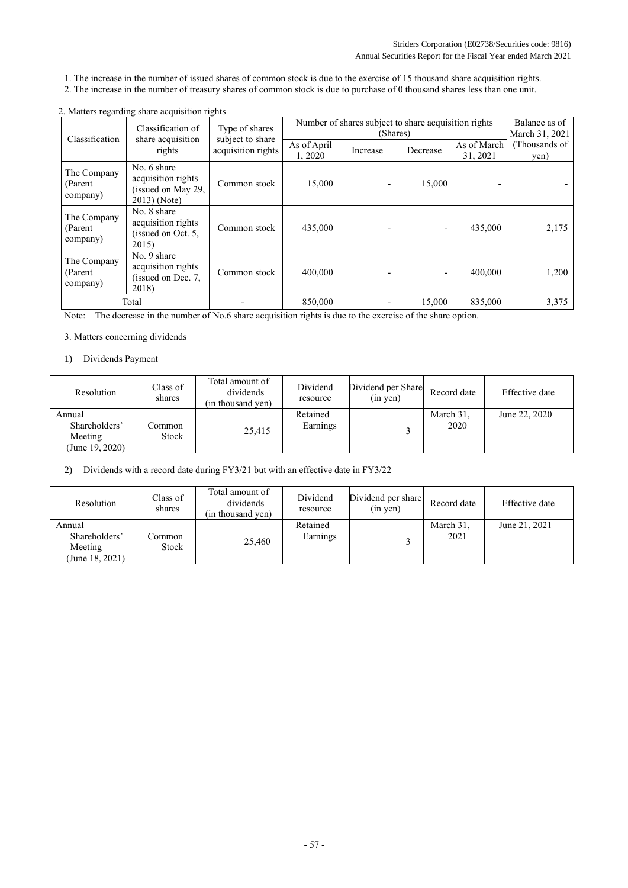1. The increase in the number of issued shares of common stock is due to the exercise of 15 thousand share acquisition rights.
2. The increase in the number of treasury shares of common stock is due to purchase of 0 thousand shares less than one unit.

2. Matters regarding share acquisition rights

| Classification | Classification of share acquisition rights | Type of shares subject to share acquisition rights | Number of shares subject to share acquisition rights (Shares) | | | | Balance as of March 31, 2021 (Thousands of yen) |
|---|---|---|---|---|---|---|---|
| | | | As of April 1, 2020 | Increase | Decrease | As of March 31, 2021 | |
| The Company (Parent company) | No. 6 share acquisition rights (issued on May 29, 2013) (Note) | Common stock | 15,000 | - | 15,000 | - | - |
| The Company (Parent company) | No. 8 share acquisition rights (issued on Oct. 5, 2015) | Common stock | 435,000 | - | - | 435,000 | 2,175 |
| The Company (Parent company) | No. 9 share acquisition rights (issued on Dec. 7, 2018) | Common stock | 400,000 | - | - | 400,000 | 1,200 |
| Total | | - | 850,000 | - | 15,000 | 835,000 | 3,375 |

Note: The decrease in the number of No.6 share acquisition rights is due to the exercise of the share option.

3. Matters concerning dividends

1) Dividends Payment

| Resolution | Class of shares | Total amount of dividends (in thousand yen) | Dividend resource | Dividend per Share (in yen) | Record date | Effective date |
|---|---|---|---|---|---|---|
| Annual Shareholders' Meeting (June 19, 2020) | Common Stock | 25,415 | Retained Earnings | 3 | March 31, 2020 | June 22, 2020 |

2) Dividends with a record date during FY3/21 but with an effective date in FY3/22

| Resolution | Class of shares | Total amount of dividends (in thousand yen) | Dividend resource | Dividend per share (in yen) | Record date | Effective date |
|---|---|---|---|---|---|---|
| Annual Shareholders' Meeting (June 18, 2021) | Common Stock | 25,460 | Retained Earnings | 3 | March 31, 2021 | June 21, 2021 |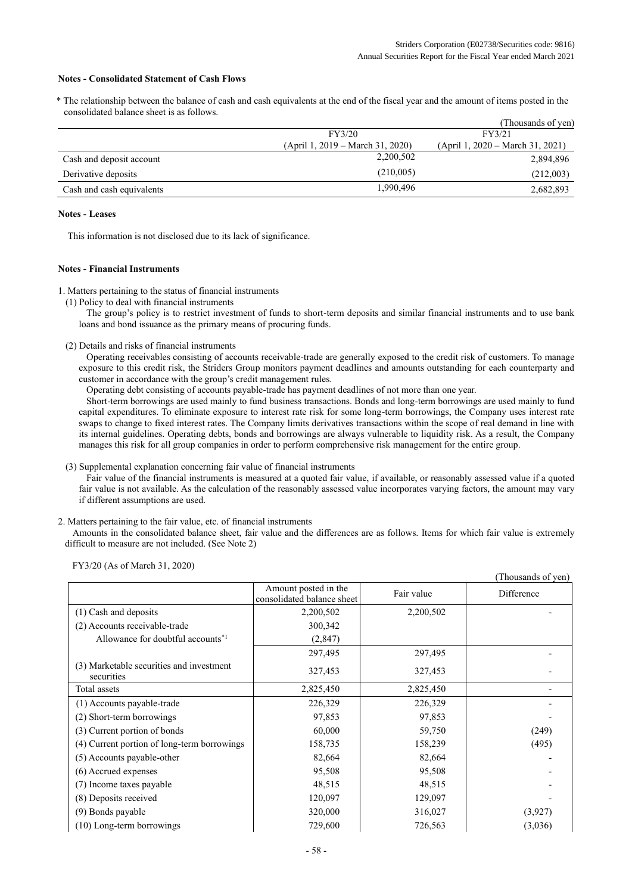**Notes - Consolidated Statement of Cash Flows**

\* The relationship between the balance of cash and cash equivalents at the end of the fiscal year and the amount of items posted in the consolidated balance sheet is as follows.

(Thousands of yen)

| | FY3/20 (April 1, 2019 – March 31, 2020) | FY3/21 (April 1, 2020 – March 31, 2021) |
|---|---|---|
| Cash and deposit account | 2,200,502 | 2,894,896 |
| Derivative deposits | (210,005) | (212,003) |
| Cash and cash equivalents | 1,990,496 | 2,682,893 |

**Notes - Leases**

This information is not disclosed due to its lack of significance.

**Notes - Financial Instruments**

1. Matters pertaining to the status of financial instruments

(1) Policy to deal with financial instruments

The group's policy is to restrict investment of funds to short-term deposits and similar financial instruments and to use bank loans and bond issuance as the primary means of procuring funds.

(2) Details and risks of financial instruments

Operating receivables consisting of accounts receivable-trade are generally exposed to the credit risk of customers. To manage exposure to this credit risk, the Striders Group monitors payment deadlines and amounts outstanding for each counterparty and customer in accordance with the group's credit management rules.

Operating debt consisting of accounts payable-trade has payment deadlines of not more than one year.

Short-term borrowings are used mainly to fund business transactions. Bonds and long-term borrowings are used mainly to fund capital expenditures. To eliminate exposure to interest rate risk for some long-term borrowings, the Company uses interest rate swaps to change to fixed interest rates. The Company limits derivatives transactions within the scope of real demand in line with its internal guidelines. Operating debts, bonds and borrowings are always vulnerable to liquidity risk. As a result, the Company manages this risk for all group companies in order to perform comprehensive risk management for the entire group.

(3) Supplemental explanation concerning fair value of financial instruments

Fair value of the financial instruments is measured at a quoted fair value, if available, or reasonably assessed value if a quoted fair value is not available. As the calculation of the reasonably assessed value incorporates varying factors, the amount may vary if different assumptions are used.

2. Matters pertaining to the fair value, etc. of financial instruments

Amounts in the consolidated balance sheet, fair value and the differences are as follows. Items for which fair value is extremely difficult to measure are not included. (See Note 2)

FY3/20 (As of March 31, 2020)

(Thousands of yen)

| | Amount posted in the consolidated balance sheet | Fair value | Difference |
|---|---|---|---|
| (1) Cash and deposits | 2,200,502 | 2,200,502 | - |
| (2) Accounts receivable-trade | 300,342 | | |
| Allowance for doubtful accounts*1 | (2,847) | | |
| | 297,495 | 297,495 | - |
| (3) Marketable securities and investment securities | 327,453 | 327,453 | - |
| Total assets | 2,825,450 | 2,825,450 | - |
| (1) Accounts payable-trade | 226,329 | 226,329 | - |
| (2) Short-term borrowings | 97,853 | 97,853 | - |
| (3) Current portion of bonds | 60,000 | 59,750 | (249) |
| (4) Current portion of long-term borrowings | 158,735 | 158,239 | (495) |
| (5) Accounts payable-other | 82,664 | 82,664 | - |
| (6) Accrued expenses | 95,508 | 95,508 | - |
| (7) Income taxes payable | 48,515 | 48,515 | - |
| (8) Deposits received | 120,097 | 129,097 | - |
| (9) Bonds payable | 320,000 | 316,027 | (3,927) |
| (10) Long-term borrowings | 729,600 | 726,563 | (3,036) |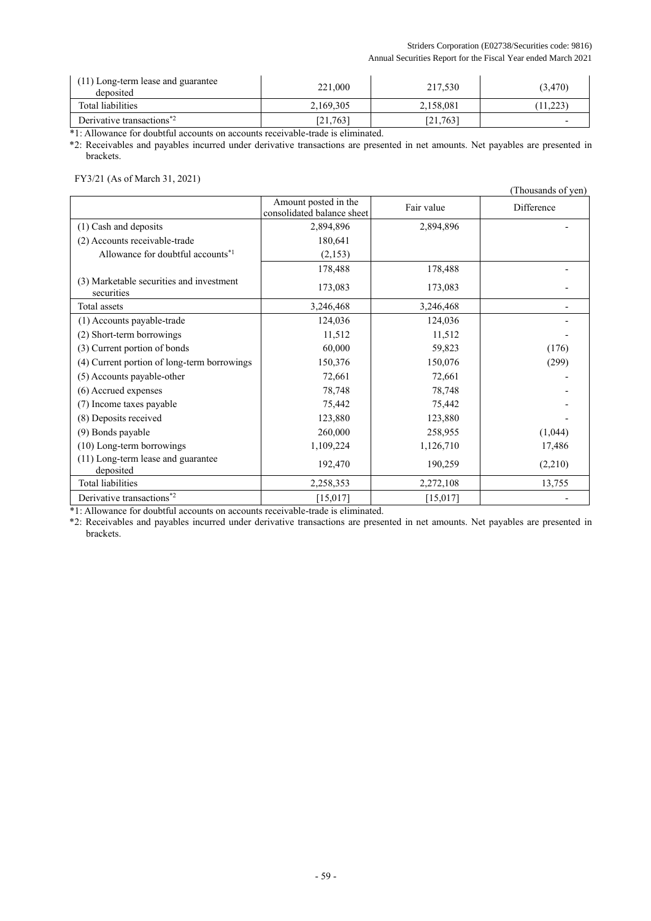| | | | |
|---|---|---|---|
| (11) Long-term lease and guarantee deposited | 221,000 | 217,530 | (3,470) |
| Total liabilities | 2,169,305 | 2,158,081 | (11,223) |
| Derivative transactions*2 | [21,763] | [21,763] | - |

*1: Allowance for doubtful accounts on accounts receivable-trade is eliminated.

*2: Receivables and payables incurred under derivative transactions are presented in net amounts. Net payables are presented in brackets.

FY3/21 (As of March 31, 2021)

(Thousands of yen)

| | Amount posted in the consolidated balance sheet | Fair value | Difference |
|---|---|---|---|
| (1) Cash and deposits | 2,894,896 | 2,894,896 | - |
| (2) Accounts receivable-trade | 180,641 | | |
| Allowance for doubtful accounts*1 | (2,153) | | |
| | 178,488 | 178,488 | - |
| (3) Marketable securities and investment securities | 173,083 | 173,083 | - |
| Total assets | 3,246,468 | 3,246,468 | - |
| (1) Accounts payable-trade | 124,036 | 124,036 | - |
| (2) Short-term borrowings | 11,512 | 11,512 | - |
| (3) Current portion of bonds | 60,000 | 59,823 | (176) |
| (4) Current portion of long-term borrowings | 150,376 | 150,076 | (299) |
| (5) Accounts payable-other | 72,661 | 72,661 | - |
| (6) Accrued expenses | 78,748 | 78,748 | - |
| (7) Income taxes payable | 75,442 | 75,442 | - |
| (8) Deposits received | 123,880 | 123,880 | - |
| (9) Bonds payable | 260,000 | 258,955 | (1,044) |
| (10) Long-term borrowings | 1,109,224 | 1,126,710 | 17,486 |
| (11) Long-term lease and guarantee deposited | 192,470 | 190,259 | (2,210) |
| Total liabilities | 2,258,353 | 2,272,108 | 13,755 |
| Derivative transactions*2 | [15,017] | [15,017] | - |

*1: Allowance for doubtful accounts on accounts receivable-trade is eliminated.

*2: Receivables and payables incurred under derivative transactions are presented in net amounts. Net payables are presented in brackets.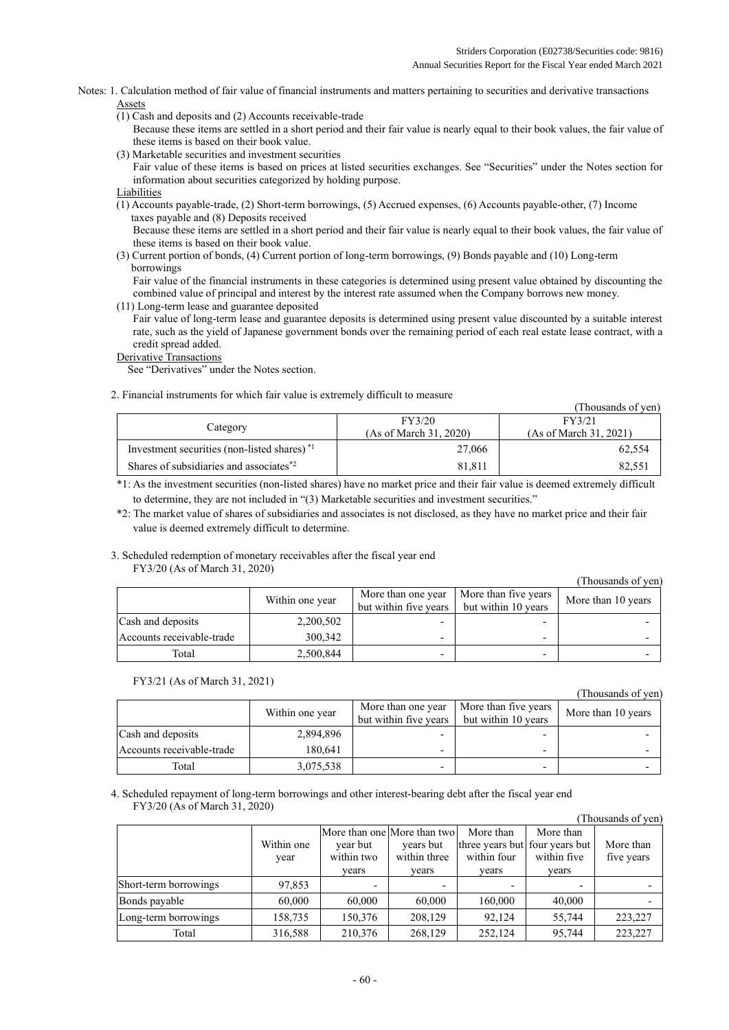Notes: 1. Calculation method of fair value of financial instruments and matters pertaining to securities and derivative transactions

Assets

(1) Cash and deposits and (2) Accounts receivable-trade

Because these items are settled in a short period and their fair value is nearly equal to their book values, the fair value of these items is based on their book value.

(3) Marketable securities and investment securities

Fair value of these items is based on prices at listed securities exchanges. See "Securities" under the Notes section for information about securities categorized by holding purpose.

Liabilities

(1) Accounts payable-trade, (2) Short-term borrowings, (5) Accrued expenses, (6) Accounts payable-other, (7) Income taxes payable and (8) Deposits received

Because these items are settled in a short period and their fair value is nearly equal to their book values, the fair value of these items is based on their book value.

(3) Current portion of bonds, (4) Current portion of long-term borrowings, (9) Bonds payable and (10) Long-term borrowings

Fair value of the financial instruments in these categories is determined using present value obtained by discounting the combined value of principal and interest by the interest rate assumed when the Company borrows new money.

(11) Long-term lease and guarantee deposited

Fair value of long-term lease and guarantee deposits is determined using present value discounted by a suitable interest rate, such as the yield of Japanese government bonds over the remaining period of each real estate lease contract, with a credit spread added.

Derivative Transactions

See "Derivatives" under the Notes section.

2. Financial instruments for which fair value is extremely difficult to measure

(Thousands of yen)

| Category | FY3/20 (As of March 31, 2020) | FY3/21 (As of March 31, 2021) |
|---|---|---|
| Investment securities (non-listed shares) *1 | 27,066 | 62,554 |
| Shares of subsidiaries and associates*2 | 81,811 | 82,551 |

*1: As the investment securities (non-listed shares) have no market price and their fair value is deemed extremely difficult to determine, they are not included in "(3) Marketable securities and investment securities."

*2: The market value of shares of subsidiaries and associates is not disclosed, as they have no market price and their fair value is deemed extremely difficult to determine.

3. Scheduled redemption of monetary receivables after the fiscal year end

FY3/20 (As of March 31, 2020)

(Thousands of yen)

| | Within one year | More than one year but within five years | More than five years but within 10 years | More than 10 years |
|---|---|---|---|---|
| Cash and deposits | 2,200,502 | - | - | - |
| Accounts receivable-trade | 300,342 | - | - | - |
| Total | 2,500,844 | - | - | - |

FY3/21 (As of March 31, 2021)

(Thousands of yen)

| | Within one year | More than one year but within five years | More than five years but within 10 years | More than 10 years |
|---|---|---|---|---|
| Cash and deposits | 2,894,896 | - | - | - |
| Accounts receivable-trade | 180,641 | - | - | - |
| Total | 3,075,538 | - | - | - |

4. Scheduled repayment of long-term borrowings and other interest-bearing debt after the fiscal year end

FY3/20 (As of March 31, 2020)

(Thousands of yen)

| | Within one year | More than one year but within two years | More than two years but within three years | More than three years but within four years | More than four years but within five years | More than five years |
|---|---|---|---|---|---|---|
| Short-term borrowings | 97,853 | - | - | - | - | - |
| Bonds payable | 60,000 | 60,000 | 60,000 | 160,000 | 40,000 | - |
| Long-term borrowings | 158,735 | 150,376 | 208,129 | 92,124 | 55,744 | 223,227 |
| Total | 316,588 | 210,376 | 268,129 | 252,124 | 95,744 | 223,227 |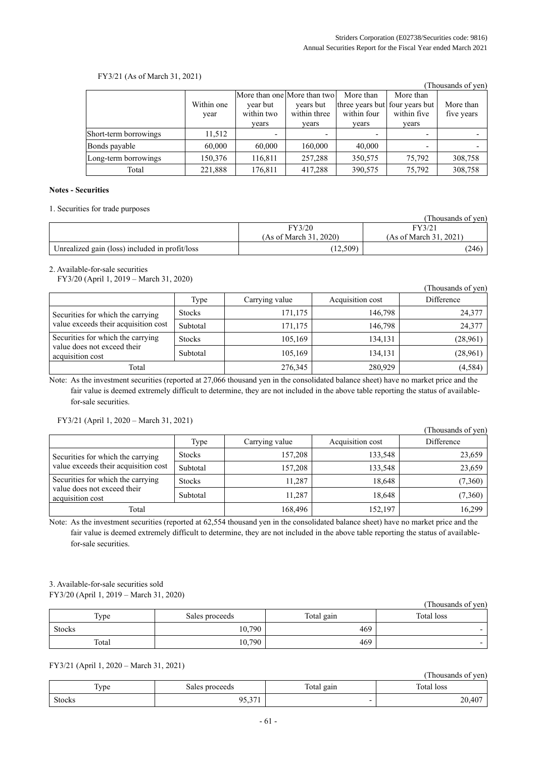FY3/21 (As of March 31, 2021)

(Thousands of yen)

| | Within one year | More than one year but within two years | More than two years but within three years | More than three years but within four years | More than four years but within five years | More than five years |
|---|---|---|---|---|---|---|
| Short-term borrowings | 11,512 | - | - | - | - | - |
| Bonds payable | 60,000 | 60,000 | 160,000 | 40,000 | - | - |
| Long-term borrowings | 150,376 | 116,811 | 257,288 | 350,575 | 75,792 | 308,758 |
| Total | 221,888 | 176,811 | 417,288 | 390,575 | 75,792 | 308,758 |

**Notes - Securities**

1. Securities for trade purposes

(Thousands of yen)

| | FY3/20 (As of March 31, 2020) | FY3/21 (As of March 31, 2021) |
|---|---|---|
| Unrealized gain (loss) included in profit/loss | (12,509) | (246) |

2. Available-for-sale securities

FY3/20 (April 1, 2019 – March 31, 2020)

(Thousands of yen)

| | Type | Carrying value | Acquisition cost | Difference |
|---|---|---|---|---|
| Securities for which the carrying value exceeds their acquisition cost | Stocks | 171,175 | 146,798 | 24,377 |
| | Subtotal | 171,175 | 146,798 | 24,377 |
| Securities for which the carrying value does not exceed their acquisition cost | Stocks | 105,169 | 134,131 | (28,961) |
| | Subtotal | 105,169 | 134,131 | (28,961) |
| Total | | 276,345 | 280,929 | (4,584) |

Note: As the investment securities (reported at 27,066 thousand yen in the consolidated balance sheet) have no market price and the fair value is deemed extremely difficult to determine, they are not included in the above table reporting the status of available-for-sale securities.

FY3/21 (April 1, 2020 – March 31, 2021)

(Thousands of yen)

| | Type | Carrying value | Acquisition cost | Difference |
|---|---|---|---|---|
| Securities for which the carrying value exceeds their acquisition cost | Stocks | 157,208 | 133,548 | 23,659 |
| | Subtotal | 157,208 | 133,548 | 23,659 |
| Securities for which the carrying value does not exceed their acquisition cost | Stocks | 11,287 | 18,648 | (7,360) |
| | Subtotal | 11,287 | 18,648 | (7,360) |
| Total | | 168,496 | 152,197 | 16,299 |

Note: As the investment securities (reported at 62,554 thousand yen in the consolidated balance sheet) have no market price and the fair value is deemed extremely difficult to determine, they are not included in the above table reporting the status of available-for-sale securities.

3. Available-for-sale securities sold

FY3/20 (April 1, 2019 – March 31, 2020)

(Thousands of yen)

| Type | Sales proceeds | Total gain | Total loss |
|---|---|---|---|
| Stocks | 10,790 | 469 | - |
| Total | 10,790 | 469 | - |

FY3/21 (April 1, 2020 – March 31, 2021)

(Thousands of yen)

| Type | Sales proceeds | Total gain | Total loss |
|---|---|---|---|
| Stocks | 95,371 | - | 20,407 |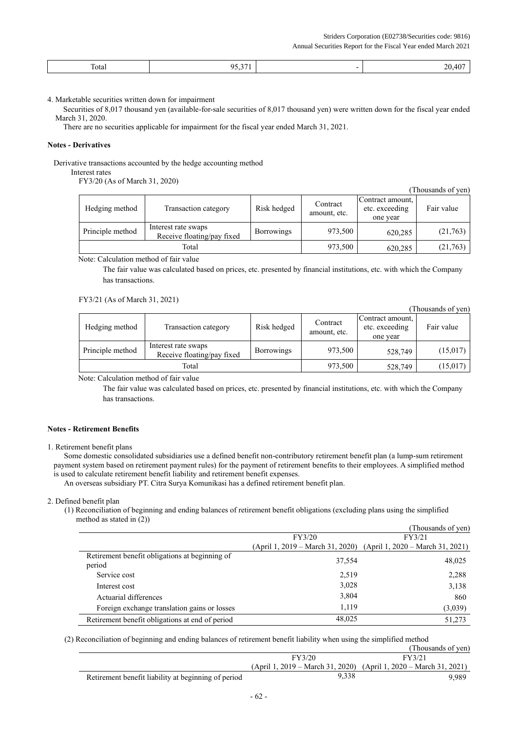| Total | 95,371 | - | 20,407 |
|---|---|---|---|

4. Marketable securities written down for impairment

Securities of 8,017 thousand yen (available-for-sale securities of 8,017 thousand yen) were written down for the fiscal year ended March 31, 2020.

There are no securities applicable for impairment for the fiscal year ended March 31, 2021.

**Notes - Derivatives**

Derivative transactions accounted by the hedge accounting method

Interest rates

FY3/20 (As of March 31, 2020)

(Thousands of yen)

| Hedging method | Transaction category | Risk hedged | Contract amount, etc. | Contract amount, etc. exceeding one year | Fair value |
|---|---|---|---|---|---|
| Principle method | Interest rate swaps Receive floating/pay fixed | Borrowings | 973,500 | 620,285 | (21,763) |
| Total | | | 973,500 | 620,285 | (21,763) |

Note: Calculation method of fair value

The fair value was calculated based on prices, etc. presented by financial institutions, etc. with which the Company has transactions.

FY3/21 (As of March 31, 2021)

(Thousands of yen)

| Hedging method | Transaction category | Risk hedged | Contract amount, etc. | Contract amount, etc. exceeding one year | Fair value |
|---|---|---|---|---|---|
| Principle method | Interest rate swaps Receive floating/pay fixed | Borrowings | 973,500 | 528,749 | (15,017) |
| Total | | | 973,500 | 528,749 | (15,017) |

Note: Calculation method of fair value

The fair value was calculated based on prices, etc. presented by financial institutions, etc. with which the Company has transactions.

**Notes - Retirement Benefits**

1. Retirement benefit plans

Some domestic consolidated subsidiaries use a defined benefit non-contributory retirement benefit plan (a lump-sum retirement payment system based on retirement payment rules) for the payment of retirement benefits to their employees. A simplified method is used to calculate retirement benefit liability and retirement benefit expenses.

An overseas subsidiary PT. Citra Surya Komunikasi has a defined retirement benefit plan.

2. Defined benefit plan

(1) Reconciliation of beginning and ending balances of retirement benefit obligations (excluding plans using the simplified method as stated in (2))

(Thousands of yen)

| | FY3/20 (April 1, 2019 – March 31, 2020) | FY3/21 (April 1, 2020 – March 31, 2021) |
|---|---|---|
| Retirement benefit obligations at beginning of period | 37,554 | 48,025 |
| Service cost | 2,519 | 2,288 |
| Interest cost | 3,028 | 3,138 |
| Actuarial differences | 3,804 | 860 |
| Foreign exchange translation gains or losses | 1,119 | (3,039) |
| Retirement benefit obligations at end of period | 48,025 | 51,273 |

(2) Reconciliation of beginning and ending balances of retirement benefit liability when using the simplified method

(Thousands of yen)

| | FY3/20 (April 1, 2019 – March 31, 2020) | FY3/21 (April 1, 2020 – March 31, 2021) |
|---|---|---|
| Retirement benefit liability at beginning of period | 9,338 | 9,989 |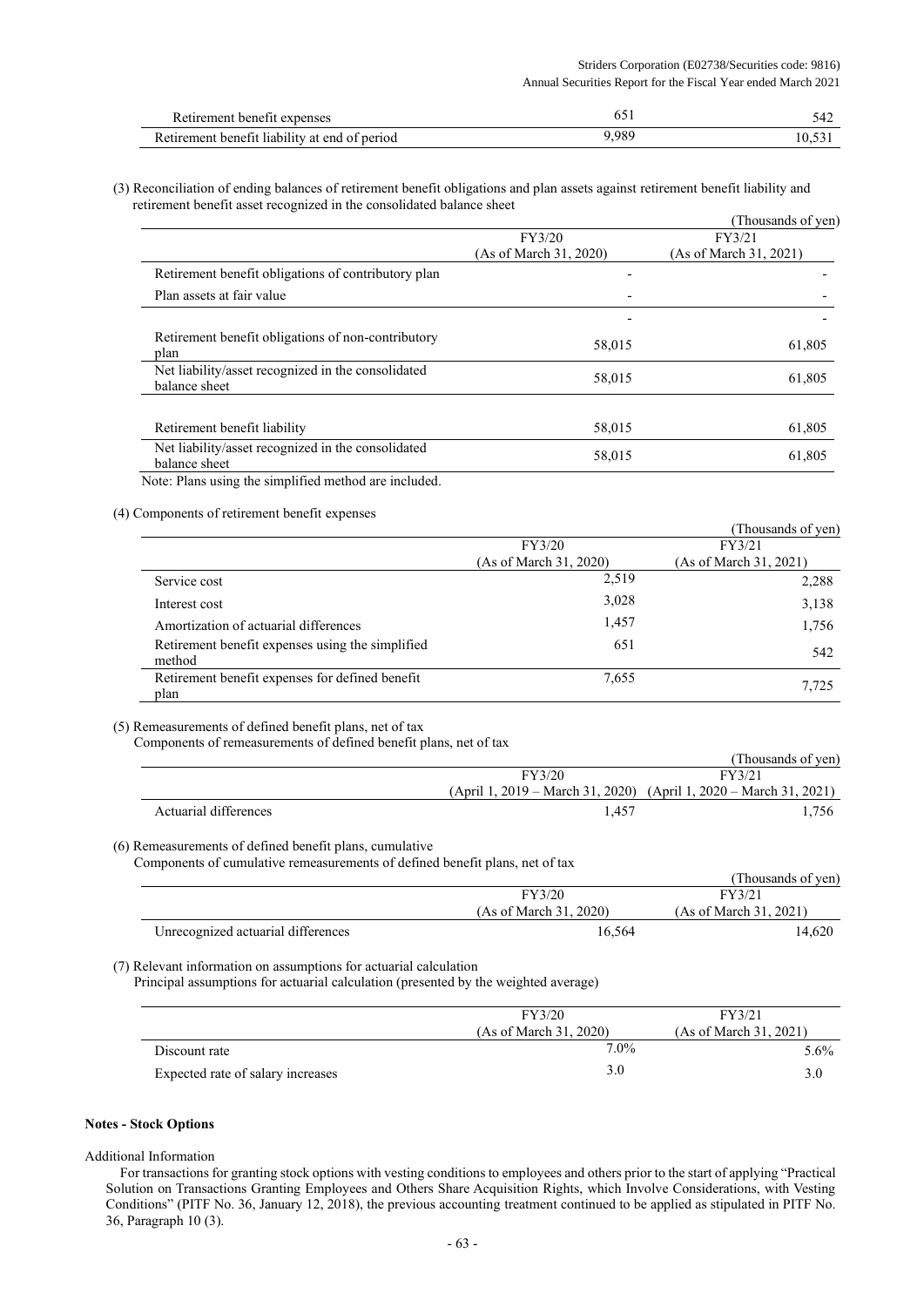| | | |
|---|---|---|
| Retirement benefit expenses | 651 | 542 |
| Retirement benefit liability at end of period | 9,989 | 10,531 |

(3) Reconciliation of ending balances of retirement benefit obligations and plan assets against retirement benefit liability and retirement benefit asset recognized in the consolidated balance sheet

(Thousands of yen)

| | FY3/20 (As of March 31, 2020) | FY3/21 (As of March 31, 2021) |
|---|---|---|
| Retirement benefit obligations of contributory plan | - | - |
| Plan assets at fair value | - | - |
| | - | - |
| Retirement benefit obligations of non-contributory plan | 58,015 | 61,805 |
| Net liability/asset recognized in the consolidated balance sheet | 58,015 | 61,805 |
| | | |
| Retirement benefit liability | 58,015 | 61,805 |
| Net liability/asset recognized in the consolidated balance sheet | 58,015 | 61,805 |

Note: Plans using the simplified method are included.

(4) Components of retirement benefit expenses

(Thousands of yen)

| | FY3/20 (As of March 31, 2020) | FY3/21 (As of March 31, 2021) |
|---|---|---|
| Service cost | 2,519 | 2,288 |
| Interest cost | 3,028 | 3,138 |
| Amortization of actuarial differences | 1,457 | 1,756 |
| Retirement benefit expenses using the simplified method | 651 | 542 |
| Retirement benefit expenses for defined benefit plan | 7,655 | 7,725 |

(5) Remeasurements of defined benefit plans, net of tax

Components of remeasurements of defined benefit plans, net of tax

(Thousands of yen)

| | FY3/20 (April 1, 2019 – March 31, 2020) | FY3/21 (April 1, 2020 – March 31, 2021) |
|---|---|---|
| Actuarial differences | 1,457 | 1,756 |

(6) Remeasurements of defined benefit plans, cumulative

Components of cumulative remeasurements of defined benefit plans, net of tax

(Thousands of yen)

| | FY3/20 (As of March 31, 2020) | FY3/21 (As of March 31, 2021) |
|---|---|---|
| Unrecognized actuarial differences | 16,564 | 14,620 |

(7) Relevant information on assumptions for actuarial calculation

Principal assumptions for actuarial calculation (presented by the weighted average)

| | FY3/20 (As of March 31, 2020) | FY3/21 (As of March 31, 2021) |
|---|---|---|
| Discount rate | 7.0% | 5.6% |
| Expected rate of salary increases | 3.0 | 3.0 |

**Notes - Stock Options**

Additional Information

For transactions for granting stock options with vesting conditions to employees and others prior to the start of applying "Practical Solution on Transactions Granting Employees and Others Share Acquisition Rights, which Involve Considerations, with Vesting Conditions" (PITF No. 36, January 12, 2018), the previous accounting treatment continued to be applied as stipulated in PITF No. 36, Paragraph 10 (3).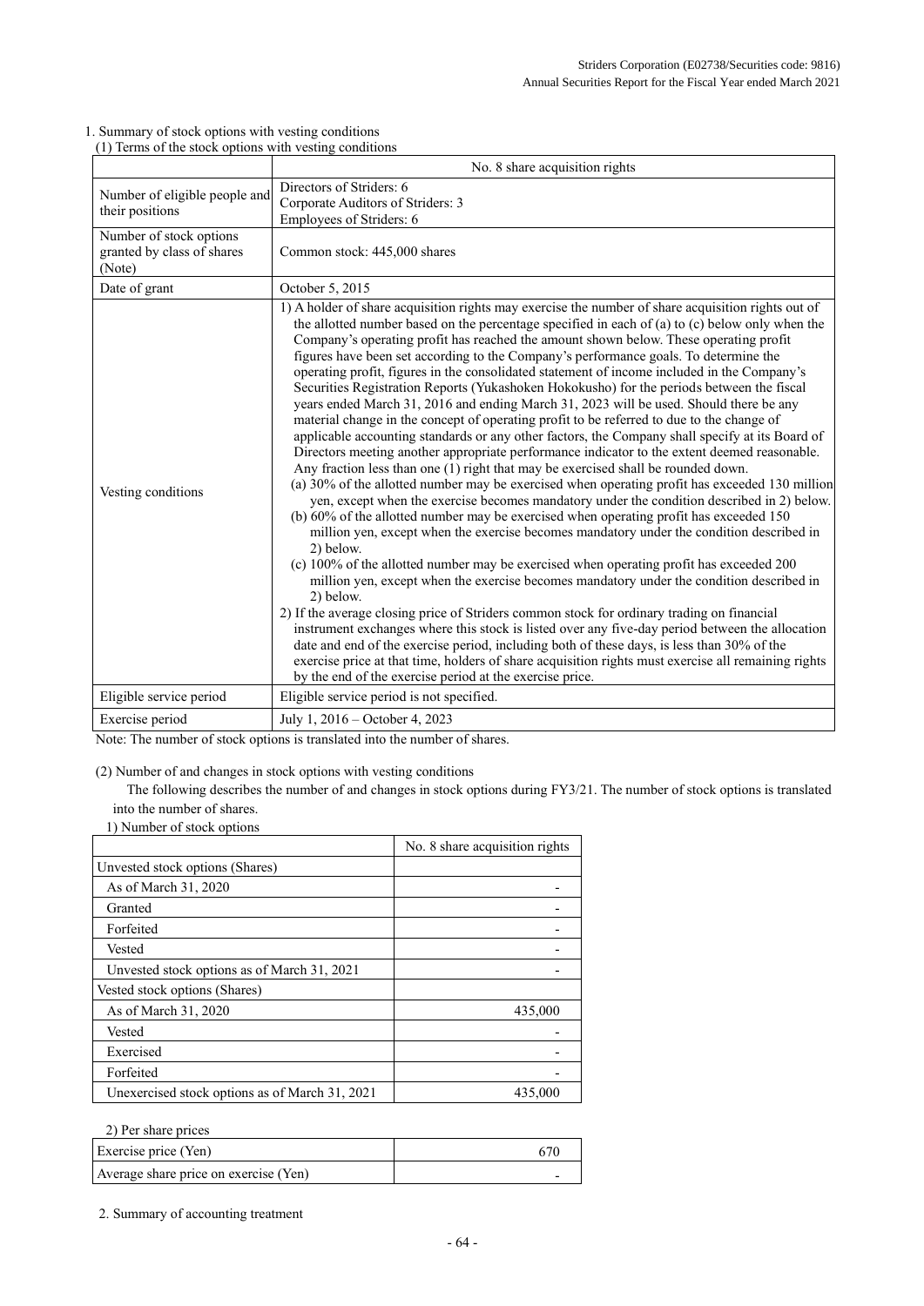1. Summary of stock options with vesting conditions

(1) Terms of the stock options with vesting conditions

| | No. 8 share acquisition rights |
|---|---|
| Number of eligible people and their positions | Directors of Striders: 6<br>Corporate Auditors of Striders: 3<br>Employees of Striders: 6 |
| Number of stock options granted by class of shares (Note) | Common stock: 445,000 shares |
| Date of grant | October 5, 2015 |
| Vesting conditions | 1) A holder of share acquisition rights may exercise the number of share acquisition rights out of the allotted number based on the percentage specified in each of (a) to (c) below only when the Company's operating profit has reached the amount shown below. These operating profit figures have been set according to the Company's performance goals. To determine the operating profit, figures in the consolidated statement of income included in the Company's Securities Registration Reports (Yukashoken Hokokusho) for the periods between the fiscal years ended March 31, 2016 and ending March 31, 2023 will be used. Should there be any material change in the concept of operating profit to be referred to due to the change of applicable accounting standards or any other factors, the Company shall specify at its Board of Directors meeting another appropriate performance indicator to the extent deemed reasonable. Any fraction less than one (1) right that may be exercised shall be rounded down.<br>(a) 30% of the allotted number may be exercised when operating profit has exceeded 130 million yen, except when the exercise becomes mandatory under the condition described in 2) below.<br>(b) 60% of the allotted number may be exercised when operating profit has exceeded 150 million yen, except when the exercise becomes mandatory under the condition described in 2) below.<br>(c) 100% of the allotted number may be exercised when operating profit has exceeded 200 million yen, except when the exercise becomes mandatory under the condition described in 2) below.<br>2) If the average closing price of Striders common stock for ordinary trading on financial instrument exchanges where this stock is listed over any five-day period between the allocation date and end of the exercise period, including both of these days, is less than 30% of the exercise price at that time, holders of share acquisition rights must exercise all remaining rights by the end of the exercise period at the exercise price. |
| Eligible service period | Eligible service period is not specified. |
| Exercise period | July 1, 2016 – October 4, 2023 |

Note: The number of stock options is translated into the number of shares.

(2) Number of and changes in stock options with vesting conditions

The following describes the number of and changes in stock options during FY3/21. The number of stock options is translated into the number of shares.

1) Number of stock options

| | No. 8 share acquisition rights |
|---|---|
| Unvested stock options (Shares) | |
| As of March 31, 2020 | - |
| Granted | - |
| Forfeited | - |
| Vested | - |
| Unvested stock options as of March 31, 2021 | - |
| Vested stock options (Shares) | |
| As of March 31, 2020 | 435,000 |
| Vested | - |
| Exercised | - |
| Forfeited | - |
| Unexercised stock options as of March 31, 2021 | 435,000 |

2) Per share prices

| | |
|---|---|
| Exercise price (Yen) | 670 |
| Average share price on exercise (Yen) | - |

2. Summary of accounting treatment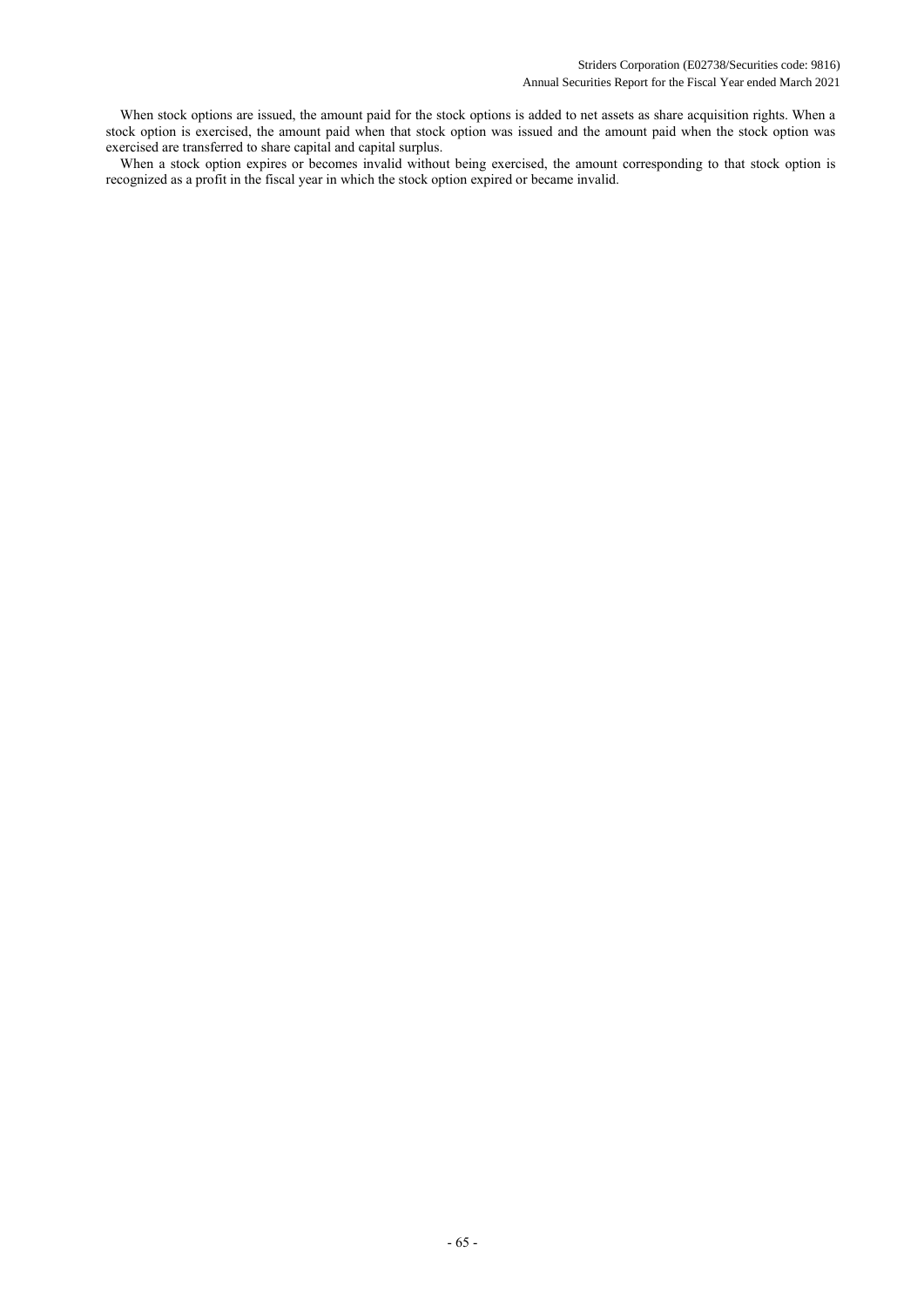When stock options are issued, the amount paid for the stock options is added to net assets as share acquisition rights. When a stock option is exercised, the amount paid when that stock option was issued and the amount paid when the stock option was exercised are transferred to share capital and capital surplus.

When a stock option expires or becomes invalid without being exercised, the amount corresponding to that stock option is recognized as a profit in the fiscal year in which the stock option expired or became invalid.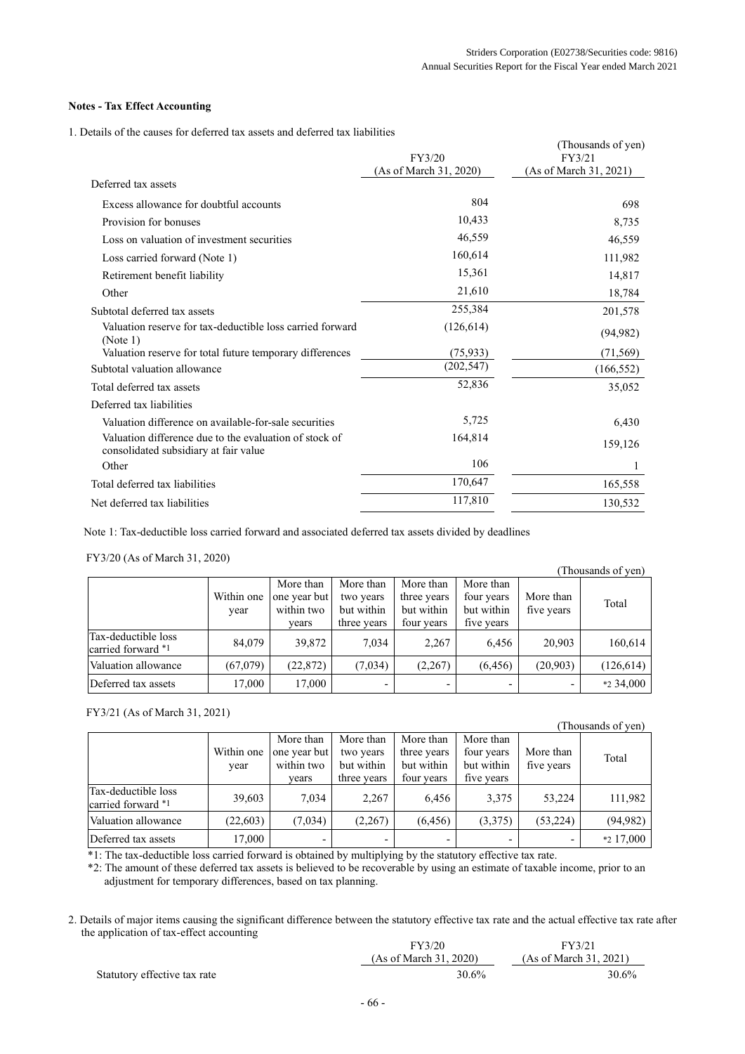**Notes - Tax Effect Accounting**

1. Details of the causes for deferred tax assets and deferred tax liabilities

(Thousands of yen)

| | FY3/20 (As of March 31, 2020) | FY3/21 (As of March 31, 2021) |
|---|---|---|
| Deferred tax assets | | |
| Excess allowance for doubtful accounts | 804 | 698 |
| Provision for bonuses | 10,433 | 8,735 |
| Loss on valuation of investment securities | 46,559 | 46,559 |
| Loss carried forward (Note 1) | 160,614 | 111,982 |
| Retirement benefit liability | 15,361 | 14,817 |
| Other | 21,610 | 18,784 |
| Subtotal deferred tax assets | 255,384 | 201,578 |
| Valuation reserve for tax-deductible loss carried forward (Note 1) | (126,614) | (94,982) |
| Valuation reserve for total future temporary differences | (75,933) | (71,569) |
| Subtotal valuation allowance | (202,547) | (166,552) |
| Total deferred tax assets | 52,836 | 35,052 |
| Deferred tax liabilities | | |
| Valuation difference on available-for-sale securities | 5,725 | 6,430 |
| Valuation difference due to the evaluation of stock of consolidated subsidiary at fair value | 164,814 | 159,126 |
| Other | 106 | 1 |
| Total deferred tax liabilities | 170,647 | 165,558 |
| Net deferred tax liabilities | 117,810 | 130,532 |

Note 1: Tax-deductible loss carried forward and associated deferred tax assets divided by deadlines

FY3/20 (As of March 31, 2020)

(Thousands of yen)

| | Within one year | More than one year but within two years | More than two years but within three years | More than three years but within four years | More than four years but within five years | More than five years | Total |
|---|---|---|---|---|---|---|---|
| Tax-deductible loss carried forward *1 | 84,079 | 39,872 | 7,034 | 2,267 | 6,456 | 20,903 | 160,614 |
| Valuation allowance | (67,079) | (22,872) | (7,034) | (2,267) | (6,456) | (20,903) | (126,614) |
| Deferred tax assets | 17,000 | 17,000 | - | - | - | - | *2 34,000 |

FY3/21 (As of March 31, 2021)

(Thousands of yen)

| | Within one year | More than one year but within two years | More than two years but within three years | More than three years but within four years | More than four years but within five years | More than five years | Total |
|---|---|---|---|---|---|---|---|
| Tax-deductible loss carried forward *1 | 39,603 | 7,034 | 2,267 | 6,456 | 3,375 | 53,224 | 111,982 |
| Valuation allowance | (22,603) | (7,034) | (2,267) | (6,456) | (3,375) | (53,224) | (94,982) |
| Deferred tax assets | 17,000 | - | - | - | - | - | *2 17,000 |

*1: The tax-deductible loss carried forward is obtained by multiplying by the statutory effective tax rate.

*2: The amount of these deferred tax assets is believed to be recoverable by using an estimate of taxable income, prior to an adjustment for temporary differences, based on tax planning.

2. Details of major items causing the significant difference between the statutory effective tax rate and the actual effective tax rate after the application of tax-effect accounting

| | FY3/20 (As of March 31, 2020) | FY3/21 (As of March 31, 2021) |
|---|---|---|
| Statutory effective tax rate | 30.6% | 30.6% |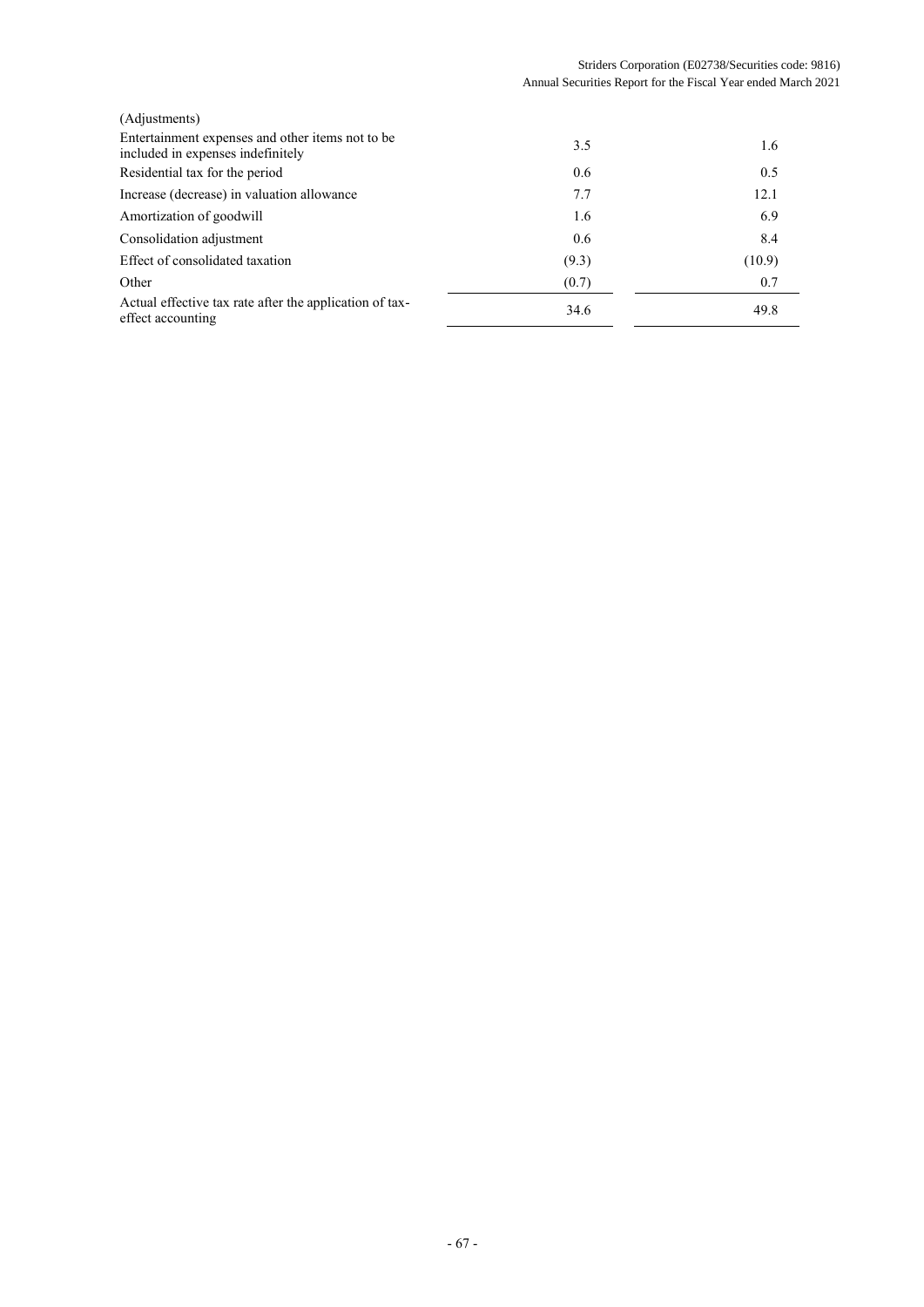| | | |
|---|---|---|
| (Adjustments) | | |
| Entertainment expenses and other items not to be included in expenses indefinitely | 3.5 | 1.6 |
| Residential tax for the period | 0.6 | 0.5 |
| Increase (decrease) in valuation allowance | 7.7 | 12.1 |
| Amortization of goodwill | 1.6 | 6.9 |
| Consolidation adjustment | 0.6 | 8.4 |
| Effect of consolidated taxation | (9.3) | (10.9) |
| Other | (0.7) | 0.7 |
| Actual effective tax rate after the application of tax-effect accounting | 34.6 | 49.8 |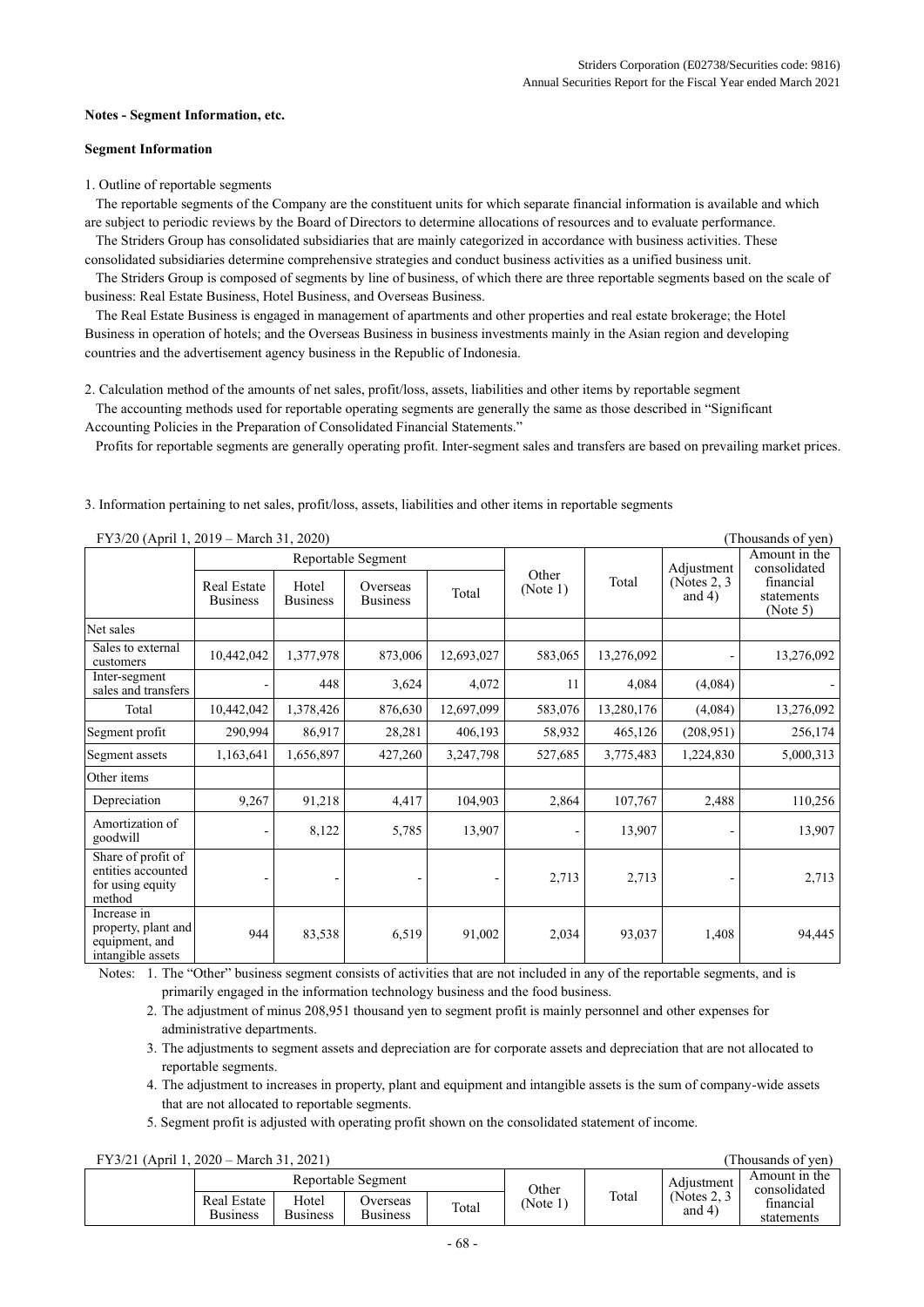#### Notes - Segment Information, etc.

#### Segment Information

1. Outline of reportable segments

The reportable segments of the Company are the constituent units for which separate financial information is available and which are subject to periodic reviews by the Board of Directors to determine allocations of resources and to evaluate performance.

The Striders Group has consolidated subsidiaries that are mainly categorized in accordance with business activities. These consolidated subsidiaries determine comprehensive strategies and conduct business activities as a unified business unit.

The Striders Group is composed of segments by line of business, of which there are three reportable segments based on the scale of business: Real Estate Business, Hotel Business, and Overseas Business.

The Real Estate Business is engaged in management of apartments and other properties and real estate brokerage; the Hotel Business in operation of hotels; and the Overseas Business in business investments mainly in the Asian region and developing countries and the advertisement agency business in the Republic of Indonesia.

2. Calculation method of the amounts of net sales, profit/loss, assets, liabilities and other items by reportable segment

The accounting methods used for reportable operating segments are generally the same as those described in "Significant Accounting Policies in the Preparation of Consolidated Financial Statements."

Profits for reportable segments are generally operating profit. Inter-segment sales and transfers are based on prevailing market prices.

3. Information pertaining to net sales, profit/loss, assets, liabilities and other items in reportable segments

FY3/20 (April 1, 2019 – March 31, 2020) (Thousands of yen)

| | Reportable Segment | | | | Other (Note 1) | Total | Adjustment (Notes 2, 3 and 4) | Amount in the consolidated financial statements (Note 5) |
|---|---|---|---|---|---|---|---|---|
| | Real Estate Business | Hotel Business | Overseas Business | Total | | | | |
| Net sales | | | | | | | | |
| Sales to external customers | 10,442,042 | 1,377,978 | 873,006 | 12,693,027 | 583,065 | 13,276,092 | - | 13,276,092 |
| Inter-segment sales and transfers | - | 448 | 3,624 | 4,072 | 11 | 4,084 | (4,084) | - |
| Total | 10,442,042 | 1,378,426 | 876,630 | 12,697,099 | 583,076 | 13,280,176 | (4,084) | 13,276,092 |
| Segment profit | 290,994 | 86,917 | 28,281 | 406,193 | 58,932 | 465,126 | (208,951) | 256,174 |
| Segment assets | 1,163,641 | 1,656,897 | 427,260 | 3,247,798 | 527,685 | 3,775,483 | 1,224,830 | 5,000,313 |
| Other items | | | | | | | | |
| Depreciation | 9,267 | 91,218 | 4,417 | 104,903 | 2,864 | 107,767 | 2,488 | 110,256 |
| Amortization of goodwill | - | 8,122 | 5,785 | 13,907 | - | 13,907 | - | 13,907 |
| Share of profit of entities accounted for using equity method | - | - | - | - | 2,713 | 2,713 | - | 2,713 |
| Increase in property, plant and equipment, and intangible assets | 944 | 83,538 | 6,519 | 91,002 | 2,034 | 93,037 | 1,408 | 94,445 |

Notes: 1. The "Other" business segment consists of activities that are not included in any of the reportable segments, and is primarily engaged in the information technology business and the food business.

2. The adjustment of minus 208,951 thousand yen to segment profit is mainly personnel and other expenses for administrative departments.

3. The adjustments to segment assets and depreciation are for corporate assets and depreciation that are not allocated to reportable segments.

4. The adjustment to increases in property, plant and equipment and intangible assets is the sum of company-wide assets that are not allocated to reportable segments.

5. Segment profit is adjusted with operating profit shown on the consolidated statement of income.

FY3/21 (April 1, 2020 – March 31, 2021) (Thousands of yen)

| | Reportable Segment | | | | Other (Note 1) | Total | Adjustment (Notes 2, 3 and 4) | Amount in the consolidated financial statements |
|---|---|---|---|---|---|---|---|---|
| | Real Estate Business | Hotel Business | Overseas Business | Total | | | | |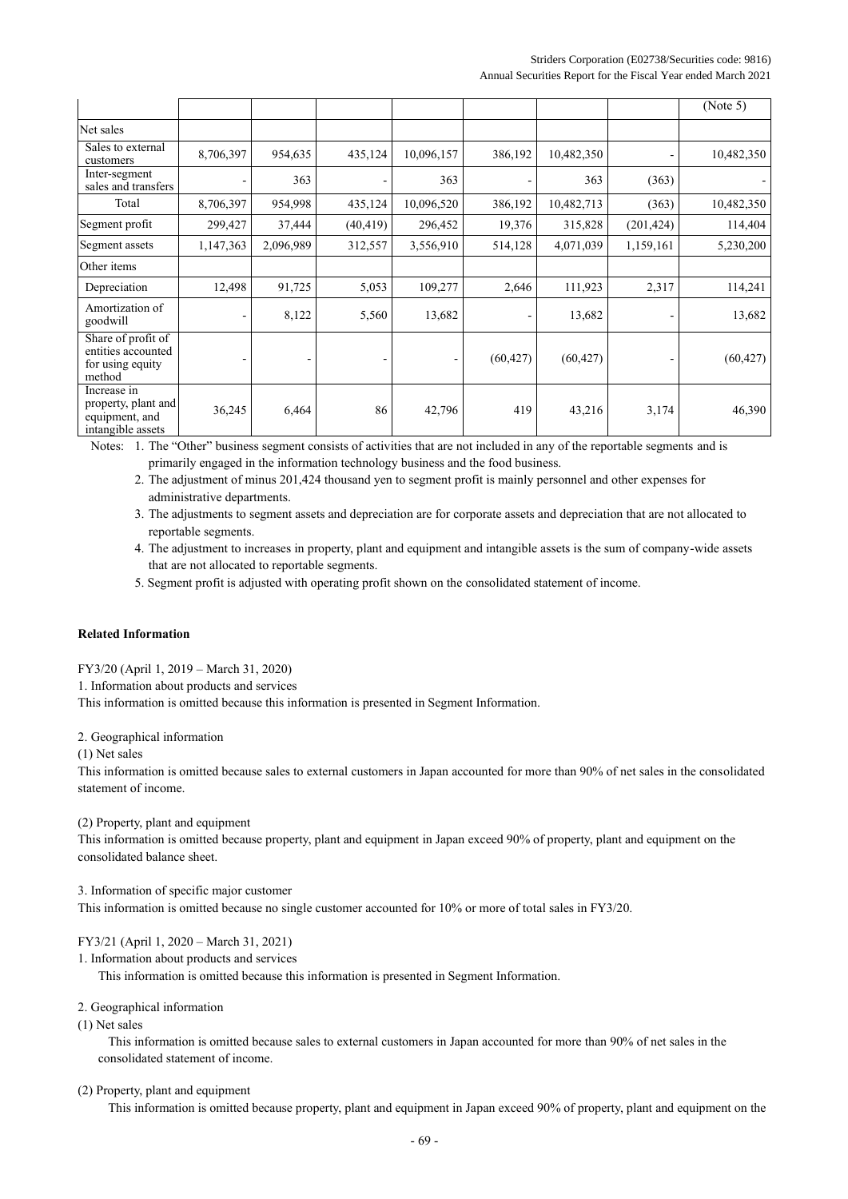| | | | | | | | | (Note 5) |
|---|---|---|---|---|---|---|---|---|
| Net sales | | | | | | | | |
| Sales to external customers | 8,706,397 | 954,635 | 435,124 | 10,096,157 | 386,192 | 10,482,350 | - | 10,482,350 |
| Inter-segment sales and transfers | - | 363 | - | 363 | - | 363 | (363) | - |
| Total | 8,706,397 | 954,998 | 435,124 | 10,096,520 | 386,192 | 10,482,713 | (363) | 10,482,350 |
| Segment profit | 299,427 | 37,444 | (40,419) | 296,452 | 19,376 | 315,828 | (201,424) | 114,404 |
| Segment assets | 1,147,363 | 2,096,989 | 312,557 | 3,556,910 | 514,128 | 4,071,039 | 1,159,161 | 5,230,200 |
| Other items | | | | | | | | |
| Depreciation | 12,498 | 91,725 | 5,053 | 109,277 | 2,646 | 111,923 | 2,317 | 114,241 |
| Amortization of goodwill | - | 8,122 | 5,560 | 13,682 | - | 13,682 | - | 13,682 |
| Share of profit of entities accounted for using equity method | - | - | - | - | (60,427) | (60,427) | - | (60,427) |
| Increase in property, plant and equipment, and intangible assets | 36,245 | 6,464 | 86 | 42,796 | 419 | 43,216 | 3,174 | 46,390 |

Notes: 1. The "Other" business segment consists of activities that are not included in any of the reportable segments and is primarily engaged in the information technology business and the food business.

2. The adjustment of minus 201,424 thousand yen to segment profit is mainly personnel and other expenses for administrative departments.

3. The adjustments to segment assets and depreciation are for corporate assets and depreciation that are not allocated to reportable segments.

4. The adjustment to increases in property, plant and equipment and intangible assets is the sum of company-wide assets that are not allocated to reportable segments.

5. Segment profit is adjusted with operating profit shown on the consolidated statement of income.

**Related Information**

FY3/20 (April 1, 2019 – March 31, 2020)

1. Information about products and services

This information is omitted because this information is presented in Segment Information.

2. Geographical information

(1) Net sales

This information is omitted because sales to external customers in Japan accounted for more than 90% of net sales in the consolidated statement of income.

(2) Property, plant and equipment

This information is omitted because property, plant and equipment in Japan exceed 90% of property, plant and equipment on the consolidated balance sheet.

3. Information of specific major customer

This information is omitted because no single customer accounted for 10% or more of total sales in FY3/20.

FY3/21 (April 1, 2020 – March 31, 2021)

1. Information about products and services

This information is omitted because this information is presented in Segment Information.

2. Geographical information

(1) Net sales

This information is omitted because sales to external customers in Japan accounted for more than 90% of net sales in the consolidated statement of income.

(2) Property, plant and equipment

This information is omitted because property, plant and equipment in Japan exceed 90% of property, plant and equipment on the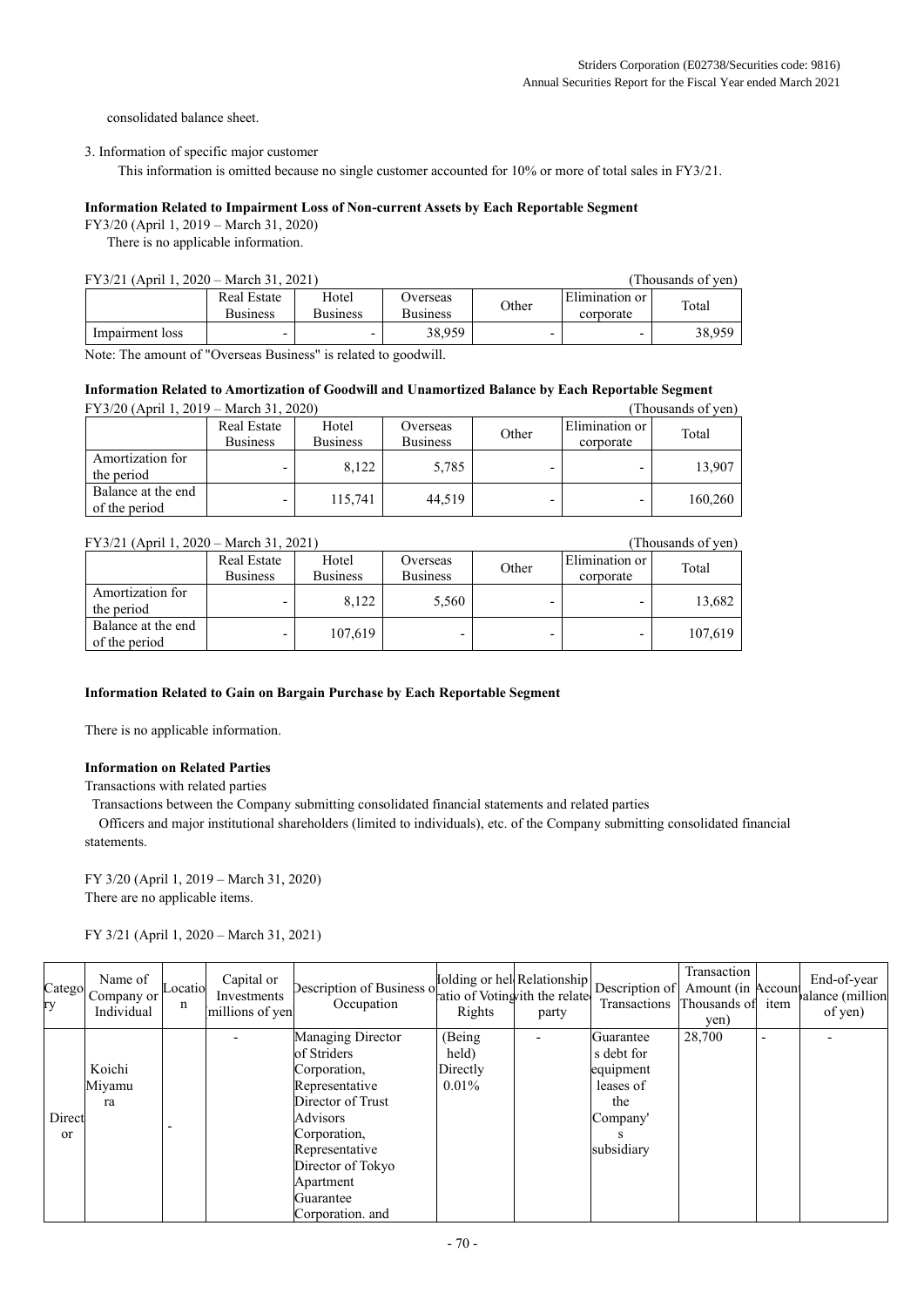consolidated balance sheet.

3. Information of specific major customer

This information is omitted because no single customer accounted for 10% or more of total sales in FY3/21.

**Information Related to Impairment Loss of Non-current Assets by Each Reportable Segment**

FY3/20 (April 1, 2019 – March 31, 2020)

There is no applicable information.

FY3/21 (April 1, 2020 – March 31, 2021) (Thousands of yen)

| | Real Estate Business | Hotel Business | Overseas Business | Other | Elimination or corporate | Total |
|---|---|---|---|---|---|---|
| Impairment loss | - | - | 38,959 | - | - | 38,959 |

Note: The amount of "Overseas Business" is related to goodwill.

**Information Related to Amortization of Goodwill and Unamortized Balance by Each Reportable Segment**

FY3/20 (April 1, 2019 – March 31, 2020) (Thousands of yen)

| | Real Estate Business | Hotel Business | Overseas Business | Other | Elimination or corporate | Total |
|---|---|---|---|---|---|---|
| Amortization for the period | - | 8,122 | 5,785 | - | - | 13,907 |
| Balance at the end of the period | - | 115,741 | 44,519 | - | - | 160,260 |

FY3/21 (April 1, 2020 – March 31, 2021) (Thousands of yen)

| | Real Estate Business | Hotel Business | Overseas Business | Other | Elimination or corporate | Total |
|---|---|---|---|---|---|---|
| Amortization for the period | - | 8,122 | 5,560 | - | - | 13,682 |
| Balance at the end of the period | - | 107,619 | - | - | - | 107,619 |

**Information Related to Gain on Bargain Purchase by Each Reportable Segment**

There is no applicable information.

**Information on Related Parties**

Transactions with related parties

Transactions between the Company submitting consolidated financial statements and related parties

Officers and major institutional shareholders (limited to individuals), etc. of the Company submitting consolidated financial statements.

FY 3/20 (April 1, 2019 – March 31, 2020)

There are no applicable items.

FY 3/21 (April 1, 2020 – March 31, 2021)

| Category | Name of Company or Individual | Location | Capital or Investments millions of yen | Description of Business or Occupation | Holding or held Ratio of Voting Rights | Relationship with the related party | Description of Transactions | Transaction Amount (in Thousands of yen) | Account item | End-of-year balance (millions of yen) |
|---|---|---|---|---|---|---|---|---|---|---|
| Director | Koichi Miyamura | - | - | Managing Director of Striders Corporation, Representative Director of Trust Advisors Corporation, Representative Director of Tokyo Apartment Guarantee Corporation. and | (Being held) Directly 0.01% | - | Guarantees debt for equipment leases of the Company's subsidiary | 28,700 | - | - |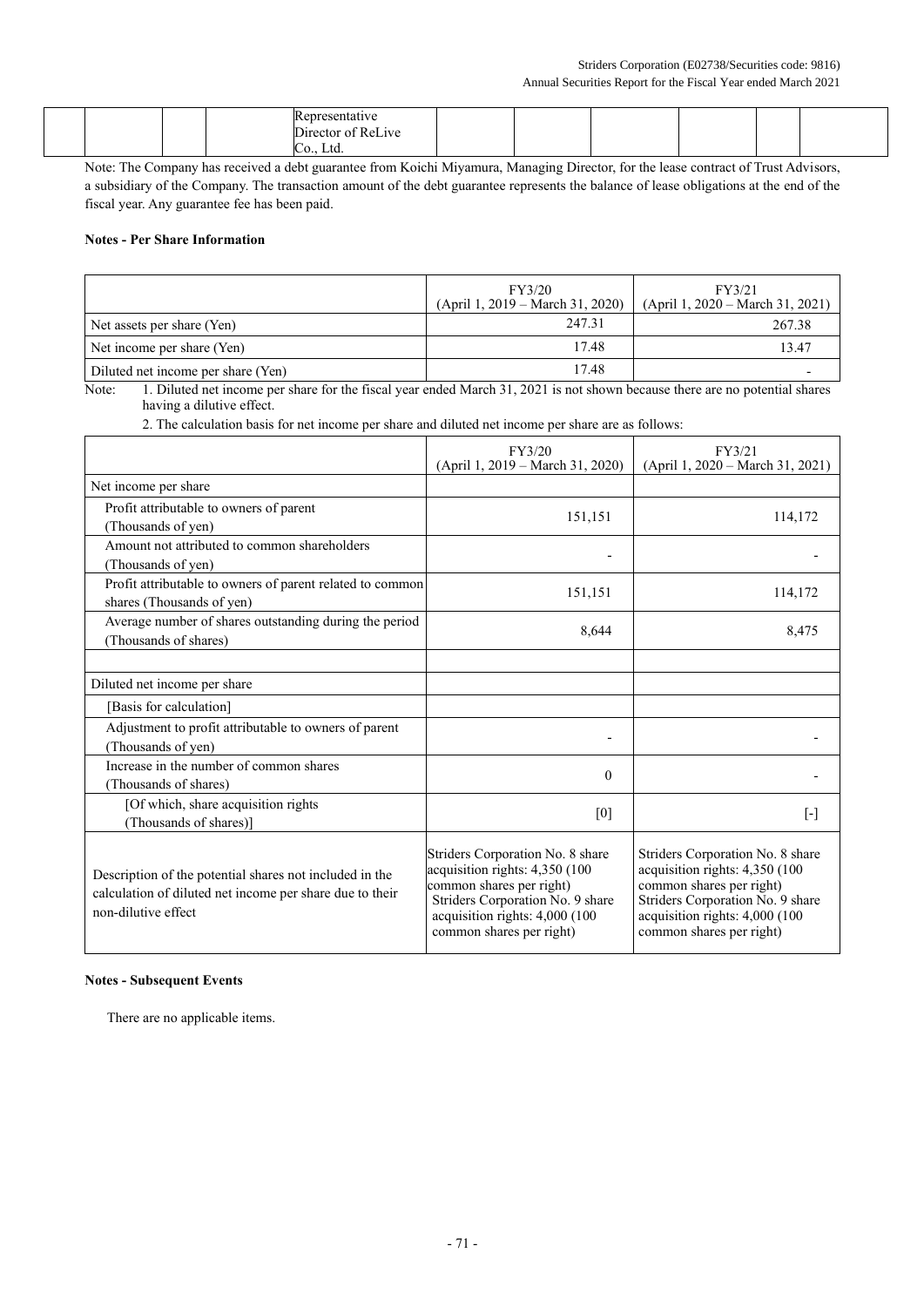| | | | Representative Director of ReLive Co., Ltd. | | | | | | |
|---|---|---|---|---|---|---|---|---|---|

Note: The Company has received a debt guarantee from Koichi Miyamura, Managing Director, for the lease contract of Trust Advisors, a subsidiary of the Company. The transaction amount of the debt guarantee represents the balance of lease obligations at the end of the fiscal year. Any guarantee fee has been paid.

**Notes - Per Share Information**

| | FY3/20 (April 1, 2019 – March 31, 2020) | FY3/21 (April 1, 2020 – March 31, 2021) |
|---|---|---|
| Net assets per share (Yen) | 247.31 | 267.38 |
| Net income per share (Yen) | 17.48 | 13.47 |
| Diluted net income per share (Yen) | 17.48 | - |

Note: 1. Diluted net income per share for the fiscal year ended March 31, 2021 is not shown because there are no potential shares having a dilutive effect.

2. The calculation basis for net income per share and diluted net income per share are as follows:

| | FY3/20 (April 1, 2019 – March 31, 2020) | FY3/21 (April 1, 2020 – March 31, 2021) |
|---|---|---|
| Net income per share | | |
| Profit attributable to owners of parent (Thousands of yen) | 151,151 | 114,172 |
| Amount not attributed to common shareholders (Thousands of yen) | - | - |
| Profit attributable to owners of parent related to common shares (Thousands of yen) | 151,151 | 114,172 |
| Average number of shares outstanding during the period (Thousands of shares) | 8,644 | 8,475 |
| | | |
| Diluted net income per share | | |
| [Basis for calculation] | | |
| Adjustment to profit attributable to owners of parent (Thousands of yen) | - | - |
| Increase in the number of common shares (Thousands of shares) | 0 | - |
| [Of which, share acquisition rights (Thousands of shares)] | [0] | [-] |
| Description of the potential shares not included in the calculation of diluted net income per share due to their non-dilutive effect | Striders Corporation No. 8 share acquisition rights: 4,350 (100 common shares per right) Striders Corporation No. 9 share acquisition rights: 4,000 (100 common shares per right) | Striders Corporation No. 8 share acquisition rights: 4,350 (100 common shares per right) Striders Corporation No. 9 share acquisition rights: 4,000 (100 common shares per right) |

**Notes - Subsequent Events**

There are no applicable items.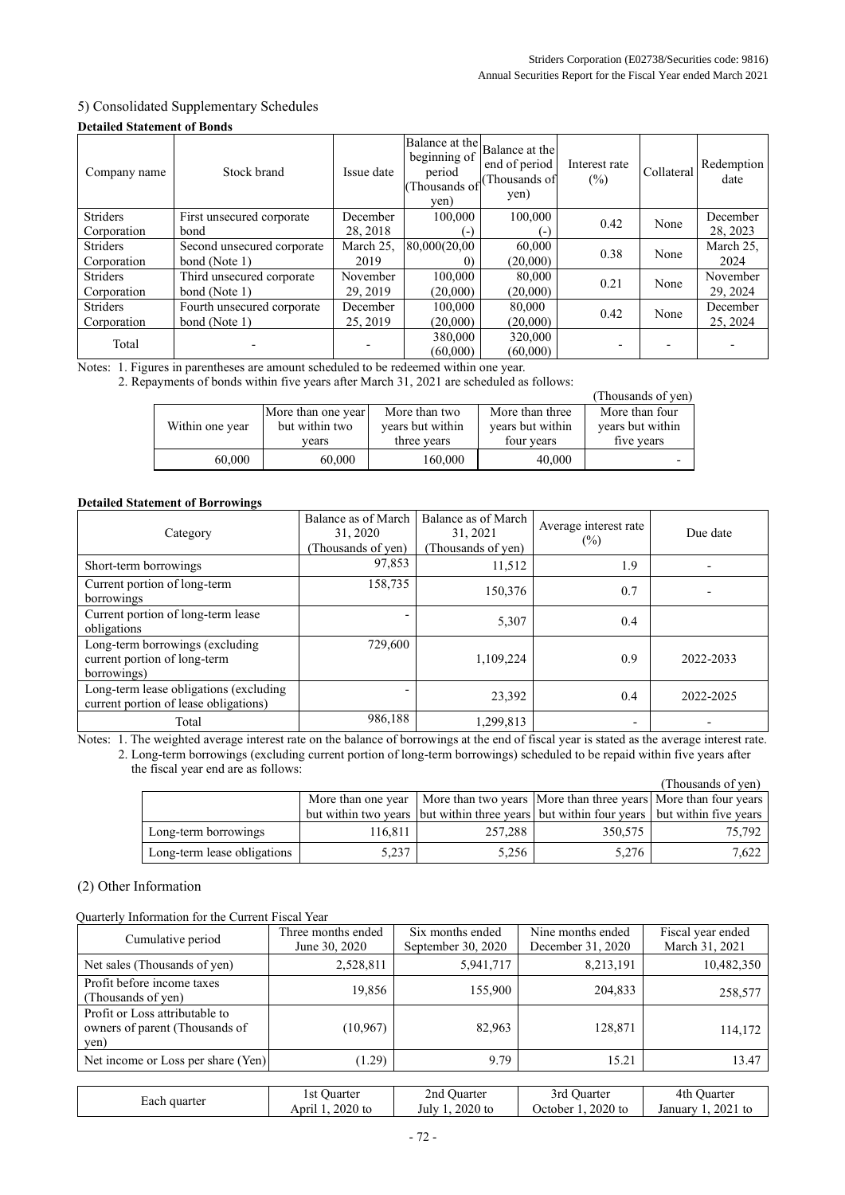5) Consolidated Supplementary Schedules

**Detailed Statement of Bonds**

| Company name | Stock brand | Issue date | Balance at the beginning of period (Thousands of yen) | Balance at the end of period (Thousands of yen) | Interest rate (%) | Collateral | Redemption date |
|---|---|---|---|---|---|---|---|
| Striders Corporation | First unsecured corporate bond | December 28, 2018 | 100,000 (-) | 100,000 (-) | 0.42 | None | December 28, 2023 |
| Striders Corporation | Second unsecured corporate bond (Note 1) | March 25, 2019 | 80,000(20,000) | 60,000 (20,000) | 0.38 | None | March 25, 2024 |
| Striders Corporation | Third unsecured corporate bond (Note 1) | November 29, 2019 | 100,000 (20,000) | 80,000 (20,000) | 0.21 | None | November 29, 2024 |
| Striders Corporation | Fourth unsecured corporate bond (Note 1) | December 25, 2019 | 100,000 (20,000) | 80,000 (20,000) | 0.42 | None | December 25, 2024 |
| Total | - | - | 380,000 (60,000) | 320,000 (60,000) | - | - | - |

Notes: 1. Figures in parentheses are amount scheduled to be redeemed within one year.

2. Repayments of bonds within five years after March 31, 2021 are scheduled as follows:

(Thousands of yen)

| Within one year | More than one year but within two years | More than two years but within three years | More than three years but within four years | More than four years but within five years |
|---|---|---|---|---|
| 60,000 | 60,000 | 160,000 | 40,000 | - |

**Detailed Statement of Borrowings**

| Category | Balance as of March 31, 2020 (Thousands of yen) | Balance as of March 31, 2021 (Thousands of yen) | Average interest rate (%) | Due date |
|---|---|---|---|---|
| Short-term borrowings | 97,853 | 11,512 | 1.9 | - |
| Current portion of long-term borrowings | 158,735 | 150,376 | 0.7 | - |
| Current portion of long-term lease obligations | - | 5,307 | 0.4 | |
| Long-term borrowings (excluding current portion of long-term borrowings) | 729,600 | 1,109,224 | 0.9 | 2022-2033 |
| Long-term lease obligations (excluding current portion of lease obligations) | - | 23,392 | 0.4 | 2022-2025 |
| Total | 986,188 | 1,299,813 | - | - |

Notes: 1. The weighted average interest rate on the balance of borrowings at the end of fiscal year is stated as the average interest rate.

2. Long-term borrowings (excluding current portion of long-term borrowings) scheduled to be repaid within five years after the fiscal year end are as follows:

(Thousands of yen)

| | More than one year but within two years | More than two years but within three years | More than three years but within four years | More than four years but within five years |
|---|---|---|---|---|
| Long-term borrowings | 116,811 | 257,288 | 350,575 | 75,792 |
| Long-term lease obligations | 5,237 | 5,256 | 5,276 | 7,622 |

## (2) Other Information

Quarterly Information for the Current Fiscal Year

| Cumulative period | Three months ended June 30, 2020 | Six months ended September 30, 2020 | Nine months ended December 31, 2020 | Fiscal year ended March 31, 2021 |
|---|---|---|---|---|
| Net sales (Thousands of yen) | 2,528,811 | 5,941,717 | 8,213,191 | 10,482,350 |
| Profit before income taxes (Thousands of yen) | 19,856 | 155,900 | 204,833 | 258,577 |
| Profit or Loss attributable to owners of parent (Thousands of yen) | (10,967) | 82,963 | 128,871 | 114,172 |
| Net income or Loss per share (Yen) | (1.29) | 9.79 | 15.21 | 13.47 |

| Each quarter | 1st Quarter April 1, 2020 to | 2nd Quarter July 1, 2020 to | 3rd Quarter October 1, 2020 to | 4th Quarter January 1, 2021 to |
|---|---|---|---|---|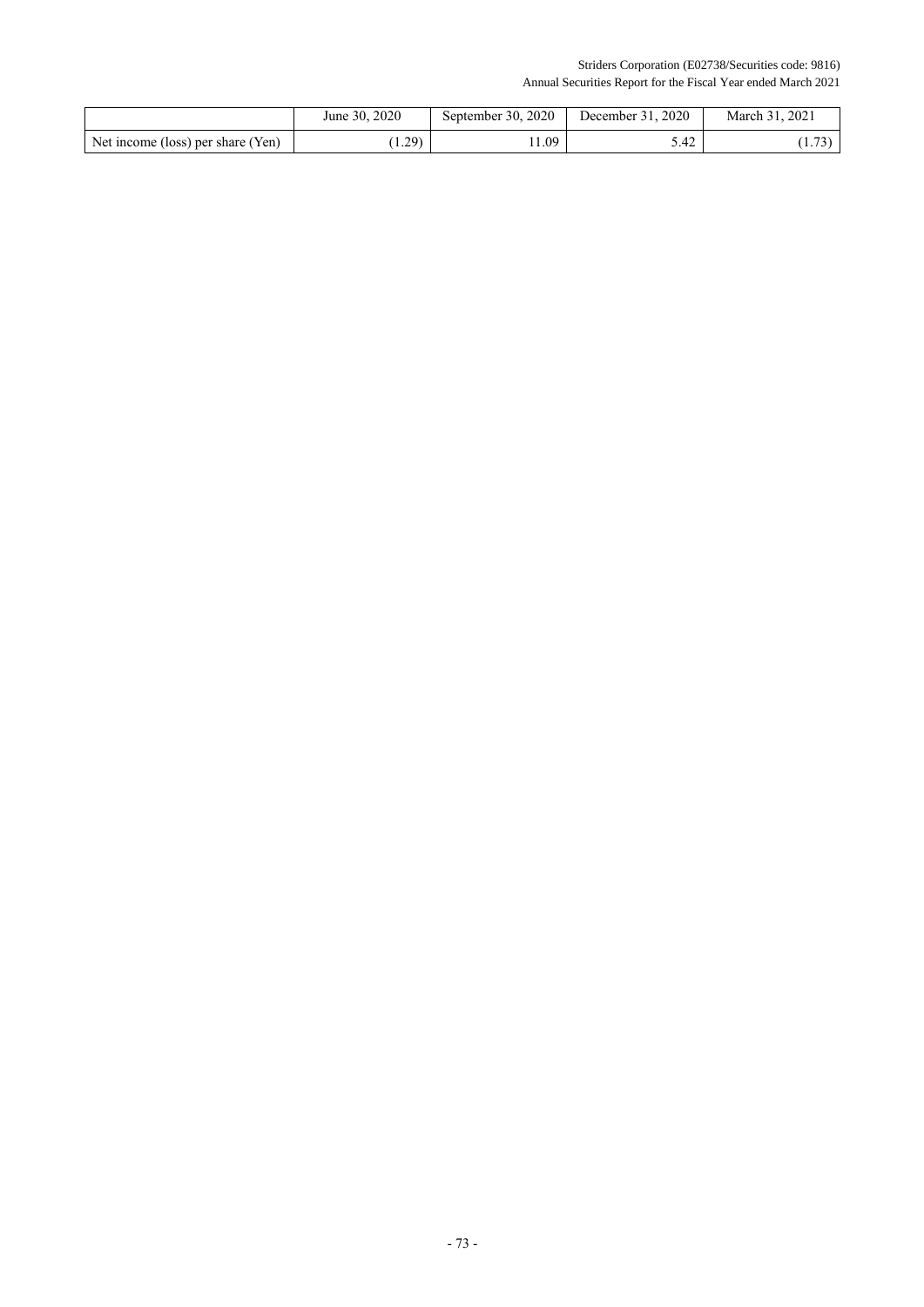| | June 30, 2020 | September 30, 2020 | December 31, 2020 | March 31, 2021 |
|---|---|---|---|---|
| Net income (loss) per share (Yen) | (1.29) | 11.09 | 5.42 | (1.73) |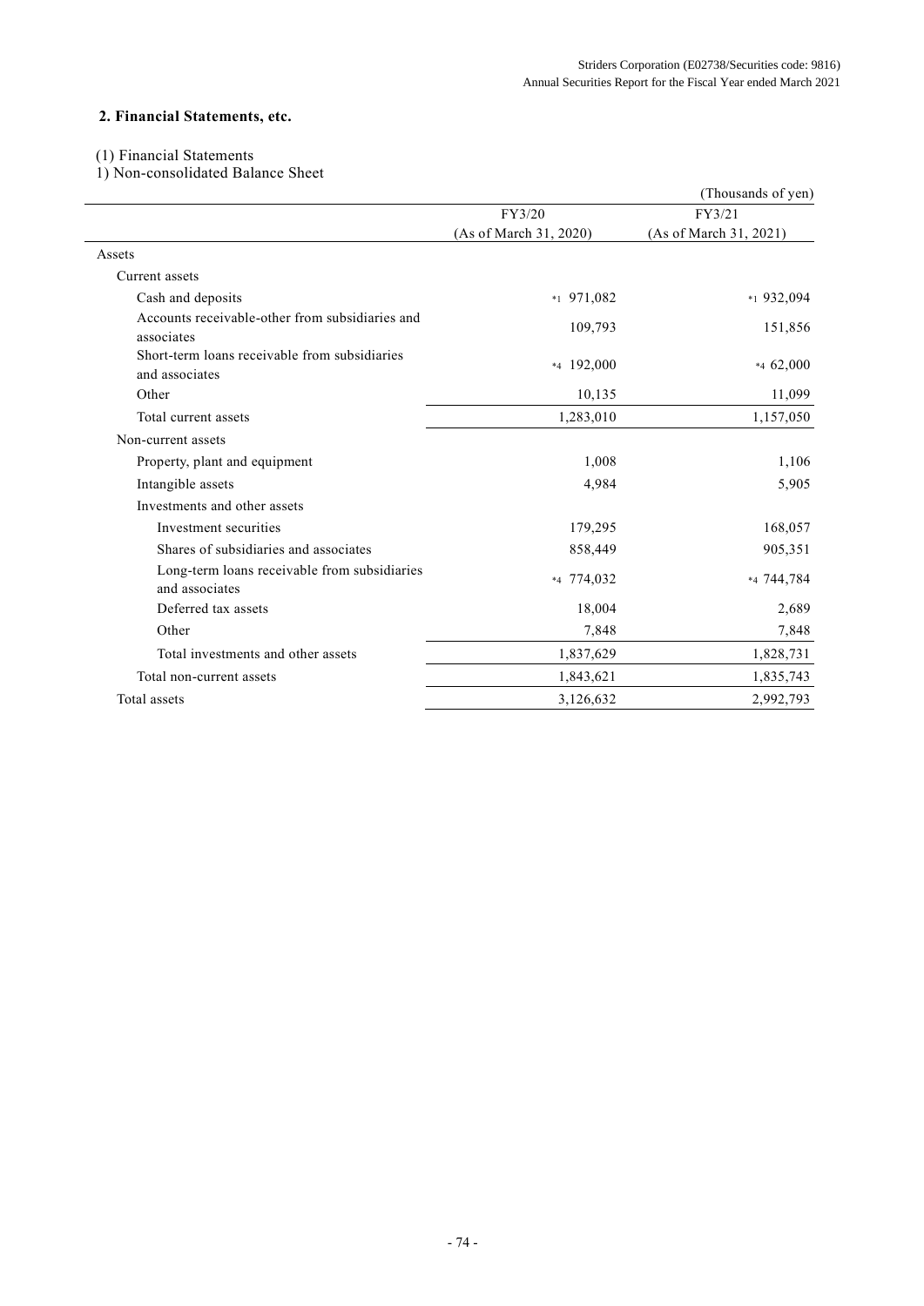## 2. Financial Statements, etc.

(1) Financial Statements

1) Non-consolidated Balance Sheet

(Thousands of yen)

| | FY3/20 (As of March 31, 2020) | FY3/21 (As of March 31, 2021) |
|---|---|---|
| Assets | | |
| Current assets | | |
| Cash and deposits | *1 971,082 | *1 932,094 |
| Accounts receivable-other from subsidiaries and associates | 109,793 | 151,856 |
| Short-term loans receivable from subsidiaries and associates | *4 192,000 | *4 62,000 |
| Other | 10,135 | 11,099 |
| Total current assets | 1,283,010 | 1,157,050 |
| Non-current assets | | |
| Property, plant and equipment | 1,008 | 1,106 |
| Intangible assets | 4,984 | 5,905 |
| Investments and other assets | | |
| Investment securities | 179,295 | 168,057 |
| Shares of subsidiaries and associates | 858,449 | 905,351 |
| Long-term loans receivable from subsidiaries and associates | *4 774,032 | *4 744,784 |
| Deferred tax assets | 18,004 | 2,689 |
| Other | 7,848 | 7,848 |
| Total investments and other assets | 1,837,629 | 1,828,731 |
| Total non-current assets | 1,843,621 | 1,835,743 |
| Total assets | 3,126,632 | 2,992,793 |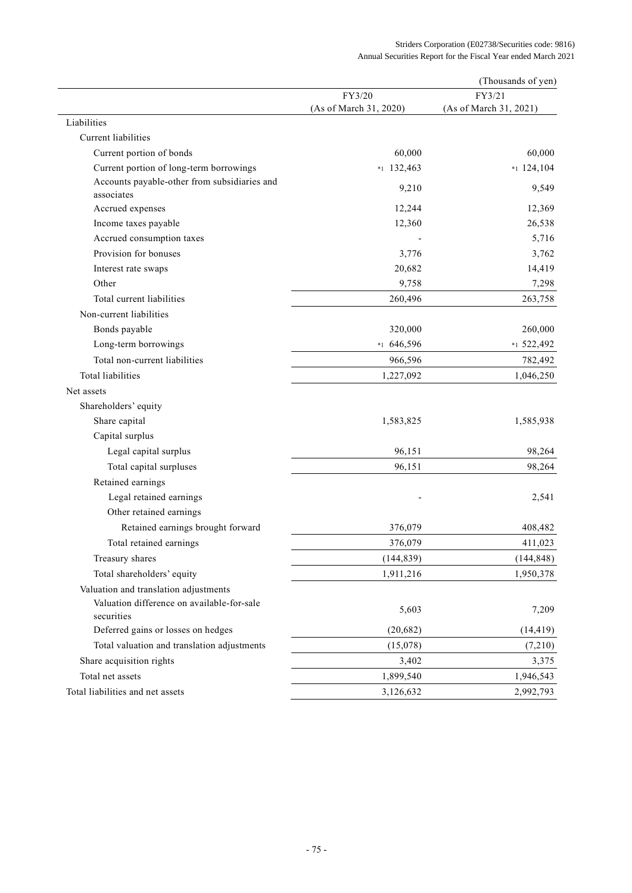(Thousands of yen)

| | FY3/20 (As of March 31, 2020) | FY3/21 (As of March 31, 2021) |
|---|---|---|
| Liabilities | | |
| Current liabilities | | |
| Current portion of bonds | 60,000 | 60,000 |
| Current portion of long-term borrowings | *1 132,463 | *1 124,104 |
| Accounts payable-other from subsidiaries and associates | 9,210 | 9,549 |
| Accrued expenses | 12,244 | 12,369 |
| Income taxes payable | 12,360 | 26,538 |
| Accrued consumption taxes | - | 5,716 |
| Provision for bonuses | 3,776 | 3,762 |
| Interest rate swaps | 20,682 | 14,419 |
| Other | 9,758 | 7,298 |
| Total current liabilities | 260,496 | 263,758 |
| Non-current liabilities | | |
| Bonds payable | 320,000 | 260,000 |
| Long-term borrowings | *1 646,596 | *1 522,492 |
| Total non-current liabilities | 966,596 | 782,492 |
| Total liabilities | 1,227,092 | 1,046,250 |
| Net assets | | |
| Shareholders' equity | | |
| Share capital | 1,583,825 | 1,585,938 |
| Capital surplus | | |
| Legal capital surplus | 96,151 | 98,264 |
| Total capital surpluses | 96,151 | 98,264 |
| Retained earnings | | |
| Legal retained earnings | - | 2,541 |
| Other retained earnings | | |
| Retained earnings brought forward | 376,079 | 408,482 |
| Total retained earnings | 376,079 | 411,023 |
| Treasury shares | (144,839) | (144,848) |
| Total shareholders' equity | 1,911,216 | 1,950,378 |
| Valuation and translation adjustments | | |
| Valuation difference on available-for-sale securities | 5,603 | 7,209 |
| Deferred gains or losses on hedges | (20,682) | (14,419) |
| Total valuation and translation adjustments | (15,078) | (7,210) |
| Share acquisition rights | 3,402 | 3,375 |
| Total net assets | 1,899,540 | 1,946,543 |
| Total liabilities and net assets | 3,126,632 | 2,992,793 |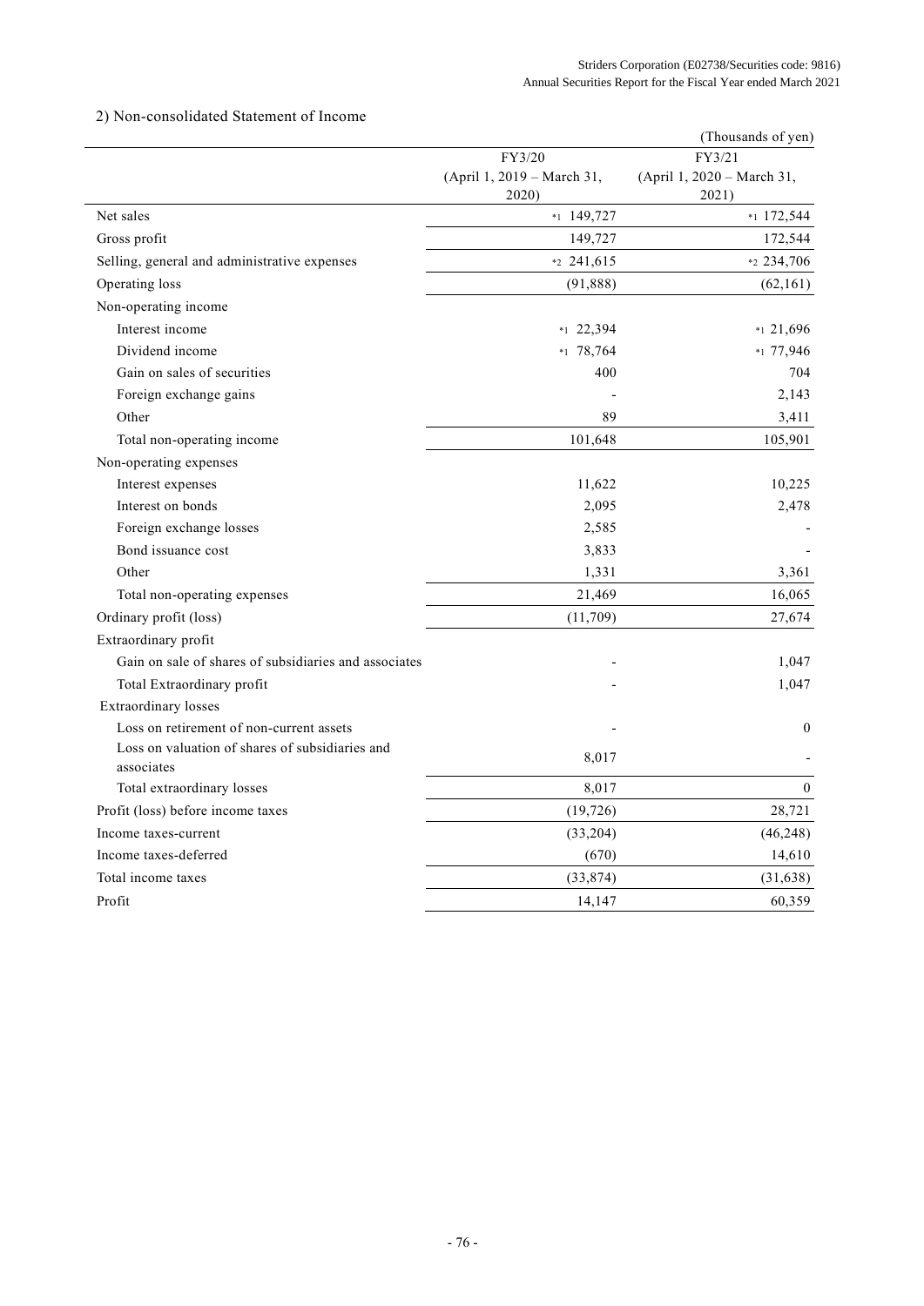2) Non-consolidated Statement of Income

(Thousands of yen)

| | FY3/20 (April 1, 2019 – March 31, 2020) | FY3/21 (April 1, 2020 – March 31, 2021) |
|---|---|---|
| Net sales | *1 149,727 | *1 172,544 |
| Gross profit | 149,727 | 172,544 |
| Selling, general and administrative expenses | *2 241,615 | *2 234,706 |
| Operating loss | (91,888) | (62,161) |
| Non-operating income | | |
| Interest income | *1 22,394 | *1 21,696 |
| Dividend income | *1 78,764 | *1 77,946 |
| Gain on sales of securities | 400 | 704 |
| Foreign exchange gains | - | 2,143 |
| Other | 89 | 3,411 |
| Total non-operating income | 101,648 | 105,901 |
| Non-operating expenses | | |
| Interest expenses | 11,622 | 10,225 |
| Interest on bonds | 2,095 | 2,478 |
| Foreign exchange losses | 2,585 | - |
| Bond issuance cost | 3,833 | - |
| Other | 1,331 | 3,361 |
| Total non-operating expenses | 21,469 | 16,065 |
| Ordinary profit (loss) | (11,709) | 27,674 |
| Extraordinary profit | | |
| Gain on sale of shares of subsidiaries and associates | - | 1,047 |
| Total Extraordinary profit | - | 1,047 |
| Extraordinary losses | | |
| Loss on retirement of non-current assets | - | 0 |
| Loss on valuation of shares of subsidiaries and associates | 8,017 | - |
| Total extraordinary losses | 8,017 | 0 |
| Profit (loss) before income taxes | (19,726) | 28,721 |
| Income taxes-current | (33,204) | (46,248) |
| Income taxes-deferred | (670) | 14,610 |
| Total income taxes | (33,874) | (31,638) |
| Profit | 14,147 | 60,359 |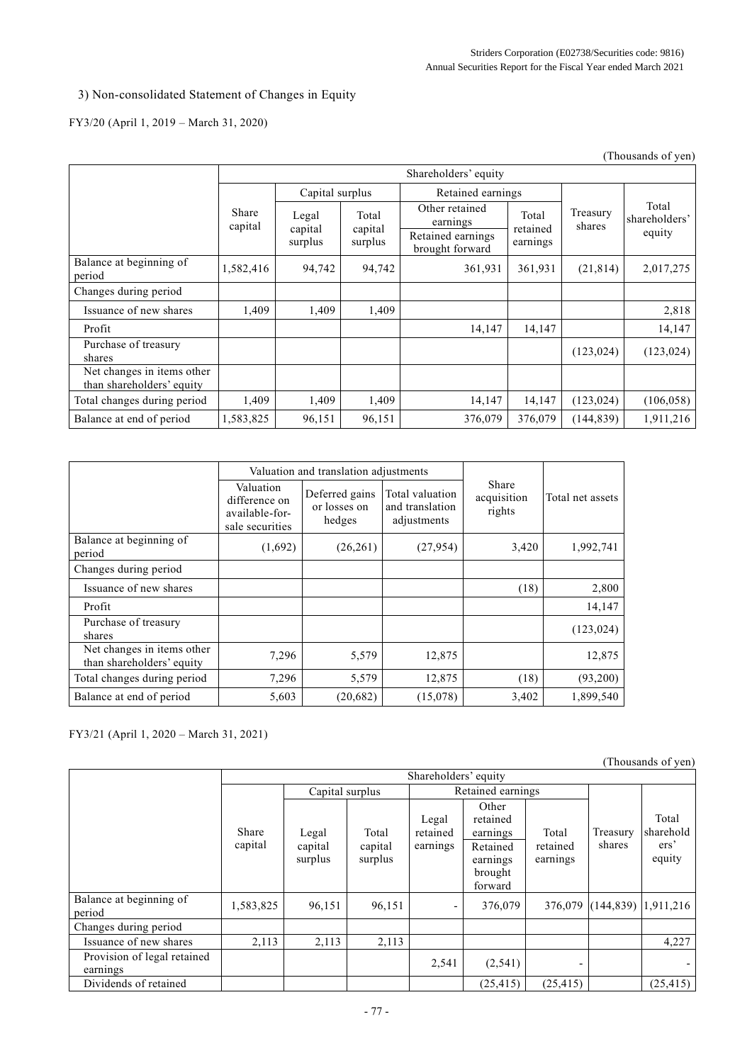### 3) Non-consolidated Statement of Changes in Equity

FY3/20 (April 1, 2019 – March 31, 2020)

(Thousands of yen)

| | Shareholders' equity | | | | | | |
|---|---|---|---|---|---|---|---|
| | Share capital | Capital surplus | | Retained earnings | | Treasury shares | Total shareholders' equity |
| | | Legal capital surplus | Total capital surplus | Other retained earnings<br>Retained earnings brought forward | Total retained earnings | | |
| Balance at beginning of period | 1,582,416 | 94,742 | 94,742 | 361,931 | 361,931 | (21,814) | 2,017,275 |
| Changes during period | | | | | | | |
| Issuance of new shares | 1,409 | 1,409 | 1,409 | | | | 2,818 |
| Profit | | | | 14,147 | 14,147 | | 14,147 |
| Purchase of treasury shares | | | | | | (123,024) | (123,024) |
| Net changes in items other than shareholders' equity | | | | | | | |
| Total changes during period | 1,409 | 1,409 | 1,409 | 14,147 | 14,147 | (123,024) | (106,058) |
| Balance at end of period | 1,583,825 | 96,151 | 96,151 | 376,079 | 376,079 | (144,839) | 1,911,216 |

| | Valuation and translation adjustments | | | Share acquisition rights | Total net assets |
|---|---|---|---|---|---|
| | Valuation difference on available-for-sale securities | Deferred gains or losses on hedges | Total valuation and translation adjustments | | |
| Balance at beginning of period | (1,692) | (26,261) | (27,954) | 3,420 | 1,992,741 |
| Changes during period | | | | | |
| Issuance of new shares | | | | (18) | 2,800 |
| Profit | | | | | 14,147 |
| Purchase of treasury shares | | | | | (123,024) |
| Net changes in items other than shareholders' equity | 7,296 | 5,579 | 12,875 | | 12,875 |
| Total changes during period | 7,296 | 5,579 | 12,875 | (18) | (93,200) |
| Balance at end of period | 5,603 | (20,682) | (15,078) | 3,402 | 1,899,540 |

FY3/21 (April 1, 2020 – March 31, 2021)

(Thousands of yen)

| | Shareholders' equity | | | | | | | |
|---|---|---|---|---|---|---|---|---|
| | Share capital | Capital surplus | | Retained earnings | | | Treasury shares | Total shareholders' equity |
| | | Legal capital surplus | Total capital surplus | Legal retained earnings | Other retained earnings<br>Retained earnings brought forward | Total retained earnings | | |
| Balance at beginning of period | 1,583,825 | 96,151 | 96,151 | - | 376,079 | 376,079 | (144,839) | 1,911,216 |
| Changes during period | | | | | | | | |
| Issuance of new shares | 2,113 | 2,113 | 2,113 | | | | | 4,227 |
| Provision of legal retained earnings | | | | 2,541 | (2,541) | - | | - |
| Dividends of retained | | | | | (25,415) | (25,415) | | (25,415) |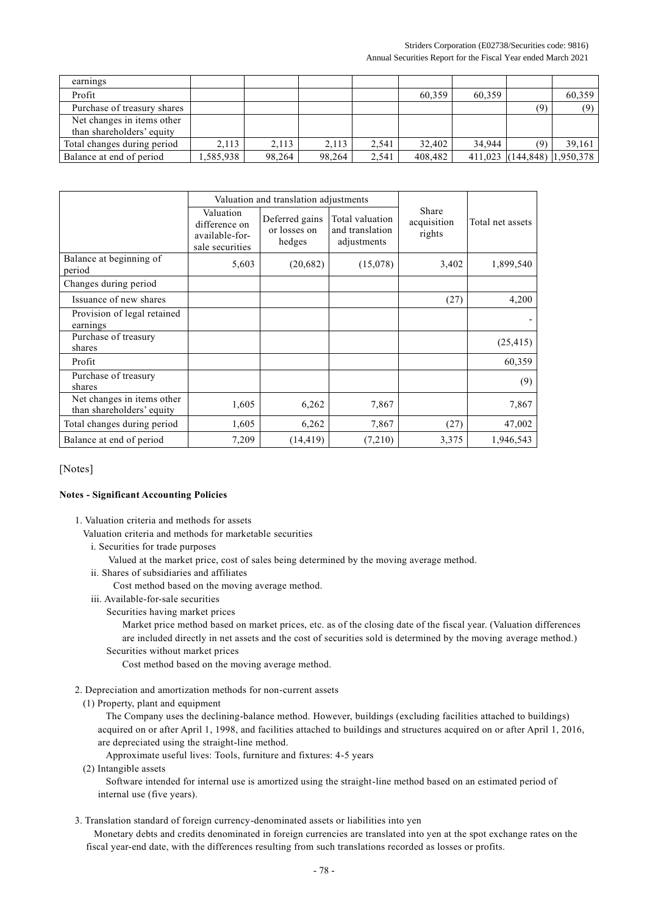| | | | | | | | | |
|---|---|---|---|---|---|---|---|---|
| earnings | | | | | | | | |
| Profit | | | | | 60,359 | 60,359 | | 60,359 |
| Purchase of treasury shares | | | | | | | (9) | (9) |
| Net changes in items other than shareholders' equity | | | | | | | | |
| Total changes during period | 2,113 | 2,113 | 2,113 | 2,541 | 32,402 | 34,944 | (9) | 39,161 |
| Balance at end of period | 1,585,938 | 98,264 | 98,264 | 2,541 | 408,482 | 411,023 | (144,848) | 1,950,378 |

| | Valuation and translation adjustments | | | Share acquisition rights | Total net assets |
|---|---|---|---|---|---|
| | Valuation difference on available-for-sale securities | Deferred gains or losses on hedges | Total valuation and translation adjustments | | |
| Balance at beginning of period | 5,603 | (20,682) | (15,078) | 3,402 | 1,899,540 |
| Changes during period | | | | | |
| Issuance of new shares | | | | (27) | 4,200 |
| Provision of legal retained earnings | | | | | - |
| Purchase of treasury shares | | | | | (25,415) |
| Profit | | | | | 60,359 |
| Purchase of treasury shares | | | | | (9) |
| Net changes in items other than shareholders' equity | 1,605 | 6,262 | 7,867 | | 7,867 |
| Total changes during period | 1,605 | 6,262 | 7,867 | (27) | 47,002 |
| Balance at end of period | 7,209 | (14,419) | (7,210) | 3,375 | 1,946,543 |

[Notes]

**Notes - Significant Accounting Policies**

1. Valuation criteria and methods for assets

   Valuation criteria and methods for marketable securities

   i. Securities for trade purposes

      Valued at the market price, cost of sales being determined by the moving average method.

   ii. Shares of subsidiaries and affiliates

      Cost method based on the moving average method.

   iii. Available-for-sale securities

      Securities having market prices

      Market price method based on market prices, etc. as of the closing date of the fiscal year. (Valuation differences are included directly in net assets and the cost of securities sold is determined by the moving average method.)

      Securities without market prices

      Cost method based on the moving average method.

2. Depreciation and amortization methods for non-current assets

   (1) Property, plant and equipment

   The Company uses the declining-balance method. However, buildings (excluding facilities attached to buildings) acquired on or after April 1, 1998, and facilities attached to buildings and structures acquired on or after April 1, 2016, are depreciated using the straight-line method.

   Approximate useful lives: Tools, furniture and fixtures: 4-5 years

   (2) Intangible assets

   Software intended for internal use is amortized using the straight-line method based on an estimated period of internal use (five years).

3. Translation standard of foreign currency-denominated assets or liabilities into yen

   Monetary debts and credits denominated in foreign currencies are translated into yen at the spot exchange rates on the fiscal year-end date, with the differences resulting from such translations recorded as losses or profits.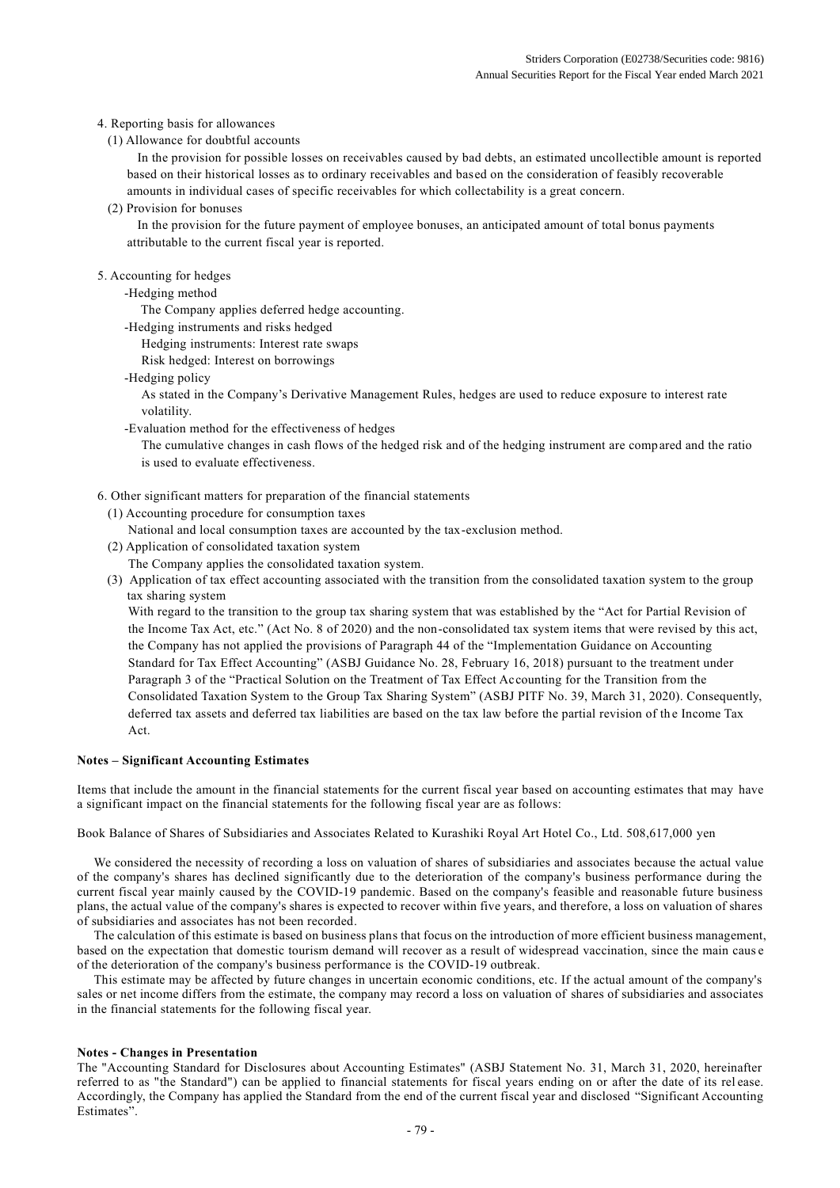4. Reporting basis for allowances

(1) Allowance for doubtful accounts

In the provision for possible losses on receivables caused by bad debts, an estimated uncollectible amount is reported based on their historical losses as to ordinary receivables and based on the consideration of feasibly recoverable amounts in individual cases of specific receivables for which collectability is a great concern.

(2) Provision for bonuses

In the provision for the future payment of employee bonuses, an anticipated amount of total bonus payments attributable to the current fiscal year is reported.

5. Accounting for hedges

-Hedging method

The Company applies deferred hedge accounting.

-Hedging instruments and risks hedged

Hedging instruments: Interest rate swaps

Risk hedged: Interest on borrowings

-Hedging policy

As stated in the Company's Derivative Management Rules, hedges are used to reduce exposure to interest rate volatility.

-Evaluation method for the effectiveness of hedges

The cumulative changes in cash flows of the hedged risk and of the hedging instrument are compared and the ratio is used to evaluate effectiveness.

6. Other significant matters for preparation of the financial statements

(1) Accounting procedure for consumption taxes

National and local consumption taxes are accounted by the tax-exclusion method.

(2) Application of consolidated taxation system

The Company applies the consolidated taxation system.

(3) Application of tax effect accounting associated with the transition from the consolidated taxation system to the group tax sharing system

With regard to the transition to the group tax sharing system that was established by the "Act for Partial Revision of the Income Tax Act, etc." (Act No. 8 of 2020) and the non-consolidated tax system items that were revised by this act, the Company has not applied the provisions of Paragraph 44 of the "Implementation Guidance on Accounting Standard for Tax Effect Accounting" (ASBJ Guidance No. 28, February 16, 2018) pursuant to the treatment under Paragraph 3 of the "Practical Solution on the Treatment of Tax Effect Accounting for the Transition from the Consolidated Taxation System to the Group Tax Sharing System" (ASBJ PITF No. 39, March 31, 2020). Consequently, deferred tax assets and deferred tax liabilities are based on the tax law before the partial revision of the Income Tax Act.

**Notes – Significant Accounting Estimates**

Items that include the amount in the financial statements for the current fiscal year based on accounting estimates that may have a significant impact on the financial statements for the following fiscal year are as follows:

Book Balance of Shares of Subsidiaries and Associates Related to Kurashiki Royal Art Hotel Co., Ltd. 508,617,000 yen

We considered the necessity of recording a loss on valuation of shares of subsidiaries and associates because the actual value of the company's shares has declined significantly due to the deterioration of the company's business performance during the current fiscal year mainly caused by the COVID-19 pandemic. Based on the company's feasible and reasonable future business plans, the actual value of the company's shares is expected to recover within five years, and therefore, a loss on valuation of shares of subsidiaries and associates has not been recorded.

The calculation of this estimate is based on business plans that focus on the introduction of more efficient business management, based on the expectation that domestic tourism demand will recover as a result of widespread vaccination, since the main cause of the deterioration of the company's business performance is the COVID-19 outbreak.

This estimate may be affected by future changes in uncertain economic conditions, etc. If the actual amount of the company's sales or net income differs from the estimate, the company may record a loss on valuation of shares of subsidiaries and associates in the financial statements for the following fiscal year.

**Notes - Changes in Presentation**

The "Accounting Standard for Disclosures about Accounting Estimates" (ASBJ Statement No. 31, March 31, 2020, hereinafter referred to as "the Standard") can be applied to financial statements for fiscal years ending on or after the date of its release. Accordingly, the Company has applied the Standard from the end of the current fiscal year and disclosed "Significant Accounting Estimates".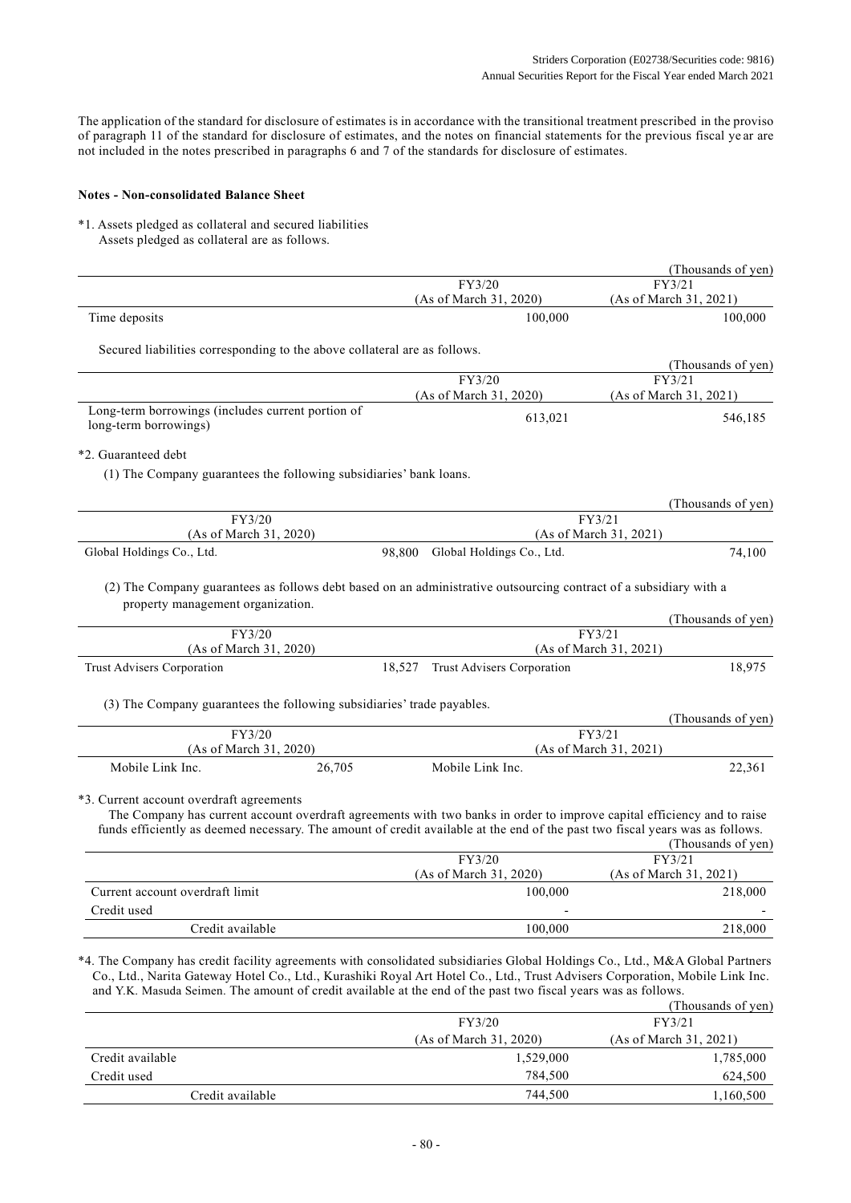The application of the standard for disclosure of estimates is in accordance with the transitional treatment prescribed in the proviso of paragraph 11 of the standard for disclosure of estimates, and the notes on financial statements for the previous fiscal year are not included in the notes prescribed in paragraphs 6 and 7 of the standards for disclosure of estimates.

**Notes - Non-consolidated Balance Sheet**

*1. Assets pledged as collateral and secured liabilities

Assets pledged as collateral are as follows.

(Thousands of yen)

| | FY3/20<br>(As of March 31, 2020) | FY3/21<br>(As of March 31, 2021) |
|---|---|---|
| Time deposits | 100,000 | 100,000 |

Secured liabilities corresponding to the above collateral are as follows.

(Thousands of yen)

| | FY3/20<br>(As of March 31, 2020) | FY3/21<br>(As of March 31, 2021) |
|---|---|---|
| Long-term borrowings (includes current portion of long-term borrowings) | 613,021 | 546,185 |

*2. Guaranteed debt

(1) The Company guarantees the following subsidiaries' bank loans.

(Thousands of yen)

| FY3/20<br>(As of March 31, 2020) | | FY3/21<br>(As of March 31, 2021) | |
|---|---|---|---|
| Global Holdings Co., Ltd. | 98,800 | Global Holdings Co., Ltd. | 74,100 |

(2) The Company guarantees as follows debt based on an administrative outsourcing contract of a subsidiary with a property management organization.

(Thousands of yen)

| FY3/20<br>(As of March 31, 2020) | | FY3/21<br>(As of March 31, 2021) | |
|---|---|---|---|
| Trust Advisers Corporation | 18,527 | Trust Advisers Corporation | 18,975 |

(3) The Company guarantees the following subsidiaries' trade payables.

(Thousands of yen)

| FY3/20<br>(As of March 31, 2020) | | FY3/21<br>(As of March 31, 2021) | |
|---|---|---|---|
| Mobile Link Inc. | 26,705 | Mobile Link Inc. | 22,361 |

*3. Current account overdraft agreements

The Company has current account overdraft agreements with two banks in order to improve capital efficiency and to raise funds efficiently as deemed necessary. The amount of credit available at the end of the past two fiscal years was as follows.

(Thousands of yen)

| | FY3/20<br>(As of March 31, 2020) | FY3/21<br>(As of March 31, 2021) |
|---|---|---|
| Current account overdraft limit | 100,000 | 218,000 |
| Credit used | - | - |
| Credit available | 100,000 | 218,000 |

*4. The Company has credit facility agreements with consolidated subsidiaries Global Holdings Co., Ltd., M&A Global Partners Co., Ltd., Narita Gateway Hotel Co., Ltd., Kurashiki Royal Art Hotel Co., Ltd., Trust Advisers Corporation, Mobile Link Inc. and Y.K. Masuda Seimen. The amount of credit available at the end of the past two fiscal years was as follows.

(Thousands of yen)

| | FY3/20<br>(As of March 31, 2020) | FY3/21<br>(As of March 31, 2021) |
|---|---|---|
| Credit available | 1,529,000 | 1,785,000 |
| Credit used | 784,500 | 624,500 |
| Credit available | 744,500 | 1,160,500 |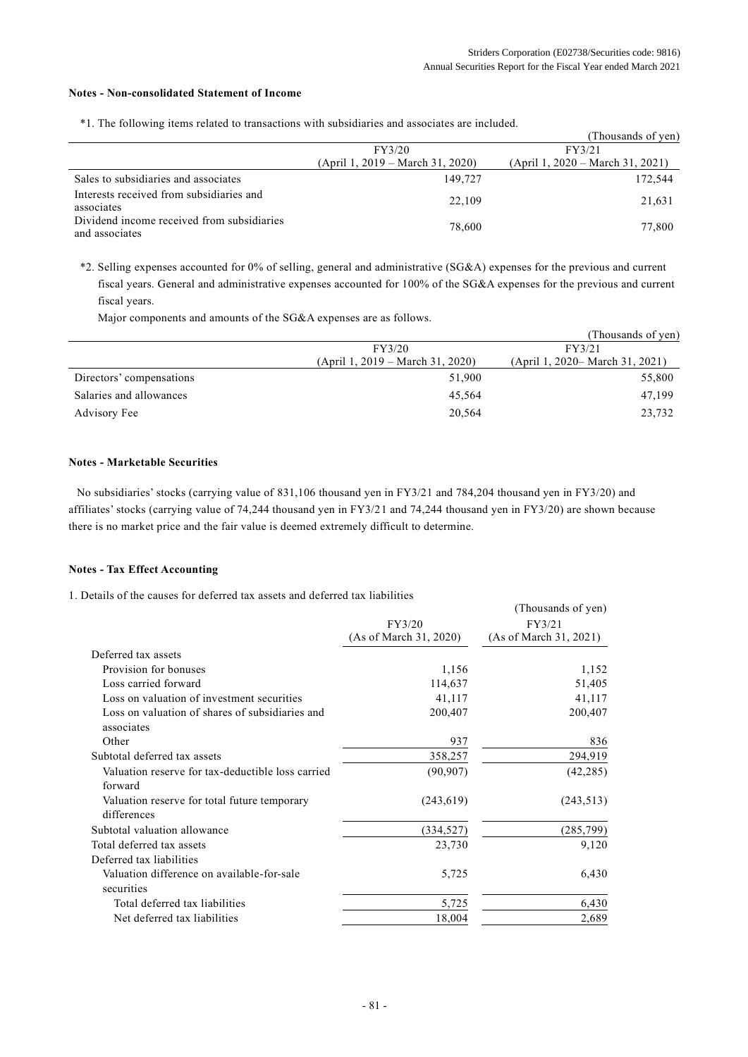### Notes - Non-consolidated Statement of Income

*1. The following items related to transactions with subsidiaries and associates are included.

(Thousands of yen)

| | FY3/20 (April 1, 2019 – March 31, 2020) | FY3/21 (April 1, 2020 – March 31, 2021) |
|---|---|---|
| Sales to subsidiaries and associates | 149,727 | 172,544 |
| Interests received from subsidiaries and associates | 22,109 | 21,631 |
| Dividend income received from subsidiaries and associates | 78,600 | 77,800 |

*2. Selling expenses accounted for 0% of selling, general and administrative (SG&A) expenses for the previous and current fiscal years. General and administrative expenses accounted for 100% of the SG&A expenses for the previous and current fiscal years.

Major components and amounts of the SG&A expenses are as follows.

(Thousands of yen)

| | FY3/20 (April 1, 2019 – March 31, 2020) | FY3/21 (April 1, 2020– March 31, 2021) |
|---|---|---|
| Directors' compensations | 51,900 | 55,800 |
| Salaries and allowances | 45,564 | 47,199 |
| Advisory Fee | 20,564 | 23,732 |

### Notes - Marketable Securities

No subsidiaries' stocks (carrying value of 831,106 thousand yen in FY3/21 and 784,204 thousand yen in FY3/20) and affiliates' stocks (carrying value of 74,244 thousand yen in FY3/21 and 74,244 thousand yen in FY3/20) are shown because there is no market price and the fair value is deemed extremely difficult to determine.

### Notes - Tax Effect Accounting

1. Details of the causes for deferred tax assets and deferred tax liabilities

(Thousands of yen)

| | FY3/20 (As of March 31, 2020) | FY3/21 (As of March 31, 2021) |
|---|---|---|
| Deferred tax assets | | |
| Provision for bonuses | 1,156 | 1,152 |
| Loss carried forward | 114,637 | 51,405 |
| Loss on valuation of investment securities | 41,117 | 41,117 |
| Loss on valuation of shares of subsidiaries and associates | 200,407 | 200,407 |
| Other | 937 | 836 |
| Subtotal deferred tax assets | 358,257 | 294,919 |
| Valuation reserve for tax-deductible loss carried forward | (90,907) | (42,285) |
| Valuation reserve for total future temporary differences | (243,619) | (243,513) |
| Subtotal valuation allowance | (334,527) | (285,799) |
| Total deferred tax assets | 23,730 | 9,120 |
| Deferred tax liabilities | | |
| Valuation difference on available-for-sale securities | 5,725 | 6,430 |
| Total deferred tax liabilities | 5,725 | 6,430 |
| Net deferred tax liabilities | 18,004 | 2,689 |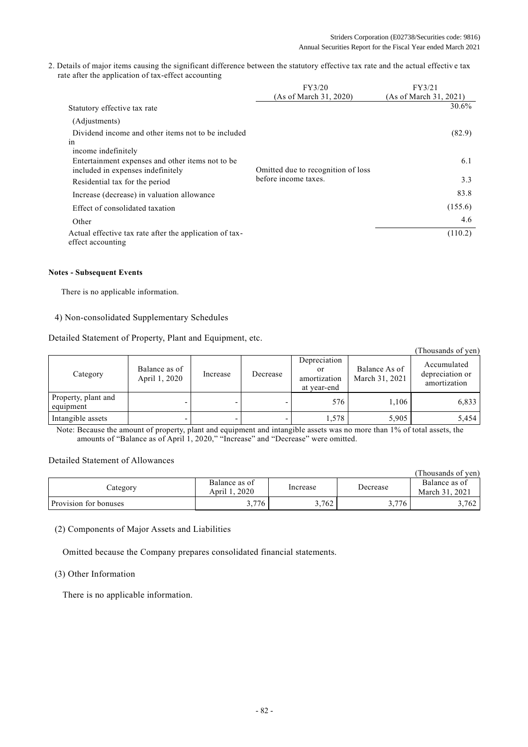2. Details of major items causing the significant difference between the statutory effective tax rate and the actual effective tax rate after the application of tax-effect accounting

| | FY3/20 (As of March 31, 2020) | FY3/21 (As of March 31, 2021) |
|---|---|---|
| Statutory effective tax rate | Omitted due to recognition of loss before income taxes. | 30.6% |
| (Adjustments) | | |
| Dividend income and other items not to be included in income indefinitely | | (82.9) |
| Entertainment expenses and other items not to be included in expenses indefinitely | | 6.1 |
| Residential tax for the period | | 3.3 |
| Increase (decrease) in valuation allowance | | 83.8 |
| Effect of consolidated taxation | | (155.6) |
| Other | | 4.6 |
| Actual effective tax rate after the application of tax-effect accounting | | (110.2) |

**Notes - Subsequent Events**

There is no applicable information.

4) Non-consolidated Supplementary Schedules

Detailed Statement of Property, Plant and Equipment, etc.

(Thousands of yen)

| Category | Balance as of April 1, 2020 | Increase | Decrease | Depreciation or amortization at year-end | Balance As of March 31, 2021 | Accumulated depreciation or amortization |
|---|---|---|---|---|---|---|
| Property, plant and equipment | - | - | - | 576 | 1,106 | 6,833 |
| Intangible assets | - | - | - | 1,578 | 5,905 | 5,454 |

Note: Because the amount of property, plant and equipment and intangible assets was no more than 1% of total assets, the amounts of "Balance as of April 1, 2020," "Increase" and "Decrease" were omitted.

Detailed Statement of Allowances

(Thousands of yen)

| Category | Balance as of April 1, 2020 | Increase | Decrease | Balance as of March 31, 2021 |
|---|---|---|---|---|
| Provision for bonuses | 3,776 | 3,762 | 3,776 | 3,762 |

(2) Components of Major Assets and Liabilities

Omitted because the Company prepares consolidated financial statements.

(3) Other Information

There is no applicable information.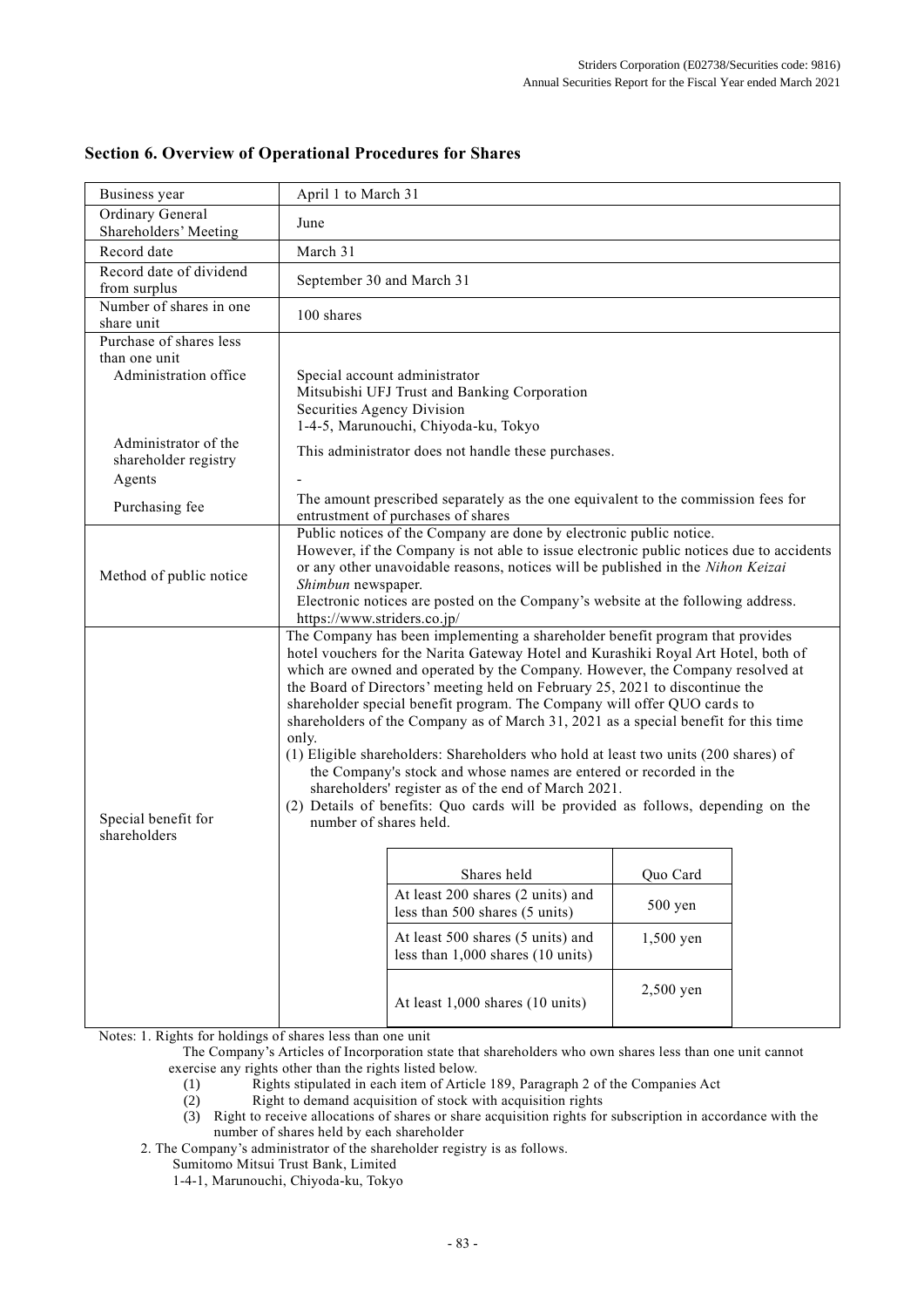## Section 6. Overview of Operational Procedures for Shares

| Business year | April 1 to March 31 |
|---|---|
| Ordinary General Shareholders' Meeting | June |
| Record date | March 31 |
| Record date of dividend from surplus | September 30 and March 31 |
| Number of shares in one share unit | 100 shares |
| Purchase of shares less than one unit<br>Administration office | Special account administrator<br>Mitsubishi UFJ Trust and Banking Corporation<br>Securities Agency Division<br>1-4-5, Marunouchi, Chiyoda-ku, Tokyo |
| Administrator of the shareholder registry | This administrator does not handle these purchases. |
| Agents | - |
| Purchasing fee | The amount prescribed separately as the one equivalent to the commission fees for entrustment of purchases of shares |
| Method of public notice | Public notices of the Company are done by electronic public notice.<br>However, if the Company is not able to issue electronic public notices due to accidents or any other unavoidable reasons, notices will be published in the *Nihon Keizai Shimbun* newspaper.<br>Electronic notices are posted on the Company's website at the following address.<br>https://www.striders.co.jp/ |
| Special benefit for shareholders | The Company has been implementing a shareholder benefit program that provides hotel vouchers for the Narita Gateway Hotel and Kurashiki Royal Art Hotel, both of which are owned and operated by the Company. However, the Company resolved at the Board of Directors' meeting held on February 25, 2021 to discontinue the shareholder special benefit program. The Company will offer QUO cards to shareholders of the Company as of March 31, 2021 as a special benefit for this time only.<br>(1) Eligible shareholders: Shareholders who hold at least two units (200 shares) of the Company's stock and whose names are entered or recorded in the shareholders' register as of the end of March 2021.<br>(2) Details of benefits: Quo cards will be provided as follows, depending on the number of shares held.<br><br>Shares held / Quo Card<br>At least 200 shares (2 units) and less than 500 shares (5 units): 500 yen<br>At least 500 shares (5 units) and less than 1,000 shares (10 units): 1,500 yen<br>At least 1,000 shares (10 units): 2,500 yen |

Notes: 1. Rights for holdings of shares less than one unit

The Company's Articles of Incorporation state that shareholders who own shares less than one unit cannot exercise any rights other than the rights listed below.

(1) Rights stipulated in each item of Article 189, Paragraph 2 of the Companies Act

(2) Right to demand acquisition of stock with acquisition rights

(3) Right to receive allocations of shares or share acquisition rights for subscription in accordance with the number of shares held by each shareholder

2. The Company's administrator of the shareholder registry is as follows.

Sumitomo Mitsui Trust Bank, Limited

1-4-1, Marunouchi, Chiyoda-ku, Tokyo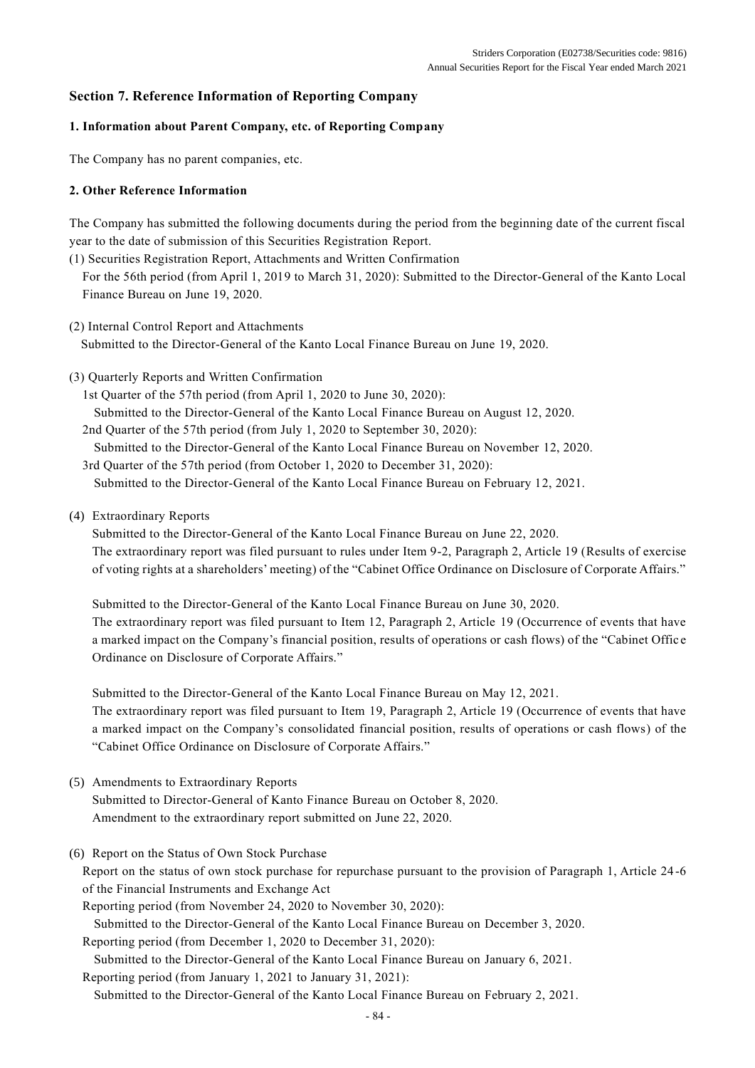## Section 7. Reference Information of Reporting Company

### 1. Information about Parent Company, etc. of Reporting Company

The Company has no parent companies, etc.

### 2. Other Reference Information

The Company has submitted the following documents during the period from the beginning date of the current fiscal year to the date of submission of this Securities Registration Report.

(1) Securities Registration Report, Attachments and Written Confirmation
For the 56th period (from April 1, 2019 to March 31, 2020): Submitted to the Director-General of the Kanto Local Finance Bureau on June 19, 2020.

(2) Internal Control Report and Attachments
Submitted to the Director-General of the Kanto Local Finance Bureau on June 19, 2020.

(3) Quarterly Reports and Written Confirmation
1st Quarter of the 57th period (from April 1, 2020 to June 30, 2020):
Submitted to the Director-General of the Kanto Local Finance Bureau on August 12, 2020.
2nd Quarter of the 57th period (from July 1, 2020 to September 30, 2020):
Submitted to the Director-General of the Kanto Local Finance Bureau on November 12, 2020.
3rd Quarter of the 57th period (from October 1, 2020 to December 31, 2020):
Submitted to the Director-General of the Kanto Local Finance Bureau on February 12, 2021.

(4) Extraordinary Reports
Submitted to the Director-General of the Kanto Local Finance Bureau on June 22, 2020.
The extraordinary report was filed pursuant to rules under Item 9-2, Paragraph 2, Article 19 (Results of exercise of voting rights at a shareholders' meeting) of the "Cabinet Office Ordinance on Disclosure of Corporate Affairs."

Submitted to the Director-General of the Kanto Local Finance Bureau on June 30, 2020.
The extraordinary report was filed pursuant to Item 12, Paragraph 2, Article 19 (Occurrence of events that have a marked impact on the Company's financial position, results of operations or cash flows) of the "Cabinet Office Ordinance on Disclosure of Corporate Affairs."

Submitted to the Director-General of the Kanto Local Finance Bureau on May 12, 2021.
The extraordinary report was filed pursuant to Item 19, Paragraph 2, Article 19 (Occurrence of events that have a marked impact on the Company's consolidated financial position, results of operations or cash flows) of the "Cabinet Office Ordinance on Disclosure of Corporate Affairs."

(5) Amendments to Extraordinary Reports
Submitted to Director-General of Kanto Finance Bureau on October 8, 2020.
Amendment to the extraordinary report submitted on June 22, 2020.

(6) Report on the Status of Own Stock Purchase
Report on the status of own stock purchase for repurchase pursuant to the provision of Paragraph 1, Article 24-6 of the Financial Instruments and Exchange Act
Reporting period (from November 24, 2020 to November 30, 2020):
Submitted to the Director-General of the Kanto Local Finance Bureau on December 3, 2020.
Reporting period (from December 1, 2020 to December 31, 2020):
Submitted to the Director-General of the Kanto Local Finance Bureau on January 6, 2021.
Reporting period (from January 1, 2021 to January 31, 2021):
Submitted to the Director-General of the Kanto Local Finance Bureau on February 2, 2021.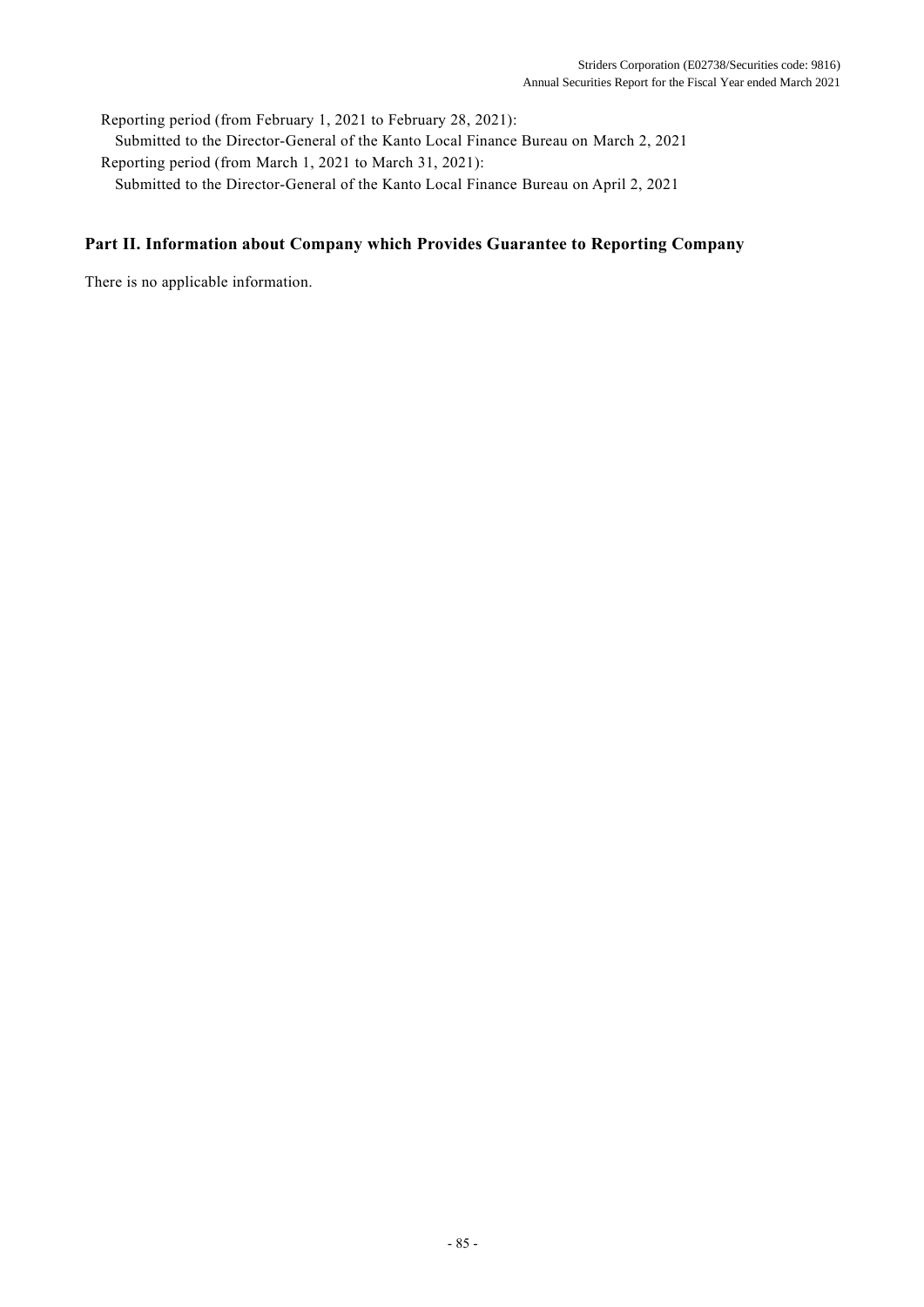Reporting period (from February 1, 2021 to February 28, 2021):

Submitted to the Director-General of the Kanto Local Finance Bureau on March 2, 2021

Reporting period (from March 1, 2021 to March 31, 2021):

Submitted to the Director-General of the Kanto Local Finance Bureau on April 2, 2021

## Part II. Information about Company which Provides Guarantee to Reporting Company

There is no applicable information.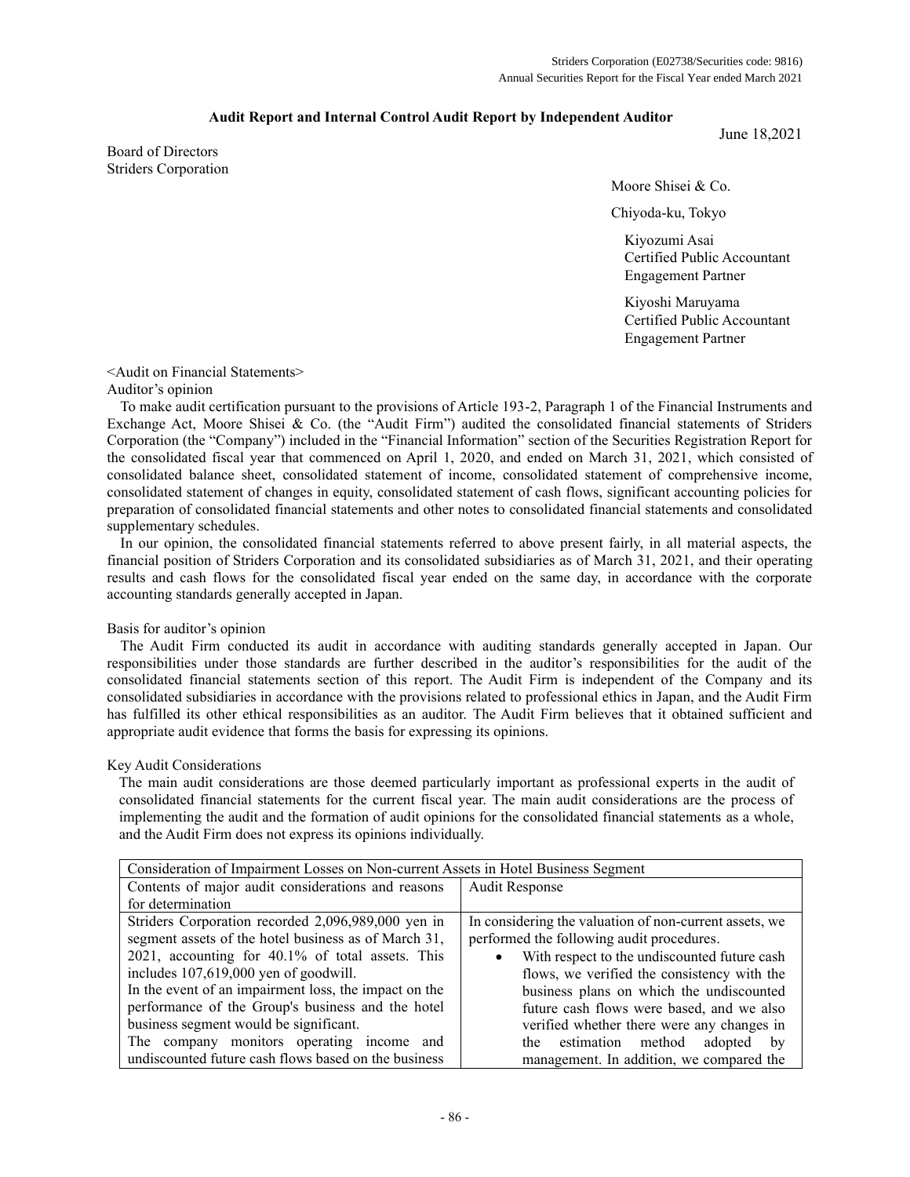# Audit Report and Internal Control Audit Report by Independent Auditor

June 18,2021

Board of Directors
Striders Corporation

Moore Shisei & Co.

Chiyoda-ku, Tokyo

Kiyozumi Asai
Certified Public Accountant
Engagement Partner

Kiyoshi Maruyama
Certified Public Accountant
Engagement Partner

<Audit on Financial Statements>

Auditor’s opinion

To make audit certification pursuant to the provisions of Article 193-2, Paragraph 1 of the Financial Instruments and Exchange Act, Moore Shisei & Co. (the “Audit Firm”) audited the consolidated financial statements of Striders Corporation (the “Company”) included in the “Financial Information” section of the Securities Registration Report for the consolidated fiscal year that commenced on April 1, 2020, and ended on March 31, 2021, which consisted of consolidated balance sheet, consolidated statement of income, consolidated statement of comprehensive income, consolidated statement of changes in equity, consolidated statement of cash flows, significant accounting policies for preparation of consolidated financial statements and other notes to consolidated financial statements and consolidated supplementary schedules.

In our opinion, the consolidated financial statements referred to above present fairly, in all material aspects, the financial position of Striders Corporation and its consolidated subsidiaries as of March 31, 2021, and their operating results and cash flows for the consolidated fiscal year ended on the same day, in accordance with the corporate accounting standards generally accepted in Japan.

Basis for auditor’s opinion

The Audit Firm conducted its audit in accordance with auditing standards generally accepted in Japan. Our responsibilities under those standards are further described in the auditor’s responsibilities for the audit of the consolidated financial statements section of this report. The Audit Firm is independent of the Company and its consolidated subsidiaries in accordance with the provisions related to professional ethics in Japan, and the Audit Firm has fulfilled its other ethical responsibilities as an auditor. The Audit Firm believes that it obtained sufficient and appropriate audit evidence that forms the basis for expressing its opinions.

Key Audit Considerations

The main audit considerations are those deemed particularly important as professional experts in the audit of consolidated financial statements for the current fiscal year. The main audit considerations are the process of implementing the audit and the formation of audit opinions for the consolidated financial statements as a whole, and the Audit Firm does not express its opinions individually.

| Consideration of Impairment Losses on Non-current Assets in Hotel Business Segment | |
|---|---|
| Contents of major audit considerations and reasons for determination | Audit Response |
| Striders Corporation recorded 2,096,989,000 yen in segment assets of the hotel business as of March 31, 2021, accounting for 40.1% of total assets. This includes 107,619,000 yen of goodwill.<br>In the event of an impairment loss, the impact on the performance of the Group's business and the hotel business segment would be significant.<br>The company monitors operating income and undiscounted future cash flows based on the business | In considering the valuation of non-current assets, we performed the following audit procedures.<br>• With respect to the undiscounted future cash flows, we verified the consistency with the business plans on which the undiscounted future cash flows were based, and we also verified whether there were any changes in the estimation method adopted by management. In addition, we compared the |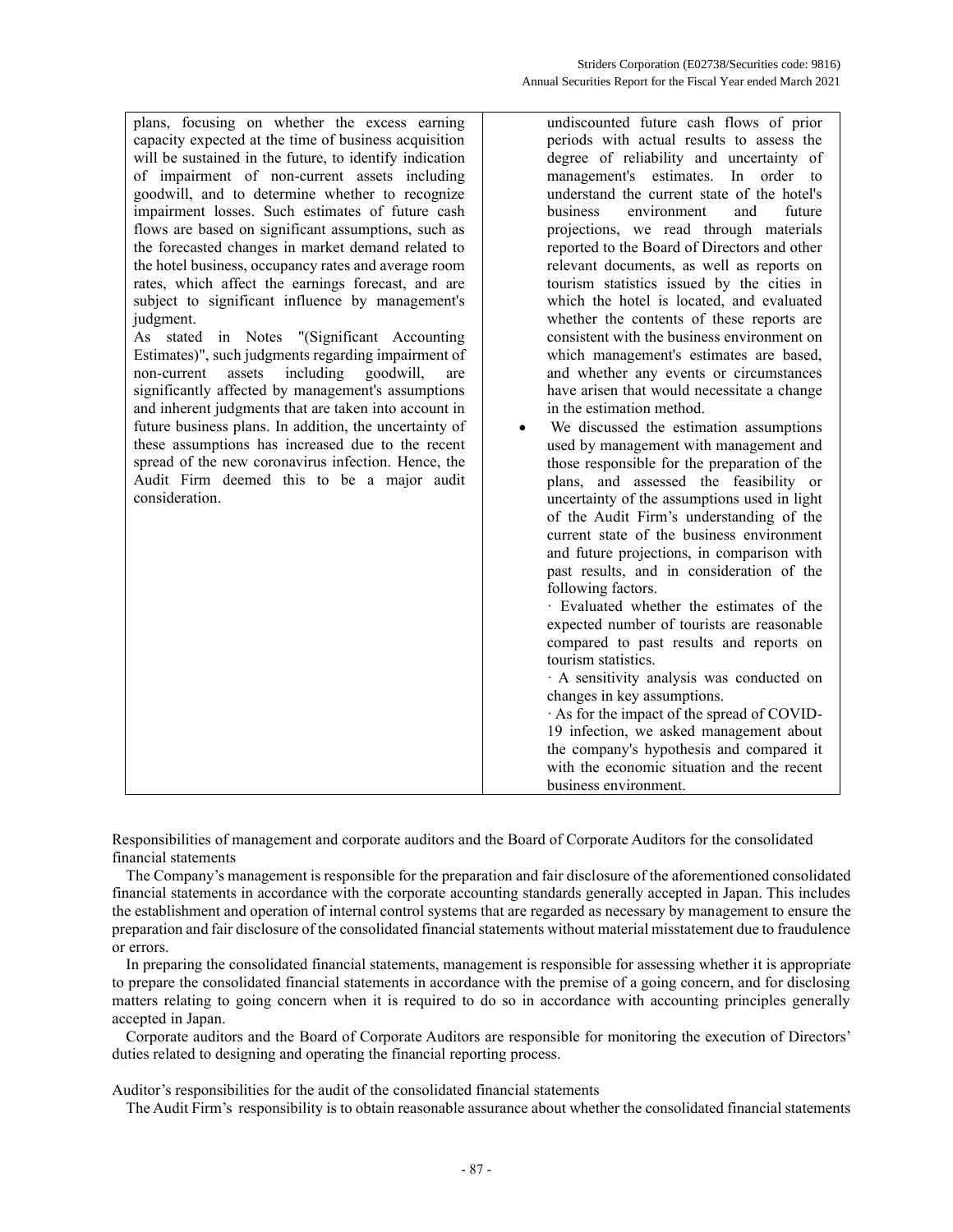| | |
|---|---|
| plans, focusing on whether the excess earning capacity expected at the time of business acquisition will be sustained in the future, to identify indication of impairment of non-current assets including goodwill, and to determine whether to recognize impairment losses. Such estimates of future cash flows are based on significant assumptions, such as the forecasted changes in market demand related to the hotel business, occupancy rates and average room rates, which affect the earnings forecast, and are subject to significant influence by management's judgment.<br>As stated in Notes "(Significant Accounting Estimates)", such judgments regarding impairment of non-current assets including goodwill, are significantly affected by management's assumptions and inherent judgments that are taken into account in future business plans. In addition, the uncertainty of these assumptions has increased due to the recent spread of the new coronavirus infection. Hence, the Audit Firm deemed this to be a major audit consideration. | undiscounted future cash flows of prior periods with actual results to assess the degree of reliability and uncertainty of management's estimates. In order to understand the current state of the hotel's business environment and future projections, we read through materials reported to the Board of Directors and other relevant documents, as well as reports on tourism statistics issued by the cities in which the hotel is located, and evaluated whether the contents of these reports are consistent with the business environment on which management's estimates are based, and whether any events or circumstances have arisen that would necessitate a change in the estimation method.<br>• We discussed the estimation assumptions used by management with management and those responsible for the preparation of the plans, and assessed the feasibility or uncertainty of the assumptions used in light of the Audit Firm's understanding of the current state of the business environment and future projections, in comparison with past results, and in consideration of the following factors.<br>· Evaluated whether the estimates of the expected number of tourists are reasonable compared to past results and reports on tourism statistics.<br>· A sensitivity analysis was conducted on changes in key assumptions.<br>· As for the impact of the spread of COVID-19 infection, we asked management about the company's hypothesis and compared it with the economic situation and the recent business environment. |

Responsibilities of management and corporate auditors and the Board of Corporate Auditors for the consolidated financial statements

The Company's management is responsible for the preparation and fair disclosure of the aforementioned consolidated financial statements in accordance with the corporate accounting standards generally accepted in Japan. This includes the establishment and operation of internal control systems that are regarded as necessary by management to ensure the preparation and fair disclosure of the consolidated financial statements without material misstatement due to fraudulence or errors.

In preparing the consolidated financial statements, management is responsible for assessing whether it is appropriate to prepare the consolidated financial statements in accordance with the premise of a going concern, and for disclosing matters relating to going concern when it is required to do so in accordance with accounting principles generally accepted in Japan.

Corporate auditors and the Board of Corporate Auditors are responsible for monitoring the execution of Directors' duties related to designing and operating the financial reporting process.

Auditor's responsibilities for the audit of the consolidated financial statements

The Audit Firm's responsibility is to obtain reasonable assurance about whether the consolidated financial statements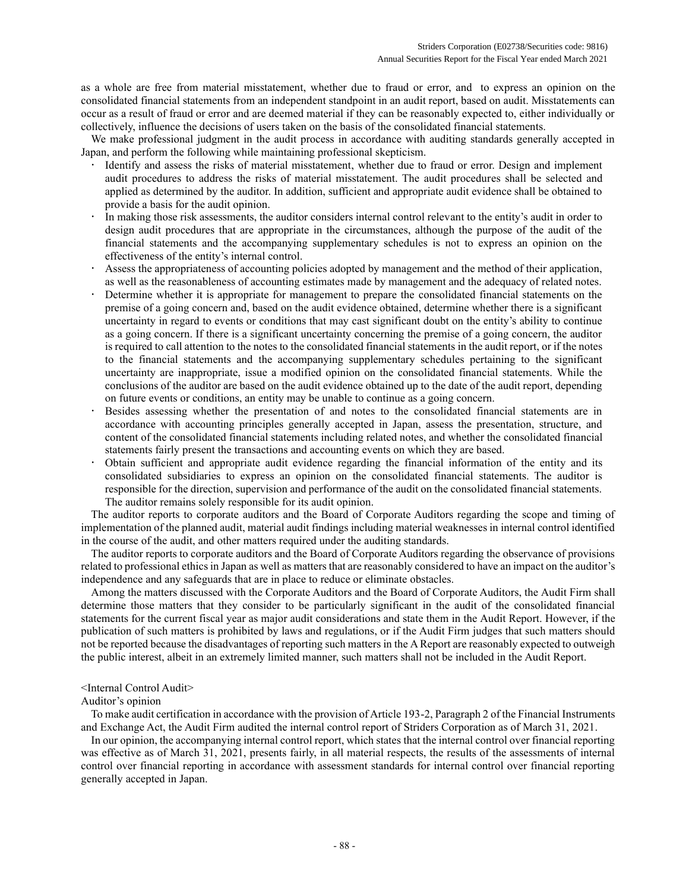as a whole are free from material misstatement, whether due to fraud or error, and to express an opinion on the consolidated financial statements from an independent standpoint in an audit report, based on audit. Misstatements can occur as a result of fraud or error and are deemed material if they can be reasonably expected to, either individually or collectively, influence the decisions of users taken on the basis of the consolidated financial statements.

We make professional judgment in the audit process in accordance with auditing standards generally accepted in Japan, and perform the following while maintaining professional skepticism.

- Identify and assess the risks of material misstatement, whether due to fraud or error. Design and implement audit procedures to address the risks of material misstatement. The audit procedures shall be selected and applied as determined by the auditor. In addition, sufficient and appropriate audit evidence shall be obtained to provide a basis for the audit opinion.
- In making those risk assessments, the auditor considers internal control relevant to the entity's audit in order to design audit procedures that are appropriate in the circumstances, although the purpose of the audit of the financial statements and the accompanying supplementary schedules is not to express an opinion on the effectiveness of the entity's internal control.
- Assess the appropriateness of accounting policies adopted by management and the method of their application, as well as the reasonableness of accounting estimates made by management and the adequacy of related notes.
- Determine whether it is appropriate for management to prepare the consolidated financial statements on the premise of a going concern and, based on the audit evidence obtained, determine whether there is a significant uncertainty in regard to events or conditions that may cast significant doubt on the entity's ability to continue as a going concern. If there is a significant uncertainty concerning the premise of a going concern, the auditor is required to call attention to the notes to the consolidated financial statements in the audit report, or if the notes to the financial statements and the accompanying supplementary schedules pertaining to the significant uncertainty are inappropriate, issue a modified opinion on the consolidated financial statements. While the conclusions of the auditor are based on the audit evidence obtained up to the date of the audit report, depending on future events or conditions, an entity may be unable to continue as a going concern.
- Besides assessing whether the presentation of and notes to the consolidated financial statements are in accordance with accounting principles generally accepted in Japan, assess the presentation, structure, and content of the consolidated financial statements including related notes, and whether the consolidated financial statements fairly present the transactions and accounting events on which they are based.
- Obtain sufficient and appropriate audit evidence regarding the financial information of the entity and its consolidated subsidiaries to express an opinion on the consolidated financial statements. The auditor is responsible for the direction, supervision and performance of the audit on the consolidated financial statements. The auditor remains solely responsible for its audit opinion.

The auditor reports to corporate auditors and the Board of Corporate Auditors regarding the scope and timing of implementation of the planned audit, material audit findings including material weaknesses in internal control identified in the course of the audit, and other matters required under the auditing standards.

The auditor reports to corporate auditors and the Board of Corporate Auditors regarding the observance of provisions related to professional ethics in Japan as well as matters that are reasonably considered to have an impact on the auditor's independence and any safeguards that are in place to reduce or eliminate obstacles.

Among the matters discussed with the Corporate Auditors and the Board of Corporate Auditors, the Audit Firm shall determine those matters that they consider to be particularly significant in the audit of the consolidated financial statements for the current fiscal year as major audit considerations and state them in the Audit Report. However, if the publication of such matters is prohibited by laws and regulations, or if the Audit Firm judges that such matters should not be reported because the disadvantages of reporting such matters in the A Report are reasonably expected to outweigh the public interest, albeit in an extremely limited manner, such matters shall not be included in the Audit Report.

<Internal Control Audit>

Auditor's opinion

To make audit certification in accordance with the provision of Article 193-2, Paragraph 2 of the Financial Instruments and Exchange Act, the Audit Firm audited the internal control report of Striders Corporation as of March 31, 2021.

In our opinion, the accompanying internal control report, which states that the internal control over financial reporting was effective as of March 31, 2021, presents fairly, in all material respects, the results of the assessments of internal control over financial reporting in accordance with assessment standards for internal control over financial reporting generally accepted in Japan.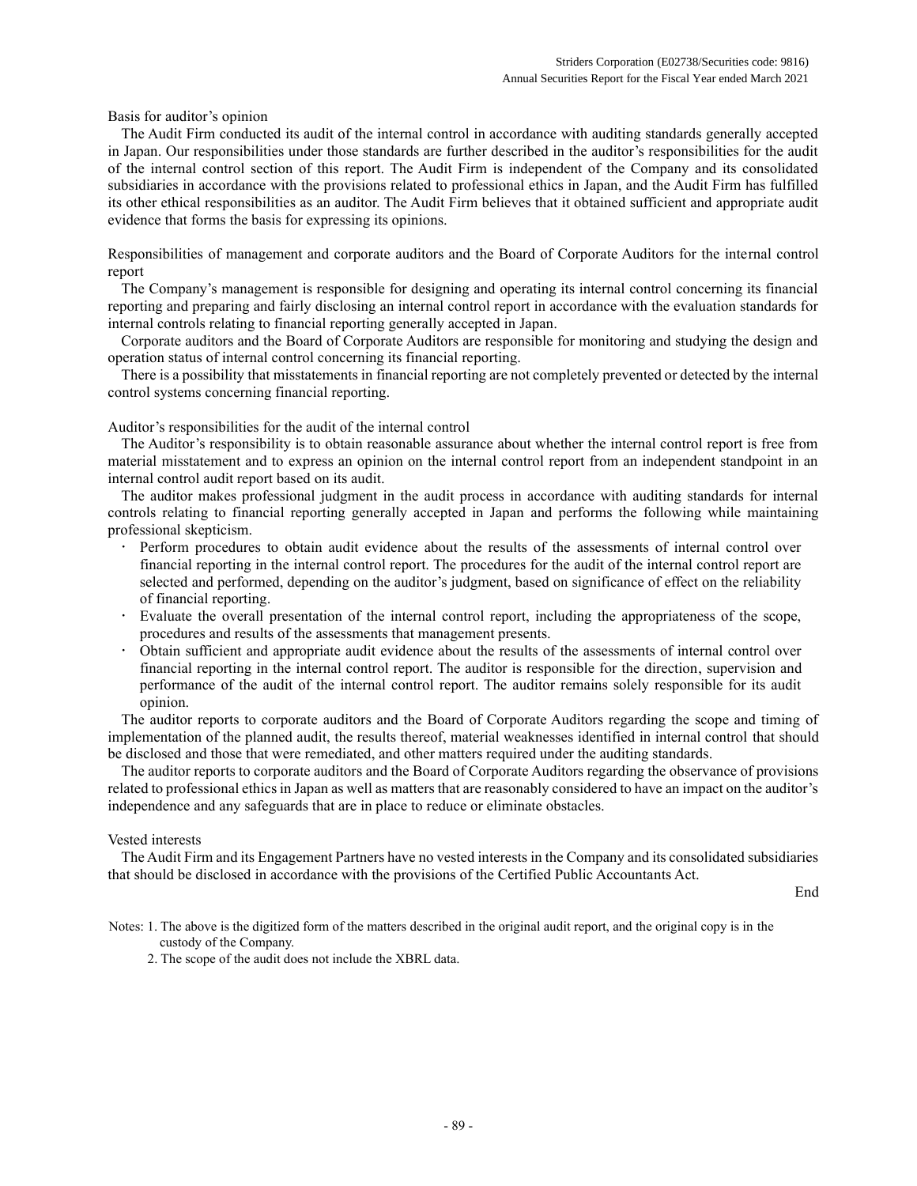Basis for auditor's opinion

The Audit Firm conducted its audit of the internal control in accordance with auditing standards generally accepted in Japan. Our responsibilities under those standards are further described in the auditor's responsibilities for the audit of the internal control section of this report. The Audit Firm is independent of the Company and its consolidated subsidiaries in accordance with the provisions related to professional ethics in Japan, and the Audit Firm has fulfilled its other ethical responsibilities as an auditor. The Audit Firm believes that it obtained sufficient and appropriate audit evidence that forms the basis for expressing its opinions.

Responsibilities of management and corporate auditors and the Board of Corporate Auditors for the internal control report

The Company's management is responsible for designing and operating its internal control concerning its financial reporting and preparing and fairly disclosing an internal control report in accordance with the evaluation standards for internal controls relating to financial reporting generally accepted in Japan.

Corporate auditors and the Board of Corporate Auditors are responsible for monitoring and studying the design and operation status of internal control concerning its financial reporting.

There is a possibility that misstatements in financial reporting are not completely prevented or detected by the internal control systems concerning financial reporting.

Auditor's responsibilities for the audit of the internal control

The Auditor's responsibility is to obtain reasonable assurance about whether the internal control report is free from material misstatement and to express an opinion on the internal control report from an independent standpoint in an internal control audit report based on its audit.

The auditor makes professional judgment in the audit process in accordance with auditing standards for internal controls relating to financial reporting generally accepted in Japan and performs the following while maintaining professional skepticism.

- Perform procedures to obtain audit evidence about the results of the assessments of internal control over financial reporting in the internal control report. The procedures for the audit of the internal control report are selected and performed, depending on the auditor's judgment, based on significance of effect on the reliability of financial reporting.
- Evaluate the overall presentation of the internal control report, including the appropriateness of the scope, procedures and results of the assessments that management presents.
- Obtain sufficient and appropriate audit evidence about the results of the assessments of internal control over financial reporting in the internal control report. The auditor is responsible for the direction, supervision and performance of the audit of the internal control report. The auditor remains solely responsible for its audit opinion.

The auditor reports to corporate auditors and the Board of Corporate Auditors regarding the scope and timing of implementation of the planned audit, the results thereof, material weaknesses identified in internal control that should be disclosed and those that were remediated, and other matters required under the auditing standards.

The auditor reports to corporate auditors and the Board of Corporate Auditors regarding the observance of provisions related to professional ethics in Japan as well as matters that are reasonably considered to have an impact on the auditor's independence and any safeguards that are in place to reduce or eliminate obstacles.

Vested interests

The Audit Firm and its Engagement Partners have no vested interests in the Company and its consolidated subsidiaries that should be disclosed in accordance with the provisions of the Certified Public Accountants Act.

End

Notes: 1. The above is the digitized form of the matters described in the original audit report, and the original copy is in the custody of the Company.

2. The scope of the audit does not include the XBRL data.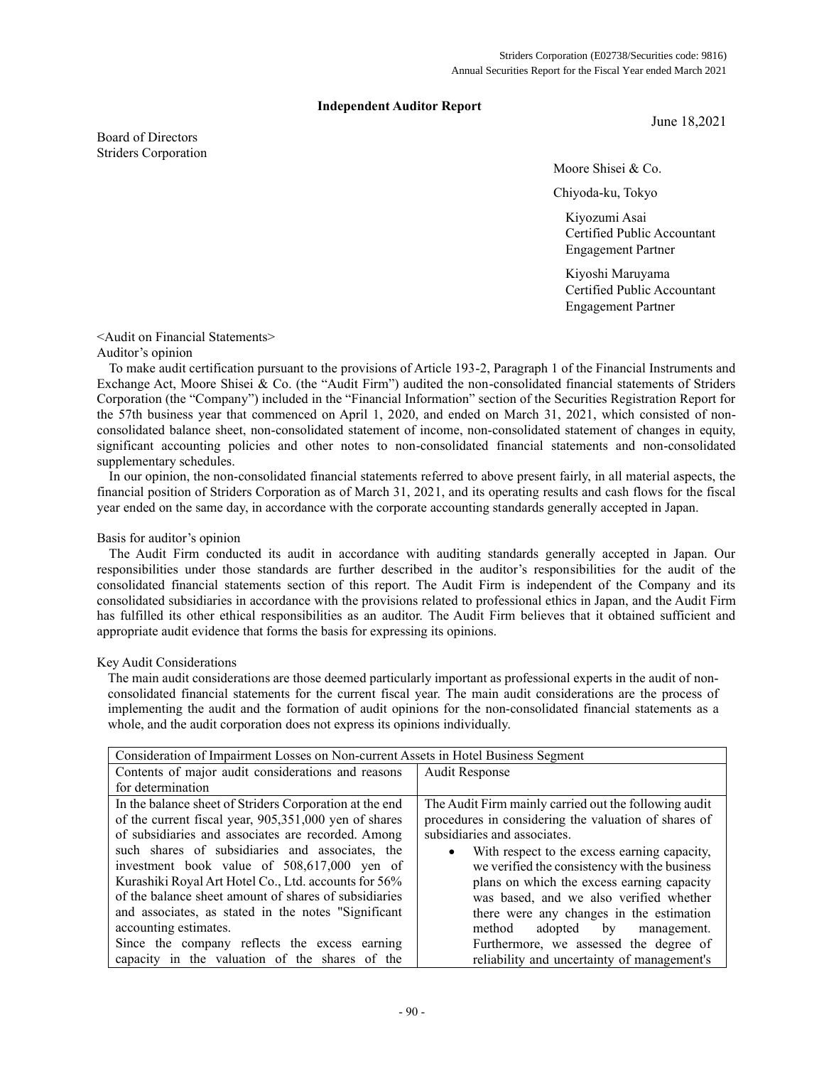## Independent Auditor Report

June 18,2021

Board of Directors
Striders Corporation

Moore Shisei & Co.

Chiyoda-ku, Tokyo

Kiyozumi Asai
Certified Public Accountant
Engagement Partner

Kiyoshi Maruyama
Certified Public Accountant
Engagement Partner

<Audit on Financial Statements>

Auditor's opinion

To make audit certification pursuant to the provisions of Article 193-2, Paragraph 1 of the Financial Instruments and Exchange Act, Moore Shisei & Co. (the "Audit Firm") audited the non-consolidated financial statements of Striders Corporation (the "Company") included in the "Financial Information" section of the Securities Registration Report for the 57th business year that commenced on April 1, 2020, and ended on March 31, 2021, which consisted of non-consolidated balance sheet, non-consolidated statement of income, non-consolidated statement of changes in equity, significant accounting policies and other notes to non-consolidated financial statements and non-consolidated supplementary schedules.

In our opinion, the non-consolidated financial statements referred to above present fairly, in all material aspects, the financial position of Striders Corporation as of March 31, 2021, and its operating results and cash flows for the fiscal year ended on the same day, in accordance with the corporate accounting standards generally accepted in Japan.

Basis for auditor's opinion

The Audit Firm conducted its audit in accordance with auditing standards generally accepted in Japan. Our responsibilities under those standards are further described in the auditor's responsibilities for the audit of the consolidated financial statements section of this report. The Audit Firm is independent of the Company and its consolidated subsidiaries in accordance with the provisions related to professional ethics in Japan, and the Audit Firm has fulfilled its other ethical responsibilities as an auditor. The Audit Firm believes that it obtained sufficient and appropriate audit evidence that forms the basis for expressing its opinions.

Key Audit Considerations

The main audit considerations are those deemed particularly important as professional experts in the audit of non-consolidated financial statements for the current fiscal year. The main audit considerations are the process of implementing the audit and the formation of audit opinions for the non-consolidated financial statements as a whole, and the audit corporation does not express its opinions individually.

| Consideration of Impairment Losses on Non-current Assets in Hotel Business Segment | |
|---|---|
| Contents of major audit considerations and reasons for determination | Audit Response |
| In the balance sheet of Striders Corporation at the end of the current fiscal year, 905,351,000 yen of shares of subsidiaries and associates are recorded. Among such shares of subsidiaries and associates, the investment book value of 508,617,000 yen of Kurashiki Royal Art Hotel Co., Ltd. accounts for 56% of the balance sheet amount of shares of subsidiaries and associates, as stated in the notes "Significant accounting estimates.<br>Since the company reflects the excess earning capacity in the valuation of the shares of the | The Audit Firm mainly carried out the following audit procedures in considering the valuation of shares of subsidiaries and associates.<br>• With respect to the excess earning capacity, we verified the consistency with the business plans on which the excess earning capacity was based, and we also verified whether there were any changes in the estimation method adopted by management. Furthermore, we assessed the degree of reliability and uncertainty of management's |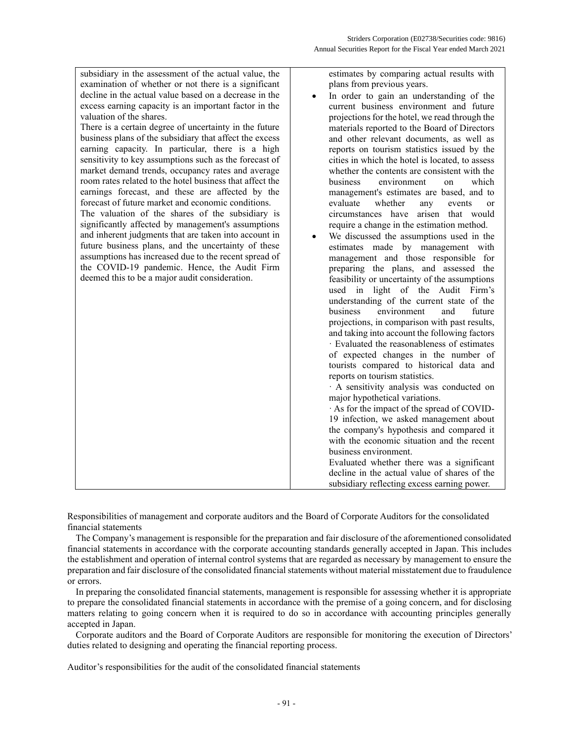| | |
|---|---|
| subsidiary in the assessment of the actual value, the examination of whether or not there is a significant decline in the actual value based on a decrease in the excess earning capacity is an important factor in the valuation of the shares.<br>There is a certain degree of uncertainty in the future business plans of the subsidiary that affect the excess earning capacity. In particular, there is a high sensitivity to key assumptions such as the forecast of market demand trends, occupancy rates and average room rates related to the hotel business that affect the earnings forecast, and these are affected by the forecast of future market and economic conditions.<br>The valuation of the shares of the subsidiary is significantly affected by management's assumptions and inherent judgments that are taken into account in future business plans, and the uncertainty of these assumptions has increased due to the recent spread of the COVID-19 pandemic. Hence, the Audit Firm deemed this to be a major audit consideration. | estimates by comparing actual results with plans from previous years.<br>• In order to gain an understanding of the current business environment and future projections for the hotel, we read through the materials reported to the Board of Directors and other relevant documents, as well as reports on tourism statistics issued by the cities in which the hotel is located, to assess whether the contents are consistent with the business environment on which management's estimates are based, and to evaluate whether any events or circumstances have arisen that would require a change in the estimation method.<br>• We discussed the assumptions used in the estimates made by management with management and those responsible for preparing the plans, and assessed the feasibility or uncertainty of the assumptions used in light of the Audit Firm's understanding of the current state of the business environment and future projections, in comparison with past results, and taking into account the following factors<br>· Evaluated the reasonableness of estimates of expected changes in the number of tourists compared to historical data and reports on tourism statistics.<br>· A sensitivity analysis was conducted on major hypothetical variations.<br>· As for the impact of the spread of COVID-19 infection, we asked management about the company's hypothesis and compared it with the economic situation and the recent business environment.<br>Evaluated whether there was a significant decline in the actual value of shares of the subsidiary reflecting excess earning power. |

Responsibilities of management and corporate auditors and the Board of Corporate Auditors for the consolidated financial statements

The Company's management is responsible for the preparation and fair disclosure of the aforementioned consolidated financial statements in accordance with the corporate accounting standards generally accepted in Japan. This includes the establishment and operation of internal control systems that are regarded as necessary by management to ensure the preparation and fair disclosure of the consolidated financial statements without material misstatement due to fraudulence or errors.

In preparing the consolidated financial statements, management is responsible for assessing whether it is appropriate to prepare the consolidated financial statements in accordance with the premise of a going concern, and for disclosing matters relating to going concern when it is required to do so in accordance with accounting principles generally accepted in Japan.

Corporate auditors and the Board of Corporate Auditors are responsible for monitoring the execution of Directors' duties related to designing and operating the financial reporting process.

Auditor's responsibilities for the audit of the consolidated financial statements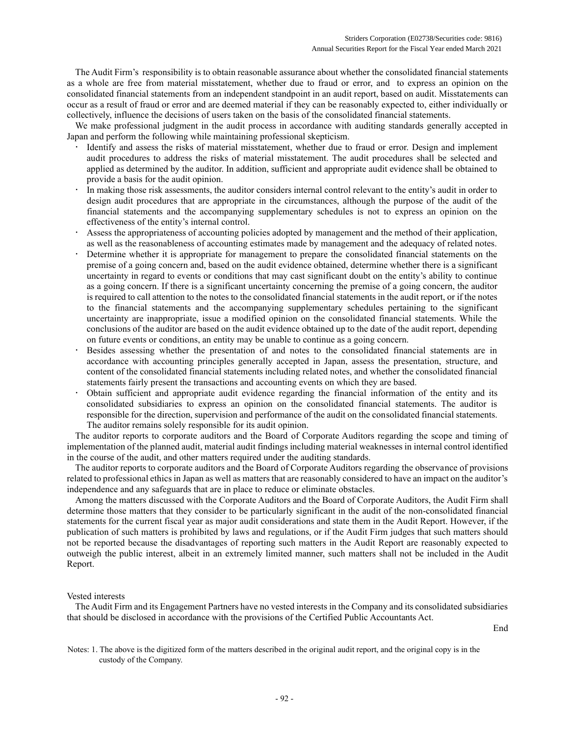The Audit Firm's responsibility is to obtain reasonable assurance about whether the consolidated financial statements as a whole are free from material misstatement, whether due to fraud or error, and to express an opinion on the consolidated financial statements from an independent standpoint in an audit report, based on audit. Misstatements can occur as a result of fraud or error and are deemed material if they can be reasonably expected to, either individually or collectively, influence the decisions of users taken on the basis of the consolidated financial statements.

We make professional judgment in the audit process in accordance with auditing standards generally accepted in Japan and perform the following while maintaining professional skepticism.

- Identify and assess the risks of material misstatement, whether due to fraud or error. Design and implement audit procedures to address the risks of material misstatement. The audit procedures shall be selected and applied as determined by the auditor. In addition, sufficient and appropriate audit evidence shall be obtained to provide a basis for the audit opinion.
- In making those risk assessments, the auditor considers internal control relevant to the entity's audit in order to design audit procedures that are appropriate in the circumstances, although the purpose of the audit of the financial statements and the accompanying supplementary schedules is not to express an opinion on the effectiveness of the entity's internal control.
- Assess the appropriateness of accounting policies adopted by management and the method of their application, as well as the reasonableness of accounting estimates made by management and the adequacy of related notes.
- Determine whether it is appropriate for management to prepare the consolidated financial statements on the premise of a going concern and, based on the audit evidence obtained, determine whether there is a significant uncertainty in regard to events or conditions that may cast significant doubt on the entity's ability to continue as a going concern. If there is a significant uncertainty concerning the premise of a going concern, the auditor is required to call attention to the notes to the consolidated financial statements in the audit report, or if the notes to the financial statements and the accompanying supplementary schedules pertaining to the significant uncertainty are inappropriate, issue a modified opinion on the consolidated financial statements. While the conclusions of the auditor are based on the audit evidence obtained up to the date of the audit report, depending on future events or conditions, an entity may be unable to continue as a going concern.
- Besides assessing whether the presentation of and notes to the consolidated financial statements are in accordance with accounting principles generally accepted in Japan, assess the presentation, structure, and content of the consolidated financial statements including related notes, and whether the consolidated financial statements fairly present the transactions and accounting events on which they are based.
- Obtain sufficient and appropriate audit evidence regarding the financial information of the entity and its consolidated subsidiaries to express an opinion on the consolidated financial statements. The auditor is responsible for the direction, supervision and performance of the audit on the consolidated financial statements. The auditor remains solely responsible for its audit opinion.

The auditor reports to corporate auditors and the Board of Corporate Auditors regarding the scope and timing of implementation of the planned audit, material audit findings including material weaknesses in internal control identified in the course of the audit, and other matters required under the auditing standards.

The auditor reports to corporate auditors and the Board of Corporate Auditors regarding the observance of provisions related to professional ethics in Japan as well as matters that are reasonably considered to have an impact on the auditor's independence and any safeguards that are in place to reduce or eliminate obstacles.

Among the matters discussed with the Corporate Auditors and the Board of Corporate Auditors, the Audit Firm shall determine those matters that they consider to be particularly significant in the audit of the non-consolidated financial statements for the current fiscal year as major audit considerations and state them in the Audit Report. However, if the publication of such matters is prohibited by laws and regulations, or if the Audit Firm judges that such matters should not be reported because the disadvantages of reporting such matters in the Audit Report are reasonably expected to outweigh the public interest, albeit in an extremely limited manner, such matters shall not be included in the Audit Report.

Vested interests

The Audit Firm and its Engagement Partners have no vested interests in the Company and its consolidated subsidiaries that should be disclosed in accordance with the provisions of the Certified Public Accountants Act.

End

Notes: 1. The above is the digitized form of the matters described in the original audit report, and the original copy is in the custody of the Company.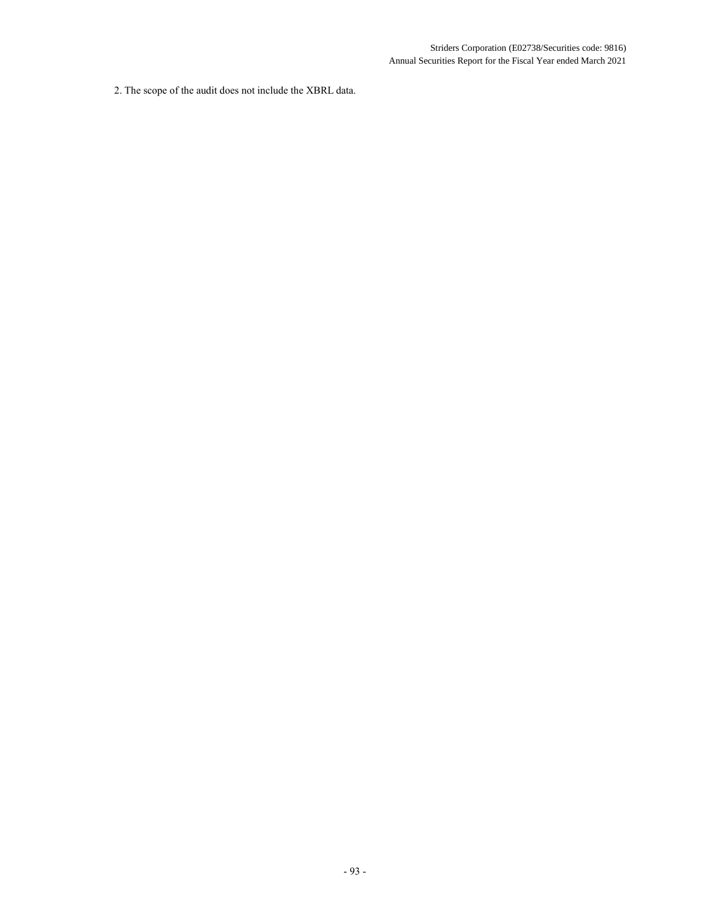2. The scope of the audit does not include the XBRL data.